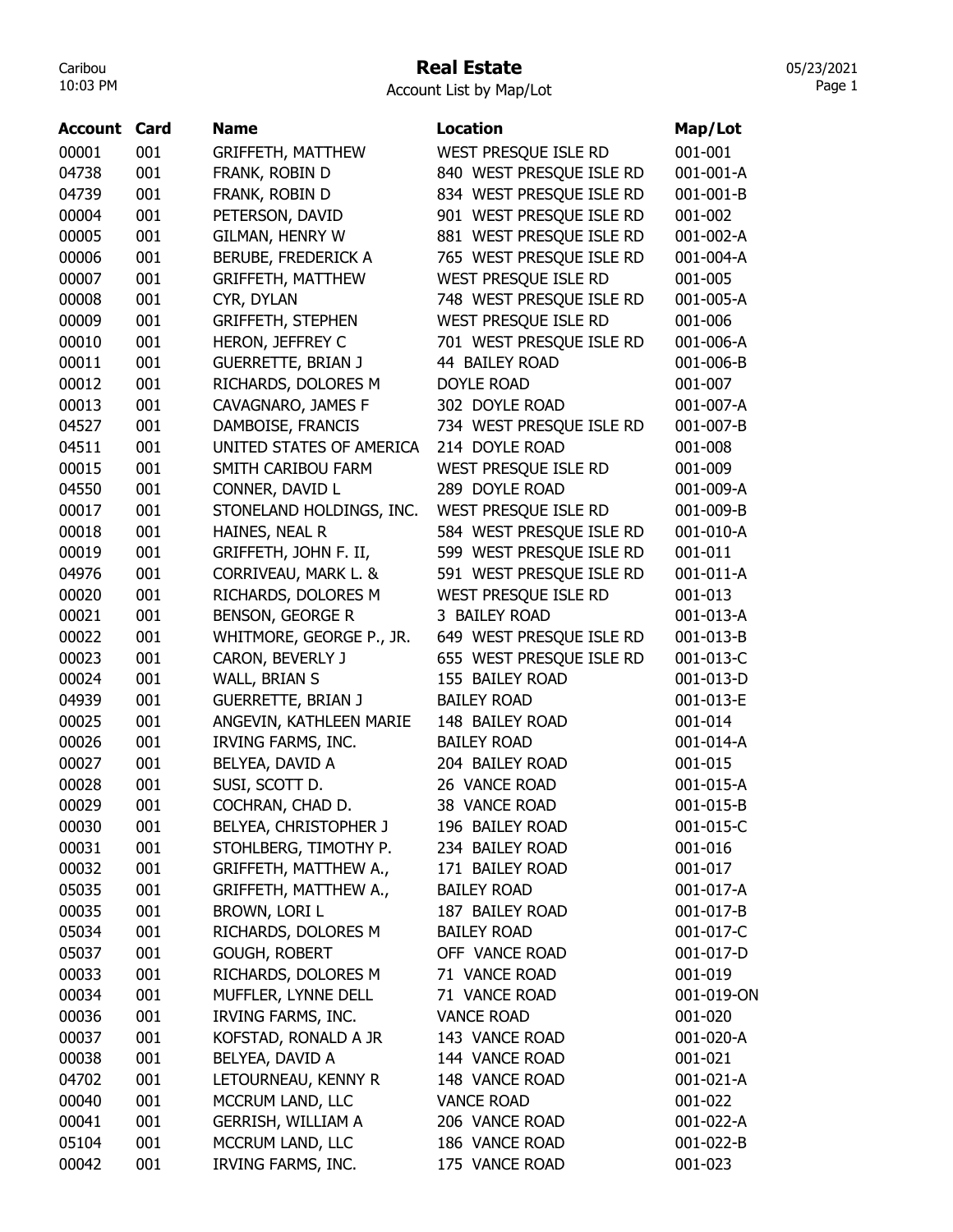# Real Estate

Account List by Map/Lot

| Account | Card | Name | Location | Map/Lot |
|---|---|---|---|---|
| 00001 | 001 | GRIFFETH, MATTHEW | WEST PRESQUE ISLE RD | 001-001 |
| 04738 | 001 | FRANK, ROBIN D | 840 WEST PRESQUE ISLE RD | 001-001-A |
| 04739 | 001 | FRANK, ROBIN D | 834 WEST PRESQUE ISLE RD | 001-001-B |
| 00004 | 001 | PETERSON, DAVID | 901 WEST PRESQUE ISLE RD | 001-002 |
| 00005 | 001 | GILMAN, HENRY W | 881 WEST PRESQUE ISLE RD | 001-002-A |
| 00006 | 001 | BERUBE, FREDERICK A | 765 WEST PRESQUE ISLE RD | 001-004-A |
| 00007 | 001 | GRIFFETH, MATTHEW | WEST PRESQUE ISLE RD | 001-005 |
| 00008 | 001 | CYR, DYLAN | 748 WEST PRESQUE ISLE RD | 001-005-A |
| 00009 | 001 | GRIFFETH, STEPHEN | WEST PRESQUE ISLE RD | 001-006 |
| 00010 | 001 | HERON, JEFFREY C | 701 WEST PRESQUE ISLE RD | 001-006-A |
| 00011 | 001 | GUERRETTE, BRIAN J | 44 BAILEY ROAD | 001-006-B |
| 00012 | 001 | RICHARDS, DOLORES M | DOYLE ROAD | 001-007 |
| 00013 | 001 | CAVAGNARO, JAMES F | 302 DOYLE ROAD | 001-007-A |
| 04527 | 001 | DAMBOISE, FRANCIS | 734 WEST PRESQUE ISLE RD | 001-007-B |
| 04511 | 001 | UNITED STATES OF AMERICA | 214 DOYLE ROAD | 001-008 |
| 00015 | 001 | SMITH CARIBOU FARM | WEST PRESQUE ISLE RD | 001-009 |
| 04550 | 001 | CONNER, DAVID L | 289 DOYLE ROAD | 001-009-A |
| 00017 | 001 | STONELAND HOLDINGS, INC. | WEST PRESQUE ISLE RD | 001-009-B |
| 00018 | 001 | HAINES, NEAL R | 584 WEST PRESQUE ISLE RD | 001-010-A |
| 00019 | 001 | GRIFFETH, JOHN F. II, | 599 WEST PRESQUE ISLE RD | 001-011 |
| 04976 | 001 | CORRIVEAU, MARK L. & | 591 WEST PRESQUE ISLE RD | 001-011-A |
| 00020 | 001 | RICHARDS, DOLORES M | WEST PRESQUE ISLE RD | 001-013 |
| 00021 | 001 | BENSON, GEORGE R | 3 BAILEY ROAD | 001-013-A |
| 00022 | 001 | WHITMORE, GEORGE P., JR. | 649 WEST PRESQUE ISLE RD | 001-013-B |
| 00023 | 001 | CARON, BEVERLY J | 655 WEST PRESQUE ISLE RD | 001-013-C |
| 00024 | 001 | WALL, BRIAN S | 155 BAILEY ROAD | 001-013-D |
| 04939 | 001 | GUERRETTE, BRIAN J | BAILEY ROAD | 001-013-E |
| 00025 | 001 | ANGEVIN, KATHLEEN MARIE | 148 BAILEY ROAD | 001-014 |
| 00026 | 001 | IRVING FARMS, INC. | BAILEY ROAD | 001-014-A |
| 00027 | 001 | BELYEA, DAVID A | 204 BAILEY ROAD | 001-015 |
| 00028 | 001 | SUSI, SCOTT D. | 26 VANCE ROAD | 001-015-A |
| 00029 | 001 | COCHRAN, CHAD D. | 38 VANCE ROAD | 001-015-B |
| 00030 | 001 | BELYEA, CHRISTOPHER J | 196 BAILEY ROAD | 001-015-C |
| 00031 | 001 | STOHLBERG, TIMOTHY P. | 234 BAILEY ROAD | 001-016 |
| 00032 | 001 | GRIFFETH, MATTHEW A., | 171 BAILEY ROAD | 001-017 |
| 05035 | 001 | GRIFFETH, MATTHEW A., | BAILEY ROAD | 001-017-A |
| 00035 | 001 | BROWN, LORI L | 187 BAILEY ROAD | 001-017-B |
| 05034 | 001 | RICHARDS, DOLORES M | BAILEY ROAD | 001-017-C |
| 05037 | 001 | GOUGH, ROBERT | OFF VANCE ROAD | 001-017-D |
| 00033 | 001 | RICHARDS, DOLORES M | 71 VANCE ROAD | 001-019 |
| 00034 | 001 | MUFFLER, LYNNE DELL | 71 VANCE ROAD | 001-019-ON |
| 00036 | 001 | IRVING FARMS, INC. | VANCE ROAD | 001-020 |
| 00037 | 001 | KOFSTAD, RONALD A JR | 143 VANCE ROAD | 001-020-A |
| 00038 | 001 | BELYEA, DAVID A | 144 VANCE ROAD | 001-021 |
| 04702 | 001 | LETOURNEAU, KENNY R | 148 VANCE ROAD | 001-021-A |
| 00040 | 001 | MCCRUM LAND, LLC | VANCE ROAD | 001-022 |
| 00041 | 001 | GERRISH, WILLIAM A | 206 VANCE ROAD | 001-022-A |
| 05104 | 001 | MCCRUM LAND, LLC | 186 VANCE ROAD | 001-022-B |
| 00042 | 001 | IRVING FARMS, INC. | 175 VANCE ROAD | 001-023 |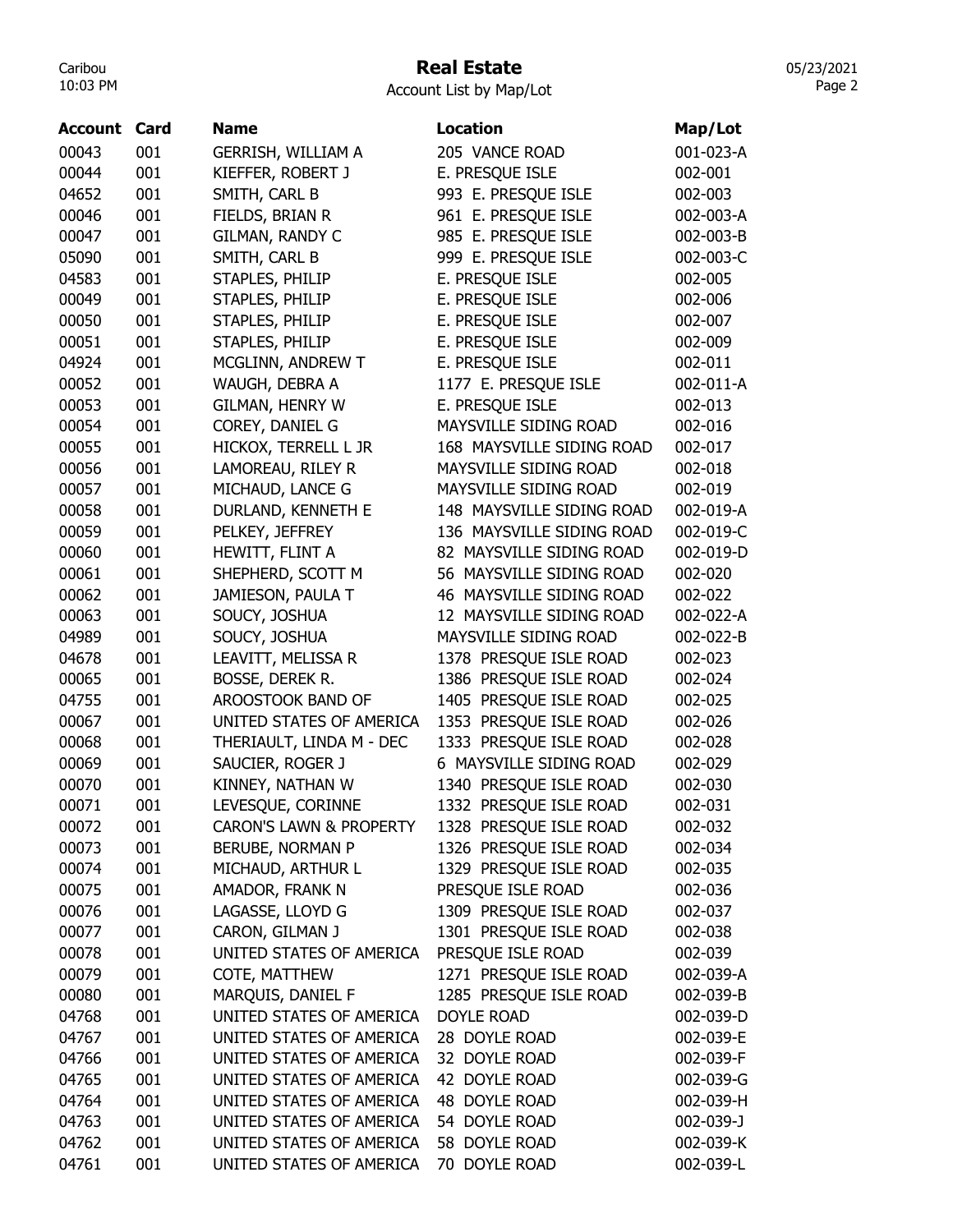# Real Estate

Account List by Map/Lot

| Account | Card | Name | Location | Map/Lot |
|---|---|---|---|---|
| 00043 | 001 | GERRISH, WILLIAM A | 205 VANCE ROAD | 001-023-A |
| 00044 | 001 | KIEFFER, ROBERT J | E. PRESQUE ISLE | 002-001 |
| 04652 | 001 | SMITH, CARL B | 993 E. PRESQUE ISLE | 002-003 |
| 00046 | 001 | FIELDS, BRIAN R | 961 E. PRESQUE ISLE | 002-003-A |
| 00047 | 001 | GILMAN, RANDY C | 985 E. PRESQUE ISLE | 002-003-B |
| 05090 | 001 | SMITH, CARL B | 999 E. PRESQUE ISLE | 002-003-C |
| 04583 | 001 | STAPLES, PHILIP | E. PRESQUE ISLE | 002-005 |
| 00049 | 001 | STAPLES, PHILIP | E. PRESQUE ISLE | 002-006 |
| 00050 | 001 | STAPLES, PHILIP | E. PRESQUE ISLE | 002-007 |
| 00051 | 001 | STAPLES, PHILIP | E. PRESQUE ISLE | 002-009 |
| 04924 | 001 | MCGLINN, ANDREW T | E. PRESQUE ISLE | 002-011 |
| 00052 | 001 | WAUGH, DEBRA A | 1177 E. PRESQUE ISLE | 002-011-A |
| 00053 | 001 | GILMAN, HENRY W | E. PRESQUE ISLE | 002-013 |
| 00054 | 001 | COREY, DANIEL G | MAYSVILLE SIDING ROAD | 002-016 |
| 00055 | 001 | HICKOX, TERRELL L JR | 168 MAYSVILLE SIDING ROAD | 002-017 |
| 00056 | 001 | LAMOREAU, RILEY R | MAYSVILLE SIDING ROAD | 002-018 |
| 00057 | 001 | MICHAUD, LANCE G | MAYSVILLE SIDING ROAD | 002-019 |
| 00058 | 001 | DURLAND, KENNETH E | 148 MAYSVILLE SIDING ROAD | 002-019-A |
| 00059 | 001 | PELKEY, JEFFREY | 136 MAYSVILLE SIDING ROAD | 002-019-C |
| 00060 | 001 | HEWITT, FLINT A | 82 MAYSVILLE SIDING ROAD | 002-019-D |
| 00061 | 001 | SHEPHERD, SCOTT M | 56 MAYSVILLE SIDING ROAD | 002-020 |
| 00062 | 001 | JAMIESON, PAULA T | 46 MAYSVILLE SIDING ROAD | 002-022 |
| 00063 | 001 | SOUCY, JOSHUA | 12 MAYSVILLE SIDING ROAD | 002-022-A |
| 04989 | 001 | SOUCY, JOSHUA | MAYSVILLE SIDING ROAD | 002-022-B |
| 04678 | 001 | LEAVITT, MELISSA R | 1378 PRESQUE ISLE ROAD | 002-023 |
| 00065 | 001 | BOSSE, DEREK R. | 1386 PRESQUE ISLE ROAD | 002-024 |
| 04755 | 001 | AROOSTOOK BAND OF | 1405 PRESQUE ISLE ROAD | 002-025 |
| 00067 | 001 | UNITED STATES OF AMERICA | 1353 PRESQUE ISLE ROAD | 002-026 |
| 00068 | 001 | THERIAULT, LINDA M - DEC | 1333 PRESQUE ISLE ROAD | 002-028 |
| 00069 | 001 | SAUCIER, ROGER J | 6 MAYSVILLE SIDING ROAD | 002-029 |
| 00070 | 001 | KINNEY, NATHAN W | 1340 PRESQUE ISLE ROAD | 002-030 |
| 00071 | 001 | LEVESQUE, CORINNE | 1332 PRESQUE ISLE ROAD | 002-031 |
| 00072 | 001 | CARON'S LAWN & PROPERTY | 1328 PRESQUE ISLE ROAD | 002-032 |
| 00073 | 001 | BERUBE, NORMAN P | 1326 PRESQUE ISLE ROAD | 002-034 |
| 00074 | 001 | MICHAUD, ARTHUR L | 1329 PRESQUE ISLE ROAD | 002-035 |
| 00075 | 001 | AMADOR, FRANK N | PRESQUE ISLE ROAD | 002-036 |
| 00076 | 001 | LAGASSE, LLOYD G | 1309 PRESQUE ISLE ROAD | 002-037 |
| 00077 | 001 | CARON, GILMAN J | 1301 PRESQUE ISLE ROAD | 002-038 |
| 00078 | 001 | UNITED STATES OF AMERICA | PRESQUE ISLE ROAD | 002-039 |
| 00079 | 001 | COTE, MATTHEW | 1271 PRESQUE ISLE ROAD | 002-039-A |
| 00080 | 001 | MARQUIS, DANIEL F | 1285 PRESQUE ISLE ROAD | 002-039-B |
| 04768 | 001 | UNITED STATES OF AMERICA | DOYLE ROAD | 002-039-D |
| 04767 | 001 | UNITED STATES OF AMERICA | 28 DOYLE ROAD | 002-039-E |
| 04766 | 001 | UNITED STATES OF AMERICA | 32 DOYLE ROAD | 002-039-F |
| 04765 | 001 | UNITED STATES OF AMERICA | 42 DOYLE ROAD | 002-039-G |
| 04764 | 001 | UNITED STATES OF AMERICA | 48 DOYLE ROAD | 002-039-H |
| 04763 | 001 | UNITED STATES OF AMERICA | 54 DOYLE ROAD | 002-039-J |
| 04762 | 001 | UNITED STATES OF AMERICA | 58 DOYLE ROAD | 002-039-K |
| 04761 | 001 | UNITED STATES OF AMERICA | 70 DOYLE ROAD | 002-039-L |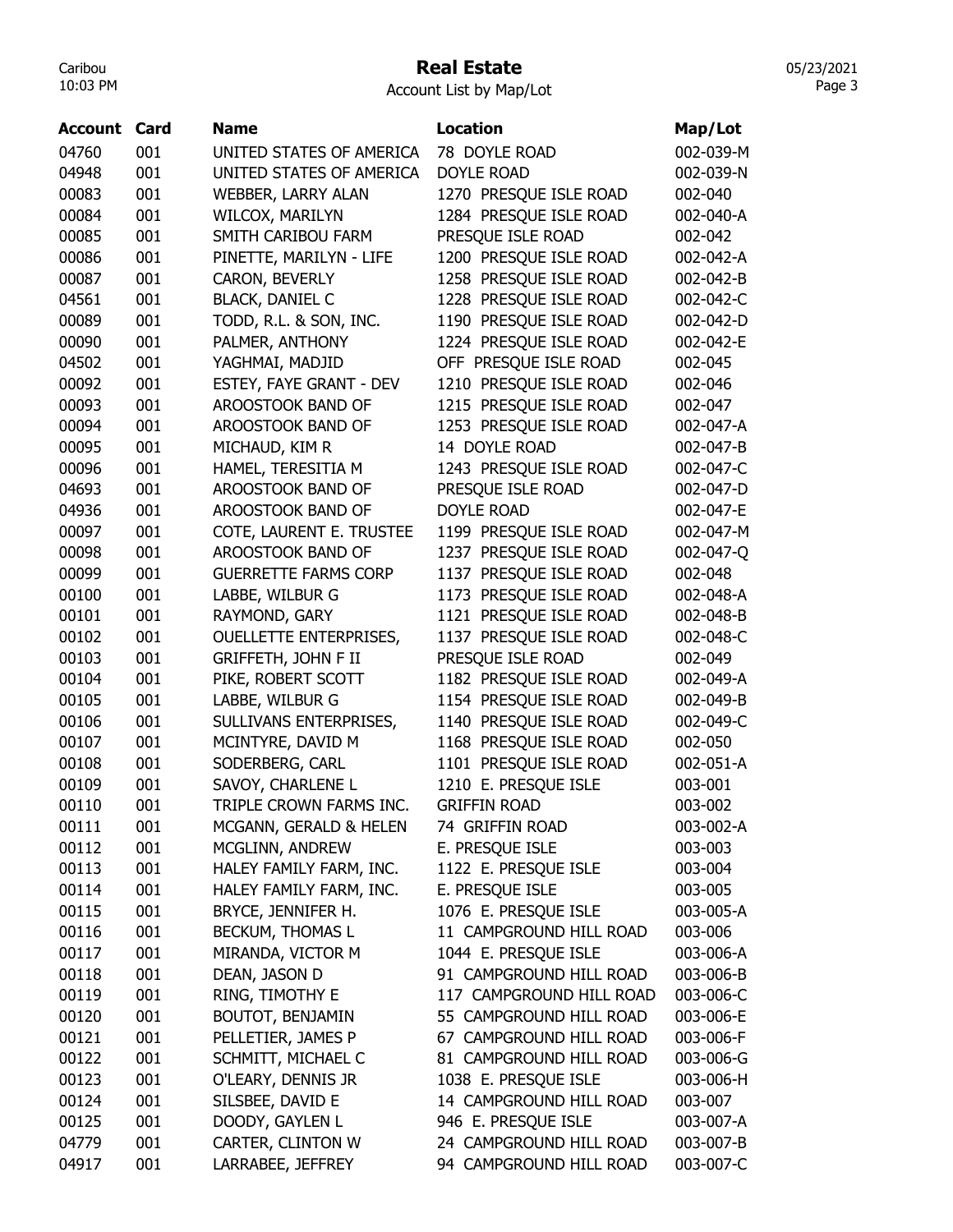# Real Estate

Account List by Map/Lot

| Account | Card | Name | Location | Map/Lot |
|---|---|---|---|---|
| 04760 | 001 | UNITED STATES OF AMERICA | 78 DOYLE ROAD | 002-039-M |
| 04948 | 001 | UNITED STATES OF AMERICA | DOYLE ROAD | 002-039-N |
| 00083 | 001 | WEBBER, LARRY ALAN | 1270 PRESQUE ISLE ROAD | 002-040 |
| 00084 | 001 | WILCOX, MARILYN | 1284 PRESQUE ISLE ROAD | 002-040-A |
| 00085 | 001 | SMITH CARIBOU FARM | PRESQUE ISLE ROAD | 002-042 |
| 00086 | 001 | PINETTE, MARILYN - LIFE | 1200 PRESQUE ISLE ROAD | 002-042-A |
| 00087 | 001 | CARON, BEVERLY | 1258 PRESQUE ISLE ROAD | 002-042-B |
| 04561 | 001 | BLACK, DANIEL C | 1228 PRESQUE ISLE ROAD | 002-042-C |
| 00089 | 001 | TODD, R.L. & SON, INC. | 1190 PRESQUE ISLE ROAD | 002-042-D |
| 00090 | 001 | PALMER, ANTHONY | 1224 PRESQUE ISLE ROAD | 002-042-E |
| 04502 | 001 | YAGHMAI, MADJID | OFF PRESQUE ISLE ROAD | 002-045 |
| 00092 | 001 | ESTEY, FAYE GRANT - DEV | 1210 PRESQUE ISLE ROAD | 002-046 |
| 00093 | 001 | AROOSTOOK BAND OF | 1215 PRESQUE ISLE ROAD | 002-047 |
| 00094 | 001 | AROOSTOOK BAND OF | 1253 PRESQUE ISLE ROAD | 002-047-A |
| 00095 | 001 | MICHAUD, KIM R | 14 DOYLE ROAD | 002-047-B |
| 00096 | 001 | HAMEL, TERESITIA M | 1243 PRESQUE ISLE ROAD | 002-047-C |
| 04693 | 001 | AROOSTOOK BAND OF | PRESQUE ISLE ROAD | 002-047-D |
| 04936 | 001 | AROOSTOOK BAND OF | DOYLE ROAD | 002-047-E |
| 00097 | 001 | COTE, LAURENT E. TRUSTEE | 1199 PRESQUE ISLE ROAD | 002-047-M |
| 00098 | 001 | AROOSTOOK BAND OF | 1237 PRESQUE ISLE ROAD | 002-047-Q |
| 00099 | 001 | GUERRETTE FARMS CORP | 1137 PRESQUE ISLE ROAD | 002-048 |
| 00100 | 001 | LABBE, WILBUR G | 1173 PRESQUE ISLE ROAD | 002-048-A |
| 00101 | 001 | RAYMOND, GARY | 1121 PRESQUE ISLE ROAD | 002-048-B |
| 00102 | 001 | OUELLETTE ENTERPRISES, | 1137 PRESQUE ISLE ROAD | 002-048-C |
| 00103 | 001 | GRIFFETH, JOHN F II | PRESQUE ISLE ROAD | 002-049 |
| 00104 | 001 | PIKE, ROBERT SCOTT | 1182 PRESQUE ISLE ROAD | 002-049-A |
| 00105 | 001 | LABBE, WILBUR G | 1154 PRESQUE ISLE ROAD | 002-049-B |
| 00106 | 001 | SULLIVANS ENTERPRISES, | 1140 PRESQUE ISLE ROAD | 002-049-C |
| 00107 | 001 | MCINTYRE, DAVID M | 1168 PRESQUE ISLE ROAD | 002-050 |
| 00108 | 001 | SODERBERG, CARL | 1101 PRESQUE ISLE ROAD | 002-051-A |
| 00109 | 001 | SAVOY, CHARLENE L | 1210 E. PRESQUE ISLE | 003-001 |
| 00110 | 001 | TRIPLE CROWN FARMS INC. | GRIFFIN ROAD | 003-002 |
| 00111 | 001 | MCGANN, GERALD & HELEN | 74 GRIFFIN ROAD | 003-002-A |
| 00112 | 001 | MCGLINN, ANDREW | E. PRESQUE ISLE | 003-003 |
| 00113 | 001 | HALEY FAMILY FARM, INC. | 1122 E. PRESQUE ISLE | 003-004 |
| 00114 | 001 | HALEY FAMILY FARM, INC. | E. PRESQUE ISLE | 003-005 |
| 00115 | 001 | BRYCE, JENNIFER H. | 1076 E. PRESQUE ISLE | 003-005-A |
| 00116 | 001 | BECKUM, THOMAS L | 11 CAMPGROUND HILL ROAD | 003-006 |
| 00117 | 001 | MIRANDA, VICTOR M | 1044 E. PRESQUE ISLE | 003-006-A |
| 00118 | 001 | DEAN, JASON D | 91 CAMPGROUND HILL ROAD | 003-006-B |
| 00119 | 001 | RING, TIMOTHY E | 117 CAMPGROUND HILL ROAD | 003-006-C |
| 00120 | 001 | BOUTOT, BENJAMIN | 55 CAMPGROUND HILL ROAD | 003-006-E |
| 00121 | 001 | PELLETIER, JAMES P | 67 CAMPGROUND HILL ROAD | 003-006-F |
| 00122 | 001 | SCHMITT, MICHAEL C | 81 CAMPGROUND HILL ROAD | 003-006-G |
| 00123 | 001 | O'LEARY, DENNIS JR | 1038 E. PRESQUE ISLE | 003-006-H |
| 00124 | 001 | SILSBEE, DAVID E | 14 CAMPGROUND HILL ROAD | 003-007 |
| 00125 | 001 | DOODY, GAYLEN L | 946 E. PRESQUE ISLE | 003-007-A |
| 04779 | 001 | CARTER, CLINTON W | 24 CAMPGROUND HILL ROAD | 003-007-B |
| 04917 | 001 | LARRABEE, JEFFREY | 94 CAMPGROUND HILL ROAD | 003-007-C |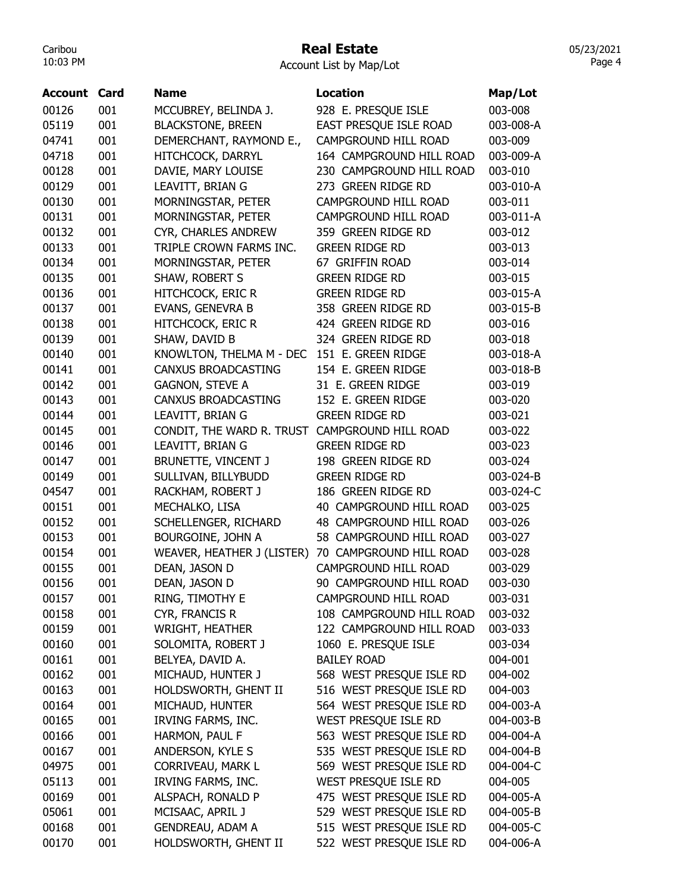# Real Estate

Account List by Map/Lot

| Account | Card | Name | Location | Map/Lot |
|---|---|---|---|---|
| 00126 | 001 | MCCUBREY, BELINDA J. | 928 E. PRESQUE ISLE | 003-008 |
| 05119 | 001 | BLACKSTONE, BREEN | EAST PRESQUE ISLE ROAD | 003-008-A |
| 04741 | 001 | DEMERCHANT, RAYMOND E., | CAMPGROUND HILL ROAD | 003-009 |
| 04718 | 001 | HITCHCOCK, DARRYL | 164 CAMPGROUND HILL ROAD | 003-009-A |
| 00128 | 001 | DAVIE, MARY LOUISE | 230 CAMPGROUND HILL ROAD | 003-010 |
| 00129 | 001 | LEAVITT, BRIAN G | 273 GREEN RIDGE RD | 003-010-A |
| 00130 | 001 | MORNINGSTAR, PETER | CAMPGROUND HILL ROAD | 003-011 |
| 00131 | 001 | MORNINGSTAR, PETER | CAMPGROUND HILL ROAD | 003-011-A |
| 00132 | 001 | CYR, CHARLES ANDREW | 359 GREEN RIDGE RD | 003-012 |
| 00133 | 001 | TRIPLE CROWN FARMS INC. | GREEN RIDGE RD | 003-013 |
| 00134 | 001 | MORNINGSTAR, PETER | 67 GRIFFIN ROAD | 003-014 |
| 00135 | 001 | SHAW, ROBERT S | GREEN RIDGE RD | 003-015 |
| 00136 | 001 | HITCHCOCK, ERIC R | GREEN RIDGE RD | 003-015-A |
| 00137 | 001 | EVANS, GENEVRA B | 358 GREEN RIDGE RD | 003-015-B |
| 00138 | 001 | HITCHCOCK, ERIC R | 424 GREEN RIDGE RD | 003-016 |
| 00139 | 001 | SHAW, DAVID B | 324 GREEN RIDGE RD | 003-018 |
| 00140 | 001 | KNOWLTON, THELMA M - DEC | 151 E. GREEN RIDGE | 003-018-A |
| 00141 | 001 | CANXUS BROADCASTING | 154 E. GREEN RIDGE | 003-018-B |
| 00142 | 001 | GAGNON, STEVE A | 31 E. GREEN RIDGE | 003-019 |
| 00143 | 001 | CANXUS BROADCASTING | 152 E. GREEN RIDGE | 003-020 |
| 00144 | 001 | LEAVITT, BRIAN G | GREEN RIDGE RD | 003-021 |
| 00145 | 001 | CONDIT, THE WARD R. TRUST | CAMPGROUND HILL ROAD | 003-022 |
| 00146 | 001 | LEAVITT, BRIAN G | GREEN RIDGE RD | 003-023 |
| 00147 | 001 | BRUNETTE, VINCENT J | 198 GREEN RIDGE RD | 003-024 |
| 00149 | 001 | SULLIVAN, BILLYBUDD | GREEN RIDGE RD | 003-024-B |
| 04547 | 001 | RACKHAM, ROBERT J | 186 GREEN RIDGE RD | 003-024-C |
| 00151 | 001 | MECHALKO, LISA | 40 CAMPGROUND HILL ROAD | 003-025 |
| 00152 | 001 | SCHELLENGER, RICHARD | 48 CAMPGROUND HILL ROAD | 003-026 |
| 00153 | 001 | BOURGOINE, JOHN A | 58 CAMPGROUND HILL ROAD | 003-027 |
| 00154 | 001 | WEAVER, HEATHER J (LISTER) | 70 CAMPGROUND HILL ROAD | 003-028 |
| 00155 | 001 | DEAN, JASON D | CAMPGROUND HILL ROAD | 003-029 |
| 00156 | 001 | DEAN, JASON D | 90 CAMPGROUND HILL ROAD | 003-030 |
| 00157 | 001 | RING, TIMOTHY E | CAMPGROUND HILL ROAD | 003-031 |
| 00158 | 001 | CYR, FRANCIS R | 108 CAMPGROUND HILL ROAD | 003-032 |
| 00159 | 001 | WRIGHT, HEATHER | 122 CAMPGROUND HILL ROAD | 003-033 |
| 00160 | 001 | SOLOMITA, ROBERT J | 1060 E. PRESQUE ISLE | 003-034 |
| 00161 | 001 | BELYEA, DAVID A. | BAILEY ROAD | 004-001 |
| 00162 | 001 | MICHAUD, HUNTER J | 568 WEST PRESQUE ISLE RD | 004-002 |
| 00163 | 001 | HOLDSWORTH, GHENT II | 516 WEST PRESQUE ISLE RD | 004-003 |
| 00164 | 001 | MICHAUD, HUNTER | 564 WEST PRESQUE ISLE RD | 004-003-A |
| 00165 | 001 | IRVING FARMS, INC. | WEST PRESQUE ISLE RD | 004-003-B |
| 00166 | 001 | HARMON, PAUL F | 563 WEST PRESQUE ISLE RD | 004-004-A |
| 00167 | 001 | ANDERSON, KYLE S | 535 WEST PRESQUE ISLE RD | 004-004-B |
| 04975 | 001 | CORRIVEAU, MARK L | 569 WEST PRESQUE ISLE RD | 004-004-C |
| 05113 | 001 | IRVING FARMS, INC. | WEST PRESQUE ISLE RD | 004-005 |
| 00169 | 001 | ALSPACH, RONALD P | 475 WEST PRESQUE ISLE RD | 004-005-A |
| 05061 | 001 | MCISAAC, APRIL J | 529 WEST PRESQUE ISLE RD | 004-005-B |
| 00168 | 001 | GENDREAU, ADAM A | 515 WEST PRESQUE ISLE RD | 004-005-C |
| 00170 | 001 | HOLDSWORTH, GHENT II | 522 WEST PRESQUE ISLE RD | 004-006-A |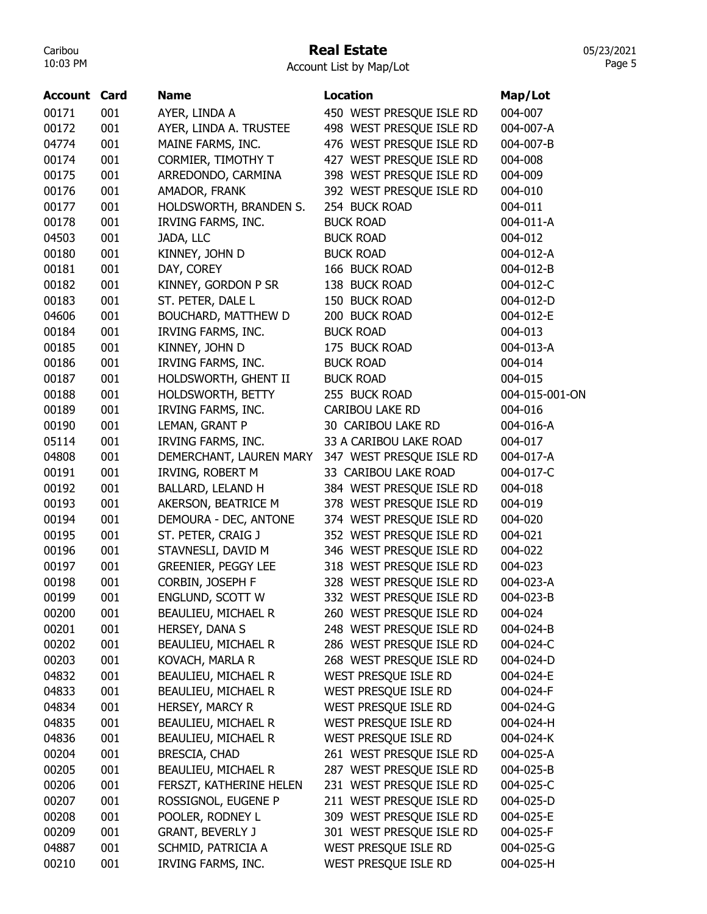# Real Estate

Account List by Map/Lot

| Account | Card | Name | Location | Map/Lot |
|---|---|---|---|---|
| 00171 | 001 | AYER, LINDA A | 450 WEST PRESQUE ISLE RD | 004-007 |
| 00172 | 001 | AYER, LINDA A. TRUSTEE | 498 WEST PRESQUE ISLE RD | 004-007-A |
| 04774 | 001 | MAINE FARMS, INC. | 476 WEST PRESQUE ISLE RD | 004-007-B |
| 00174 | 001 | CORMIER, TIMOTHY T | 427 WEST PRESQUE ISLE RD | 004-008 |
| 00175 | 001 | ARREDONDO, CARMINA | 398 WEST PRESQUE ISLE RD | 004-009 |
| 00176 | 001 | AMADOR, FRANK | 392 WEST PRESQUE ISLE RD | 004-010 |
| 00177 | 001 | HOLDSWORTH, BRANDEN S. | 254 BUCK ROAD | 004-011 |
| 00178 | 001 | IRVING FARMS, INC. | BUCK ROAD | 004-011-A |
| 04503 | 001 | JADA, LLC | BUCK ROAD | 004-012 |
| 00180 | 001 | KINNEY, JOHN D | BUCK ROAD | 004-012-A |
| 00181 | 001 | DAY, COREY | 166 BUCK ROAD | 004-012-B |
| 00182 | 001 | KINNEY, GORDON P SR | 138 BUCK ROAD | 004-012-C |
| 00183 | 001 | ST. PETER, DALE L | 150 BUCK ROAD | 004-012-D |
| 04606 | 001 | BOUCHARD, MATTHEW D | 200 BUCK ROAD | 004-012-E |
| 00184 | 001 | IRVING FARMS, INC. | BUCK ROAD | 004-013 |
| 00185 | 001 | KINNEY, JOHN D | 175 BUCK ROAD | 004-013-A |
| 00186 | 001 | IRVING FARMS, INC. | BUCK ROAD | 004-014 |
| 00187 | 001 | HOLDSWORTH, GHENT II | BUCK ROAD | 004-015 |
| 00188 | 001 | HOLDSWORTH, BETTY | 255 BUCK ROAD | 004-015-001-ON |
| 00189 | 001 | IRVING FARMS, INC. | CARIBOU LAKE RD | 004-016 |
| 00190 | 001 | LEMAN, GRANT P | 30 CARIBOU LAKE RD | 004-016-A |
| 05114 | 001 | IRVING FARMS, INC. | 33 A CARIBOU LAKE ROAD | 004-017 |
| 04808 | 001 | DEMERCHANT, LAUREN MARY | 347 WEST PRESQUE ISLE RD | 004-017-A |
| 00191 | 001 | IRVING, ROBERT M | 33 CARIBOU LAKE ROAD | 004-017-C |
| 00192 | 001 | BALLARD, LELAND H | 384 WEST PRESQUE ISLE RD | 004-018 |
| 00193 | 001 | AKERSON, BEATRICE M | 378 WEST PRESQUE ISLE RD | 004-019 |
| 00194 | 001 | DEMOURA - DEC, ANTONE | 374 WEST PRESQUE ISLE RD | 004-020 |
| 00195 | 001 | ST. PETER, CRAIG J | 352 WEST PRESQUE ISLE RD | 004-021 |
| 00196 | 001 | STAVNESLI, DAVID M | 346 WEST PRESQUE ISLE RD | 004-022 |
| 00197 | 001 | GREENIER, PEGGY LEE | 318 WEST PRESQUE ISLE RD | 004-023 |
| 00198 | 001 | CORBIN, JOSEPH F | 328 WEST PRESQUE ISLE RD | 004-023-A |
| 00199 | 001 | ENGLUND, SCOTT W | 332 WEST PRESQUE ISLE RD | 004-023-B |
| 00200 | 001 | BEAULIEU, MICHAEL R | 260 WEST PRESQUE ISLE RD | 004-024 |
| 00201 | 001 | HERSEY, DANA S | 248 WEST PRESQUE ISLE RD | 004-024-B |
| 00202 | 001 | BEAULIEU, MICHAEL R | 286 WEST PRESQUE ISLE RD | 004-024-C |
| 00203 | 001 | KOVACH, MARLA R | 268 WEST PRESQUE ISLE RD | 004-024-D |
| 04832 | 001 | BEAULIEU, MICHAEL R | WEST PRESQUE ISLE RD | 004-024-E |
| 04833 | 001 | BEAULIEU, MICHAEL R | WEST PRESQUE ISLE RD | 004-024-F |
| 04834 | 001 | HERSEY, MARCY R | WEST PRESQUE ISLE RD | 004-024-G |
| 04835 | 001 | BEAULIEU, MICHAEL R | WEST PRESQUE ISLE RD | 004-024-H |
| 04836 | 001 | BEAULIEU, MICHAEL R | WEST PRESQUE ISLE RD | 004-024-K |
| 00204 | 001 | BRESCIA, CHAD | 261 WEST PRESQUE ISLE RD | 004-025-A |
| 00205 | 001 | BEAULIEU, MICHAEL R | 287 WEST PRESQUE ISLE RD | 004-025-B |
| 00206 | 001 | FERSZT, KATHERINE HELEN | 231 WEST PRESQUE ISLE RD | 004-025-C |
| 00207 | 001 | ROSSIGNOL, EUGENE P | 211 WEST PRESQUE ISLE RD | 004-025-D |
| 00208 | 001 | POOLER, RODNEY L | 309 WEST PRESQUE ISLE RD | 004-025-E |
| 00209 | 001 | GRANT, BEVERLY J | 301 WEST PRESQUE ISLE RD | 004-025-F |
| 04887 | 001 | SCHMID, PATRICIA A | WEST PRESQUE ISLE RD | 004-025-G |
| 00210 | 001 | IRVING FARMS, INC. | WEST PRESQUE ISLE RD | 004-025-H |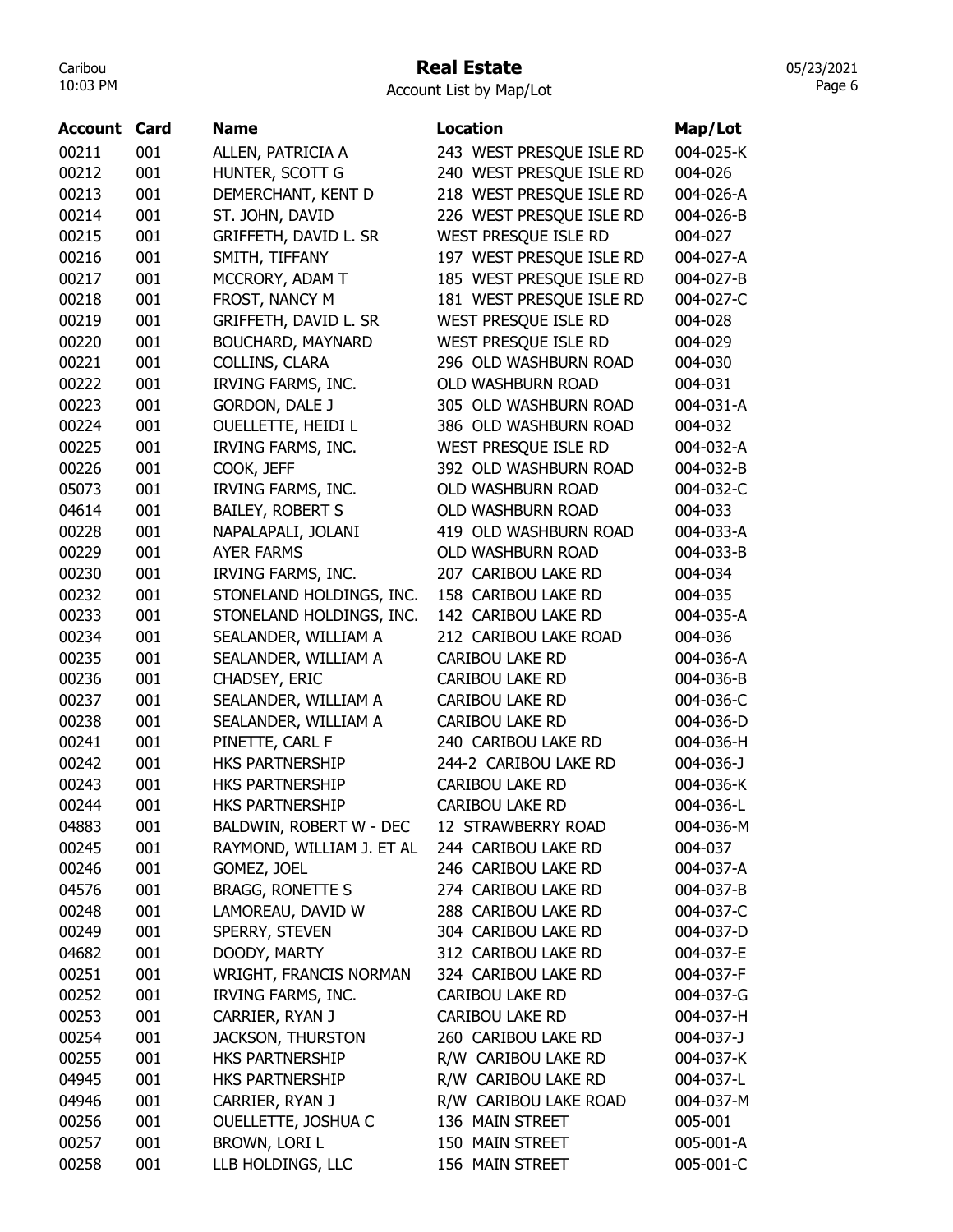# Real Estate

Account List by Map/Lot

| Account | Card | Name | Location | Map/Lot |
|---|---|---|---|---|
| 00211 | 001 | ALLEN, PATRICIA A | 243 WEST PRESQUE ISLE RD | 004-025-K |
| 00212 | 001 | HUNTER, SCOTT G | 240 WEST PRESQUE ISLE RD | 004-026 |
| 00213 | 001 | DEMERCHANT, KENT D | 218 WEST PRESQUE ISLE RD | 004-026-A |
| 00214 | 001 | ST. JOHN, DAVID | 226 WEST PRESQUE ISLE RD | 004-026-B |
| 00215 | 001 | GRIFFETH, DAVID L. SR | WEST PRESQUE ISLE RD | 004-027 |
| 00216 | 001 | SMITH, TIFFANY | 197 WEST PRESQUE ISLE RD | 004-027-A |
| 00217 | 001 | MCCRORY, ADAM T | 185 WEST PRESQUE ISLE RD | 004-027-B |
| 00218 | 001 | FROST, NANCY M | 181 WEST PRESQUE ISLE RD | 004-027-C |
| 00219 | 001 | GRIFFETH, DAVID L. SR | WEST PRESQUE ISLE RD | 004-028 |
| 00220 | 001 | BOUCHARD, MAYNARD | WEST PRESQUE ISLE RD | 004-029 |
| 00221 | 001 | COLLINS, CLARA | 296 OLD WASHBURN ROAD | 004-030 |
| 00222 | 001 | IRVING FARMS, INC. | OLD WASHBURN ROAD | 004-031 |
| 00223 | 001 | GORDON, DALE J | 305 OLD WASHBURN ROAD | 004-031-A |
| 00224 | 001 | OUELLETTE, HEIDI L | 386 OLD WASHBURN ROAD | 004-032 |
| 00225 | 001 | IRVING FARMS, INC. | WEST PRESQUE ISLE RD | 004-032-A |
| 00226 | 001 | COOK, JEFF | 392 OLD WASHBURN ROAD | 004-032-B |
| 05073 | 001 | IRVING FARMS, INC. | OLD WASHBURN ROAD | 004-032-C |
| 04614 | 001 | BAILEY, ROBERT S | OLD WASHBURN ROAD | 004-033 |
| 00228 | 001 | NAPALAPALI, JOLANI | 419 OLD WASHBURN ROAD | 004-033-A |
| 00229 | 001 | AYER FARMS | OLD WASHBURN ROAD | 004-033-B |
| 00230 | 001 | IRVING FARMS, INC. | 207 CARIBOU LAKE RD | 004-034 |
| 00232 | 001 | STONELAND HOLDINGS, INC. | 158 CARIBOU LAKE RD | 004-035 |
| 00233 | 001 | STONELAND HOLDINGS, INC. | 142 CARIBOU LAKE RD | 004-035-A |
| 00234 | 001 | SEALANDER, WILLIAM A | 212 CARIBOU LAKE ROAD | 004-036 |
| 00235 | 001 | SEALANDER, WILLIAM A | CARIBOU LAKE RD | 004-036-A |
| 00236 | 001 | CHADSEY, ERIC | CARIBOU LAKE RD | 004-036-B |
| 00237 | 001 | SEALANDER, WILLIAM A | CARIBOU LAKE RD | 004-036-C |
| 00238 | 001 | SEALANDER, WILLIAM A | CARIBOU LAKE RD | 004-036-D |
| 00241 | 001 | PINETTE, CARL F | 240 CARIBOU LAKE RD | 004-036-H |
| 00242 | 001 | HKS PARTNERSHIP | 244-2 CARIBOU LAKE RD | 004-036-J |
| 00243 | 001 | HKS PARTNERSHIP | CARIBOU LAKE RD | 004-036-K |
| 00244 | 001 | HKS PARTNERSHIP | CARIBOU LAKE RD | 004-036-L |
| 04883 | 001 | BALDWIN, ROBERT W - DEC | 12 STRAWBERRY ROAD | 004-036-M |
| 00245 | 001 | RAYMOND, WILLIAM J. ET AL | 244 CARIBOU LAKE RD | 004-037 |
| 00246 | 001 | GOMEZ, JOEL | 246 CARIBOU LAKE RD | 004-037-A |
| 04576 | 001 | BRAGG, RONETTE S | 274 CARIBOU LAKE RD | 004-037-B |
| 00248 | 001 | LAMOREAU, DAVID W | 288 CARIBOU LAKE RD | 004-037-C |
| 00249 | 001 | SPERRY, STEVEN | 304 CARIBOU LAKE RD | 004-037-D |
| 04682 | 001 | DOODY, MARTY | 312 CARIBOU LAKE RD | 004-037-E |
| 00251 | 001 | WRIGHT, FRANCIS NORMAN | 324 CARIBOU LAKE RD | 004-037-F |
| 00252 | 001 | IRVING FARMS, INC. | CARIBOU LAKE RD | 004-037-G |
| 00253 | 001 | CARRIER, RYAN J | CARIBOU LAKE RD | 004-037-H |
| 00254 | 001 | JACKSON, THURSTON | 260 CARIBOU LAKE RD | 004-037-J |
| 00255 | 001 | HKS PARTNERSHIP | R/W CARIBOU LAKE RD | 004-037-K |
| 04945 | 001 | HKS PARTNERSHIP | R/W CARIBOU LAKE RD | 004-037-L |
| 04946 | 001 | CARRIER, RYAN J | R/W CARIBOU LAKE ROAD | 004-037-M |
| 00256 | 001 | OUELLETTE, JOSHUA C | 136 MAIN STREET | 005-001 |
| 00257 | 001 | BROWN, LORI L | 150 MAIN STREET | 005-001-A |
| 00258 | 001 | LLB HOLDINGS, LLC | 156 MAIN STREET | 005-001-C |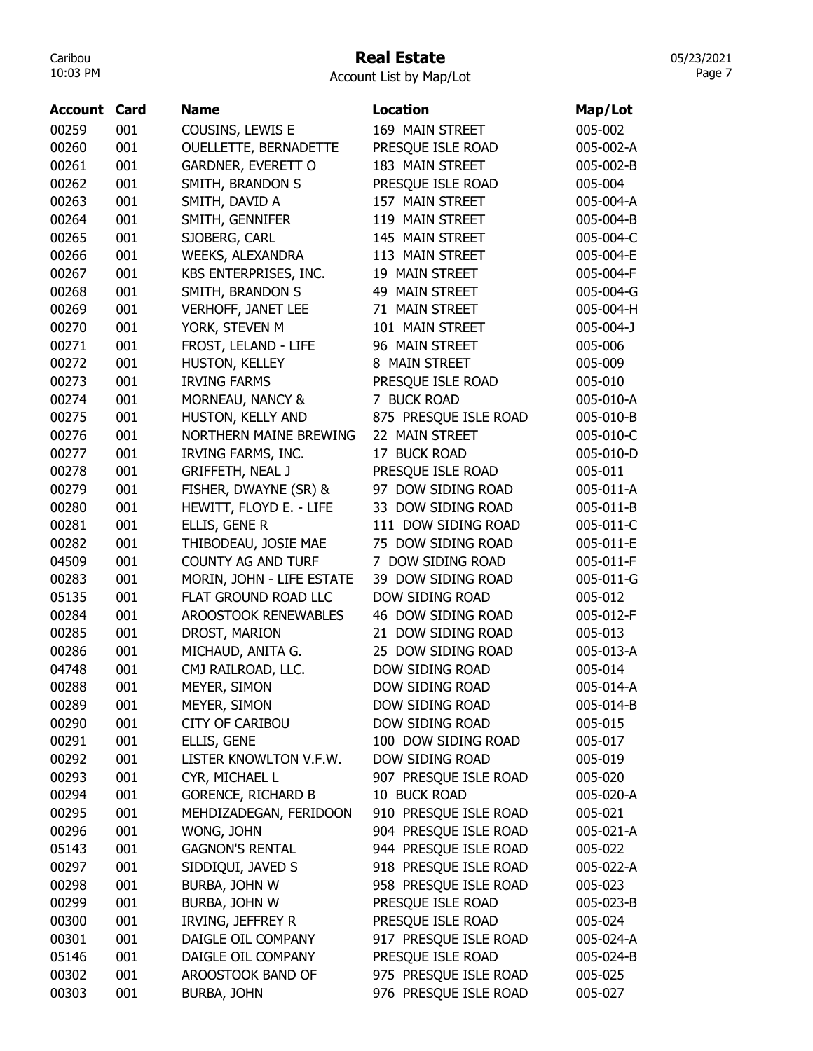# Real Estate

Account List by Map/Lot

| Account | Card | Name | Location | Map/Lot |
|---|---|---|---|---|
| 00259 | 001 | COUSINS, LEWIS E | 169 MAIN STREET | 005-002 |
| 00260 | 001 | OUELLETTE, BERNADETTE | PRESQUE ISLE ROAD | 005-002-A |
| 00261 | 001 | GARDNER, EVERETT O | 183 MAIN STREET | 005-002-B |
| 00262 | 001 | SMITH, BRANDON S | PRESQUE ISLE ROAD | 005-004 |
| 00263 | 001 | SMITH, DAVID A | 157 MAIN STREET | 005-004-A |
| 00264 | 001 | SMITH, GENNIFER | 119 MAIN STREET | 005-004-B |
| 00265 | 001 | SJOBERG, CARL | 145 MAIN STREET | 005-004-C |
| 00266 | 001 | WEEKS, ALEXANDRA | 113 MAIN STREET | 005-004-E |
| 00267 | 001 | KBS ENTERPRISES, INC. | 19 MAIN STREET | 005-004-F |
| 00268 | 001 | SMITH, BRANDON S | 49 MAIN STREET | 005-004-G |
| 00269 | 001 | VERHOFF, JANET LEE | 71 MAIN STREET | 005-004-H |
| 00270 | 001 | YORK, STEVEN M | 101 MAIN STREET | 005-004-J |
| 00271 | 001 | FROST, LELAND - LIFE | 96 MAIN STREET | 005-006 |
| 00272 | 001 | HUSTON, KELLEY | 8 MAIN STREET | 005-009 |
| 00273 | 001 | IRVING FARMS | PRESQUE ISLE ROAD | 005-010 |
| 00274 | 001 | MORNEAU, NANCY & | 7 BUCK ROAD | 005-010-A |
| 00275 | 001 | HUSTON, KELLY AND | 875 PRESQUE ISLE ROAD | 005-010-B |
| 00276 | 001 | NORTHERN MAINE BREWING | 22 MAIN STREET | 005-010-C |
| 00277 | 001 | IRVING FARMS, INC. | 17 BUCK ROAD | 005-010-D |
| 00278 | 001 | GRIFFETH, NEAL J | PRESQUE ISLE ROAD | 005-011 |
| 00279 | 001 | FISHER, DWAYNE (SR) & | 97 DOW SIDING ROAD | 005-011-A |
| 00280 | 001 | HEWITT, FLOYD E. - LIFE | 33 DOW SIDING ROAD | 005-011-B |
| 00281 | 001 | ELLIS, GENE R | 111 DOW SIDING ROAD | 005-011-C |
| 00282 | 001 | THIBODEAU, JOSIE MAE | 75 DOW SIDING ROAD | 005-011-E |
| 04509 | 001 | COUNTY AG AND TURF | 7 DOW SIDING ROAD | 005-011-F |
| 00283 | 001 | MORIN, JOHN - LIFE ESTATE | 39 DOW SIDING ROAD | 005-011-G |
| 05135 | 001 | FLAT GROUND ROAD LLC | DOW SIDING ROAD | 005-012 |
| 00284 | 001 | AROOSTOOK RENEWABLES | 46 DOW SIDING ROAD | 005-012-F |
| 00285 | 001 | DROST, MARION | 21 DOW SIDING ROAD | 005-013 |
| 00286 | 001 | MICHAUD, ANITA G. | 25 DOW SIDING ROAD | 005-013-A |
| 04748 | 001 | CMJ RAILROAD, LLC. | DOW SIDING ROAD | 005-014 |
| 00288 | 001 | MEYER, SIMON | DOW SIDING ROAD | 005-014-A |
| 00289 | 001 | MEYER, SIMON | DOW SIDING ROAD | 005-014-B |
| 00290 | 001 | CITY OF CARIBOU | DOW SIDING ROAD | 005-015 |
| 00291 | 001 | ELLIS, GENE | 100 DOW SIDING ROAD | 005-017 |
| 00292 | 001 | LISTER KNOWLTON V.F.W. | DOW SIDING ROAD | 005-019 |
| 00293 | 001 | CYR, MICHAEL L | 907 PRESQUE ISLE ROAD | 005-020 |
| 00294 | 001 | GORENCE, RICHARD B | 10 BUCK ROAD | 005-020-A |
| 00295 | 001 | MEHDIZADEGAN, FERIDOON | 910 PRESQUE ISLE ROAD | 005-021 |
| 00296 | 001 | WONG, JOHN | 904 PRESQUE ISLE ROAD | 005-021-A |
| 05143 | 001 | GAGNON'S RENTAL | 944 PRESQUE ISLE ROAD | 005-022 |
| 00297 | 001 | SIDDIQUI, JAVED S | 918 PRESQUE ISLE ROAD | 005-022-A |
| 00298 | 001 | BURBA, JOHN W | 958 PRESQUE ISLE ROAD | 005-023 |
| 00299 | 001 | BURBA, JOHN W | PRESQUE ISLE ROAD | 005-023-B |
| 00300 | 001 | IRVING, JEFFREY R | PRESQUE ISLE ROAD | 005-024 |
| 00301 | 001 | DAIGLE OIL COMPANY | 917 PRESQUE ISLE ROAD | 005-024-A |
| 05146 | 001 | DAIGLE OIL COMPANY | PRESQUE ISLE ROAD | 005-024-B |
| 00302 | 001 | AROOSTOOK BAND OF | 975 PRESQUE ISLE ROAD | 005-025 |
| 00303 | 001 | BURBA, JOHN | 976 PRESQUE ISLE ROAD | 005-027 |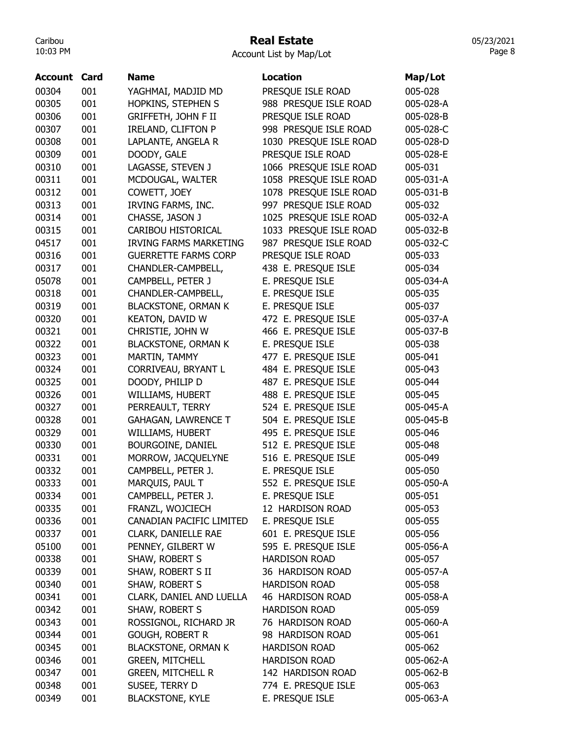# Real Estate

Account List by Map/Lot

| Account | Card | Name | Location | Map/Lot |
|---|---|---|---|---|
| 00304 | 001 | YAGHMAI, MADJID MD | PRESQUE ISLE ROAD | 005-028 |
| 00305 | 001 | HOPKINS, STEPHEN S | 988 PRESQUE ISLE ROAD | 005-028-A |
| 00306 | 001 | GRIFFETH, JOHN F II | PRESQUE ISLE ROAD | 005-028-B |
| 00307 | 001 | IRELAND, CLIFTON P | 998 PRESQUE ISLE ROAD | 005-028-C |
| 00308 | 001 | LAPLANTE, ANGELA R | 1030 PRESQUE ISLE ROAD | 005-028-D |
| 00309 | 001 | DOODY, GALE | PRESQUE ISLE ROAD | 005-028-E |
| 00310 | 001 | LAGASSE, STEVEN J | 1066 PRESQUE ISLE ROAD | 005-031 |
| 00311 | 001 | MCDOUGAL, WALTER | 1058 PRESQUE ISLE ROAD | 005-031-A |
| 00312 | 001 | COWETT, JOEY | 1078 PRESQUE ISLE ROAD | 005-031-B |
| 00313 | 001 | IRVING FARMS, INC. | 997 PRESQUE ISLE ROAD | 005-032 |
| 00314 | 001 | CHASSE, JASON J | 1025 PRESQUE ISLE ROAD | 005-032-A |
| 00315 | 001 | CARIBOU HISTORICAL | 1033 PRESQUE ISLE ROAD | 005-032-B |
| 04517 | 001 | IRVING FARMS MARKETING | 987 PRESQUE ISLE ROAD | 005-032-C |
| 00316 | 001 | GUERRETTE FARMS CORP | PRESQUE ISLE ROAD | 005-033 |
| 00317 | 001 | CHANDLER-CAMPBELL, | 438 E. PRESQUE ISLE | 005-034 |
| 05078 | 001 | CAMPBELL, PETER J | E. PRESQUE ISLE | 005-034-A |
| 00318 | 001 | CHANDLER-CAMPBELL, | E. PRESQUE ISLE | 005-035 |
| 00319 | 001 | BLACKSTONE, ORMAN K | E. PRESQUE ISLE | 005-037 |
| 00320 | 001 | KEATON, DAVID W | 472 E. PRESQUE ISLE | 005-037-A |
| 00321 | 001 | CHRISTIE, JOHN W | 466 E. PRESQUE ISLE | 005-037-B |
| 00322 | 001 | BLACKSTONE, ORMAN K | E. PRESQUE ISLE | 005-038 |
| 00323 | 001 | MARTIN, TAMMY | 477 E. PRESQUE ISLE | 005-041 |
| 00324 | 001 | CORRIVEAU, BRYANT L | 484 E. PRESQUE ISLE | 005-043 |
| 00325 | 001 | DOODY, PHILIP D | 487 E. PRESQUE ISLE | 005-044 |
| 00326 | 001 | WILLIAMS, HUBERT | 488 E. PRESQUE ISLE | 005-045 |
| 00327 | 001 | PERREAULT, TERRY | 524 E. PRESQUE ISLE | 005-045-A |
| 00328 | 001 | GAHAGAN, LAWRENCE T | 504 E. PRESQUE ISLE | 005-045-B |
| 00329 | 001 | WILLIAMS, HUBERT | 495 E. PRESQUE ISLE | 005-046 |
| 00330 | 001 | BOURGOINE, DANIEL | 512 E. PRESQUE ISLE | 005-048 |
| 00331 | 001 | MORROW, JACQUELYNE | 516 E. PRESQUE ISLE | 005-049 |
| 00332 | 001 | CAMPBELL, PETER J. | E. PRESQUE ISLE | 005-050 |
| 00333 | 001 | MARQUIS, PAUL T | 552 E. PRESQUE ISLE | 005-050-A |
| 00334 | 001 | CAMPBELL, PETER J. | E. PRESQUE ISLE | 005-051 |
| 00335 | 001 | FRANZL, WOJCIECH | 12 HARDISON ROAD | 005-053 |
| 00336 | 001 | CANADIAN PACIFIC LIMITED | E. PRESQUE ISLE | 005-055 |
| 00337 | 001 | CLARK, DANIELLE RAE | 601 E. PRESQUE ISLE | 005-056 |
| 05100 | 001 | PENNEY, GILBERT W | 595 E. PRESQUE ISLE | 005-056-A |
| 00338 | 001 | SHAW, ROBERT S | HARDISON ROAD | 005-057 |
| 00339 | 001 | SHAW, ROBERT S II | 36 HARDISON ROAD | 005-057-A |
| 00340 | 001 | SHAW, ROBERT S | HARDISON ROAD | 005-058 |
| 00341 | 001 | CLARK, DANIEL AND LUELLA | 46 HARDISON ROAD | 005-058-A |
| 00342 | 001 | SHAW, ROBERT S | HARDISON ROAD | 005-059 |
| 00343 | 001 | ROSSIGNOL, RICHARD JR | 76 HARDISON ROAD | 005-060-A |
| 00344 | 001 | GOUGH, ROBERT R | 98 HARDISON ROAD | 005-061 |
| 00345 | 001 | BLACKSTONE, ORMAN K | HARDISON ROAD | 005-062 |
| 00346 | 001 | GREEN, MITCHELL | HARDISON ROAD | 005-062-A |
| 00347 | 001 | GREEN, MITCHELL R | 142 HARDISON ROAD | 005-062-B |
| 00348 | 001 | SUSEE, TERRY D | 774 E. PRESQUE ISLE | 005-063 |
| 00349 | 001 | BLACKSTONE, KYLE | E. PRESQUE ISLE | 005-063-A |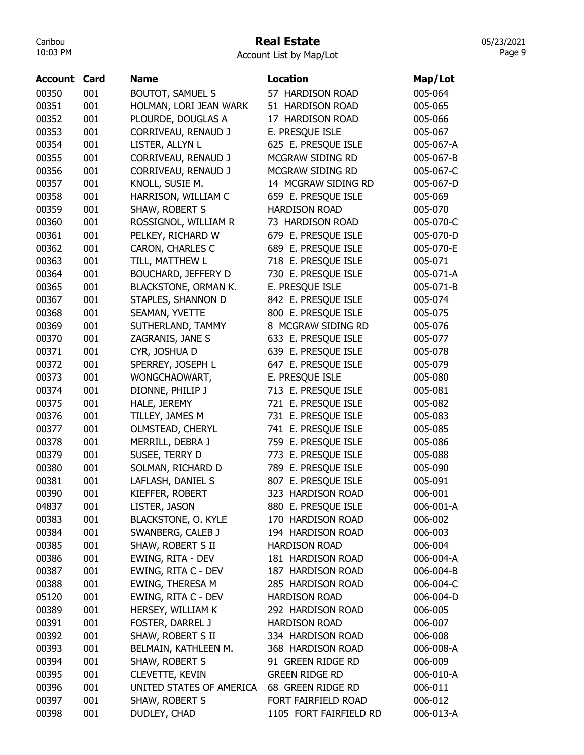# Real Estate

Account List by Map/Lot

| Account | Card | Name | Location | Map/Lot |
|---|---|---|---|---|
| 00350 | 001 | BOUTOT, SAMUEL S | 57 HARDISON ROAD | 005-064 |
| 00351 | 001 | HOLMAN, LORI JEAN WARK | 51 HARDISON ROAD | 005-065 |
| 00352 | 001 | PLOURDE, DOUGLAS A | 17 HARDISON ROAD | 005-066 |
| 00353 | 001 | CORRIVEAU, RENAUD J | E. PRESQUE ISLE | 005-067 |
| 00354 | 001 | LISTER, ALLYN L | 625 E. PRESQUE ISLE | 005-067-A |
| 00355 | 001 | CORRIVEAU, RENAUD J | MCGRAW SIDING RD | 005-067-B |
| 00356 | 001 | CORRIVEAU, RENAUD J | MCGRAW SIDING RD | 005-067-C |
| 00357 | 001 | KNOLL, SUSIE M. | 14 MCGRAW SIDING RD | 005-067-D |
| 00358 | 001 | HARRISON, WILLIAM C | 659 E. PRESQUE ISLE | 005-069 |
| 00359 | 001 | SHAW, ROBERT S | HARDISON ROAD | 005-070 |
| 00360 | 001 | ROSSIGNOL, WILLIAM R | 73 HARDISON ROAD | 005-070-C |
| 00361 | 001 | PELKEY, RICHARD W | 679 E. PRESQUE ISLE | 005-070-D |
| 00362 | 001 | CARON, CHARLES C | 689 E. PRESQUE ISLE | 005-070-E |
| 00363 | 001 | TILL, MATTHEW L | 718 E. PRESQUE ISLE | 005-071 |
| 00364 | 001 | BOUCHARD, JEFFERY D | 730 E. PRESQUE ISLE | 005-071-A |
| 00365 | 001 | BLACKSTONE, ORMAN K. | E. PRESQUE ISLE | 005-071-B |
| 00367 | 001 | STAPLES, SHANNON D | 842 E. PRESQUE ISLE | 005-074 |
| 00368 | 001 | SEAMAN, YVETTE | 800 E. PRESQUE ISLE | 005-075 |
| 00369 | 001 | SUTHERLAND, TAMMY | 8 MCGRAW SIDING RD | 005-076 |
| 00370 | 001 | ZAGRANIS, JANE S | 633 E. PRESQUE ISLE | 005-077 |
| 00371 | 001 | CYR, JOSHUA D | 639 E. PRESQUE ISLE | 005-078 |
| 00372 | 001 | SPERREY, JOSEPH L | 647 E. PRESQUE ISLE | 005-079 |
| 00373 | 001 | WONGCHAOWART, | E. PRESQUE ISLE | 005-080 |
| 00374 | 001 | DIONNE, PHILIP J | 713 E. PRESQUE ISLE | 005-081 |
| 00375 | 001 | HALE, JEREMY | 721 E. PRESQUE ISLE | 005-082 |
| 00376 | 001 | TILLEY, JAMES M | 731 E. PRESQUE ISLE | 005-083 |
| 00377 | 001 | OLMSTEAD, CHERYL | 741 E. PRESQUE ISLE | 005-085 |
| 00378 | 001 | MERRILL, DEBRA J | 759 E. PRESQUE ISLE | 005-086 |
| 00379 | 001 | SUSEE, TERRY D | 773 E. PRESQUE ISLE | 005-088 |
| 00380 | 001 | SOLMAN, RICHARD D | 789 E. PRESQUE ISLE | 005-090 |
| 00381 | 001 | LAFLASH, DANIEL S | 807 E. PRESQUE ISLE | 005-091 |
| 00390 | 001 | KIEFFER, ROBERT | 323 HARDISON ROAD | 006-001 |
| 04837 | 001 | LISTER, JASON | 880 E. PRESQUE ISLE | 006-001-A |
| 00383 | 001 | BLACKSTONE, O. KYLE | 170 HARDISON ROAD | 006-002 |
| 00384 | 001 | SWANBERG, CALEB J | 194 HARDISON ROAD | 006-003 |
| 00385 | 001 | SHAW, ROBERT S II | HARDISON ROAD | 006-004 |
| 00386 | 001 | EWING, RITA - DEV | 181 HARDISON ROAD | 006-004-A |
| 00387 | 001 | EWING, RITA C - DEV | 187 HARDISON ROAD | 006-004-B |
| 00388 | 001 | EWING, THERESA M | 285 HARDISON ROAD | 006-004-C |
| 05120 | 001 | EWING, RITA C - DEV | HARDISON ROAD | 006-004-D |
| 00389 | 001 | HERSEY, WILLIAM K | 292 HARDISON ROAD | 006-005 |
| 00391 | 001 | FOSTER, DARREL J | HARDISON ROAD | 006-007 |
| 00392 | 001 | SHAW, ROBERT S II | 334 HARDISON ROAD | 006-008 |
| 00393 | 001 | BELMAIN, KATHLEEN M. | 368 HARDISON ROAD | 006-008-A |
| 00394 | 001 | SHAW, ROBERT S | 91 GREEN RIDGE RD | 006-009 |
| 00395 | 001 | CLEVETTE, KEVIN | GREEN RIDGE RD | 006-010-A |
| 00396 | 001 | UNITED STATES OF AMERICA | 68 GREEN RIDGE RD | 006-011 |
| 00397 | 001 | SHAW, ROBERT S | FORT FAIRFIELD ROAD | 006-012 |
| 00398 | 001 | DUDLEY, CHAD | 1105 FORT FAIRFIELD RD | 006-013-A |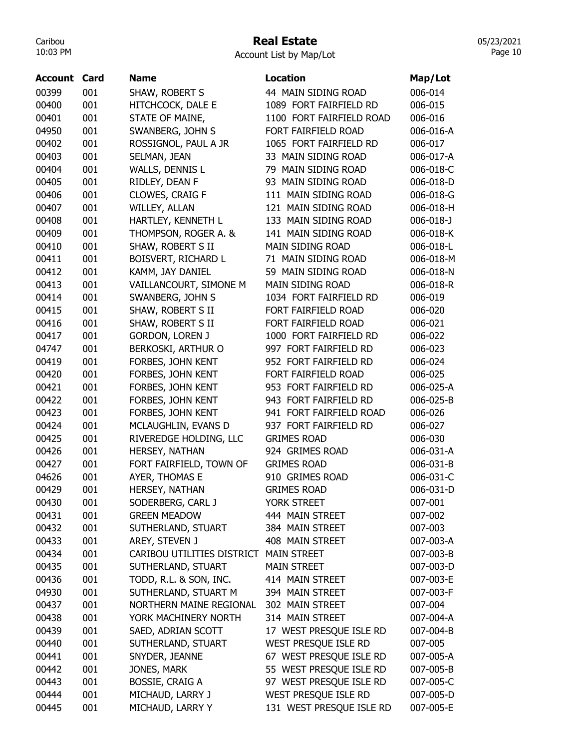# Real Estate

Account List by Map/Lot

| Account | Card | Name | Location | Map/Lot |
|---|---|---|---|---|
| 00399 | 001 | SHAW, ROBERT S | 44 MAIN SIDING ROAD | 006-014 |
| 00400 | 001 | HITCHCOCK, DALE E | 1089 FORT FAIRFIELD RD | 006-015 |
| 00401 | 001 | STATE OF MAINE, | 1100 FORT FAIRFIELD ROAD | 006-016 |
| 04950 | 001 | SWANBERG, JOHN S | FORT FAIRFIELD ROAD | 006-016-A |
| 00402 | 001 | ROSSIGNOL, PAUL A JR | 1065 FORT FAIRFIELD RD | 006-017 |
| 00403 | 001 | SELMAN, JEAN | 33 MAIN SIDING ROAD | 006-017-A |
| 00404 | 001 | WALLS, DENNIS L | 79 MAIN SIDING ROAD | 006-018-C |
| 00405 | 001 | RIDLEY, DEAN F | 93 MAIN SIDING ROAD | 006-018-D |
| 00406 | 001 | CLOWES, CRAIG F | 111 MAIN SIDING ROAD | 006-018-G |
| 00407 | 001 | WILLEY, ALLAN | 121 MAIN SIDING ROAD | 006-018-H |
| 00408 | 001 | HARTLEY, KENNETH L | 133 MAIN SIDING ROAD | 006-018-J |
| 00409 | 001 | THOMPSON, ROGER A. & | 141 MAIN SIDING ROAD | 006-018-K |
| 00410 | 001 | SHAW, ROBERT S II | MAIN SIDING ROAD | 006-018-L |
| 00411 | 001 | BOISVERT, RICHARD L | 71 MAIN SIDING ROAD | 006-018-M |
| 00412 | 001 | KAMM, JAY DANIEL | 59 MAIN SIDING ROAD | 006-018-N |
| 00413 | 001 | VAILLANCOURT, SIMONE M | MAIN SIDING ROAD | 006-018-R |
| 00414 | 001 | SWANBERG, JOHN S | 1034 FORT FAIRFIELD RD | 006-019 |
| 00415 | 001 | SHAW, ROBERT S II | FORT FAIRFIELD ROAD | 006-020 |
| 00416 | 001 | SHAW, ROBERT S II | FORT FAIRFIELD ROAD | 006-021 |
| 00417 | 001 | GORDON, LOREN J | 1000 FORT FAIRFIELD RD | 006-022 |
| 04747 | 001 | BERKOSKI, ARTHUR O | 997 FORT FAIRFIELD RD | 006-023 |
| 00419 | 001 | FORBES, JOHN KENT | 952 FORT FAIRFIELD RD | 006-024 |
| 00420 | 001 | FORBES, JOHN KENT | FORT FAIRFIELD ROAD | 006-025 |
| 00421 | 001 | FORBES, JOHN KENT | 953 FORT FAIRFIELD RD | 006-025-A |
| 00422 | 001 | FORBES, JOHN KENT | 943 FORT FAIRFIELD RD | 006-025-B |
| 00423 | 001 | FORBES, JOHN KENT | 941 FORT FAIRFIELD ROAD | 006-026 |
| 00424 | 001 | MCLAUGHLIN, EVANS D | 937 FORT FAIRFIELD RD | 006-027 |
| 00425 | 001 | RIVEREDGE HOLDING, LLC | GRIMES ROAD | 006-030 |
| 00426 | 001 | HERSEY, NATHAN | 924 GRIMES ROAD | 006-031-A |
| 00427 | 001 | FORT FAIRFIELD, TOWN OF | GRIMES ROAD | 006-031-B |
| 04626 | 001 | AYER, THOMAS E | 910 GRIMES ROAD | 006-031-C |
| 00429 | 001 | HERSEY, NATHAN | GRIMES ROAD | 006-031-D |
| 00430 | 001 | SODERBERG, CARL J | YORK STREET | 007-001 |
| 00431 | 001 | GREEN MEADOW | 444 MAIN STREET | 007-002 |
| 00432 | 001 | SUTHERLAND, STUART | 384 MAIN STREET | 007-003 |
| 00433 | 001 | AREY, STEVEN J | 408 MAIN STREET | 007-003-A |
| 00434 | 001 | CARIBOU UTILITIES DISTRICT | MAIN STREET | 007-003-B |
| 00435 | 001 | SUTHERLAND, STUART | MAIN STREET | 007-003-D |
| 00436 | 001 | TODD, R.L. & SON, INC. | 414 MAIN STREET | 007-003-E |
| 04930 | 001 | SUTHERLAND, STUART M | 394 MAIN STREET | 007-003-F |
| 00437 | 001 | NORTHERN MAINE REGIONAL | 302 MAIN STREET | 007-004 |
| 00438 | 001 | YORK MACHINERY NORTH | 314 MAIN STREET | 007-004-A |
| 00439 | 001 | SAED, ADRIAN SCOTT | 17 WEST PRESQUE ISLE RD | 007-004-B |
| 00440 | 001 | SUTHERLAND, STUART | WEST PRESQUE ISLE RD | 007-005 |
| 00441 | 001 | SNYDER, JEANNE | 67 WEST PRESQUE ISLE RD | 007-005-A |
| 00442 | 001 | JONES, MARK | 55 WEST PRESQUE ISLE RD | 007-005-B |
| 00443 | 001 | BOSSIE, CRAIG A | 97 WEST PRESQUE ISLE RD | 007-005-C |
| 00444 | 001 | MICHAUD, LARRY J | WEST PRESQUE ISLE RD | 007-005-D |
| 00445 | 001 | MICHAUD, LARRY Y | 131 WEST PRESQUE ISLE RD | 007-005-E |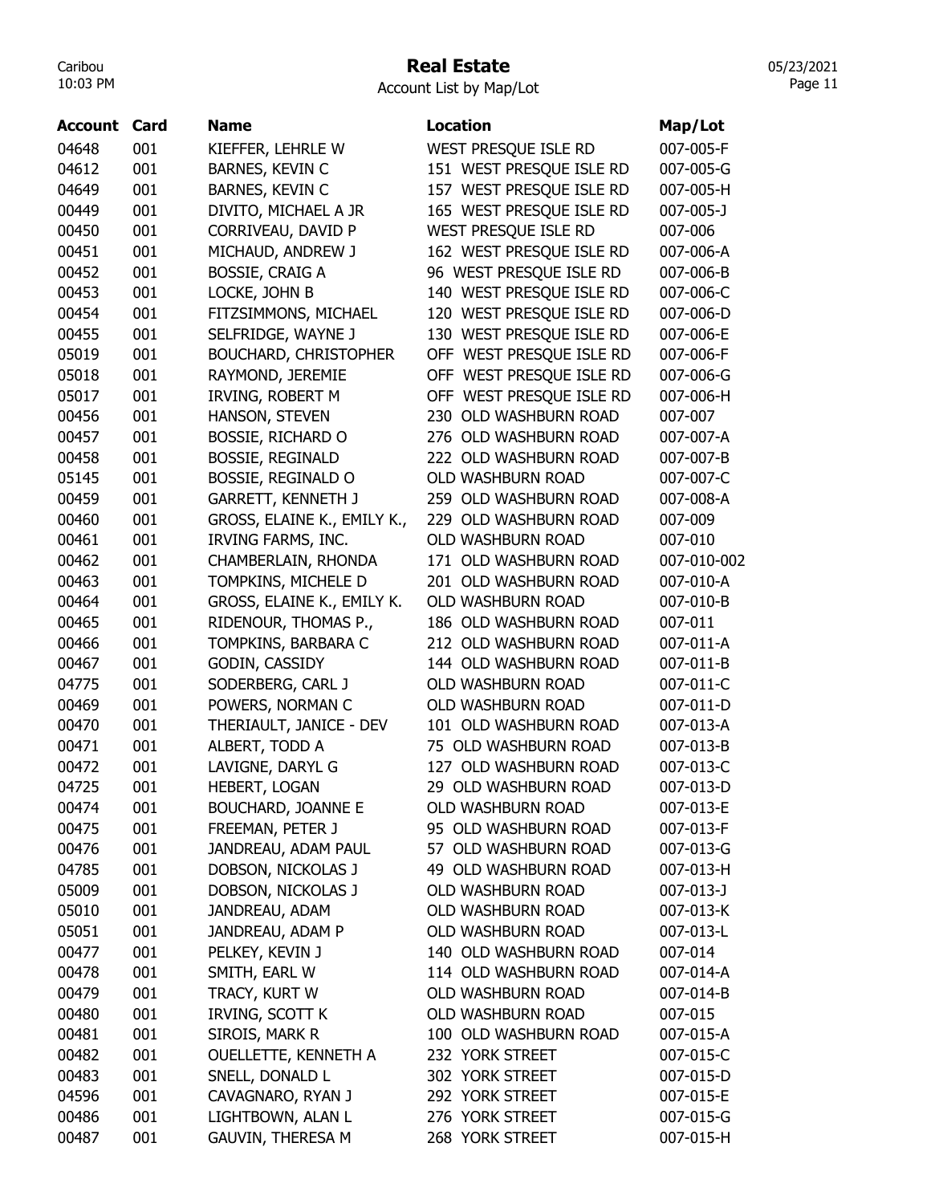# Real Estate

Account List by Map/Lot

| Account | Card | Name | Location | Map/Lot |
|---|---|---|---|---|
| 04648 | 001 | KIEFFER, LEHRLE W | WEST PRESQUE ISLE RD | 007-005-F |
| 04612 | 001 | BARNES, KEVIN C | 151 WEST PRESQUE ISLE RD | 007-005-G |
| 04649 | 001 | BARNES, KEVIN C | 157 WEST PRESQUE ISLE RD | 007-005-H |
| 00449 | 001 | DIVITO, MICHAEL A JR | 165 WEST PRESQUE ISLE RD | 007-005-J |
| 00450 | 001 | CORRIVEAU, DAVID P | WEST PRESQUE ISLE RD | 007-006 |
| 00451 | 001 | MICHAUD, ANDREW J | 162 WEST PRESQUE ISLE RD | 007-006-A |
| 00452 | 001 | BOSSIE, CRAIG A | 96 WEST PRESQUE ISLE RD | 007-006-B |
| 00453 | 001 | LOCKE, JOHN B | 140 WEST PRESQUE ISLE RD | 007-006-C |
| 00454 | 001 | FITZSIMMONS, MICHAEL | 120 WEST PRESQUE ISLE RD | 007-006-D |
| 00455 | 001 | SELFRIDGE, WAYNE J | 130 WEST PRESQUE ISLE RD | 007-006-E |
| 05019 | 001 | BOUCHARD, CHRISTOPHER | OFF WEST PRESQUE ISLE RD | 007-006-F |
| 05018 | 001 | RAYMOND, JEREMIE | OFF WEST PRESQUE ISLE RD | 007-006-G |
| 05017 | 001 | IRVING, ROBERT M | OFF WEST PRESQUE ISLE RD | 007-006-H |
| 00456 | 001 | HANSON, STEVEN | 230 OLD WASHBURN ROAD | 007-007 |
| 00457 | 001 | BOSSIE, RICHARD O | 276 OLD WASHBURN ROAD | 007-007-A |
| 00458 | 001 | BOSSIE, REGINALD | 222 OLD WASHBURN ROAD | 007-007-B |
| 05145 | 001 | BOSSIE, REGINALD O | OLD WASHBURN ROAD | 007-007-C |
| 00459 | 001 | GARRETT, KENNETH J | 259 OLD WASHBURN ROAD | 007-008-A |
| 00460 | 001 | GROSS, ELAINE K., EMILY K., | 229 OLD WASHBURN ROAD | 007-009 |
| 00461 | 001 | IRVING FARMS, INC. | OLD WASHBURN ROAD | 007-010 |
| 00462 | 001 | CHAMBERLAIN, RHONDA | 171 OLD WASHBURN ROAD | 007-010-002 |
| 00463 | 001 | TOMPKINS, MICHELE D | 201 OLD WASHBURN ROAD | 007-010-A |
| 00464 | 001 | GROSS, ELAINE K., EMILY K. | OLD WASHBURN ROAD | 007-010-B |
| 00465 | 001 | RIDENOUR, THOMAS P., | 186 OLD WASHBURN ROAD | 007-011 |
| 00466 | 001 | TOMPKINS, BARBARA C | 212 OLD WASHBURN ROAD | 007-011-A |
| 00467 | 001 | GODIN, CASSIDY | 144 OLD WASHBURN ROAD | 007-011-B |
| 04775 | 001 | SODERBERG, CARL J | OLD WASHBURN ROAD | 007-011-C |
| 00469 | 001 | POWERS, NORMAN C | OLD WASHBURN ROAD | 007-011-D |
| 00470 | 001 | THERIAULT, JANICE - DEV | 101 OLD WASHBURN ROAD | 007-013-A |
| 00471 | 001 | ALBERT, TODD A | 75 OLD WASHBURN ROAD | 007-013-B |
| 00472 | 001 | LAVIGNE, DARYL G | 127 OLD WASHBURN ROAD | 007-013-C |
| 04725 | 001 | HEBERT, LOGAN | 29 OLD WASHBURN ROAD | 007-013-D |
| 00474 | 001 | BOUCHARD, JOANNE E | OLD WASHBURN ROAD | 007-013-E |
| 00475 | 001 | FREEMAN, PETER J | 95 OLD WASHBURN ROAD | 007-013-F |
| 00476 | 001 | JANDREAU, ADAM PAUL | 57 OLD WASHBURN ROAD | 007-013-G |
| 04785 | 001 | DOBSON, NICKOLAS J | 49 OLD WASHBURN ROAD | 007-013-H |
| 05009 | 001 | DOBSON, NICKOLAS J | OLD WASHBURN ROAD | 007-013-J |
| 05010 | 001 | JANDREAU, ADAM | OLD WASHBURN ROAD | 007-013-K |
| 05051 | 001 | JANDREAU, ADAM P | OLD WASHBURN ROAD | 007-013-L |
| 00477 | 001 | PELKEY, KEVIN J | 140 OLD WASHBURN ROAD | 007-014 |
| 00478 | 001 | SMITH, EARL W | 114 OLD WASHBURN ROAD | 007-014-A |
| 00479 | 001 | TRACY, KURT W | OLD WASHBURN ROAD | 007-014-B |
| 00480 | 001 | IRVING, SCOTT K | OLD WASHBURN ROAD | 007-015 |
| 00481 | 001 | SIROIS, MARK R | 100 OLD WASHBURN ROAD | 007-015-A |
| 00482 | 001 | OUELLETTE, KENNETH A | 232 YORK STREET | 007-015-C |
| 00483 | 001 | SNELL, DONALD L | 302 YORK STREET | 007-015-D |
| 04596 | 001 | CAVAGNARO, RYAN J | 292 YORK STREET | 007-015-E |
| 00486 | 001 | LIGHTBOWN, ALAN L | 276 YORK STREET | 007-015-G |
| 00487 | 001 | GAUVIN, THERESA M | 268 YORK STREET | 007-015-H |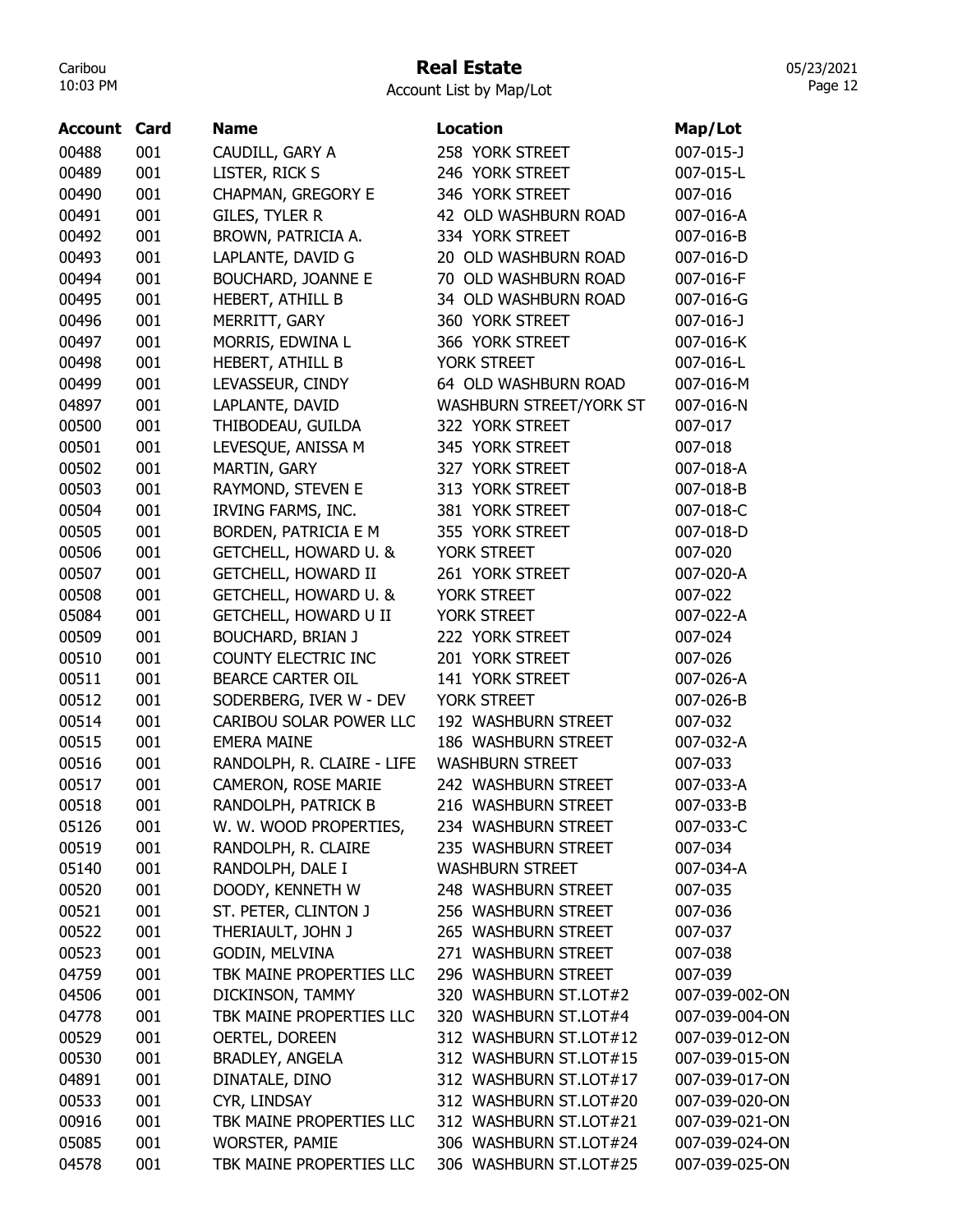# Real Estate

Account List by Map/Lot

| Account | Card | Name | Location | Map/Lot |
|---|---|---|---|---|
| 00488 | 001 | CAUDILL, GARY A | 258 YORK STREET | 007-015-J |
| 00489 | 001 | LISTER, RICK S | 246 YORK STREET | 007-015-L |
| 00490 | 001 | CHAPMAN, GREGORY E | 346 YORK STREET | 007-016 |
| 00491 | 001 | GILES, TYLER R | 42 OLD WASHBURN ROAD | 007-016-A |
| 00492 | 001 | BROWN, PATRICIA A. | 334 YORK STREET | 007-016-B |
| 00493 | 001 | LAPLANTE, DAVID G | 20 OLD WASHBURN ROAD | 007-016-D |
| 00494 | 001 | BOUCHARD, JOANNE E | 70 OLD WASHBURN ROAD | 007-016-F |
| 00495 | 001 | HEBERT, ATHILL B | 34 OLD WASHBURN ROAD | 007-016-G |
| 00496 | 001 | MERRITT, GARY | 360 YORK STREET | 007-016-J |
| 00497 | 001 | MORRIS, EDWINA L | 366 YORK STREET | 007-016-K |
| 00498 | 001 | HEBERT, ATHILL B | YORK STREET | 007-016-L |
| 00499 | 001 | LEVASSEUR, CINDY | 64 OLD WASHBURN ROAD | 007-016-M |
| 04897 | 001 | LAPLANTE, DAVID | WASHBURN STREET/YORK ST | 007-016-N |
| 00500 | 001 | THIBODEAU, GUILDA | 322 YORK STREET | 007-017 |
| 00501 | 001 | LEVESQUE, ANISSA M | 345 YORK STREET | 007-018 |
| 00502 | 001 | MARTIN, GARY | 327 YORK STREET | 007-018-A |
| 00503 | 001 | RAYMOND, STEVEN E | 313 YORK STREET | 007-018-B |
| 00504 | 001 | IRVING FARMS, INC. | 381 YORK STREET | 007-018-C |
| 00505 | 001 | BORDEN, PATRICIA E M | 355 YORK STREET | 007-018-D |
| 00506 | 001 | GETCHELL, HOWARD U. & | YORK STREET | 007-020 |
| 00507 | 001 | GETCHELL, HOWARD II | 261 YORK STREET | 007-020-A |
| 00508 | 001 | GETCHELL, HOWARD U. & | YORK STREET | 007-022 |
| 05084 | 001 | GETCHELL, HOWARD U II | YORK STREET | 007-022-A |
| 00509 | 001 | BOUCHARD, BRIAN J | 222 YORK STREET | 007-024 |
| 00510 | 001 | COUNTY ELECTRIC INC | 201 YORK STREET | 007-026 |
| 00511 | 001 | BEARCE CARTER OIL | 141 YORK STREET | 007-026-A |
| 00512 | 001 | SODERBERG, IVER W - DEV | YORK STREET | 007-026-B |
| 00514 | 001 | CARIBOU SOLAR POWER LLC | 192 WASHBURN STREET | 007-032 |
| 00515 | 001 | EMERA MAINE | 186 WASHBURN STREET | 007-032-A |
| 00516 | 001 | RANDOLPH, R. CLAIRE - LIFE | WASHBURN STREET | 007-033 |
| 00517 | 001 | CAMERON, ROSE MARIE | 242 WASHBURN STREET | 007-033-A |
| 00518 | 001 | RANDOLPH, PATRICK B | 216 WASHBURN STREET | 007-033-B |
| 05126 | 001 | W. W. WOOD PROPERTIES, | 234 WASHBURN STREET | 007-033-C |
| 00519 | 001 | RANDOLPH, R. CLAIRE | 235 WASHBURN STREET | 007-034 |
| 05140 | 001 | RANDOLPH, DALE I | WASHBURN STREET | 007-034-A |
| 00520 | 001 | DOODY, KENNETH W | 248 WASHBURN STREET | 007-035 |
| 00521 | 001 | ST. PETER, CLINTON J | 256 WASHBURN STREET | 007-036 |
| 00522 | 001 | THERIAULT, JOHN J | 265 WASHBURN STREET | 007-037 |
| 00523 | 001 | GODIN, MELVINA | 271 WASHBURN STREET | 007-038 |
| 04759 | 001 | TBK MAINE PROPERTIES LLC | 296 WASHBURN STREET | 007-039 |
| 04506 | 001 | DICKINSON, TAMMY | 320 WASHBURN ST.LOT#2 | 007-039-002-ON |
| 04778 | 001 | TBK MAINE PROPERTIES LLC | 320 WASHBURN ST.LOT#4 | 007-039-004-ON |
| 00529 | 001 | OERTEL, DOREEN | 312 WASHBURN ST.LOT#12 | 007-039-012-ON |
| 00530 | 001 | BRADLEY, ANGELA | 312 WASHBURN ST.LOT#15 | 007-039-015-ON |
| 04891 | 001 | DINATALE, DINO | 312 WASHBURN ST.LOT#17 | 007-039-017-ON |
| 00533 | 001 | CYR, LINDSAY | 312 WASHBURN ST.LOT#20 | 007-039-020-ON |
| 00916 | 001 | TBK MAINE PROPERTIES LLC | 312 WASHBURN ST.LOT#21 | 007-039-021-ON |
| 05085 | 001 | WORSTER, PAMIE | 306 WASHBURN ST.LOT#24 | 007-039-024-ON |
| 04578 | 001 | TBK MAINE PROPERTIES LLC | 306 WASHBURN ST.LOT#25 | 007-039-025-ON |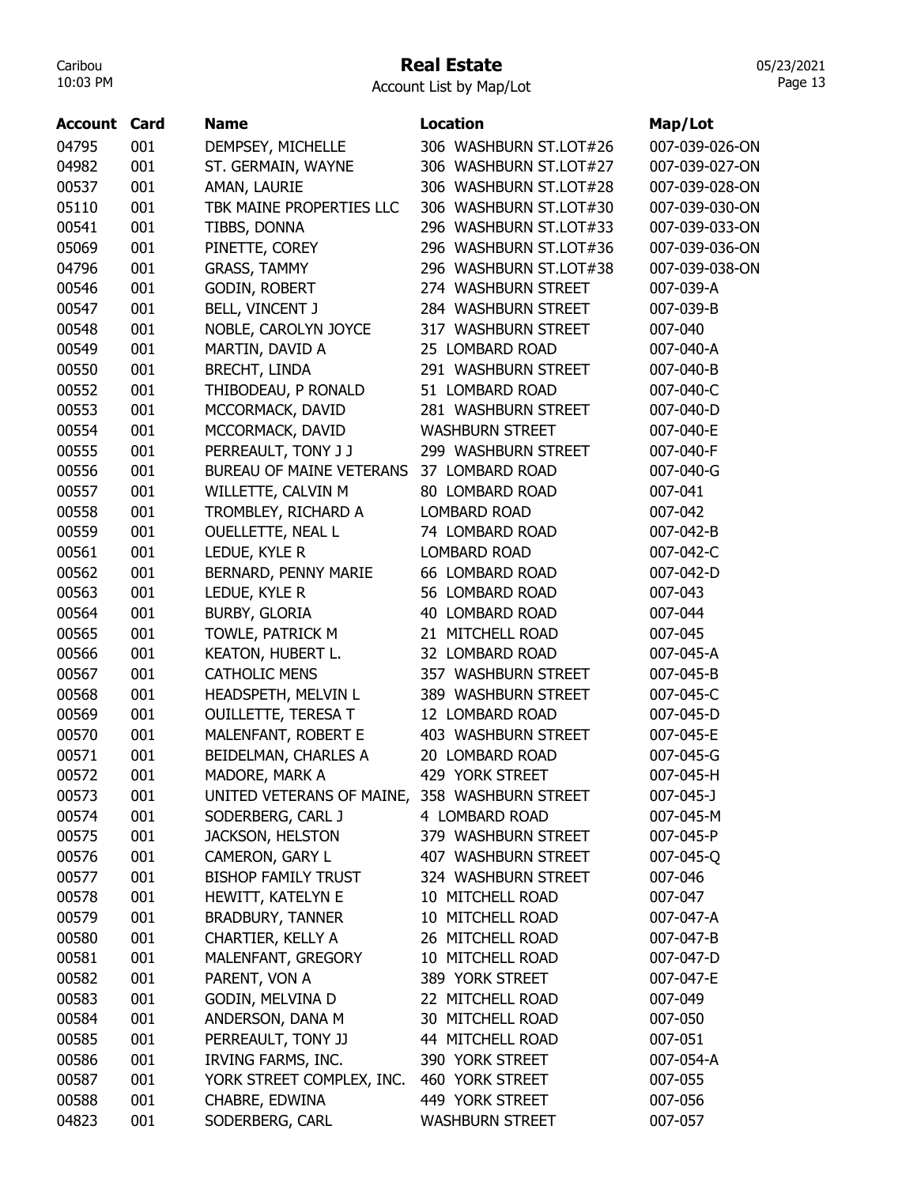# Real Estate

Account List by Map/Lot

| Account | Card | Name | Location | Map/Lot |
|---|---|---|---|---|
| 04795 | 001 | DEMPSEY, MICHELLE | 306 WASHBURN ST.LOT#26 | 007-039-026-ON |
| 04982 | 001 | ST. GERMAIN, WAYNE | 306 WASHBURN ST.LOT#27 | 007-039-027-ON |
| 00537 | 001 | AMAN, LAURIE | 306 WASHBURN ST.LOT#28 | 007-039-028-ON |
| 05110 | 001 | TBK MAINE PROPERTIES LLC | 306 WASHBURN ST.LOT#30 | 007-039-030-ON |
| 00541 | 001 | TIBBS, DONNA | 296 WASHBURN ST.LOT#33 | 007-039-033-ON |
| 05069 | 001 | PINETTE, COREY | 296 WASHBURN ST.LOT#36 | 007-039-036-ON |
| 04796 | 001 | GRASS, TAMMY | 296 WASHBURN ST.LOT#38 | 007-039-038-ON |
| 00546 | 001 | GODIN, ROBERT | 274 WASHBURN STREET | 007-039-A |
| 00547 | 001 | BELL, VINCENT J | 284 WASHBURN STREET | 007-039-B |
| 00548 | 001 | NOBLE, CAROLYN JOYCE | 317 WASHBURN STREET | 007-040 |
| 00549 | 001 | MARTIN, DAVID A | 25 LOMBARD ROAD | 007-040-A |
| 00550 | 001 | BRECHT, LINDA | 291 WASHBURN STREET | 007-040-B |
| 00552 | 001 | THIBODEAU, P RONALD | 51 LOMBARD ROAD | 007-040-C |
| 00553 | 001 | MCCORMACK, DAVID | 281 WASHBURN STREET | 007-040-D |
| 00554 | 001 | MCCORMACK, DAVID | WASHBURN STREET | 007-040-E |
| 00555 | 001 | PERREAULT, TONY J J | 299 WASHBURN STREET | 007-040-F |
| 00556 | 001 | BUREAU OF MAINE VETERANS | 37 LOMBARD ROAD | 007-040-G |
| 00557 | 001 | WILLETTE, CALVIN M | 80 LOMBARD ROAD | 007-041 |
| 00558 | 001 | TROMBLEY, RICHARD A | LOMBARD ROAD | 007-042 |
| 00559 | 001 | OUELLETTE, NEAL L | 74 LOMBARD ROAD | 007-042-B |
| 00561 | 001 | LEDUE, KYLE R | LOMBARD ROAD | 007-042-C |
| 00562 | 001 | BERNARD, PENNY MARIE | 66 LOMBARD ROAD | 007-042-D |
| 00563 | 001 | LEDUE, KYLE R | 56 LOMBARD ROAD | 007-043 |
| 00564 | 001 | BURBY, GLORIA | 40 LOMBARD ROAD | 007-044 |
| 00565 | 001 | TOWLE, PATRICK M | 21 MITCHELL ROAD | 007-045 |
| 00566 | 001 | KEATON, HUBERT L. | 32 LOMBARD ROAD | 007-045-A |
| 00567 | 001 | CATHOLIC MENS | 357 WASHBURN STREET | 007-045-B |
| 00568 | 001 | HEADSPETH, MELVIN L | 389 WASHBURN STREET | 007-045-C |
| 00569 | 001 | OUILLETTE, TERESA T | 12 LOMBARD ROAD | 007-045-D |
| 00570 | 001 | MALENFANT, ROBERT E | 403 WASHBURN STREET | 007-045-E |
| 00571 | 001 | BEIDELMAN, CHARLES A | 20 LOMBARD ROAD | 007-045-G |
| 00572 | 001 | MADORE, MARK A | 429 YORK STREET | 007-045-H |
| 00573 | 001 | UNITED VETERANS OF MAINE, | 358 WASHBURN STREET | 007-045-J |
| 00574 | 001 | SODERBERG, CARL J | 4 LOMBARD ROAD | 007-045-M |
| 00575 | 001 | JACKSON, HELSTON | 379 WASHBURN STREET | 007-045-P |
| 00576 | 001 | CAMERON, GARY L | 407 WASHBURN STREET | 007-045-Q |
| 00577 | 001 | BISHOP FAMILY TRUST | 324 WASHBURN STREET | 007-046 |
| 00578 | 001 | HEWITT, KATELYN E | 10 MITCHELL ROAD | 007-047 |
| 00579 | 001 | BRADBURY, TANNER | 10 MITCHELL ROAD | 007-047-A |
| 00580 | 001 | CHARTIER, KELLY A | 26 MITCHELL ROAD | 007-047-B |
| 00581 | 001 | MALENFANT, GREGORY | 10 MITCHELL ROAD | 007-047-D |
| 00582 | 001 | PARENT, VON A | 389 YORK STREET | 007-047-E |
| 00583 | 001 | GODIN, MELVINA D | 22 MITCHELL ROAD | 007-049 |
| 00584 | 001 | ANDERSON, DANA M | 30 MITCHELL ROAD | 007-050 |
| 00585 | 001 | PERREAULT, TONY JJ | 44 MITCHELL ROAD | 007-051 |
| 00586 | 001 | IRVING FARMS, INC. | 390 YORK STREET | 007-054-A |
| 00587 | 001 | YORK STREET COMPLEX, INC. | 460 YORK STREET | 007-055 |
| 00588 | 001 | CHABRE, EDWINA | 449 YORK STREET | 007-056 |
| 04823 | 001 | SODERBERG, CARL | WASHBURN STREET | 007-057 |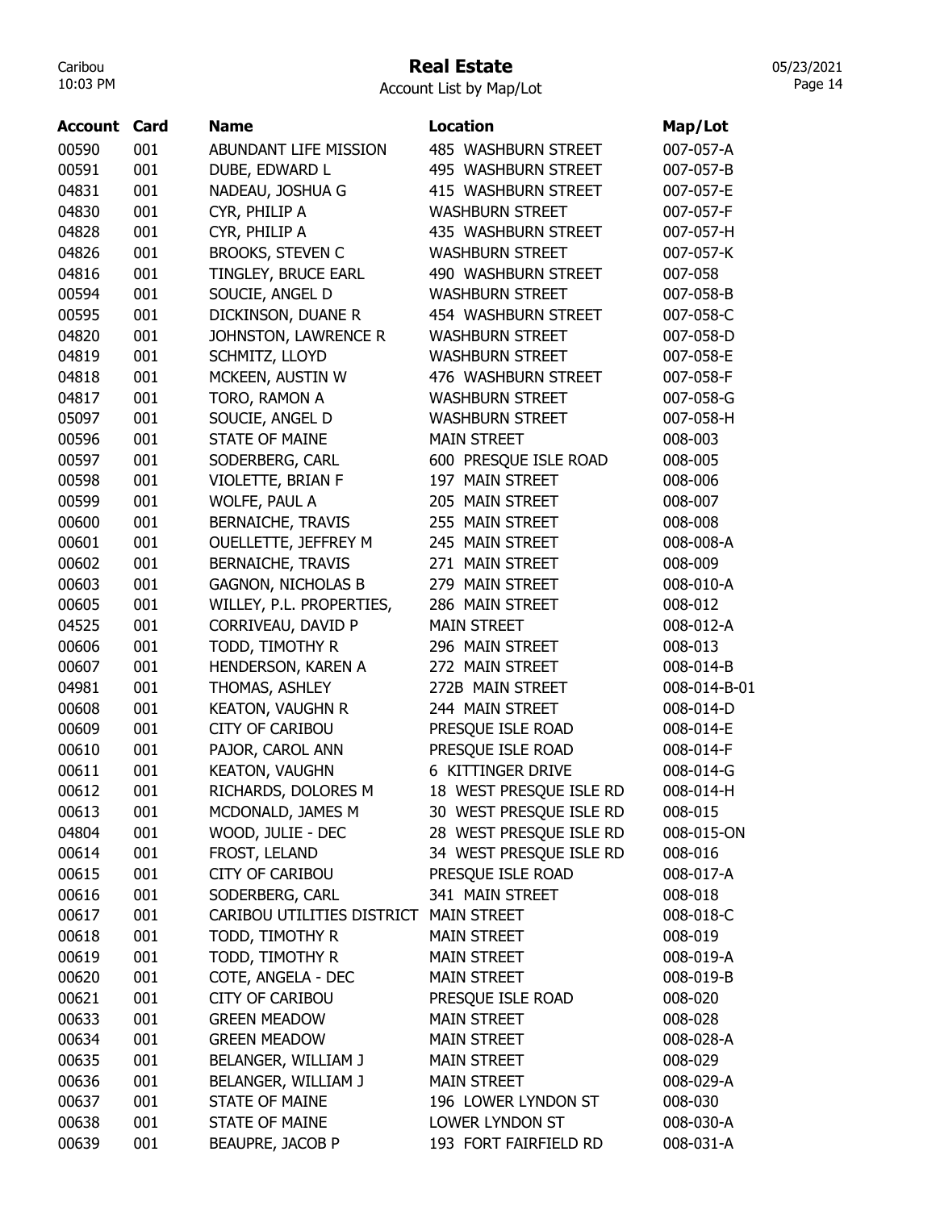# Real Estate

Account List by Map/Lot

| Account | Card | Name | Location | Map/Lot |
|---|---|---|---|---|
| 00590 | 001 | ABUNDANT LIFE MISSION | 485 WASHBURN STREET | 007-057-A |
| 00591 | 001 | DUBE, EDWARD L | 495 WASHBURN STREET | 007-057-B |
| 04831 | 001 | NADEAU, JOSHUA G | 415 WASHBURN STREET | 007-057-E |
| 04830 | 001 | CYR, PHILIP A | WASHBURN STREET | 007-057-F |
| 04828 | 001 | CYR, PHILIP A | 435 WASHBURN STREET | 007-057-H |
| 04826 | 001 | BROOKS, STEVEN C | WASHBURN STREET | 007-057-K |
| 04816 | 001 | TINGLEY, BRUCE EARL | 490 WASHBURN STREET | 007-058 |
| 00594 | 001 | SOUCIE, ANGEL D | WASHBURN STREET | 007-058-B |
| 00595 | 001 | DICKINSON, DUANE R | 454 WASHBURN STREET | 007-058-C |
| 04820 | 001 | JOHNSTON, LAWRENCE R | WASHBURN STREET | 007-058-D |
| 04819 | 001 | SCHMITZ, LLOYD | WASHBURN STREET | 007-058-E |
| 04818 | 001 | MCKEEN, AUSTIN W | 476 WASHBURN STREET | 007-058-F |
| 04817 | 001 | TORO, RAMON A | WASHBURN STREET | 007-058-G |
| 05097 | 001 | SOUCIE, ANGEL D | WASHBURN STREET | 007-058-H |
| 00596 | 001 | STATE OF MAINE | MAIN STREET | 008-003 |
| 00597 | 001 | SODERBERG, CARL | 600 PRESQUE ISLE ROAD | 008-005 |
| 00598 | 001 | VIOLETTE, BRIAN F | 197 MAIN STREET | 008-006 |
| 00599 | 001 | WOLFE, PAUL A | 205 MAIN STREET | 008-007 |
| 00600 | 001 | BERNAICHE, TRAVIS | 255 MAIN STREET | 008-008 |
| 00601 | 001 | OUELLETTE, JEFFREY M | 245 MAIN STREET | 008-008-A |
| 00602 | 001 | BERNAICHE, TRAVIS | 271 MAIN STREET | 008-009 |
| 00603 | 001 | GAGNON, NICHOLAS B | 279 MAIN STREET | 008-010-A |
| 00605 | 001 | WILLEY, P.L. PROPERTIES, | 286 MAIN STREET | 008-012 |
| 04525 | 001 | CORRIVEAU, DAVID P | MAIN STREET | 008-012-A |
| 00606 | 001 | TODD, TIMOTHY R | 296 MAIN STREET | 008-013 |
| 00607 | 001 | HENDERSON, KAREN A | 272 MAIN STREET | 008-014-B |
| 04981 | 001 | THOMAS, ASHLEY | 272B MAIN STREET | 008-014-B-01 |
| 00608 | 001 | KEATON, VAUGHN R | 244 MAIN STREET | 008-014-D |
| 00609 | 001 | CITY OF CARIBOU | PRESQUE ISLE ROAD | 008-014-E |
| 00610 | 001 | PAJOR, CAROL ANN | PRESQUE ISLE ROAD | 008-014-F |
| 00611 | 001 | KEATON, VAUGHN | 6 KITTINGER DRIVE | 008-014-G |
| 00612 | 001 | RICHARDS, DOLORES M | 18 WEST PRESQUE ISLE RD | 008-014-H |
| 00613 | 001 | MCDONALD, JAMES M | 30 WEST PRESQUE ISLE RD | 008-015 |
| 04804 | 001 | WOOD, JULIE - DEC | 28 WEST PRESQUE ISLE RD | 008-015-ON |
| 00614 | 001 | FROST, LELAND | 34 WEST PRESQUE ISLE RD | 008-016 |
| 00615 | 001 | CITY OF CARIBOU | PRESQUE ISLE ROAD | 008-017-A |
| 00616 | 001 | SODERBERG, CARL | 341 MAIN STREET | 008-018 |
| 00617 | 001 | CARIBOU UTILITIES DISTRICT | MAIN STREET | 008-018-C |
| 00618 | 001 | TODD, TIMOTHY R | MAIN STREET | 008-019 |
| 00619 | 001 | TODD, TIMOTHY R | MAIN STREET | 008-019-A |
| 00620 | 001 | COTE, ANGELA - DEC | MAIN STREET | 008-019-B |
| 00621 | 001 | CITY OF CARIBOU | PRESQUE ISLE ROAD | 008-020 |
| 00633 | 001 | GREEN MEADOW | MAIN STREET | 008-028 |
| 00634 | 001 | GREEN MEADOW | MAIN STREET | 008-028-A |
| 00635 | 001 | BELANGER, WILLIAM J | MAIN STREET | 008-029 |
| 00636 | 001 | BELANGER, WILLIAM J | MAIN STREET | 008-029-A |
| 00637 | 001 | STATE OF MAINE | 196 LOWER LYNDON ST | 008-030 |
| 00638 | 001 | STATE OF MAINE | LOWER LYNDON ST | 008-030-A |
| 00639 | 001 | BEAUPRE, JACOB P | 193 FORT FAIRFIELD RD | 008-031-A |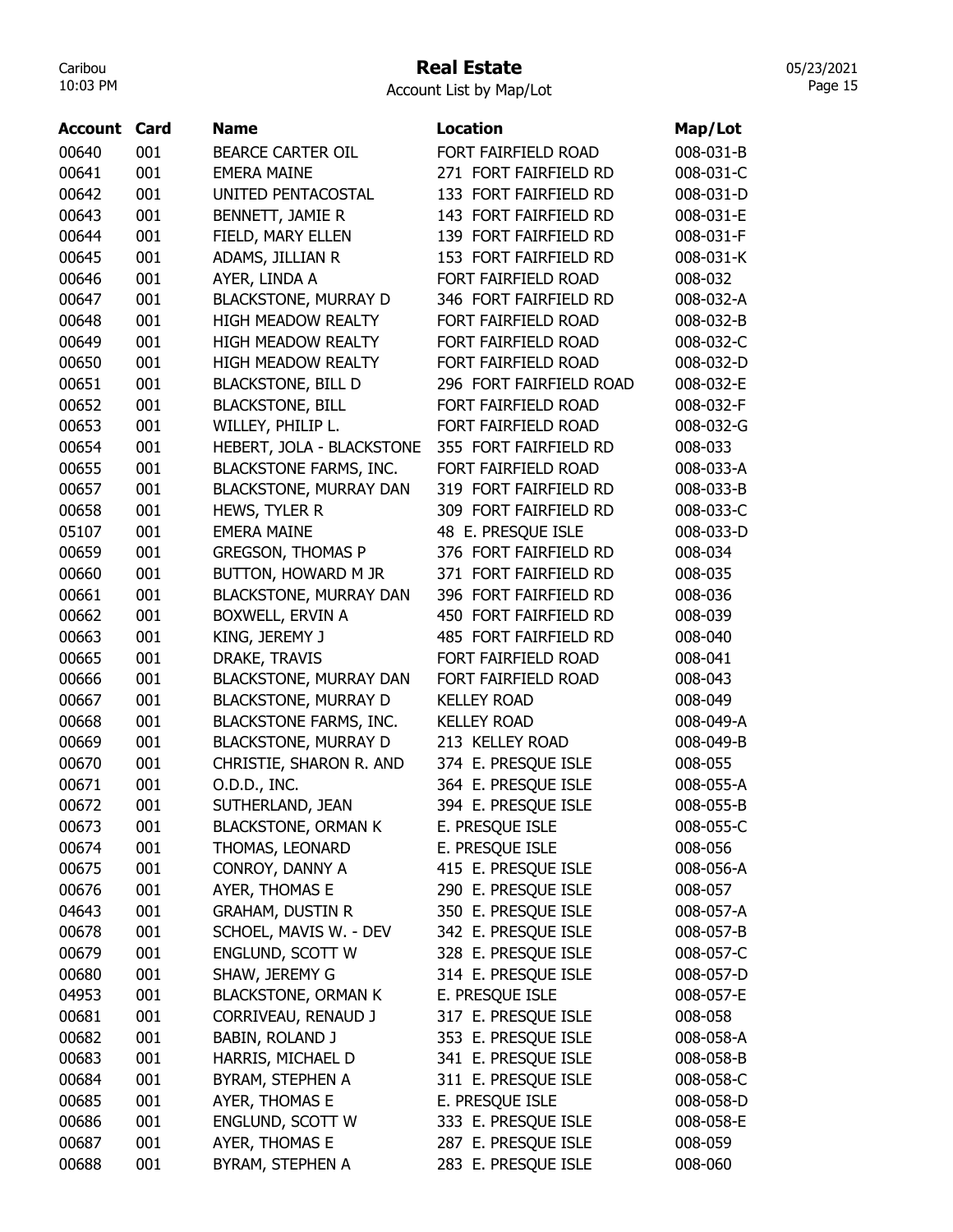# Real Estate

Account List by Map/Lot

| Account | Card | Name | Location | Map/Lot |
|---|---|---|---|---|
| 00640 | 001 | BEARCE CARTER OIL | FORT FAIRFIELD ROAD | 008-031-B |
| 00641 | 001 | EMERA MAINE | 271 FORT FAIRFIELD RD | 008-031-C |
| 00642 | 001 | UNITED PENTACOSTAL | 133 FORT FAIRFIELD RD | 008-031-D |
| 00643 | 001 | BENNETT, JAMIE R | 143 FORT FAIRFIELD RD | 008-031-E |
| 00644 | 001 | FIELD, MARY ELLEN | 139 FORT FAIRFIELD RD | 008-031-F |
| 00645 | 001 | ADAMS, JILLIAN R | 153 FORT FAIRFIELD RD | 008-031-K |
| 00646 | 001 | AYER, LINDA A | FORT FAIRFIELD ROAD | 008-032 |
| 00647 | 001 | BLACKSTONE, MURRAY D | 346 FORT FAIRFIELD RD | 008-032-A |
| 00648 | 001 | HIGH MEADOW REALTY | FORT FAIRFIELD ROAD | 008-032-B |
| 00649 | 001 | HIGH MEADOW REALTY | FORT FAIRFIELD ROAD | 008-032-C |
| 00650 | 001 | HIGH MEADOW REALTY | FORT FAIRFIELD ROAD | 008-032-D |
| 00651 | 001 | BLACKSTONE, BILL D | 296 FORT FAIRFIELD ROAD | 008-032-E |
| 00652 | 001 | BLACKSTONE, BILL | FORT FAIRFIELD ROAD | 008-032-F |
| 00653 | 001 | WILLEY, PHILIP L. | FORT FAIRFIELD ROAD | 008-032-G |
| 00654 | 001 | HEBERT, JOLA - BLACKSTONE | 355 FORT FAIRFIELD RD | 008-033 |
| 00655 | 001 | BLACKSTONE FARMS, INC. | FORT FAIRFIELD ROAD | 008-033-A |
| 00657 | 001 | BLACKSTONE, MURRAY DAN | 319 FORT FAIRFIELD RD | 008-033-B |
| 00658 | 001 | HEWS, TYLER R | 309 FORT FAIRFIELD RD | 008-033-C |
| 05107 | 001 | EMERA MAINE | 48 E. PRESQUE ISLE | 008-033-D |
| 00659 | 001 | GREGSON, THOMAS P | 376 FORT FAIRFIELD RD | 008-034 |
| 00660 | 001 | BUTTON, HOWARD M JR | 371 FORT FAIRFIELD RD | 008-035 |
| 00661 | 001 | BLACKSTONE, MURRAY DAN | 396 FORT FAIRFIELD RD | 008-036 |
| 00662 | 001 | BOXWELL, ERVIN A | 450 FORT FAIRFIELD RD | 008-039 |
| 00663 | 001 | KING, JEREMY J | 485 FORT FAIRFIELD RD | 008-040 |
| 00665 | 001 | DRAKE, TRAVIS | FORT FAIRFIELD ROAD | 008-041 |
| 00666 | 001 | BLACKSTONE, MURRAY DAN | FORT FAIRFIELD ROAD | 008-043 |
| 00667 | 001 | BLACKSTONE, MURRAY D | KELLEY ROAD | 008-049 |
| 00668 | 001 | BLACKSTONE FARMS, INC. | KELLEY ROAD | 008-049-A |
| 00669 | 001 | BLACKSTONE, MURRAY D | 213 KELLEY ROAD | 008-049-B |
| 00670 | 001 | CHRISTIE, SHARON R. AND | 374 E. PRESQUE ISLE | 008-055 |
| 00671 | 001 | O.D.D., INC. | 364 E. PRESQUE ISLE | 008-055-A |
| 00672 | 001 | SUTHERLAND, JEAN | 394 E. PRESQUE ISLE | 008-055-B |
| 00673 | 001 | BLACKSTONE, ORMAN K | E. PRESQUE ISLE | 008-055-C |
| 00674 | 001 | THOMAS, LEONARD | E. PRESQUE ISLE | 008-056 |
| 00675 | 001 | CONROY, DANNY A | 415 E. PRESQUE ISLE | 008-056-A |
| 00676 | 001 | AYER, THOMAS E | 290 E. PRESQUE ISLE | 008-057 |
| 04643 | 001 | GRAHAM, DUSTIN R | 350 E. PRESQUE ISLE | 008-057-A |
| 00678 | 001 | SCHOEL, MAVIS W. - DEV | 342 E. PRESQUE ISLE | 008-057-B |
| 00679 | 001 | ENGLUND, SCOTT W | 328 E. PRESQUE ISLE | 008-057-C |
| 00680 | 001 | SHAW, JEREMY G | 314 E. PRESQUE ISLE | 008-057-D |
| 04953 | 001 | BLACKSTONE, ORMAN K | E. PRESQUE ISLE | 008-057-E |
| 00681 | 001 | CORRIVEAU, RENAUD J | 317 E. PRESQUE ISLE | 008-058 |
| 00682 | 001 | BABIN, ROLAND J | 353 E. PRESQUE ISLE | 008-058-A |
| 00683 | 001 | HARRIS, MICHAEL D | 341 E. PRESQUE ISLE | 008-058-B |
| 00684 | 001 | BYRAM, STEPHEN A | 311 E. PRESQUE ISLE | 008-058-C |
| 00685 | 001 | AYER, THOMAS E | E. PRESQUE ISLE | 008-058-D |
| 00686 | 001 | ENGLUND, SCOTT W | 333 E. PRESQUE ISLE | 008-058-E |
| 00687 | 001 | AYER, THOMAS E | 287 E. PRESQUE ISLE | 008-059 |
| 00688 | 001 | BYRAM, STEPHEN A | 283 E. PRESQUE ISLE | 008-060 |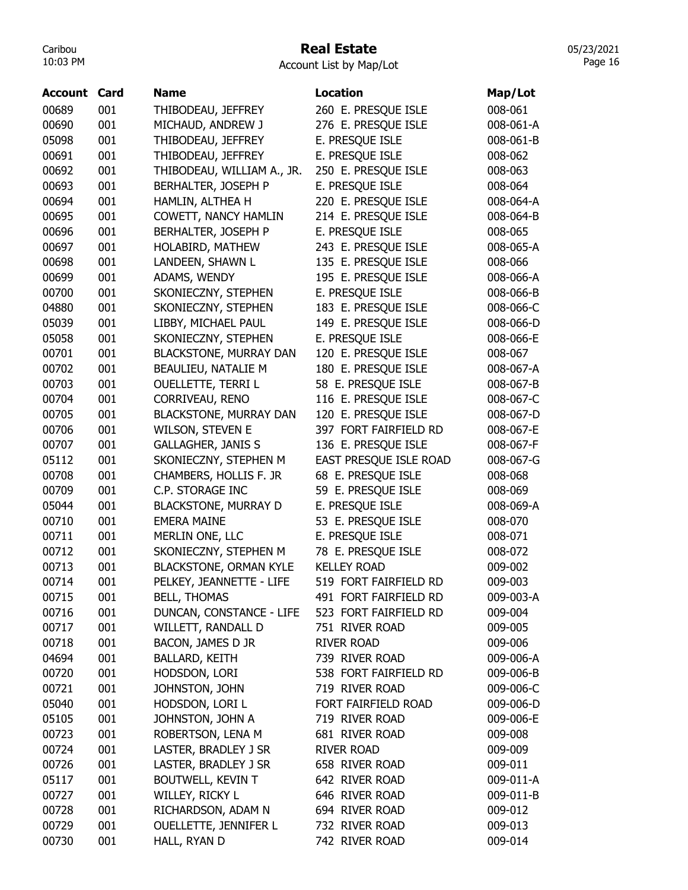# Real Estate

Account List by Map/Lot

| Account | Card | Name | Location | Map/Lot |
|---|---|---|---|---|
| 00689 | 001 | THIBODEAU, JEFFREY | 260 E. PRESQUE ISLE | 008-061 |
| 00690 | 001 | MICHAUD, ANDREW J | 276 E. PRESQUE ISLE | 008-061-A |
| 05098 | 001 | THIBODEAU, JEFFREY | E. PRESQUE ISLE | 008-061-B |
| 00691 | 001 | THIBODEAU, JEFFREY | E. PRESQUE ISLE | 008-062 |
| 00692 | 001 | THIBODEAU, WILLIAM A., JR. | 250 E. PRESQUE ISLE | 008-063 |
| 00693 | 001 | BERHALTER, JOSEPH P | E. PRESQUE ISLE | 008-064 |
| 00694 | 001 | HAMLIN, ALTHEA H | 220 E. PRESQUE ISLE | 008-064-A |
| 00695 | 001 | COWETT, NANCY HAMLIN | 214 E. PRESQUE ISLE | 008-064-B |
| 00696 | 001 | BERHALTER, JOSEPH P | E. PRESQUE ISLE | 008-065 |
| 00697 | 001 | HOLABIRD, MATHEW | 243 E. PRESQUE ISLE | 008-065-A |
| 00698 | 001 | LANDEEN, SHAWN L | 135 E. PRESQUE ISLE | 008-066 |
| 00699 | 001 | ADAMS, WENDY | 195 E. PRESQUE ISLE | 008-066-A |
| 00700 | 001 | SKONIECZNY, STEPHEN | E. PRESQUE ISLE | 008-066-B |
| 04880 | 001 | SKONIECZNY, STEPHEN | 183 E. PRESQUE ISLE | 008-066-C |
| 05039 | 001 | LIBBY, MICHAEL PAUL | 149 E. PRESQUE ISLE | 008-066-D |
| 05058 | 001 | SKONIECZNY, STEPHEN | E. PRESQUE ISLE | 008-066-E |
| 00701 | 001 | BLACKSTONE, MURRAY DAN | 120 E. PRESQUE ISLE | 008-067 |
| 00702 | 001 | BEAULIEU, NATALIE M | 180 E. PRESQUE ISLE | 008-067-A |
| 00703 | 001 | OUELLETTE, TERRI L | 58 E. PRESQUE ISLE | 008-067-B |
| 00704 | 001 | CORRIVEAU, RENO | 116 E. PRESQUE ISLE | 008-067-C |
| 00705 | 001 | BLACKSTONE, MURRAY DAN | 120 E. PRESQUE ISLE | 008-067-D |
| 00706 | 001 | WILSON, STEVEN E | 397 FORT FAIRFIELD RD | 008-067-E |
| 00707 | 001 | GALLAGHER, JANIS S | 136 E. PRESQUE ISLE | 008-067-F |
| 05112 | 001 | SKONIECZNY, STEPHEN M | EAST PRESQUE ISLE ROAD | 008-067-G |
| 00708 | 001 | CHAMBERS, HOLLIS F. JR | 68 E. PRESQUE ISLE | 008-068 |
| 00709 | 001 | C.P. STORAGE INC | 59 E. PRESQUE ISLE | 008-069 |
| 05044 | 001 | BLACKSTONE, MURRAY D | E. PRESQUE ISLE | 008-069-A |
| 00710 | 001 | EMERA MAINE | 53 E. PRESQUE ISLE | 008-070 |
| 00711 | 001 | MERLIN ONE, LLC | E. PRESQUE ISLE | 008-071 |
| 00712 | 001 | SKONIECZNY, STEPHEN M | 78 E. PRESQUE ISLE | 008-072 |
| 00713 | 001 | BLACKSTONE, ORMAN KYLE | KELLEY ROAD | 009-002 |
| 00714 | 001 | PELKEY, JEANNETTE - LIFE | 519 FORT FAIRFIELD RD | 009-003 |
| 00715 | 001 | BELL, THOMAS | 491 FORT FAIRFIELD RD | 009-003-A |
| 00716 | 001 | DUNCAN, CONSTANCE - LIFE | 523 FORT FAIRFIELD RD | 009-004 |
| 00717 | 001 | WILLETT, RANDALL D | 751 RIVER ROAD | 009-005 |
| 00718 | 001 | BACON, JAMES D JR | RIVER ROAD | 009-006 |
| 04694 | 001 | BALLARD, KEITH | 739 RIVER ROAD | 009-006-A |
| 00720 | 001 | HODSDON, LORI | 538 FORT FAIRFIELD RD | 009-006-B |
| 00721 | 001 | JOHNSTON, JOHN | 719 RIVER ROAD | 009-006-C |
| 05040 | 001 | HODSDON, LORI L | FORT FAIRFIELD ROAD | 009-006-D |
| 05105 | 001 | JOHNSTON, JOHN A | 719 RIVER ROAD | 009-006-E |
| 00723 | 001 | ROBERTSON, LENA M | 681 RIVER ROAD | 009-008 |
| 00724 | 001 | LASTER, BRADLEY J SR | RIVER ROAD | 009-009 |
| 00726 | 001 | LASTER, BRADLEY J SR | 658 RIVER ROAD | 009-011 |
| 05117 | 001 | BOUTWELL, KEVIN T | 642 RIVER ROAD | 009-011-A |
| 00727 | 001 | WILLEY, RICKY L | 646 RIVER ROAD | 009-011-B |
| 00728 | 001 | RICHARDSON, ADAM N | 694 RIVER ROAD | 009-012 |
| 00729 | 001 | OUELLETTE, JENNIFER L | 732 RIVER ROAD | 009-013 |
| 00730 | 001 | HALL, RYAN D | 742 RIVER ROAD | 009-014 |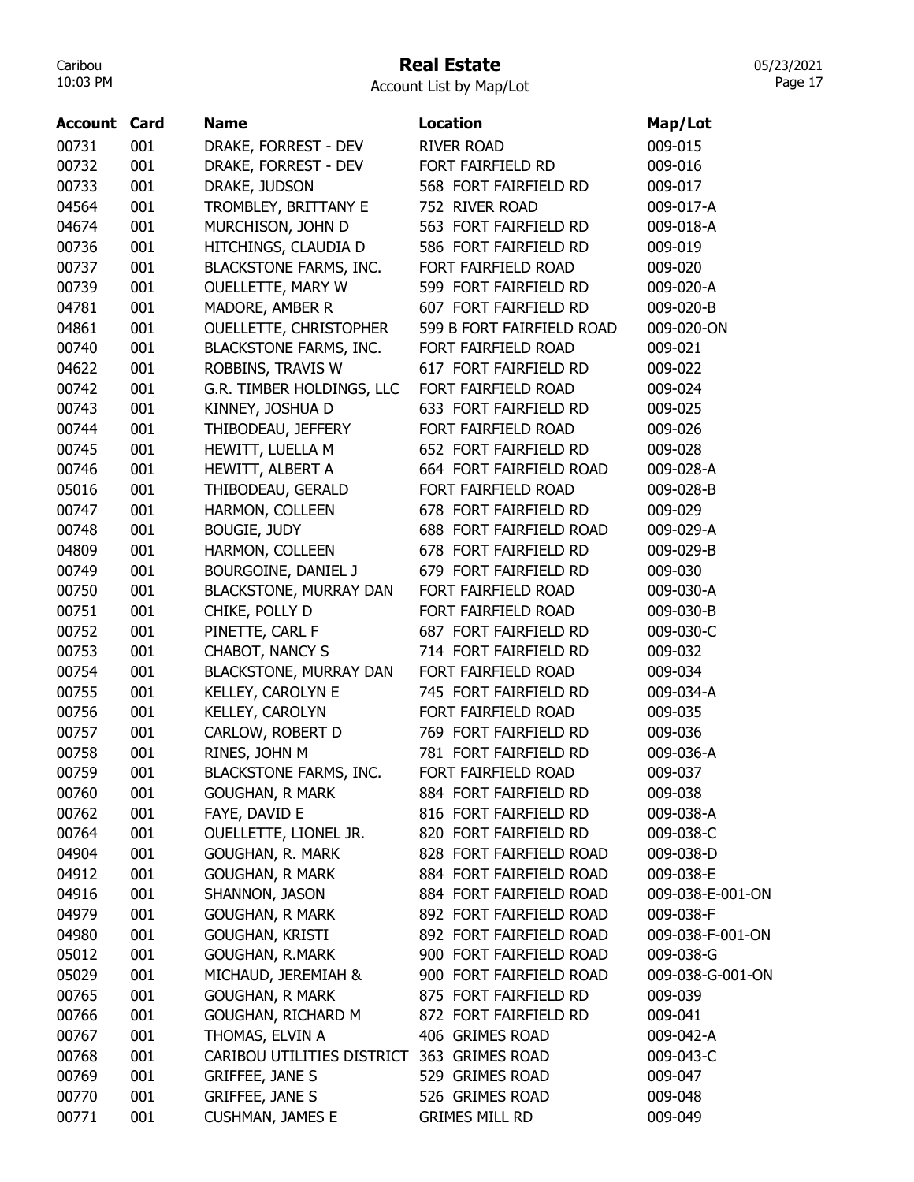# Real Estate

Account List by Map/Lot

| Account | Card | Name | Location | Map/Lot |
|---|---|---|---|---|
| 00731 | 001 | DRAKE, FORREST - DEV | RIVER ROAD | 009-015 |
| 00732 | 001 | DRAKE, FORREST - DEV | FORT FAIRFIELD RD | 009-016 |
| 00733 | 001 | DRAKE, JUDSON | 568 FORT FAIRFIELD RD | 009-017 |
| 04564 | 001 | TROMBLEY, BRITTANY E | 752 RIVER ROAD | 009-017-A |
| 04674 | 001 | MURCHISON, JOHN D | 563 FORT FAIRFIELD RD | 009-018-A |
| 00736 | 001 | HITCHINGS, CLAUDIA D | 586 FORT FAIRFIELD RD | 009-019 |
| 00737 | 001 | BLACKSTONE FARMS, INC. | FORT FAIRFIELD ROAD | 009-020 |
| 00739 | 001 | OUELLETTE, MARY W | 599 FORT FAIRFIELD RD | 009-020-A |
| 04781 | 001 | MADORE, AMBER R | 607 FORT FAIRFIELD RD | 009-020-B |
| 04861 | 001 | OUELLETTE, CHRISTOPHER | 599 B FORT FAIRFIELD ROAD | 009-020-ON |
| 00740 | 001 | BLACKSTONE FARMS, INC. | FORT FAIRFIELD ROAD | 009-021 |
| 04622 | 001 | ROBBINS, TRAVIS W | 617 FORT FAIRFIELD RD | 009-022 |
| 00742 | 001 | G.R. TIMBER HOLDINGS, LLC | FORT FAIRFIELD ROAD | 009-024 |
| 00743 | 001 | KINNEY, JOSHUA D | 633 FORT FAIRFIELD RD | 009-025 |
| 00744 | 001 | THIBODEAU, JEFFERY | FORT FAIRFIELD ROAD | 009-026 |
| 00745 | 001 | HEWITT, LUELLA M | 652 FORT FAIRFIELD RD | 009-028 |
| 00746 | 001 | HEWITT, ALBERT A | 664 FORT FAIRFIELD ROAD | 009-028-A |
| 05016 | 001 | THIBODEAU, GERALD | FORT FAIRFIELD ROAD | 009-028-B |
| 00747 | 001 | HARMON, COLLEEN | 678 FORT FAIRFIELD RD | 009-029 |
| 00748 | 001 | BOUGIE, JUDY | 688 FORT FAIRFIELD ROAD | 009-029-A |
| 04809 | 001 | HARMON, COLLEEN | 678 FORT FAIRFIELD RD | 009-029-B |
| 00749 | 001 | BOURGOINE, DANIEL J | 679 FORT FAIRFIELD RD | 009-030 |
| 00750 | 001 | BLACKSTONE, MURRAY DAN | FORT FAIRFIELD ROAD | 009-030-A |
| 00751 | 001 | CHIKE, POLLY D | FORT FAIRFIELD ROAD | 009-030-B |
| 00752 | 001 | PINETTE, CARL F | 687 FORT FAIRFIELD RD | 009-030-C |
| 00753 | 001 | CHABOT, NANCY S | 714 FORT FAIRFIELD RD | 009-032 |
| 00754 | 001 | BLACKSTONE, MURRAY DAN | FORT FAIRFIELD ROAD | 009-034 |
| 00755 | 001 | KELLEY, CAROLYN E | 745 FORT FAIRFIELD RD | 009-034-A |
| 00756 | 001 | KELLEY, CAROLYN | FORT FAIRFIELD ROAD | 009-035 |
| 00757 | 001 | CARLOW, ROBERT D | 769 FORT FAIRFIELD RD | 009-036 |
| 00758 | 001 | RINES, JOHN M | 781 FORT FAIRFIELD RD | 009-036-A |
| 00759 | 001 | BLACKSTONE FARMS, INC. | FORT FAIRFIELD ROAD | 009-037 |
| 00760 | 001 | GOUGHAN, R MARK | 884 FORT FAIRFIELD RD | 009-038 |
| 00762 | 001 | FAYE, DAVID E | 816 FORT FAIRFIELD RD | 009-038-A |
| 00764 | 001 | OUELLETTE, LIONEL JR. | 820 FORT FAIRFIELD RD | 009-038-C |
| 04904 | 001 | GOUGHAN, R. MARK | 828 FORT FAIRFIELD ROAD | 009-038-D |
| 04912 | 001 | GOUGHAN, R MARK | 884 FORT FAIRFIELD ROAD | 009-038-E |
| 04916 | 001 | SHANNON, JASON | 884 FORT FAIRFIELD ROAD | 009-038-E-001-ON |
| 04979 | 001 | GOUGHAN, R MARK | 892 FORT FAIRFIELD ROAD | 009-038-F |
| 04980 | 001 | GOUGHAN, KRISTI | 892 FORT FAIRFIELD ROAD | 009-038-F-001-ON |
| 05012 | 001 | GOUGHAN, R.MARK | 900 FORT FAIRFIELD ROAD | 009-038-G |
| 05029 | 001 | MICHAUD, JEREMIAH & | 900 FORT FAIRFIELD ROAD | 009-038-G-001-ON |
| 00765 | 001 | GOUGHAN, R MARK | 875 FORT FAIRFIELD RD | 009-039 |
| 00766 | 001 | GOUGHAN, RICHARD M | 872 FORT FAIRFIELD RD | 009-041 |
| 00767 | 001 | THOMAS, ELVIN A | 406 GRIMES ROAD | 009-042-A |
| 00768 | 001 | CARIBOU UTILITIES DISTRICT | 363 GRIMES ROAD | 009-043-C |
| 00769 | 001 | GRIFFEE, JANE S | 529 GRIMES ROAD | 009-047 |
| 00770 | 001 | GRIFFEE, JANE S | 526 GRIMES ROAD | 009-048 |
| 00771 | 001 | CUSHMAN, JAMES E | GRIMES MILL RD | 009-049 |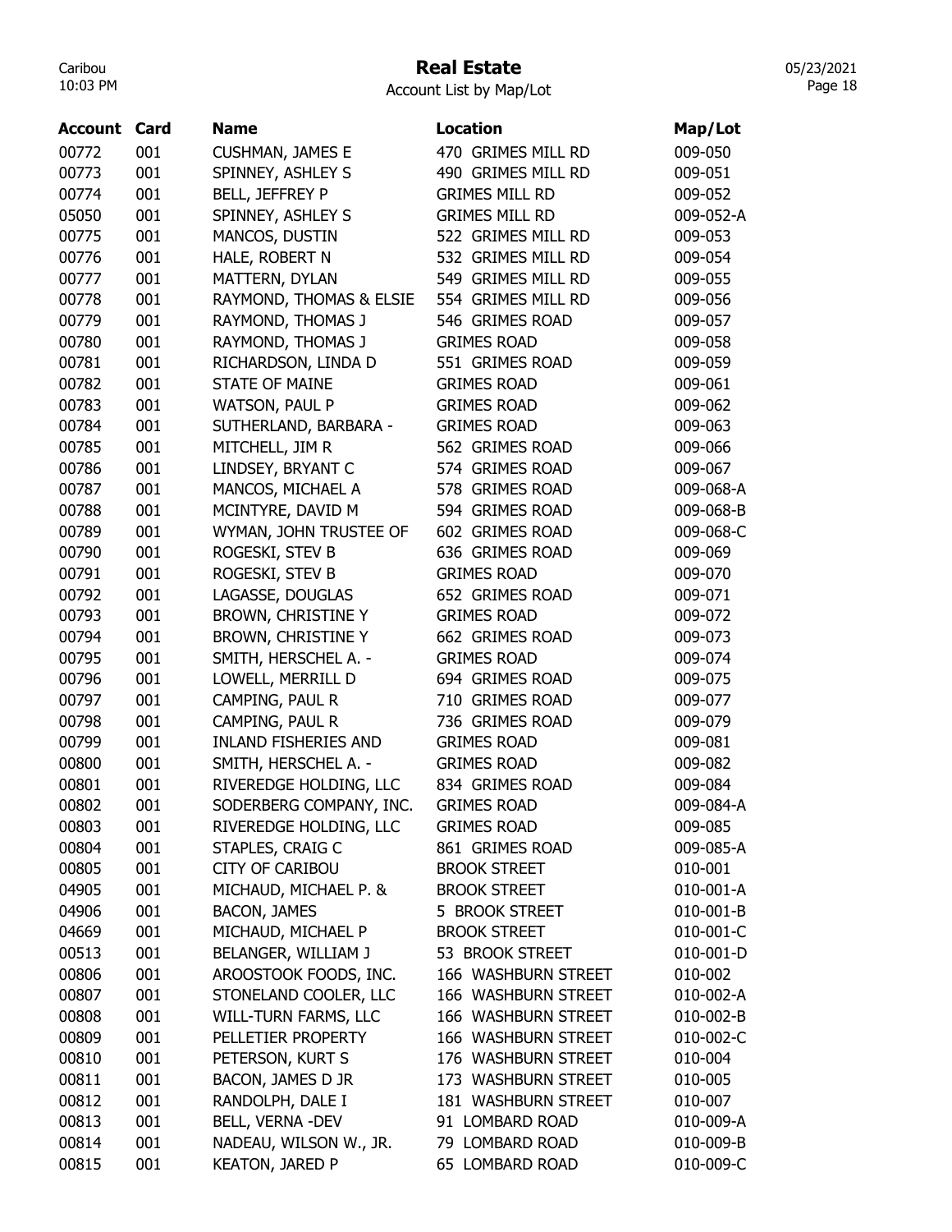# Real Estate

Account List by Map/Lot

| Account | Card | Name | Location | Map/Lot |
|---|---|---|---|---|
| 00772 | 001 | CUSHMAN, JAMES E | 470 GRIMES MILL RD | 009-050 |
| 00773 | 001 | SPINNEY, ASHLEY S | 490 GRIMES MILL RD | 009-051 |
| 00774 | 001 | BELL, JEFFREY P | GRIMES MILL RD | 009-052 |
| 05050 | 001 | SPINNEY, ASHLEY S | GRIMES MILL RD | 009-052-A |
| 00775 | 001 | MANCOS, DUSTIN | 522 GRIMES MILL RD | 009-053 |
| 00776 | 001 | HALE, ROBERT N | 532 GRIMES MILL RD | 009-054 |
| 00777 | 001 | MATTERN, DYLAN | 549 GRIMES MILL RD | 009-055 |
| 00778 | 001 | RAYMOND, THOMAS & ELSIE | 554 GRIMES MILL RD | 009-056 |
| 00779 | 001 | RAYMOND, THOMAS J | 546 GRIMES ROAD | 009-057 |
| 00780 | 001 | RAYMOND, THOMAS J | GRIMES ROAD | 009-058 |
| 00781 | 001 | RICHARDSON, LINDA D | 551 GRIMES ROAD | 009-059 |
| 00782 | 001 | STATE OF MAINE | GRIMES ROAD | 009-061 |
| 00783 | 001 | WATSON, PAUL P | GRIMES ROAD | 009-062 |
| 00784 | 001 | SUTHERLAND, BARBARA - | GRIMES ROAD | 009-063 |
| 00785 | 001 | MITCHELL, JIM R | 562 GRIMES ROAD | 009-066 |
| 00786 | 001 | LINDSEY, BRYANT C | 574 GRIMES ROAD | 009-067 |
| 00787 | 001 | MANCOS, MICHAEL A | 578 GRIMES ROAD | 009-068-A |
| 00788 | 001 | MCINTYRE, DAVID M | 594 GRIMES ROAD | 009-068-B |
| 00789 | 001 | WYMAN, JOHN TRUSTEE OF | 602 GRIMES ROAD | 009-068-C |
| 00790 | 001 | ROGESKI, STEV B | 636 GRIMES ROAD | 009-069 |
| 00791 | 001 | ROGESKI, STEV B | GRIMES ROAD | 009-070 |
| 00792 | 001 | LAGASSE, DOUGLAS | 652 GRIMES ROAD | 009-071 |
| 00793 | 001 | BROWN, CHRISTINE Y | GRIMES ROAD | 009-072 |
| 00794 | 001 | BROWN, CHRISTINE Y | 662 GRIMES ROAD | 009-073 |
| 00795 | 001 | SMITH, HERSCHEL A. - | GRIMES ROAD | 009-074 |
| 00796 | 001 | LOWELL, MERRILL D | 694 GRIMES ROAD | 009-075 |
| 00797 | 001 | CAMPING, PAUL R | 710 GRIMES ROAD | 009-077 |
| 00798 | 001 | CAMPING, PAUL R | 736 GRIMES ROAD | 009-079 |
| 00799 | 001 | INLAND FISHERIES AND | GRIMES ROAD | 009-081 |
| 00800 | 001 | SMITH, HERSCHEL A. - | GRIMES ROAD | 009-082 |
| 00801 | 001 | RIVEREDGE HOLDING, LLC | 834 GRIMES ROAD | 009-084 |
| 00802 | 001 | SODERBERG COMPANY, INC. | GRIMES ROAD | 009-084-A |
| 00803 | 001 | RIVEREDGE HOLDING, LLC | GRIMES ROAD | 009-085 |
| 00804 | 001 | STAPLES, CRAIG C | 861 GRIMES ROAD | 009-085-A |
| 00805 | 001 | CITY OF CARIBOU | BROOK STREET | 010-001 |
| 04905 | 001 | MICHAUD, MICHAEL P. & | BROOK STREET | 010-001-A |
| 04906 | 001 | BACON, JAMES | 5 BROOK STREET | 010-001-B |
| 04669 | 001 | MICHAUD, MICHAEL P | BROOK STREET | 010-001-C |
| 00513 | 001 | BELANGER, WILLIAM J | 53 BROOK STREET | 010-001-D |
| 00806 | 001 | AROOSTOOK FOODS, INC. | 166 WASHBURN STREET | 010-002 |
| 00807 | 001 | STONELAND COOLER, LLC | 166 WASHBURN STREET | 010-002-A |
| 00808 | 001 | WILL-TURN FARMS, LLC | 166 WASHBURN STREET | 010-002-B |
| 00809 | 001 | PELLETIER PROPERTY | 166 WASHBURN STREET | 010-002-C |
| 00810 | 001 | PETERSON, KURT S | 176 WASHBURN STREET | 010-004 |
| 00811 | 001 | BACON, JAMES D JR | 173 WASHBURN STREET | 010-005 |
| 00812 | 001 | RANDOLPH, DALE I | 181 WASHBURN STREET | 010-007 |
| 00813 | 001 | BELL, VERNA -DEV | 91 LOMBARD ROAD | 010-009-A |
| 00814 | 001 | NADEAU, WILSON W., JR. | 79 LOMBARD ROAD | 010-009-B |
| 00815 | 001 | KEATON, JARED P | 65 LOMBARD ROAD | 010-009-C |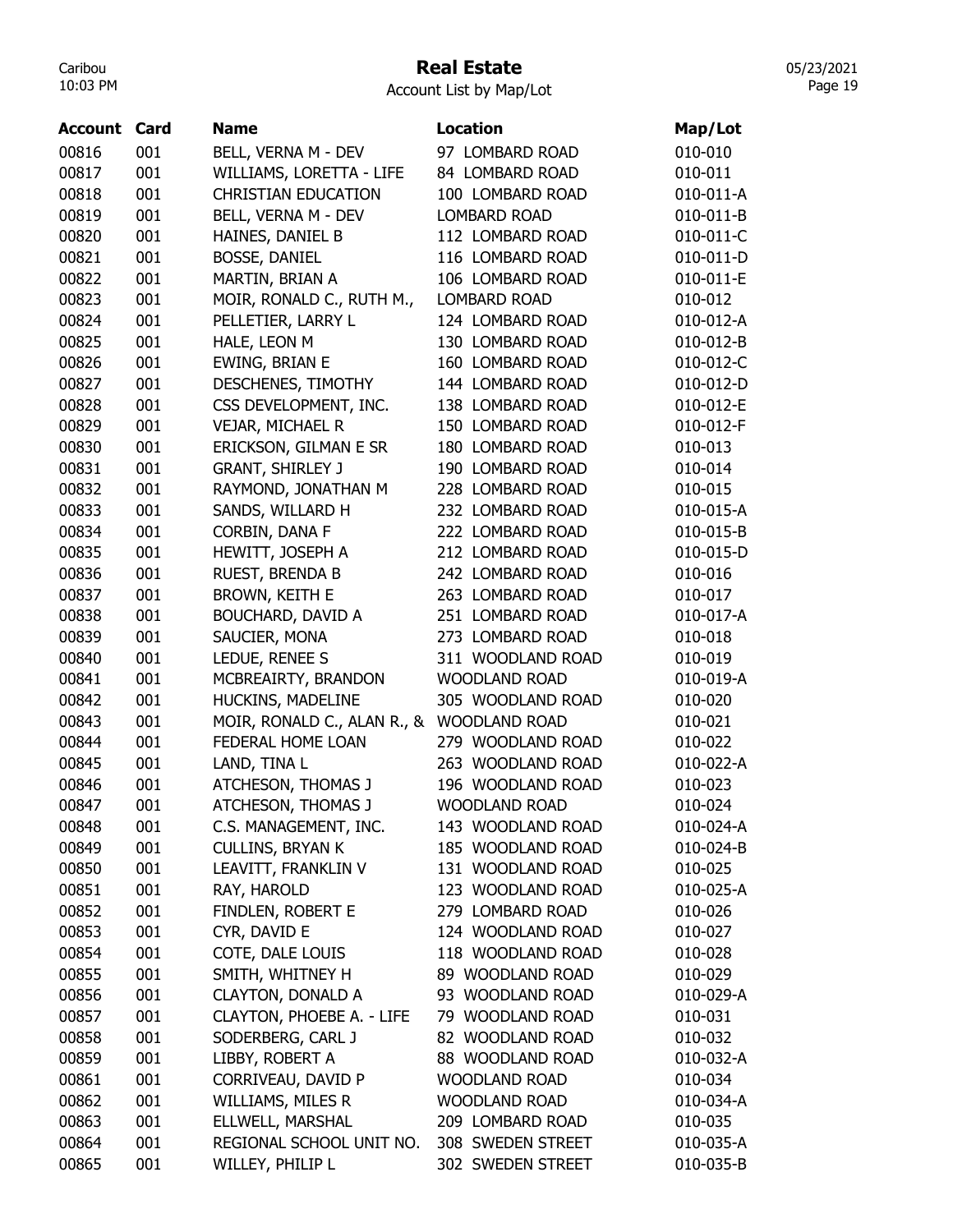# Real Estate

Account List by Map/Lot

| Account | Card | Name | Location | Map/Lot |
|---|---|---|---|---|
| 00816 | 001 | BELL, VERNA M - DEV | 97 LOMBARD ROAD | 010-010 |
| 00817 | 001 | WILLIAMS, LORETTA - LIFE | 84 LOMBARD ROAD | 010-011 |
| 00818 | 001 | CHRISTIAN EDUCATION | 100 LOMBARD ROAD | 010-011-A |
| 00819 | 001 | BELL, VERNA M - DEV | LOMBARD ROAD | 010-011-B |
| 00820 | 001 | HAINES, DANIEL B | 112 LOMBARD ROAD | 010-011-C |
| 00821 | 001 | BOSSE, DANIEL | 116 LOMBARD ROAD | 010-011-D |
| 00822 | 001 | MARTIN, BRIAN A | 106 LOMBARD ROAD | 010-011-E |
| 00823 | 001 | MOIR, RONALD C., RUTH M., | LOMBARD ROAD | 010-012 |
| 00824 | 001 | PELLETIER, LARRY L | 124 LOMBARD ROAD | 010-012-A |
| 00825 | 001 | HALE, LEON M | 130 LOMBARD ROAD | 010-012-B |
| 00826 | 001 | EWING, BRIAN E | 160 LOMBARD ROAD | 010-012-C |
| 00827 | 001 | DESCHENES, TIMOTHY | 144 LOMBARD ROAD | 010-012-D |
| 00828 | 001 | CSS DEVELOPMENT, INC. | 138 LOMBARD ROAD | 010-012-E |
| 00829 | 001 | VEJAR, MICHAEL R | 150 LOMBARD ROAD | 010-012-F |
| 00830 | 001 | ERICKSON, GILMAN E SR | 180 LOMBARD ROAD | 010-013 |
| 00831 | 001 | GRANT, SHIRLEY J | 190 LOMBARD ROAD | 010-014 |
| 00832 | 001 | RAYMOND, JONATHAN M | 228 LOMBARD ROAD | 010-015 |
| 00833 | 001 | SANDS, WILLARD H | 232 LOMBARD ROAD | 010-015-A |
| 00834 | 001 | CORBIN, DANA F | 222 LOMBARD ROAD | 010-015-B |
| 00835 | 001 | HEWITT, JOSEPH A | 212 LOMBARD ROAD | 010-015-D |
| 00836 | 001 | RUEST, BRENDA B | 242 LOMBARD ROAD | 010-016 |
| 00837 | 001 | BROWN, KEITH E | 263 LOMBARD ROAD | 010-017 |
| 00838 | 001 | BOUCHARD, DAVID A | 251 LOMBARD ROAD | 010-017-A |
| 00839 | 001 | SAUCIER, MONA | 273 LOMBARD ROAD | 010-018 |
| 00840 | 001 | LEDUE, RENEE S | 311 WOODLAND ROAD | 010-019 |
| 00841 | 001 | MCBREAIRTY, BRANDON | WOODLAND ROAD | 010-019-A |
| 00842 | 001 | HUCKINS, MADELINE | 305 WOODLAND ROAD | 010-020 |
| 00843 | 001 | MOIR, RONALD C., ALAN R., & | WOODLAND ROAD | 010-021 |
| 00844 | 001 | FEDERAL HOME LOAN | 279 WOODLAND ROAD | 010-022 |
| 00845 | 001 | LAND, TINA L | 263 WOODLAND ROAD | 010-022-A |
| 00846 | 001 | ATCHESON, THOMAS J | 196 WOODLAND ROAD | 010-023 |
| 00847 | 001 | ATCHESON, THOMAS J | WOODLAND ROAD | 010-024 |
| 00848 | 001 | C.S. MANAGEMENT, INC. | 143 WOODLAND ROAD | 010-024-A |
| 00849 | 001 | CULLINS, BRYAN K | 185 WOODLAND ROAD | 010-024-B |
| 00850 | 001 | LEAVITT, FRANKLIN V | 131 WOODLAND ROAD | 010-025 |
| 00851 | 001 | RAY, HAROLD | 123 WOODLAND ROAD | 010-025-A |
| 00852 | 001 | FINDLEN, ROBERT E | 279 LOMBARD ROAD | 010-026 |
| 00853 | 001 | CYR, DAVID E | 124 WOODLAND ROAD | 010-027 |
| 00854 | 001 | COTE, DALE LOUIS | 118 WOODLAND ROAD | 010-028 |
| 00855 | 001 | SMITH, WHITNEY H | 89 WOODLAND ROAD | 010-029 |
| 00856 | 001 | CLAYTON, DONALD A | 93 WOODLAND ROAD | 010-029-A |
| 00857 | 001 | CLAYTON, PHOEBE A. - LIFE | 79 WOODLAND ROAD | 010-031 |
| 00858 | 001 | SODERBERG, CARL J | 82 WOODLAND ROAD | 010-032 |
| 00859 | 001 | LIBBY, ROBERT A | 88 WOODLAND ROAD | 010-032-A |
| 00861 | 001 | CORRIVEAU, DAVID P | WOODLAND ROAD | 010-034 |
| 00862 | 001 | WILLIAMS, MILES R | WOODLAND ROAD | 010-034-A |
| 00863 | 001 | ELLWELL, MARSHAL | 209 LOMBARD ROAD | 010-035 |
| 00864 | 001 | REGIONAL SCHOOL UNIT NO. | 308 SWEDEN STREET | 010-035-A |
| 00865 | 001 | WILLEY, PHILIP L | 302 SWEDEN STREET | 010-035-B |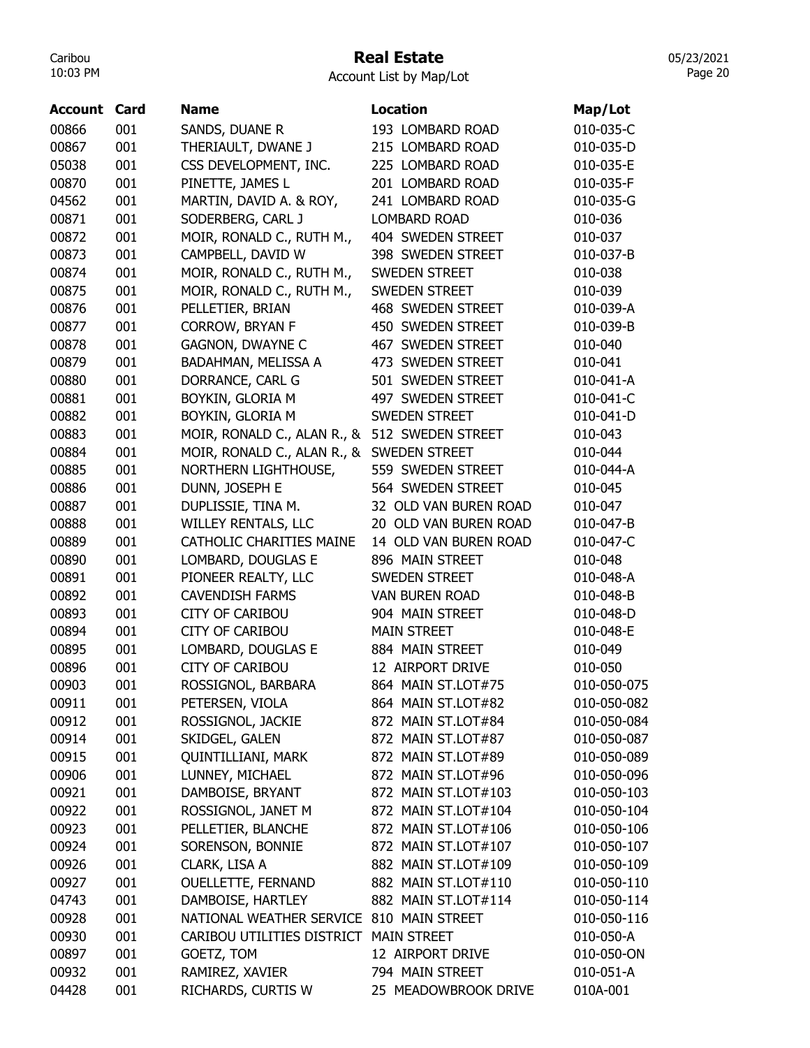# Real Estate

Account List by Map/Lot

| Account | Card | Name | Location | Map/Lot |
|---|---|---|---|---|
| 00866 | 001 | SANDS, DUANE R | 193 LOMBARD ROAD | 010-035-C |
| 00867 | 001 | THERIAULT, DWANE J | 215 LOMBARD ROAD | 010-035-D |
| 05038 | 001 | CSS DEVELOPMENT, INC. | 225 LOMBARD ROAD | 010-035-E |
| 00870 | 001 | PINETTE, JAMES L | 201 LOMBARD ROAD | 010-035-F |
| 04562 | 001 | MARTIN, DAVID A. & ROY, | 241 LOMBARD ROAD | 010-035-G |
| 00871 | 001 | SODERBERG, CARL J | LOMBARD ROAD | 010-036 |
| 00872 | 001 | MOIR, RONALD C., RUTH M., | 404 SWEDEN STREET | 010-037 |
| 00873 | 001 | CAMPBELL, DAVID W | 398 SWEDEN STREET | 010-037-B |
| 00874 | 001 | MOIR, RONALD C., RUTH M., | SWEDEN STREET | 010-038 |
| 00875 | 001 | MOIR, RONALD C., RUTH M., | SWEDEN STREET | 010-039 |
| 00876 | 001 | PELLETIER, BRIAN | 468 SWEDEN STREET | 010-039-A |
| 00877 | 001 | CORROW, BRYAN F | 450 SWEDEN STREET | 010-039-B |
| 00878 | 001 | GAGNON, DWAYNE C | 467 SWEDEN STREET | 010-040 |
| 00879 | 001 | BADAHMAN, MELISSA A | 473 SWEDEN STREET | 010-041 |
| 00880 | 001 | DORRANCE, CARL G | 501 SWEDEN STREET | 010-041-A |
| 00881 | 001 | BOYKIN, GLORIA M | 497 SWEDEN STREET | 010-041-C |
| 00882 | 001 | BOYKIN, GLORIA M | SWEDEN STREET | 010-041-D |
| 00883 | 001 | MOIR, RONALD C., ALAN R., & | 512 SWEDEN STREET | 010-043 |
| 00884 | 001 | MOIR, RONALD C., ALAN R., & | SWEDEN STREET | 010-044 |
| 00885 | 001 | NORTHERN LIGHTHOUSE, | 559 SWEDEN STREET | 010-044-A |
| 00886 | 001 | DUNN, JOSEPH E | 564 SWEDEN STREET | 010-045 |
| 00887 | 001 | DUPLISSIE, TINA M. | 32 OLD VAN BUREN ROAD | 010-047 |
| 00888 | 001 | WILLEY RENTALS, LLC | 20 OLD VAN BUREN ROAD | 010-047-B |
| 00889 | 001 | CATHOLIC CHARITIES MAINE | 14 OLD VAN BUREN ROAD | 010-047-C |
| 00890 | 001 | LOMBARD, DOUGLAS E | 896 MAIN STREET | 010-048 |
| 00891 | 001 | PIONEER REALTY, LLC | SWEDEN STREET | 010-048-A |
| 00892 | 001 | CAVENDISH FARMS | VAN BUREN ROAD | 010-048-B |
| 00893 | 001 | CITY OF CARIBOU | 904 MAIN STREET | 010-048-D |
| 00894 | 001 | CITY OF CARIBOU | MAIN STREET | 010-048-E |
| 00895 | 001 | LOMBARD, DOUGLAS E | 884 MAIN STREET | 010-049 |
| 00896 | 001 | CITY OF CARIBOU | 12 AIRPORT DRIVE | 010-050 |
| 00903 | 001 | ROSSIGNOL, BARBARA | 864 MAIN ST.LOT#75 | 010-050-075 |
| 00911 | 001 | PETERSEN, VIOLA | 864 MAIN ST.LOT#82 | 010-050-082 |
| 00912 | 001 | ROSSIGNOL, JACKIE | 872 MAIN ST.LOT#84 | 010-050-084 |
| 00914 | 001 | SKIDGEL, GALEN | 872 MAIN ST.LOT#87 | 010-050-087 |
| 00915 | 001 | QUINTILLIANI, MARK | 872 MAIN ST.LOT#89 | 010-050-089 |
| 00906 | 001 | LUNNEY, MICHAEL | 872 MAIN ST.LOT#96 | 010-050-096 |
| 00921 | 001 | DAMBOISE, BRYANT | 872 MAIN ST.LOT#103 | 010-050-103 |
| 00922 | 001 | ROSSIGNOL, JANET M | 872 MAIN ST.LOT#104 | 010-050-104 |
| 00923 | 001 | PELLETIER, BLANCHE | 872 MAIN ST.LOT#106 | 010-050-106 |
| 00924 | 001 | SORENSON, BONNIE | 872 MAIN ST.LOT#107 | 010-050-107 |
| 00926 | 001 | CLARK, LISA A | 882 MAIN ST.LOT#109 | 010-050-109 |
| 00927 | 001 | OUELLETTE, FERNAND | 882 MAIN ST.LOT#110 | 010-050-110 |
| 04743 | 001 | DAMBOISE, HARTLEY | 882 MAIN ST.LOT#114 | 010-050-114 |
| 00928 | 001 | NATIONAL WEATHER SERVICE | 810 MAIN STREET | 010-050-116 |
| 00930 | 001 | CARIBOU UTILITIES DISTRICT | MAIN STREET | 010-050-A |
| 00897 | 001 | GOETZ, TOM | 12 AIRPORT DRIVE | 010-050-ON |
| 00932 | 001 | RAMIREZ, XAVIER | 794 MAIN STREET | 010-051-A |
| 04428 | 001 | RICHARDS, CURTIS W | 25 MEADOWBROOK DRIVE | 010A-001 |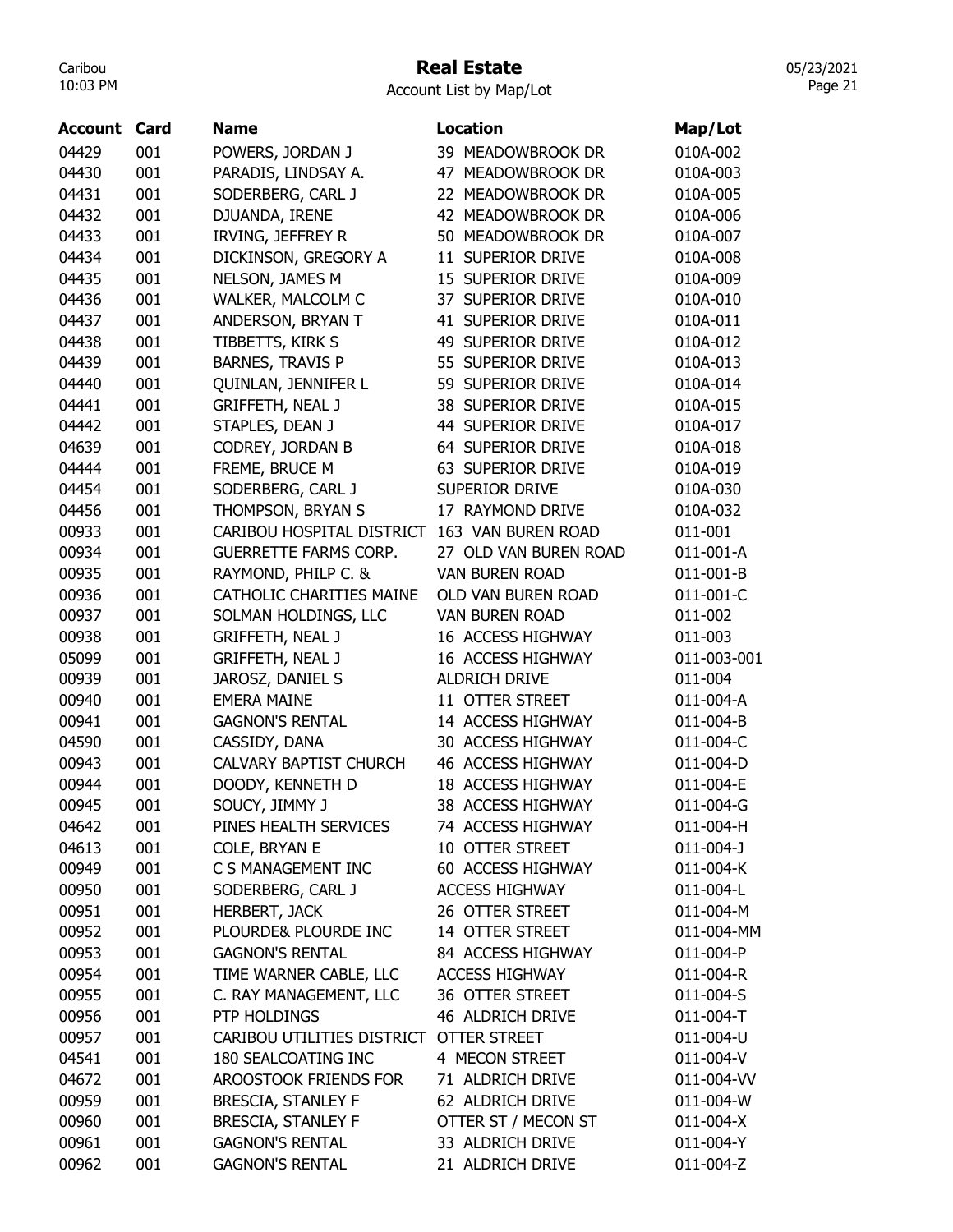# Real Estate

Account List by Map/Lot

| Account | Card | Name | Location | Map/Lot |
| --- | --- | --- | --- | --- |
| 04429 | 001 | POWERS, JORDAN J | 39 MEADOWBROOK DR | 010A-002 |
| 04430 | 001 | PARADIS, LINDSAY A. | 47 MEADOWBROOK DR | 010A-003 |
| 04431 | 001 | SODERBERG, CARL J | 22 MEADOWBROOK DR | 010A-005 |
| 04432 | 001 | DJUANDA, IRENE | 42 MEADOWBROOK DR | 010A-006 |
| 04433 | 001 | IRVING, JEFFREY R | 50 MEADOWBROOK DR | 010A-007 |
| 04434 | 001 | DICKINSON, GREGORY A | 11 SUPERIOR DRIVE | 010A-008 |
| 04435 | 001 | NELSON, JAMES M | 15 SUPERIOR DRIVE | 010A-009 |
| 04436 | 001 | WALKER, MALCOLM C | 37 SUPERIOR DRIVE | 010A-010 |
| 04437 | 001 | ANDERSON, BRYAN T | 41 SUPERIOR DRIVE | 010A-011 |
| 04438 | 001 | TIBBETTS, KIRK S | 49 SUPERIOR DRIVE | 010A-012 |
| 04439 | 001 | BARNES, TRAVIS P | 55 SUPERIOR DRIVE | 010A-013 |
| 04440 | 001 | QUINLAN, JENNIFER L | 59 SUPERIOR DRIVE | 010A-014 |
| 04441 | 001 | GRIFFETH, NEAL J | 38 SUPERIOR DRIVE | 010A-015 |
| 04442 | 001 | STAPLES, DEAN J | 44 SUPERIOR DRIVE | 010A-017 |
| 04639 | 001 | CODREY, JORDAN B | 64 SUPERIOR DRIVE | 010A-018 |
| 04444 | 001 | FREME, BRUCE M | 63 SUPERIOR DRIVE | 010A-019 |
| 04454 | 001 | SODERBERG, CARL J | SUPERIOR DRIVE | 010A-030 |
| 04456 | 001 | THOMPSON, BRYAN S | 17 RAYMOND DRIVE | 010A-032 |
| 00933 | 001 | CARIBOU HOSPITAL DISTRICT | 163 VAN BUREN ROAD | 011-001 |
| 00934 | 001 | GUERRETTE FARMS CORP. | 27 OLD VAN BUREN ROAD | 011-001-A |
| 00935 | 001 | RAYMOND, PHILP C. & | VAN BUREN ROAD | 011-001-B |
| 00936 | 001 | CATHOLIC CHARITIES MAINE | OLD VAN BUREN ROAD | 011-001-C |
| 00937 | 001 | SOLMAN HOLDINGS, LLC | VAN BUREN ROAD | 011-002 |
| 00938 | 001 | GRIFFETH, NEAL J | 16 ACCESS HIGHWAY | 011-003 |
| 05099 | 001 | GRIFFETH, NEAL J | 16 ACCESS HIGHWAY | 011-003-001 |
| 00939 | 001 | JAROSZ, DANIEL S | ALDRICH DRIVE | 011-004 |
| 00940 | 001 | EMERA MAINE | 11 OTTER STREET | 011-004-A |
| 00941 | 001 | GAGNON'S RENTAL | 14 ACCESS HIGHWAY | 011-004-B |
| 04590 | 001 | CASSIDY, DANA | 30 ACCESS HIGHWAY | 011-004-C |
| 00943 | 001 | CALVARY BAPTIST CHURCH | 46 ACCESS HIGHWAY | 011-004-D |
| 00944 | 001 | DOODY, KENNETH D | 18 ACCESS HIGHWAY | 011-004-E |
| 00945 | 001 | SOUCY, JIMMY J | 38 ACCESS HIGHWAY | 011-004-G |
| 04642 | 001 | PINES HEALTH SERVICES | 74 ACCESS HIGHWAY | 011-004-H |
| 04613 | 001 | COLE, BRYAN E | 10 OTTER STREET | 011-004-J |
| 00949 | 001 | C S MANAGEMENT INC | 60 ACCESS HIGHWAY | 011-004-K |
| 00950 | 001 | SODERBERG, CARL J | ACCESS HIGHWAY | 011-004-L |
| 00951 | 001 | HERBERT, JACK | 26 OTTER STREET | 011-004-M |
| 00952 | 001 | PLOURDE& PLOURDE INC | 14 OTTER STREET | 011-004-MM |
| 00953 | 001 | GAGNON'S RENTAL | 84 ACCESS HIGHWAY | 011-004-P |
| 00954 | 001 | TIME WARNER CABLE, LLC | ACCESS HIGHWAY | 011-004-R |
| 00955 | 001 | C. RAY MANAGEMENT, LLC | 36 OTTER STREET | 011-004-S |
| 00956 | 001 | PTP HOLDINGS | 46 ALDRICH DRIVE | 011-004-T |
| 00957 | 001 | CARIBOU UTILITIES DISTRICT | OTTER STREET | 011-004-U |
| 04541 | 001 | 180 SEALCOATING INC | 4 MECON STREET | 011-004-V |
| 04672 | 001 | AROOSTOOK FRIENDS FOR | 71 ALDRICH DRIVE | 011-004-VV |
| 00959 | 001 | BRESCIA, STANLEY F | 62 ALDRICH DRIVE | 011-004-W |
| 00960 | 001 | BRESCIA, STANLEY F | OTTER ST / MECON ST | 011-004-X |
| 00961 | 001 | GAGNON'S RENTAL | 33 ALDRICH DRIVE | 011-004-Y |
| 00962 | 001 | GAGNON'S RENTAL | 21 ALDRICH DRIVE | 011-004-Z |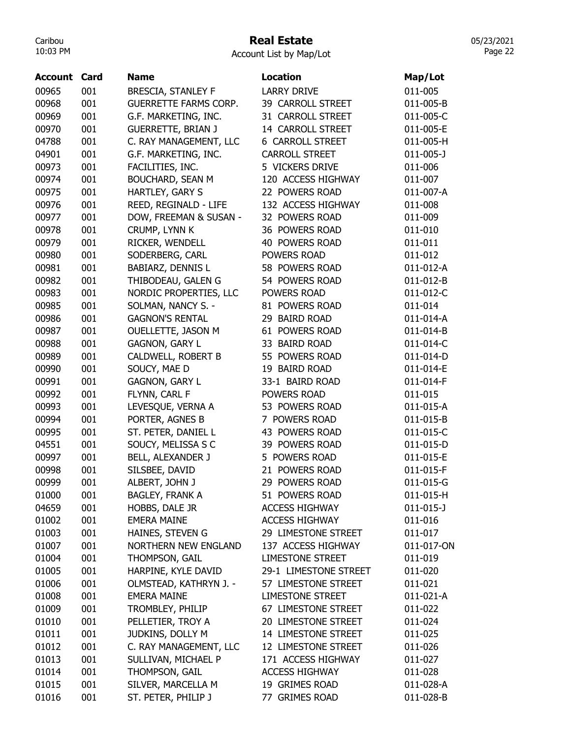# Real Estate

Account List by Map/Lot

| Account | Card | Name | Location | Map/Lot |
|---|---|---|---|---|
| 00965 | 001 | BRESCIA, STANLEY F | LARRY DRIVE | 011-005 |
| 00968 | 001 | GUERRETTE FARMS CORP. | 39 CARROLL STREET | 011-005-B |
| 00969 | 001 | G.F. MARKETING, INC. | 31 CARROLL STREET | 011-005-C |
| 00970 | 001 | GUERRETTE, BRIAN J | 14 CARROLL STREET | 011-005-E |
| 04788 | 001 | C. RAY MANAGEMENT, LLC | 6 CARROLL STREET | 011-005-H |
| 04901 | 001 | G.F. MARKETING, INC. | CARROLL STREET | 011-005-J |
| 00973 | 001 | FACILITIES, INC. | 5 VICKERS DRIVE | 011-006 |
| 00974 | 001 | BOUCHARD, SEAN M | 120 ACCESS HIGHWAY | 011-007 |
| 00975 | 001 | HARTLEY, GARY S | 22 POWERS ROAD | 011-007-A |
| 00976 | 001 | REED, REGINALD - LIFE | 132 ACCESS HIGHWAY | 011-008 |
| 00977 | 001 | DOW, FREEMAN & SUSAN - | 32 POWERS ROAD | 011-009 |
| 00978 | 001 | CRUMP, LYNN K | 36 POWERS ROAD | 011-010 |
| 00979 | 001 | RICKER, WENDELL | 40 POWERS ROAD | 011-011 |
| 00980 | 001 | SODERBERG, CARL | POWERS ROAD | 011-012 |
| 00981 | 001 | BABIARZ, DENNIS L | 58 POWERS ROAD | 011-012-A |
| 00982 | 001 | THIBODEAU, GALEN G | 54 POWERS ROAD | 011-012-B |
| 00983 | 001 | NORDIC PROPERTIES, LLC | POWERS ROAD | 011-012-C |
| 00985 | 001 | SOLMAN, NANCY S. - | 81 POWERS ROAD | 011-014 |
| 00986 | 001 | GAGNON'S RENTAL | 29 BAIRD ROAD | 011-014-A |
| 00987 | 001 | OUELLETTE, JASON M | 61 POWERS ROAD | 011-014-B |
| 00988 | 001 | GAGNON, GARY L | 33 BAIRD ROAD | 011-014-C |
| 00989 | 001 | CALDWELL, ROBERT B | 55 POWERS ROAD | 011-014-D |
| 00990 | 001 | SOUCY, MAE D | 19 BAIRD ROAD | 011-014-E |
| 00991 | 001 | GAGNON, GARY L | 33-1 BAIRD ROAD | 011-014-F |
| 00992 | 001 | FLYNN, CARL F | POWERS ROAD | 011-015 |
| 00993 | 001 | LEVESQUE, VERNA A | 53 POWERS ROAD | 011-015-A |
| 00994 | 001 | PORTER, AGNES B | 7 POWERS ROAD | 011-015-B |
| 00995 | 001 | ST. PETER, DANIEL L | 43 POWERS ROAD | 011-015-C |
| 04551 | 001 | SOUCY, MELISSA S C | 39 POWERS ROAD | 011-015-D |
| 00997 | 001 | BELL, ALEXANDER J | 5 POWERS ROAD | 011-015-E |
| 00998 | 001 | SILSBEE, DAVID | 21 POWERS ROAD | 011-015-F |
| 00999 | 001 | ALBERT, JOHN J | 29 POWERS ROAD | 011-015-G |
| 01000 | 001 | BAGLEY, FRANK A | 51 POWERS ROAD | 011-015-H |
| 04659 | 001 | HOBBS, DALE JR | ACCESS HIGHWAY | 011-015-J |
| 01002 | 001 | EMERA MAINE | ACCESS HIGHWAY | 011-016 |
| 01003 | 001 | HAINES, STEVEN G | 29 LIMESTONE STREET | 011-017 |
| 01007 | 001 | NORTHERN NEW ENGLAND | 137 ACCESS HIGHWAY | 011-017-ON |
| 01004 | 001 | THOMPSON, GAIL | LIMESTONE STREET | 011-019 |
| 01005 | 001 | HARPINE, KYLE DAVID | 29-1 LIMESTONE STREET | 011-020 |
| 01006 | 001 | OLMSTEAD, KATHRYN J. - | 57 LIMESTONE STREET | 011-021 |
| 01008 | 001 | EMERA MAINE | LIMESTONE STREET | 011-021-A |
| 01009 | 001 | TROMBLEY, PHILIP | 67 LIMESTONE STREET | 011-022 |
| 01010 | 001 | PELLETIER, TROY A | 20 LIMESTONE STREET | 011-024 |
| 01011 | 001 | JUDKINS, DOLLY M | 14 LIMESTONE STREET | 011-025 |
| 01012 | 001 | C. RAY MANAGEMENT, LLC | 12 LIMESTONE STREET | 011-026 |
| 01013 | 001 | SULLIVAN, MICHAEL P | 171 ACCESS HIGHWAY | 011-027 |
| 01014 | 001 | THOMPSON, GAIL | ACCESS HIGHWAY | 011-028 |
| 01015 | 001 | SILVER, MARCELLA M | 19 GRIMES ROAD | 011-028-A |
| 01016 | 001 | ST. PETER, PHILIP J | 77 GRIMES ROAD | 011-028-B |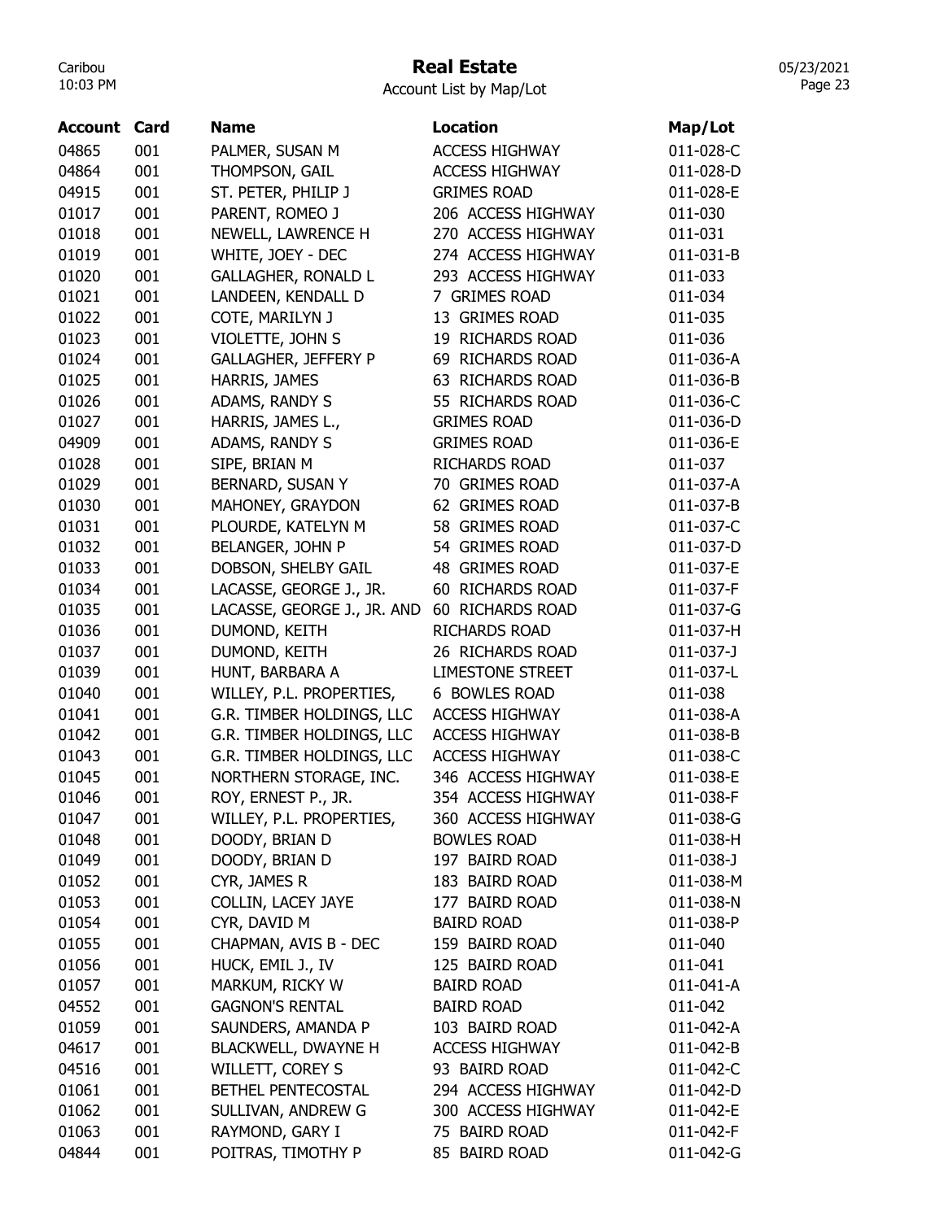# Real Estate

Account List by Map/Lot

| Account | Card | Name | Location | Map/Lot |
|---|---|---|---|---|
| 04865 | 001 | PALMER, SUSAN M | ACCESS HIGHWAY | 011-028-C |
| 04864 | 001 | THOMPSON, GAIL | ACCESS HIGHWAY | 011-028-D |
| 04915 | 001 | ST. PETER, PHILIP J | GRIMES ROAD | 011-028-E |
| 01017 | 001 | PARENT, ROMEO J | 206 ACCESS HIGHWAY | 011-030 |
| 01018 | 001 | NEWELL, LAWRENCE H | 270 ACCESS HIGHWAY | 011-031 |
| 01019 | 001 | WHITE, JOEY - DEC | 274 ACCESS HIGHWAY | 011-031-B |
| 01020 | 001 | GALLAGHER, RONALD L | 293 ACCESS HIGHWAY | 011-033 |
| 01021 | 001 | LANDEEN, KENDALL D | 7 GRIMES ROAD | 011-034 |
| 01022 | 001 | COTE, MARILYN J | 13 GRIMES ROAD | 011-035 |
| 01023 | 001 | VIOLETTE, JOHN S | 19 RICHARDS ROAD | 011-036 |
| 01024 | 001 | GALLAGHER, JEFFERY P | 69 RICHARDS ROAD | 011-036-A |
| 01025 | 001 | HARRIS, JAMES | 63 RICHARDS ROAD | 011-036-B |
| 01026 | 001 | ADAMS, RANDY S | 55 RICHARDS ROAD | 011-036-C |
| 01027 | 001 | HARRIS, JAMES L., | GRIMES ROAD | 011-036-D |
| 04909 | 001 | ADAMS, RANDY S | GRIMES ROAD | 011-036-E |
| 01028 | 001 | SIPE, BRIAN M | RICHARDS ROAD | 011-037 |
| 01029 | 001 | BERNARD, SUSAN Y | 70 GRIMES ROAD | 011-037-A |
| 01030 | 001 | MAHONEY, GRAYDON | 62 GRIMES ROAD | 011-037-B |
| 01031 | 001 | PLOURDE, KATELYN M | 58 GRIMES ROAD | 011-037-C |
| 01032 | 001 | BELANGER, JOHN P | 54 GRIMES ROAD | 011-037-D |
| 01033 | 001 | DOBSON, SHELBY GAIL | 48 GRIMES ROAD | 011-037-E |
| 01034 | 001 | LACASSE, GEORGE J., JR. | 60 RICHARDS ROAD | 011-037-F |
| 01035 | 001 | LACASSE, GEORGE J., JR. AND | 60 RICHARDS ROAD | 011-037-G |
| 01036 | 001 | DUMOND, KEITH | RICHARDS ROAD | 011-037-H |
| 01037 | 001 | DUMOND, KEITH | 26 RICHARDS ROAD | 011-037-J |
| 01039 | 001 | HUNT, BARBARA A | LIMESTONE STREET | 011-037-L |
| 01040 | 001 | WILLEY, P.L. PROPERTIES, | 6 BOWLES ROAD | 011-038 |
| 01041 | 001 | G.R. TIMBER HOLDINGS, LLC | ACCESS HIGHWAY | 011-038-A |
| 01042 | 001 | G.R. TIMBER HOLDINGS, LLC | ACCESS HIGHWAY | 011-038-B |
| 01043 | 001 | G.R. TIMBER HOLDINGS, LLC | ACCESS HIGHWAY | 011-038-C |
| 01045 | 001 | NORTHERN STORAGE, INC. | 346 ACCESS HIGHWAY | 011-038-E |
| 01046 | 001 | ROY, ERNEST P., JR. | 354 ACCESS HIGHWAY | 011-038-F |
| 01047 | 001 | WILLEY, P.L. PROPERTIES, | 360 ACCESS HIGHWAY | 011-038-G |
| 01048 | 001 | DOODY, BRIAN D | BOWLES ROAD | 011-038-H |
| 01049 | 001 | DOODY, BRIAN D | 197 BAIRD ROAD | 011-038-J |
| 01052 | 001 | CYR, JAMES R | 183 BAIRD ROAD | 011-038-M |
| 01053 | 001 | COLLIN, LACEY JAYE | 177 BAIRD ROAD | 011-038-N |
| 01054 | 001 | CYR, DAVID M | BAIRD ROAD | 011-038-P |
| 01055 | 001 | CHAPMAN, AVIS B - DEC | 159 BAIRD ROAD | 011-040 |
| 01056 | 001 | HUCK, EMIL J., IV | 125 BAIRD ROAD | 011-041 |
| 01057 | 001 | MARKUM, RICKY W | BAIRD ROAD | 011-041-A |
| 04552 | 001 | GAGNON'S RENTAL | BAIRD ROAD | 011-042 |
| 01059 | 001 | SAUNDERS, AMANDA P | 103 BAIRD ROAD | 011-042-A |
| 04617 | 001 | BLACKWELL, DWAYNE H | ACCESS HIGHWAY | 011-042-B |
| 04516 | 001 | WILLETT, COREY S | 93 BAIRD ROAD | 011-042-C |
| 01061 | 001 | BETHEL PENTECOSTAL | 294 ACCESS HIGHWAY | 011-042-D |
| 01062 | 001 | SULLIVAN, ANDREW G | 300 ACCESS HIGHWAY | 011-042-E |
| 01063 | 001 | RAYMOND, GARY I | 75 BAIRD ROAD | 011-042-F |
| 04844 | 001 | POITRAS, TIMOTHY P | 85 BAIRD ROAD | 011-042-G |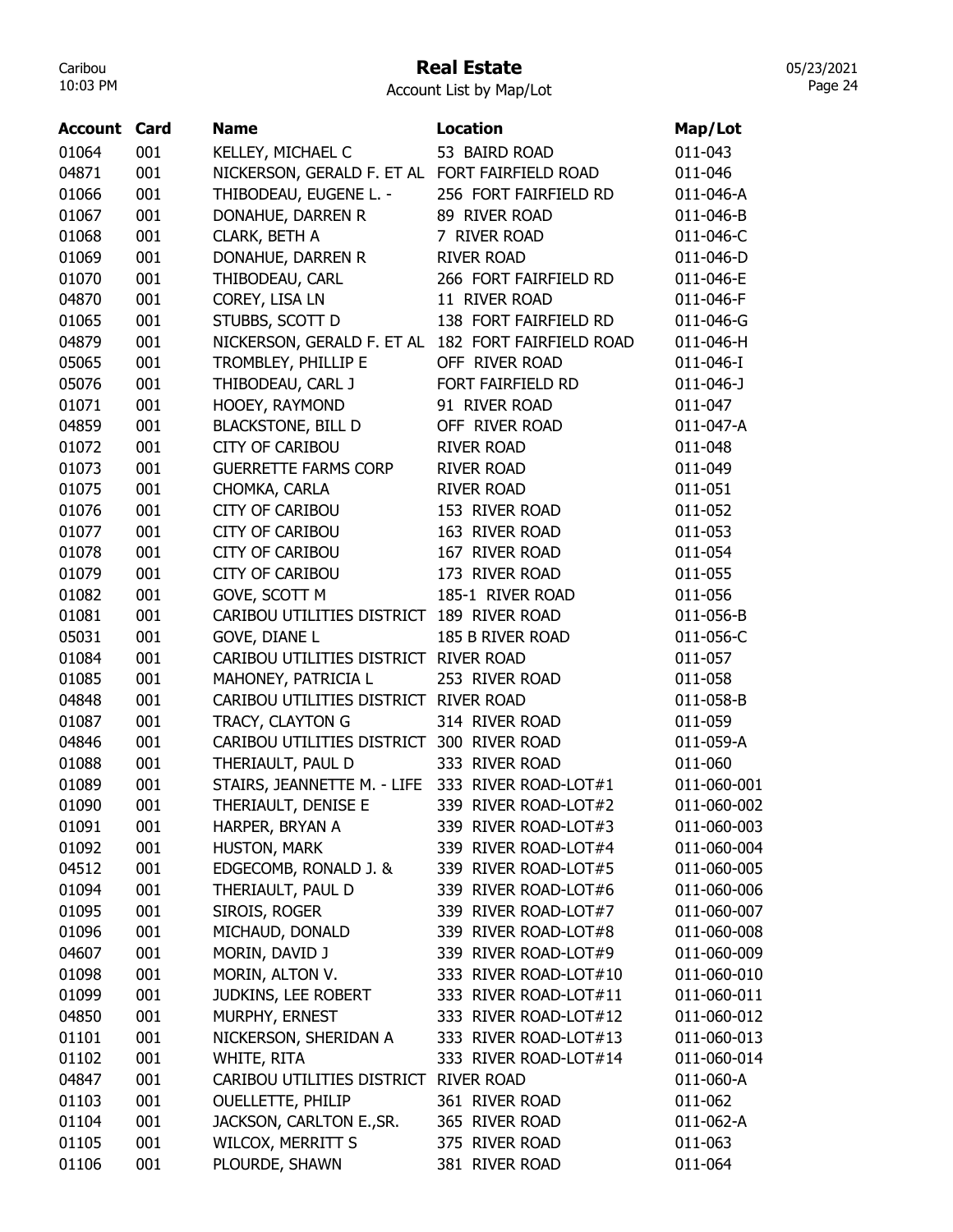# Real Estate

Account List by Map/Lot

| Account | Card | Name | Location | Map/Lot |
|---|---|---|---|---|
| 01064 | 001 | KELLEY, MICHAEL C | 53 BAIRD ROAD | 011-043 |
| 04871 | 001 | NICKERSON, GERALD F. ET AL | FORT FAIRFIELD ROAD | 011-046 |
| 01066 | 001 | THIBODEAU, EUGENE L. - | 256 FORT FAIRFIELD RD | 011-046-A |
| 01067 | 001 | DONAHUE, DARREN R | 89 RIVER ROAD | 011-046-B |
| 01068 | 001 | CLARK, BETH A | 7 RIVER ROAD | 011-046-C |
| 01069 | 001 | DONAHUE, DARREN R | RIVER ROAD | 011-046-D |
| 01070 | 001 | THIBODEAU, CARL | 266 FORT FAIRFIELD RD | 011-046-E |
| 04870 | 001 | COREY, LISA LN | 11 RIVER ROAD | 011-046-F |
| 01065 | 001 | STUBBS, SCOTT D | 138 FORT FAIRFIELD RD | 011-046-G |
| 04879 | 001 | NICKERSON, GERALD F. ET AL | 182 FORT FAIRFIELD ROAD | 011-046-H |
| 05065 | 001 | TROMBLEY, PHILLIP E | OFF RIVER ROAD | 011-046-I |
| 05076 | 001 | THIBODEAU, CARL J | FORT FAIRFIELD RD | 011-046-J |
| 01071 | 001 | HOOEY, RAYMOND | 91 RIVER ROAD | 011-047 |
| 04859 | 001 | BLACKSTONE, BILL D | OFF RIVER ROAD | 011-047-A |
| 01072 | 001 | CITY OF CARIBOU | RIVER ROAD | 011-048 |
| 01073 | 001 | GUERRETTE FARMS CORP | RIVER ROAD | 011-049 |
| 01075 | 001 | CHOMKA, CARLA | RIVER ROAD | 011-051 |
| 01076 | 001 | CITY OF CARIBOU | 153 RIVER ROAD | 011-052 |
| 01077 | 001 | CITY OF CARIBOU | 163 RIVER ROAD | 011-053 |
| 01078 | 001 | CITY OF CARIBOU | 167 RIVER ROAD | 011-054 |
| 01079 | 001 | CITY OF CARIBOU | 173 RIVER ROAD | 011-055 |
| 01082 | 001 | GOVE, SCOTT M | 185-1 RIVER ROAD | 011-056 |
| 01081 | 001 | CARIBOU UTILITIES DISTRICT | 189 RIVER ROAD | 011-056-B |
| 05031 | 001 | GOVE, DIANE L | 185 B RIVER ROAD | 011-056-C |
| 01084 | 001 | CARIBOU UTILITIES DISTRICT | RIVER ROAD | 011-057 |
| 01085 | 001 | MAHONEY, PATRICIA L | 253 RIVER ROAD | 011-058 |
| 04848 | 001 | CARIBOU UTILITIES DISTRICT | RIVER ROAD | 011-058-B |
| 01087 | 001 | TRACY, CLAYTON G | 314 RIVER ROAD | 011-059 |
| 04846 | 001 | CARIBOU UTILITIES DISTRICT | 300 RIVER ROAD | 011-059-A |
| 01088 | 001 | THERIAULT, PAUL D | 333 RIVER ROAD | 011-060 |
| 01089 | 001 | STAIRS, JEANNETTE M. - LIFE | 333 RIVER ROAD-LOT#1 | 011-060-001 |
| 01090 | 001 | THERIAULT, DENISE E | 339 RIVER ROAD-LOT#2 | 011-060-002 |
| 01091 | 001 | HARPER, BRYAN A | 339 RIVER ROAD-LOT#3 | 011-060-003 |
| 01092 | 001 | HUSTON, MARK | 339 RIVER ROAD-LOT#4 | 011-060-004 |
| 04512 | 001 | EDGECOMB, RONALD J. & | 339 RIVER ROAD-LOT#5 | 011-060-005 |
| 01094 | 001 | THERIAULT, PAUL D | 339 RIVER ROAD-LOT#6 | 011-060-006 |
| 01095 | 001 | SIROIS, ROGER | 339 RIVER ROAD-LOT#7 | 011-060-007 |
| 01096 | 001 | MICHAUD, DONALD | 339 RIVER ROAD-LOT#8 | 011-060-008 |
| 04607 | 001 | MORIN, DAVID J | 339 RIVER ROAD-LOT#9 | 011-060-009 |
| 01098 | 001 | MORIN, ALTON V. | 333 RIVER ROAD-LOT#10 | 011-060-010 |
| 01099 | 001 | JUDKINS, LEE ROBERT | 333 RIVER ROAD-LOT#11 | 011-060-011 |
| 04850 | 001 | MURPHY, ERNEST | 333 RIVER ROAD-LOT#12 | 011-060-012 |
| 01101 | 001 | NICKERSON, SHERIDAN A | 333 RIVER ROAD-LOT#13 | 011-060-013 |
| 01102 | 001 | WHITE, RITA | 333 RIVER ROAD-LOT#14 | 011-060-014 |
| 04847 | 001 | CARIBOU UTILITIES DISTRICT | RIVER ROAD | 011-060-A |
| 01103 | 001 | OUELLETTE, PHILIP | 361 RIVER ROAD | 011-062 |
| 01104 | 001 | JACKSON, CARLTON E.,SR. | 365 RIVER ROAD | 011-062-A |
| 01105 | 001 | WILCOX, MERRITT S | 375 RIVER ROAD | 011-063 |
| 01106 | 001 | PLOURDE, SHAWN | 381 RIVER ROAD | 011-064 |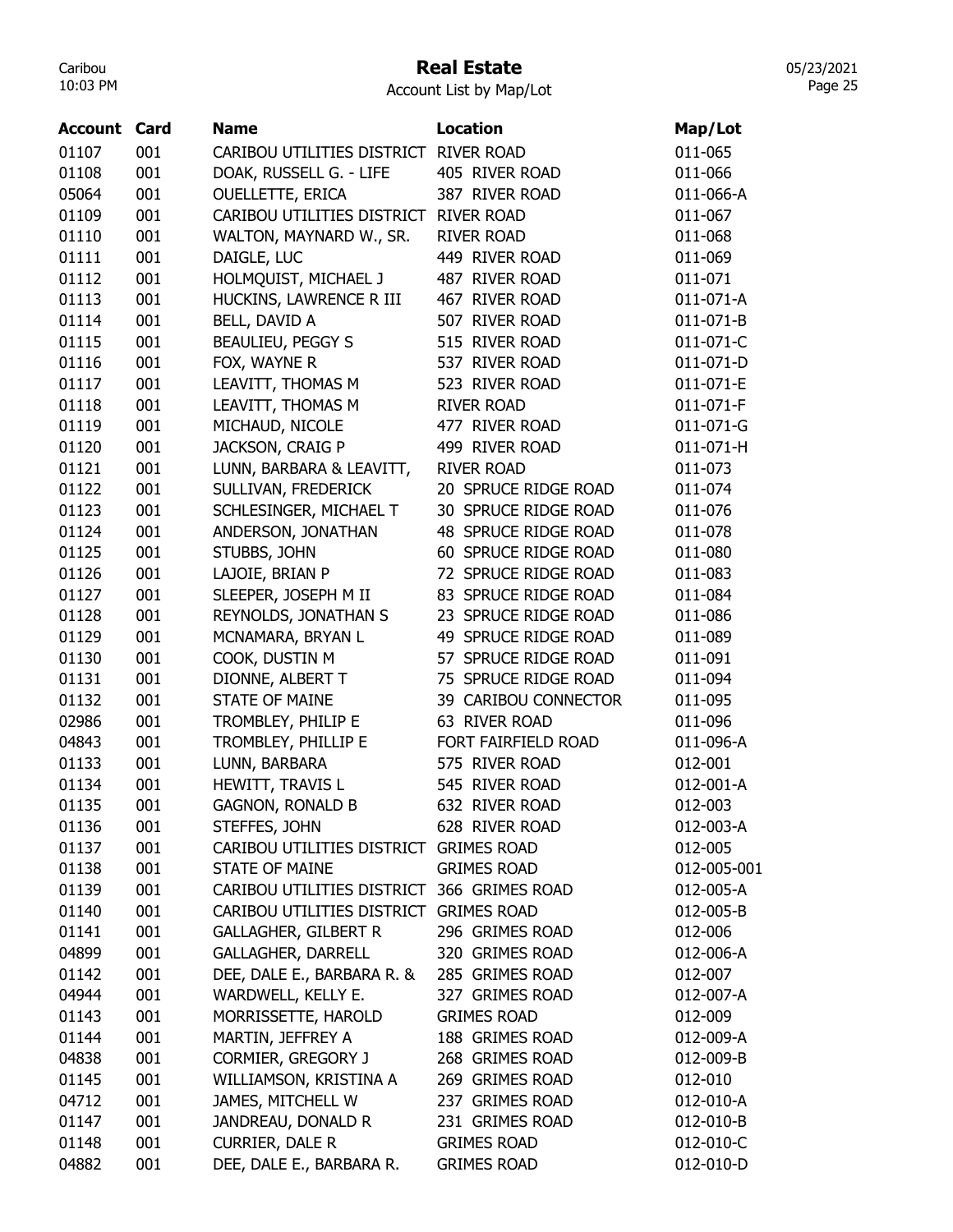# Real Estate

Account List by Map/Lot

| Account | Card | Name | Location | Map/Lot |
|---|---|---|---|---|
| 01107 | 001 | CARIBOU UTILITIES DISTRICT | RIVER ROAD | 011-065 |
| 01108 | 001 | DOAK, RUSSELL G. - LIFE | 405 RIVER ROAD | 011-066 |
| 05064 | 001 | OUELLETTE, ERICA | 387 RIVER ROAD | 011-066-A |
| 01109 | 001 | CARIBOU UTILITIES DISTRICT | RIVER ROAD | 011-067 |
| 01110 | 001 | WALTON, MAYNARD W., SR. | RIVER ROAD | 011-068 |
| 01111 | 001 | DAIGLE, LUC | 449 RIVER ROAD | 011-069 |
| 01112 | 001 | HOLMQUIST, MICHAEL J | 487 RIVER ROAD | 011-071 |
| 01113 | 001 | HUCKINS, LAWRENCE R III | 467 RIVER ROAD | 011-071-A |
| 01114 | 001 | BELL, DAVID A | 507 RIVER ROAD | 011-071-B |
| 01115 | 001 | BEAULIEU, PEGGY S | 515 RIVER ROAD | 011-071-C |
| 01116 | 001 | FOX, WAYNE R | 537 RIVER ROAD | 011-071-D |
| 01117 | 001 | LEAVITT, THOMAS M | 523 RIVER ROAD | 011-071-E |
| 01118 | 001 | LEAVITT, THOMAS M | RIVER ROAD | 011-071-F |
| 01119 | 001 | MICHAUD, NICOLE | 477 RIVER ROAD | 011-071-G |
| 01120 | 001 | JACKSON, CRAIG P | 499 RIVER ROAD | 011-071-H |
| 01121 | 001 | LUNN, BARBARA & LEAVITT, | RIVER ROAD | 011-073 |
| 01122 | 001 | SULLIVAN, FREDERICK | 20 SPRUCE RIDGE ROAD | 011-074 |
| 01123 | 001 | SCHLESINGER, MICHAEL T | 30 SPRUCE RIDGE ROAD | 011-076 |
| 01124 | 001 | ANDERSON, JONATHAN | 48 SPRUCE RIDGE ROAD | 011-078 |
| 01125 | 001 | STUBBS, JOHN | 60 SPRUCE RIDGE ROAD | 011-080 |
| 01126 | 001 | LAJOIE, BRIAN P | 72 SPRUCE RIDGE ROAD | 011-083 |
| 01127 | 001 | SLEEPER, JOSEPH M II | 83 SPRUCE RIDGE ROAD | 011-084 |
| 01128 | 001 | REYNOLDS, JONATHAN S | 23 SPRUCE RIDGE ROAD | 011-086 |
| 01129 | 001 | MCNAMARA, BRYAN L | 49 SPRUCE RIDGE ROAD | 011-089 |
| 01130 | 001 | COOK, DUSTIN M | 57 SPRUCE RIDGE ROAD | 011-091 |
| 01131 | 001 | DIONNE, ALBERT T | 75 SPRUCE RIDGE ROAD | 011-094 |
| 01132 | 001 | STATE OF MAINE | 39 CARIBOU CONNECTOR | 011-095 |
| 02986 | 001 | TROMBLEY, PHILIP E | 63 RIVER ROAD | 011-096 |
| 04843 | 001 | TROMBLEY, PHILLIP E | FORT FAIRFIELD ROAD | 011-096-A |
| 01133 | 001 | LUNN, BARBARA | 575 RIVER ROAD | 012-001 |
| 01134 | 001 | HEWITT, TRAVIS L | 545 RIVER ROAD | 012-001-A |
| 01135 | 001 | GAGNON, RONALD B | 632 RIVER ROAD | 012-003 |
| 01136 | 001 | STEFFES, JOHN | 628 RIVER ROAD | 012-003-A |
| 01137 | 001 | CARIBOU UTILITIES DISTRICT | GRIMES ROAD | 012-005 |
| 01138 | 001 | STATE OF MAINE | GRIMES ROAD | 012-005-001 |
| 01139 | 001 | CARIBOU UTILITIES DISTRICT | 366 GRIMES ROAD | 012-005-A |
| 01140 | 001 | CARIBOU UTILITIES DISTRICT | GRIMES ROAD | 012-005-B |
| 01141 | 001 | GALLAGHER, GILBERT R | 296 GRIMES ROAD | 012-006 |
| 04899 | 001 | GALLAGHER, DARRELL | 320 GRIMES ROAD | 012-006-A |
| 01142 | 001 | DEE, DALE E., BARBARA R. & | 285 GRIMES ROAD | 012-007 |
| 04944 | 001 | WARDWELL, KELLY E. | 327 GRIMES ROAD | 012-007-A |
| 01143 | 001 | MORRISSETTE, HAROLD | GRIMES ROAD | 012-009 |
| 01144 | 001 | MARTIN, JEFFREY A | 188 GRIMES ROAD | 012-009-A |
| 04838 | 001 | CORMIER, GREGORY J | 268 GRIMES ROAD | 012-009-B |
| 01145 | 001 | WILLIAMSON, KRISTINA A | 269 GRIMES ROAD | 012-010 |
| 04712 | 001 | JAMES, MITCHELL W | 237 GRIMES ROAD | 012-010-A |
| 01147 | 001 | JANDREAU, DONALD R | 231 GRIMES ROAD | 012-010-B |
| 01148 | 001 | CURRIER, DALE R | GRIMES ROAD | 012-010-C |
| 04882 | 001 | DEE, DALE E., BARBARA R. | GRIMES ROAD | 012-010-D |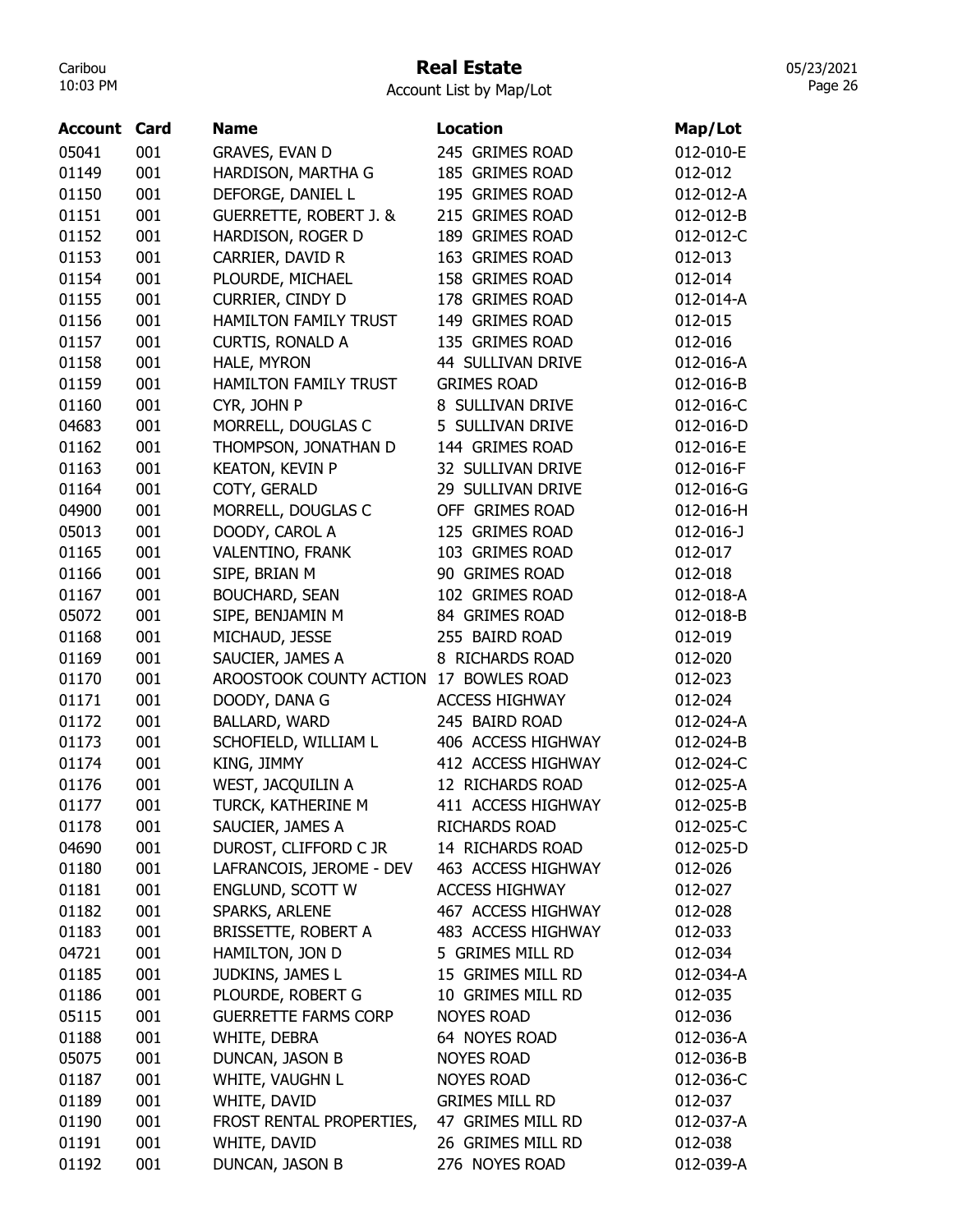# Real Estate

Account List by Map/Lot

| Account | Card | Name | Location | Map/Lot |
|---|---|---|---|---|
| 05041 | 001 | GRAVES, EVAN D | 245 GRIMES ROAD | 012-010-E |
| 01149 | 001 | HARDISON, MARTHA G | 185 GRIMES ROAD | 012-012 |
| 01150 | 001 | DEFORGE, DANIEL L | 195 GRIMES ROAD | 012-012-A |
| 01151 | 001 | GUERRETTE, ROBERT J. & | 215 GRIMES ROAD | 012-012-B |
| 01152 | 001 | HARDISON, ROGER D | 189 GRIMES ROAD | 012-012-C |
| 01153 | 001 | CARRIER, DAVID R | 163 GRIMES ROAD | 012-013 |
| 01154 | 001 | PLOURDE, MICHAEL | 158 GRIMES ROAD | 012-014 |
| 01155 | 001 | CURRIER, CINDY D | 178 GRIMES ROAD | 012-014-A |
| 01156 | 001 | HAMILTON FAMILY TRUST | 149 GRIMES ROAD | 012-015 |
| 01157 | 001 | CURTIS, RONALD A | 135 GRIMES ROAD | 012-016 |
| 01158 | 001 | HALE, MYRON | 44 SULLIVAN DRIVE | 012-016-A |
| 01159 | 001 | HAMILTON FAMILY TRUST | GRIMES ROAD | 012-016-B |
| 01160 | 001 | CYR, JOHN P | 8 SULLIVAN DRIVE | 012-016-C |
| 04683 | 001 | MORRELL, DOUGLAS C | 5 SULLIVAN DRIVE | 012-016-D |
| 01162 | 001 | THOMPSON, JONATHAN D | 144 GRIMES ROAD | 012-016-E |
| 01163 | 001 | KEATON, KEVIN P | 32 SULLIVAN DRIVE | 012-016-F |
| 01164 | 001 | COTY, GERALD | 29 SULLIVAN DRIVE | 012-016-G |
| 04900 | 001 | MORRELL, DOUGLAS C | OFF GRIMES ROAD | 012-016-H |
| 05013 | 001 | DOODY, CAROL A | 125 GRIMES ROAD | 012-016-J |
| 01165 | 001 | VALENTINO, FRANK | 103 GRIMES ROAD | 012-017 |
| 01166 | 001 | SIPE, BRIAN M | 90 GRIMES ROAD | 012-018 |
| 01167 | 001 | BOUCHARD, SEAN | 102 GRIMES ROAD | 012-018-A |
| 05072 | 001 | SIPE, BENJAMIN M | 84 GRIMES ROAD | 012-018-B |
| 01168 | 001 | MICHAUD, JESSE | 255 BAIRD ROAD | 012-019 |
| 01169 | 001 | SAUCIER, JAMES A | 8 RICHARDS ROAD | 012-020 |
| 01170 | 001 | AROOSTOOK COUNTY ACTION | 17 BOWLES ROAD | 012-023 |
| 01171 | 001 | DOODY, DANA G | ACCESS HIGHWAY | 012-024 |
| 01172 | 001 | BALLARD, WARD | 245 BAIRD ROAD | 012-024-A |
| 01173 | 001 | SCHOFIELD, WILLIAM L | 406 ACCESS HIGHWAY | 012-024-B |
| 01174 | 001 | KING, JIMMY | 412 ACCESS HIGHWAY | 012-024-C |
| 01176 | 001 | WEST, JACQUILIN A | 12 RICHARDS ROAD | 012-025-A |
| 01177 | 001 | TURCK, KATHERINE M | 411 ACCESS HIGHWAY | 012-025-B |
| 01178 | 001 | SAUCIER, JAMES A | RICHARDS ROAD | 012-025-C |
| 04690 | 001 | DUROST, CLIFFORD C JR | 14 RICHARDS ROAD | 012-025-D |
| 01180 | 001 | LAFRANCOIS, JEROME - DEV | 463 ACCESS HIGHWAY | 012-026 |
| 01181 | 001 | ENGLUND, SCOTT W | ACCESS HIGHWAY | 012-027 |
| 01182 | 001 | SPARKS, ARLENE | 467 ACCESS HIGHWAY | 012-028 |
| 01183 | 001 | BRISSETTE, ROBERT A | 483 ACCESS HIGHWAY | 012-033 |
| 04721 | 001 | HAMILTON, JON D | 5 GRIMES MILL RD | 012-034 |
| 01185 | 001 | JUDKINS, JAMES L | 15 GRIMES MILL RD | 012-034-A |
| 01186 | 001 | PLOURDE, ROBERT G | 10 GRIMES MILL RD | 012-035 |
| 05115 | 001 | GUERRETTE FARMS CORP | NOYES ROAD | 012-036 |
| 01188 | 001 | WHITE, DEBRA | 64 NOYES ROAD | 012-036-A |
| 05075 | 001 | DUNCAN, JASON B | NOYES ROAD | 012-036-B |
| 01187 | 001 | WHITE, VAUGHN L | NOYES ROAD | 012-036-C |
| 01189 | 001 | WHITE, DAVID | GRIMES MILL RD | 012-037 |
| 01190 | 001 | FROST RENTAL PROPERTIES, | 47 GRIMES MILL RD | 012-037-A |
| 01191 | 001 | WHITE, DAVID | 26 GRIMES MILL RD | 012-038 |
| 01192 | 001 | DUNCAN, JASON B | 276 NOYES ROAD | 012-039-A |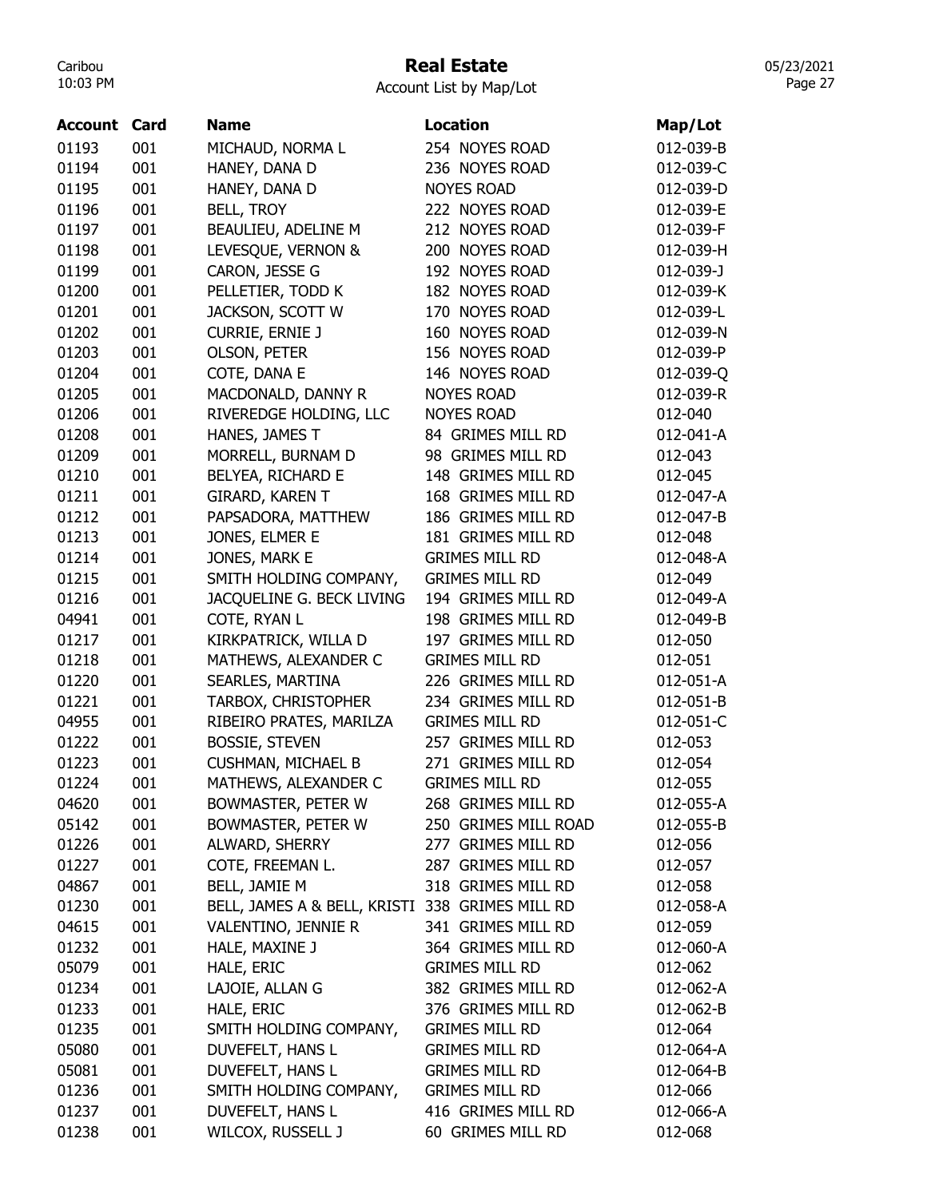# Real Estate

Account List by Map/Lot

| Account | Card | Name | Location | Map/Lot |
|---|---|---|---|---|
| 01193 | 001 | MICHAUD, NORMA L | 254 NOYES ROAD | 012-039-B |
| 01194 | 001 | HANEY, DANA D | 236 NOYES ROAD | 012-039-C |
| 01195 | 001 | HANEY, DANA D | NOYES ROAD | 012-039-D |
| 01196 | 001 | BELL, TROY | 222 NOYES ROAD | 012-039-E |
| 01197 | 001 | BEAULIEU, ADELINE M | 212 NOYES ROAD | 012-039-F |
| 01198 | 001 | LEVESQUE, VERNON & | 200 NOYES ROAD | 012-039-H |
| 01199 | 001 | CARON, JESSE G | 192 NOYES ROAD | 012-039-J |
| 01200 | 001 | PELLETIER, TODD K | 182 NOYES ROAD | 012-039-K |
| 01201 | 001 | JACKSON, SCOTT W | 170 NOYES ROAD | 012-039-L |
| 01202 | 001 | CURRIE, ERNIE J | 160 NOYES ROAD | 012-039-N |
| 01203 | 001 | OLSON, PETER | 156 NOYES ROAD | 012-039-P |
| 01204 | 001 | COTE, DANA E | 146 NOYES ROAD | 012-039-Q |
| 01205 | 001 | MACDONALD, DANNY R | NOYES ROAD | 012-039-R |
| 01206 | 001 | RIVEREDGE HOLDING, LLC | NOYES ROAD | 012-040 |
| 01208 | 001 | HANES, JAMES T | 84 GRIMES MILL RD | 012-041-A |
| 01209 | 001 | MORRELL, BURNAM D | 98 GRIMES MILL RD | 012-043 |
| 01210 | 001 | BELYEA, RICHARD E | 148 GRIMES MILL RD | 012-045 |
| 01211 | 001 | GIRARD, KAREN T | 168 GRIMES MILL RD | 012-047-A |
| 01212 | 001 | PAPSADORA, MATTHEW | 186 GRIMES MILL RD | 012-047-B |
| 01213 | 001 | JONES, ELMER E | 181 GRIMES MILL RD | 012-048 |
| 01214 | 001 | JONES, MARK E | GRIMES MILL RD | 012-048-A |
| 01215 | 001 | SMITH HOLDING COMPANY, | GRIMES MILL RD | 012-049 |
| 01216 | 001 | JACQUELINE G. BECK LIVING | 194 GRIMES MILL RD | 012-049-A |
| 04941 | 001 | COTE, RYAN L | 198 GRIMES MILL RD | 012-049-B |
| 01217 | 001 | KIRKPATRICK, WILLA D | 197 GRIMES MILL RD | 012-050 |
| 01218 | 001 | MATHEWS, ALEXANDER C | GRIMES MILL RD | 012-051 |
| 01220 | 001 | SEARLES, MARTINA | 226 GRIMES MILL RD | 012-051-A |
| 01221 | 001 | TARBOX, CHRISTOPHER | 234 GRIMES MILL RD | 012-051-B |
| 04955 | 001 | RIBEIRO PRATES, MARILZA | GRIMES MILL RD | 012-051-C |
| 01222 | 001 | BOSSIE, STEVEN | 257 GRIMES MILL RD | 012-053 |
| 01223 | 001 | CUSHMAN, MICHAEL B | 271 GRIMES MILL RD | 012-054 |
| 01224 | 001 | MATHEWS, ALEXANDER C | GRIMES MILL RD | 012-055 |
| 04620 | 001 | BOWMASTER, PETER W | 268 GRIMES MILL RD | 012-055-A |
| 05142 | 001 | BOWMASTER, PETER W | 250 GRIMES MILL ROAD | 012-055-B |
| 01226 | 001 | ALWARD, SHERRY | 277 GRIMES MILL RD | 012-056 |
| 01227 | 001 | COTE, FREEMAN L. | 287 GRIMES MILL RD | 012-057 |
| 04867 | 001 | BELL, JAMIE M | 318 GRIMES MILL RD | 012-058 |
| 01230 | 001 | BELL, JAMES A & BELL, KRISTI | 338 GRIMES MILL RD | 012-058-A |
| 04615 | 001 | VALENTINO, JENNIE R | 341 GRIMES MILL RD | 012-059 |
| 01232 | 001 | HALE, MAXINE J | 364 GRIMES MILL RD | 012-060-A |
| 05079 | 001 | HALE, ERIC | GRIMES MILL RD | 012-062 |
| 01234 | 001 | LAJOIE, ALLAN G | 382 GRIMES MILL RD | 012-062-A |
| 01233 | 001 | HALE, ERIC | 376 GRIMES MILL RD | 012-062-B |
| 01235 | 001 | SMITH HOLDING COMPANY, | GRIMES MILL RD | 012-064 |
| 05080 | 001 | DUVEFELT, HANS L | GRIMES MILL RD | 012-064-A |
| 05081 | 001 | DUVEFELT, HANS L | GRIMES MILL RD | 012-064-B |
| 01236 | 001 | SMITH HOLDING COMPANY, | GRIMES MILL RD | 012-066 |
| 01237 | 001 | DUVEFELT, HANS L | 416 GRIMES MILL RD | 012-066-A |
| 01238 | 001 | WILCOX, RUSSELL J | 60 GRIMES MILL RD | 012-068 |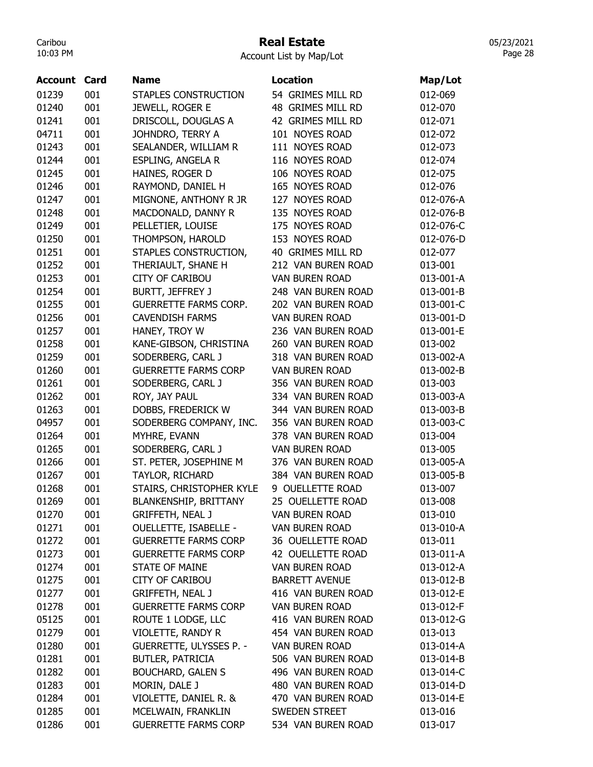# Real Estate

Account List by Map/Lot

| Account | Card | Name | Location | Map/Lot |
|---|---|---|---|---|
| 01239 | 001 | STAPLES CONSTRUCTION | 54 GRIMES MILL RD | 012-069 |
| 01240 | 001 | JEWELL, ROGER E | 48 GRIMES MILL RD | 012-070 |
| 01241 | 001 | DRISCOLL, DOUGLAS A | 42 GRIMES MILL RD | 012-071 |
| 04711 | 001 | JOHNDRO, TERRY A | 101 NOYES ROAD | 012-072 |
| 01243 | 001 | SEALANDER, WILLIAM R | 111 NOYES ROAD | 012-073 |
| 01244 | 001 | ESPLING, ANGELA R | 116 NOYES ROAD | 012-074 |
| 01245 | 001 | HAINES, ROGER D | 106 NOYES ROAD | 012-075 |
| 01246 | 001 | RAYMOND, DANIEL H | 165 NOYES ROAD | 012-076 |
| 01247 | 001 | MIGNONE, ANTHONY R JR | 127 NOYES ROAD | 012-076-A |
| 01248 | 001 | MACDONALD, DANNY R | 135 NOYES ROAD | 012-076-B |
| 01249 | 001 | PELLETIER, LOUISE | 175 NOYES ROAD | 012-076-C |
| 01250 | 001 | THOMPSON, HAROLD | 153 NOYES ROAD | 012-076-D |
| 01251 | 001 | STAPLES CONSTRUCTION, | 40 GRIMES MILL RD | 012-077 |
| 01252 | 001 | THERIAULT, SHANE H | 212 VAN BUREN ROAD | 013-001 |
| 01253 | 001 | CITY OF CARIBOU | VAN BUREN ROAD | 013-001-A |
| 01254 | 001 | BURTT, JEFFREY J | 248 VAN BUREN ROAD | 013-001-B |
| 01255 | 001 | GUERRETTE FARMS CORP. | 202 VAN BUREN ROAD | 013-001-C |
| 01256 | 001 | CAVENDISH FARMS | VAN BUREN ROAD | 013-001-D |
| 01257 | 001 | HANEY, TROY W | 236 VAN BUREN ROAD | 013-001-E |
| 01258 | 001 | KANE-GIBSON, CHRISTINA | 260 VAN BUREN ROAD | 013-002 |
| 01259 | 001 | SODERBERG, CARL J | 318 VAN BUREN ROAD | 013-002-A |
| 01260 | 001 | GUERRETTE FARMS CORP | VAN BUREN ROAD | 013-002-B |
| 01261 | 001 | SODERBERG, CARL J | 356 VAN BUREN ROAD | 013-003 |
| 01262 | 001 | ROY, JAY PAUL | 334 VAN BUREN ROAD | 013-003-A |
| 01263 | 001 | DOBBS, FREDERICK W | 344 VAN BUREN ROAD | 013-003-B |
| 04957 | 001 | SODERBERG COMPANY, INC. | 356 VAN BUREN ROAD | 013-003-C |
| 01264 | 001 | MYHRE, EVANN | 378 VAN BUREN ROAD | 013-004 |
| 01265 | 001 | SODERBERG, CARL J | VAN BUREN ROAD | 013-005 |
| 01266 | 001 | ST. PETER, JOSEPHINE M | 376 VAN BUREN ROAD | 013-005-A |
| 01267 | 001 | TAYLOR, RICHARD | 384 VAN BUREN ROAD | 013-005-B |
| 01268 | 001 | STAIRS, CHRISTOPHER KYLE | 9 OUELLETTE ROAD | 013-007 |
| 01269 | 001 | BLANKENSHIP, BRITTANY | 25 OUELLETTE ROAD | 013-008 |
| 01270 | 001 | GRIFFETH, NEAL J | VAN BUREN ROAD | 013-010 |
| 01271 | 001 | OUELLETTE, ISABELLE - | VAN BUREN ROAD | 013-010-A |
| 01272 | 001 | GUERRETTE FARMS CORP | 36 OUELLETTE ROAD | 013-011 |
| 01273 | 001 | GUERRETTE FARMS CORP | 42 OUELLETTE ROAD | 013-011-A |
| 01274 | 001 | STATE OF MAINE | VAN BUREN ROAD | 013-012-A |
| 01275 | 001 | CITY OF CARIBOU | BARRETT AVENUE | 013-012-B |
| 01277 | 001 | GRIFFETH, NEAL J | 416 VAN BUREN ROAD | 013-012-E |
| 01278 | 001 | GUERRETTE FARMS CORP | VAN BUREN ROAD | 013-012-F |
| 05125 | 001 | ROUTE 1 LODGE, LLC | 416 VAN BUREN ROAD | 013-012-G |
| 01279 | 001 | VIOLETTE, RANDY R | 454 VAN BUREN ROAD | 013-013 |
| 01280 | 001 | GUERRETTE, ULYSSES P. - | VAN BUREN ROAD | 013-014-A |
| 01281 | 001 | BUTLER, PATRICIA | 506 VAN BUREN ROAD | 013-014-B |
| 01282 | 001 | BOUCHARD, GALEN S | 496 VAN BUREN ROAD | 013-014-C |
| 01283 | 001 | MORIN, DALE J | 480 VAN BUREN ROAD | 013-014-D |
| 01284 | 001 | VIOLETTE, DANIEL R. & | 470 VAN BUREN ROAD | 013-014-E |
| 01285 | 001 | MCELWAIN, FRANKLIN | SWEDEN STREET | 013-016 |
| 01286 | 001 | GUERRETTE FARMS CORP | 534 VAN BUREN ROAD | 013-017 |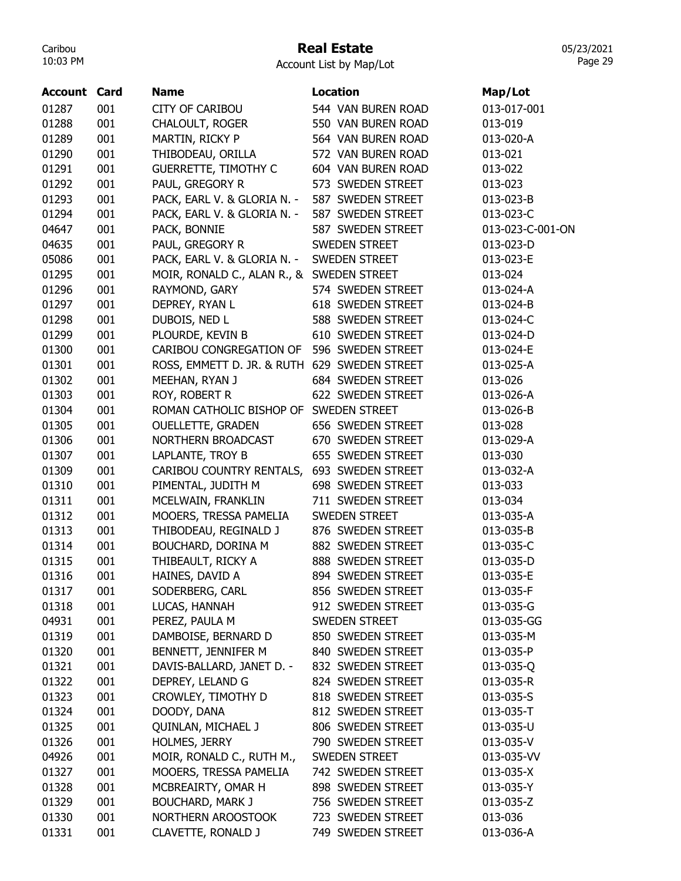# Real Estate

Account List by Map/Lot

| Account | Card | Name | Location | Map/Lot |
|---|---|---|---|---|
| 01287 | 001 | CITY OF CARIBOU | 544 VAN BUREN ROAD | 013-017-001 |
| 01288 | 001 | CHALOULT, ROGER | 550 VAN BUREN ROAD | 013-019 |
| 01289 | 001 | MARTIN, RICKY P | 564 VAN BUREN ROAD | 013-020-A |
| 01290 | 001 | THIBODEAU, ORILLA | 572 VAN BUREN ROAD | 013-021 |
| 01291 | 001 | GUERRETTE, TIMOTHY C | 604 VAN BUREN ROAD | 013-022 |
| 01292 | 001 | PAUL, GREGORY R | 573 SWEDEN STREET | 013-023 |
| 01293 | 001 | PACK, EARL V. & GLORIA N. - | 587 SWEDEN STREET | 013-023-B |
| 01294 | 001 | PACK, EARL V. & GLORIA N. - | 587 SWEDEN STREET | 013-023-C |
| 04647 | 001 | PACK, BONNIE | 587 SWEDEN STREET | 013-023-C-001-ON |
| 04635 | 001 | PAUL, GREGORY R | SWEDEN STREET | 013-023-D |
| 05086 | 001 | PACK, EARL V. & GLORIA N. - | SWEDEN STREET | 013-023-E |
| 01295 | 001 | MOIR, RONALD C., ALAN R., & | SWEDEN STREET | 013-024 |
| 01296 | 001 | RAYMOND, GARY | 574 SWEDEN STREET | 013-024-A |
| 01297 | 001 | DEPREY, RYAN L | 618 SWEDEN STREET | 013-024-B |
| 01298 | 001 | DUBOIS, NED L | 588 SWEDEN STREET | 013-024-C |
| 01299 | 001 | PLOURDE, KEVIN B | 610 SWEDEN STREET | 013-024-D |
| 01300 | 001 | CARIBOU CONGREGATION OF | 596 SWEDEN STREET | 013-024-E |
| 01301 | 001 | ROSS, EMMETT D. JR. & RUTH | 629 SWEDEN STREET | 013-025-A |
| 01302 | 001 | MEEHAN, RYAN J | 684 SWEDEN STREET | 013-026 |
| 01303 | 001 | ROY, ROBERT R | 622 SWEDEN STREET | 013-026-A |
| 01304 | 001 | ROMAN CATHOLIC BISHOP OF | SWEDEN STREET | 013-026-B |
| 01305 | 001 | OUELLETTE, GRADEN | 656 SWEDEN STREET | 013-028 |
| 01306 | 001 | NORTHERN BROADCAST | 670 SWEDEN STREET | 013-029-A |
| 01307 | 001 | LAPLANTE, TROY B | 655 SWEDEN STREET | 013-030 |
| 01309 | 001 | CARIBOU COUNTRY RENTALS, | 693 SWEDEN STREET | 013-032-A |
| 01310 | 001 | PIMENTAL, JUDITH M | 698 SWEDEN STREET | 013-033 |
| 01311 | 001 | MCELWAIN, FRANKLIN | 711 SWEDEN STREET | 013-034 |
| 01312 | 001 | MOOERS, TRESSA PAMELIA | SWEDEN STREET | 013-035-A |
| 01313 | 001 | THIBODEAU, REGINALD J | 876 SWEDEN STREET | 013-035-B |
| 01314 | 001 | BOUCHARD, DORINA M | 882 SWEDEN STREET | 013-035-C |
| 01315 | 001 | THIBEAULT, RICKY A | 888 SWEDEN STREET | 013-035-D |
| 01316 | 001 | HAINES, DAVID A | 894 SWEDEN STREET | 013-035-E |
| 01317 | 001 | SODERBERG, CARL | 856 SWEDEN STREET | 013-035-F |
| 01318 | 001 | LUCAS, HANNAH | 912 SWEDEN STREET | 013-035-G |
| 04931 | 001 | PEREZ, PAULA M | SWEDEN STREET | 013-035-GG |
| 01319 | 001 | DAMBOISE, BERNARD D | 850 SWEDEN STREET | 013-035-M |
| 01320 | 001 | BENNETT, JENNIFER M | 840 SWEDEN STREET | 013-035-P |
| 01321 | 001 | DAVIS-BALLARD, JANET D. - | 832 SWEDEN STREET | 013-035-Q |
| 01322 | 001 | DEPREY, LELAND G | 824 SWEDEN STREET | 013-035-R |
| 01323 | 001 | CROWLEY, TIMOTHY D | 818 SWEDEN STREET | 013-035-S |
| 01324 | 001 | DOODY, DANA | 812 SWEDEN STREET | 013-035-T |
| 01325 | 001 | QUINLAN, MICHAEL J | 806 SWEDEN STREET | 013-035-U |
| 01326 | 001 | HOLMES, JERRY | 790 SWEDEN STREET | 013-035-V |
| 04926 | 001 | MOIR, RONALD C., RUTH M., | SWEDEN STREET | 013-035-VV |
| 01327 | 001 | MOOERS, TRESSA PAMELIA | 742 SWEDEN STREET | 013-035-X |
| 01328 | 001 | MCBREAIRTY, OMAR H | 898 SWEDEN STREET | 013-035-Y |
| 01329 | 001 | BOUCHARD, MARK J | 756 SWEDEN STREET | 013-035-Z |
| 01330 | 001 | NORTHERN AROOSTOOK | 723 SWEDEN STREET | 013-036 |
| 01331 | 001 | CLAVETTE, RONALD J | 749 SWEDEN STREET | 013-036-A |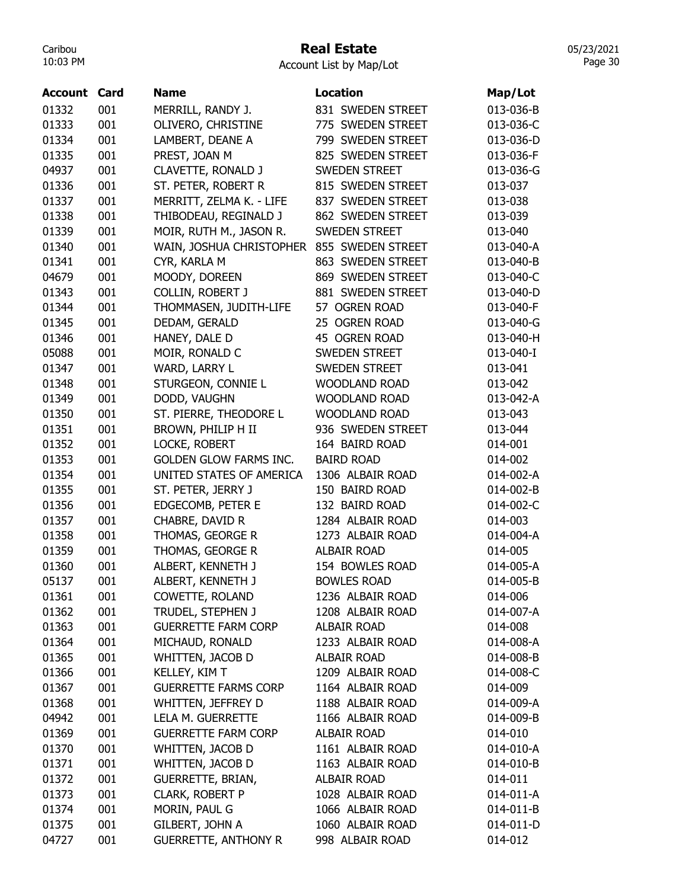# Real Estate

Account List by Map/Lot

| Account | Card | Name | Location | Map/Lot |
|---|---|---|---|---|
| 01332 | 001 | MERRILL, RANDY J. | 831 SWEDEN STREET | 013-036-B |
| 01333 | 001 | OLIVERO, CHRISTINE | 775 SWEDEN STREET | 013-036-C |
| 01334 | 001 | LAMBERT, DEANE A | 799 SWEDEN STREET | 013-036-D |
| 01335 | 001 | PREST, JOAN M | 825 SWEDEN STREET | 013-036-F |
| 04937 | 001 | CLAVETTE, RONALD J | SWEDEN STREET | 013-036-G |
| 01336 | 001 | ST. PETER, ROBERT R | 815 SWEDEN STREET | 013-037 |
| 01337 | 001 | MERRITT, ZELMA K. - LIFE | 837 SWEDEN STREET | 013-038 |
| 01338 | 001 | THIBODEAU, REGINALD J | 862 SWEDEN STREET | 013-039 |
| 01339 | 001 | MOIR, RUTH M., JASON R. | SWEDEN STREET | 013-040 |
| 01340 | 001 | WAIN, JOSHUA CHRISTOPHER | 855 SWEDEN STREET | 013-040-A |
| 01341 | 001 | CYR, KARLA M | 863 SWEDEN STREET | 013-040-B |
| 04679 | 001 | MOODY, DOREEN | 869 SWEDEN STREET | 013-040-C |
| 01343 | 001 | COLLIN, ROBERT J | 881 SWEDEN STREET | 013-040-D |
| 01344 | 001 | THOMMASEN, JUDITH-LIFE | 57 OGREN ROAD | 013-040-F |
| 01345 | 001 | DEDAM, GERALD | 25 OGREN ROAD | 013-040-G |
| 01346 | 001 | HANEY, DALE D | 45 OGREN ROAD | 013-040-H |
| 05088 | 001 | MOIR, RONALD C | SWEDEN STREET | 013-040-I |
| 01347 | 001 | WARD, LARRY L | SWEDEN STREET | 013-041 |
| 01348 | 001 | STURGEON, CONNIE L | WOODLAND ROAD | 013-042 |
| 01349 | 001 | DODD, VAUGHN | WOODLAND ROAD | 013-042-A |
| 01350 | 001 | ST. PIERRE, THEODORE L | WOODLAND ROAD | 013-043 |
| 01351 | 001 | BROWN, PHILIP H II | 936 SWEDEN STREET | 013-044 |
| 01352 | 001 | LOCKE, ROBERT | 164 BAIRD ROAD | 014-001 |
| 01353 | 001 | GOLDEN GLOW FARMS INC. | BAIRD ROAD | 014-002 |
| 01354 | 001 | UNITED STATES OF AMERICA | 1306 ALBAIR ROAD | 014-002-A |
| 01355 | 001 | ST. PETER, JERRY J | 150 BAIRD ROAD | 014-002-B |
| 01356 | 001 | EDGECOMB, PETER E | 132 BAIRD ROAD | 014-002-C |
| 01357 | 001 | CHABRE, DAVID R | 1284 ALBAIR ROAD | 014-003 |
| 01358 | 001 | THOMAS, GEORGE R | 1273 ALBAIR ROAD | 014-004-A |
| 01359 | 001 | THOMAS, GEORGE R | ALBAIR ROAD | 014-005 |
| 01360 | 001 | ALBERT, KENNETH J | 154 BOWLES ROAD | 014-005-A |
| 05137 | 001 | ALBERT, KENNETH J | BOWLES ROAD | 014-005-B |
| 01361 | 001 | COWETTE, ROLAND | 1236 ALBAIR ROAD | 014-006 |
| 01362 | 001 | TRUDEL, STEPHEN J | 1208 ALBAIR ROAD | 014-007-A |
| 01363 | 001 | GUERRETTE FARM CORP | ALBAIR ROAD | 014-008 |
| 01364 | 001 | MICHAUD, RONALD | 1233 ALBAIR ROAD | 014-008-A |
| 01365 | 001 | WHITTEN, JACOB D | ALBAIR ROAD | 014-008-B |
| 01366 | 001 | KELLEY, KIM T | 1209 ALBAIR ROAD | 014-008-C |
| 01367 | 001 | GUERRETTE FARMS CORP | 1164 ALBAIR ROAD | 014-009 |
| 01368 | 001 | WHITTEN, JEFFREY D | 1188 ALBAIR ROAD | 014-009-A |
| 04942 | 001 | LELA M. GUERRETTE | 1166 ALBAIR ROAD | 014-009-B |
| 01369 | 001 | GUERRETTE FARM CORP | ALBAIR ROAD | 014-010 |
| 01370 | 001 | WHITTEN, JACOB D | 1161 ALBAIR ROAD | 014-010-A |
| 01371 | 001 | WHITTEN, JACOB D | 1163 ALBAIR ROAD | 014-010-B |
| 01372 | 001 | GUERRETTE, BRIAN, | ALBAIR ROAD | 014-011 |
| 01373 | 001 | CLARK, ROBERT P | 1028 ALBAIR ROAD | 014-011-A |
| 01374 | 001 | MORIN, PAUL G | 1066 ALBAIR ROAD | 014-011-B |
| 01375 | 001 | GILBERT, JOHN A | 1060 ALBAIR ROAD | 014-011-D |
| 04727 | 001 | GUERRETTE, ANTHONY R | 998 ALBAIR ROAD | 014-012 |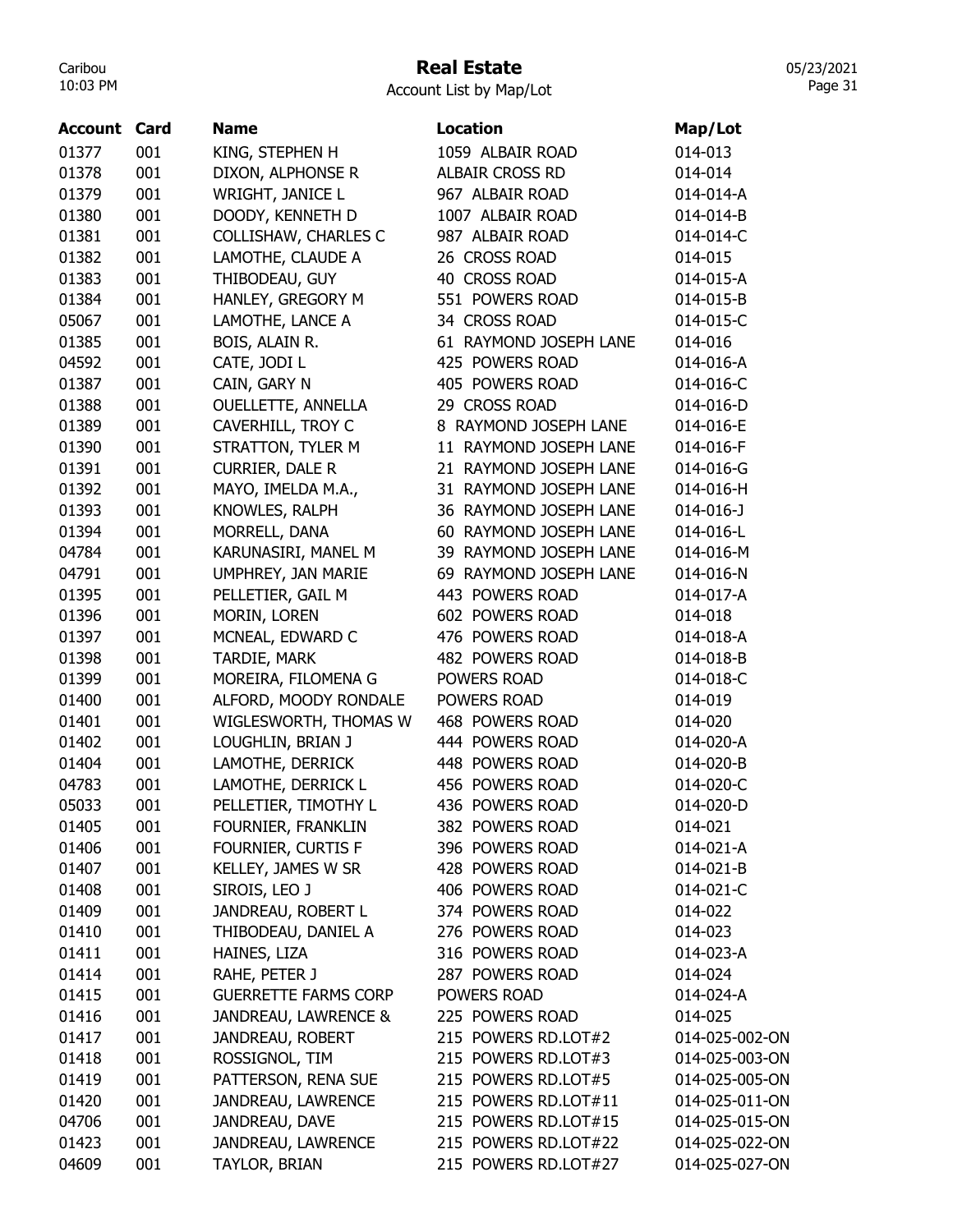# Real Estate

Account List by Map/Lot

| Account | Card | Name | Location | Map/Lot |
|---|---|---|---|---|
| 01377 | 001 | KING, STEPHEN H | 1059 ALBAIR ROAD | 014-013 |
| 01378 | 001 | DIXON, ALPHONSE R | ALBAIR CROSS RD | 014-014 |
| 01379 | 001 | WRIGHT, JANICE L | 967 ALBAIR ROAD | 014-014-A |
| 01380 | 001 | DOODY, KENNETH D | 1007 ALBAIR ROAD | 014-014-B |
| 01381 | 001 | COLLISHAW, CHARLES C | 987 ALBAIR ROAD | 014-014-C |
| 01382 | 001 | LAMOTHE, CLAUDE A | 26 CROSS ROAD | 014-015 |
| 01383 | 001 | THIBODEAU, GUY | 40 CROSS ROAD | 014-015-A |
| 01384 | 001 | HANLEY, GREGORY M | 551 POWERS ROAD | 014-015-B |
| 05067 | 001 | LAMOTHE, LANCE A | 34 CROSS ROAD | 014-015-C |
| 01385 | 001 | BOIS, ALAIN R. | 61 RAYMOND JOSEPH LANE | 014-016 |
| 04592 | 001 | CATE, JODI L | 425 POWERS ROAD | 014-016-A |
| 01387 | 001 | CAIN, GARY N | 405 POWERS ROAD | 014-016-C |
| 01388 | 001 | OUELLETTE, ANNELLA | 29 CROSS ROAD | 014-016-D |
| 01389 | 001 | CAVERHILL, TROY C | 8 RAYMOND JOSEPH LANE | 014-016-E |
| 01390 | 001 | STRATTON, TYLER M | 11 RAYMOND JOSEPH LANE | 014-016-F |
| 01391 | 001 | CURRIER, DALE R | 21 RAYMOND JOSEPH LANE | 014-016-G |
| 01392 | 001 | MAYO, IMELDA M.A., | 31 RAYMOND JOSEPH LANE | 014-016-H |
| 01393 | 001 | KNOWLES, RALPH | 36 RAYMOND JOSEPH LANE | 014-016-J |
| 01394 | 001 | MORRELL, DANA | 60 RAYMOND JOSEPH LANE | 014-016-L |
| 04784 | 001 | KARUNASIRI, MANEL M | 39 RAYMOND JOSEPH LANE | 014-016-M |
| 04791 | 001 | UMPHREY, JAN MARIE | 69 RAYMOND JOSEPH LANE | 014-016-N |
| 01395 | 001 | PELLETIER, GAIL M | 443 POWERS ROAD | 014-017-A |
| 01396 | 001 | MORIN, LOREN | 602 POWERS ROAD | 014-018 |
| 01397 | 001 | MCNEAL, EDWARD C | 476 POWERS ROAD | 014-018-A |
| 01398 | 001 | TARDIE, MARK | 482 POWERS ROAD | 014-018-B |
| 01399 | 001 | MOREIRA, FILOMENA G | POWERS ROAD | 014-018-C |
| 01400 | 001 | ALFORD, MOODY RONDALE | POWERS ROAD | 014-019 |
| 01401 | 001 | WIGLESWORTH, THOMAS W | 468 POWERS ROAD | 014-020 |
| 01402 | 001 | LOUGHLIN, BRIAN J | 444 POWERS ROAD | 014-020-A |
| 01404 | 001 | LAMOTHE, DERRICK | 448 POWERS ROAD | 014-020-B |
| 04783 | 001 | LAMOTHE, DERRICK L | 456 POWERS ROAD | 014-020-C |
| 05033 | 001 | PELLETIER, TIMOTHY L | 436 POWERS ROAD | 014-020-D |
| 01405 | 001 | FOURNIER, FRANKLIN | 382 POWERS ROAD | 014-021 |
| 01406 | 001 | FOURNIER, CURTIS F | 396 POWERS ROAD | 014-021-A |
| 01407 | 001 | KELLEY, JAMES W SR | 428 POWERS ROAD | 014-021-B |
| 01408 | 001 | SIROIS, LEO J | 406 POWERS ROAD | 014-021-C |
| 01409 | 001 | JANDREAU, ROBERT L | 374 POWERS ROAD | 014-022 |
| 01410 | 001 | THIBODEAU, DANIEL A | 276 POWERS ROAD | 014-023 |
| 01411 | 001 | HAINES, LIZA | 316 POWERS ROAD | 014-023-A |
| 01414 | 001 | RAHE, PETER J | 287 POWERS ROAD | 014-024 |
| 01415 | 001 | GUERRETTE FARMS CORP | POWERS ROAD | 014-024-A |
| 01416 | 001 | JANDREAU, LAWRENCE & | 225 POWERS ROAD | 014-025 |
| 01417 | 001 | JANDREAU, ROBERT | 215 POWERS RD.LOT#2 | 014-025-002-ON |
| 01418 | 001 | ROSSIGNOL, TIM | 215 POWERS RD.LOT#3 | 014-025-003-ON |
| 01419 | 001 | PATTERSON, RENA SUE | 215 POWERS RD.LOT#5 | 014-025-005-ON |
| 01420 | 001 | JANDREAU, LAWRENCE | 215 POWERS RD.LOT#11 | 014-025-011-ON |
| 04706 | 001 | JANDREAU, DAVE | 215 POWERS RD.LOT#15 | 014-025-015-ON |
| 01423 | 001 | JANDREAU, LAWRENCE | 215 POWERS RD.LOT#22 | 014-025-022-ON |
| 04609 | 001 | TAYLOR, BRIAN | 215 POWERS RD.LOT#27 | 014-025-027-ON |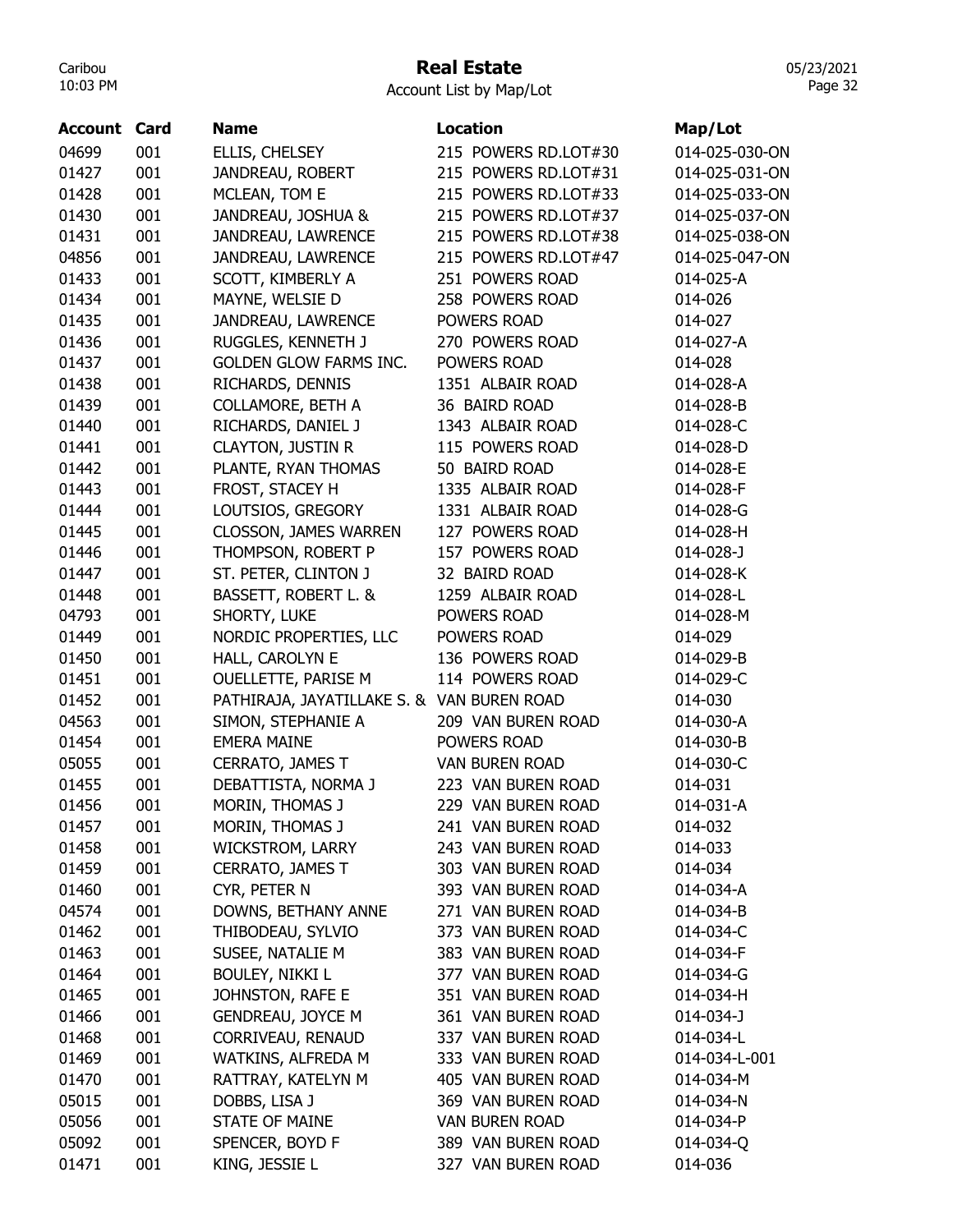# Real Estate

Account List by Map/Lot

| Account | Card | Name | Location | Map/Lot |
|---|---|---|---|---|
| 04699 | 001 | ELLIS, CHELSEY | 215 POWERS RD.LOT#30 | 014-025-030-ON |
| 01427 | 001 | JANDREAU, ROBERT | 215 POWERS RD.LOT#31 | 014-025-031-ON |
| 01428 | 001 | MCLEAN, TOM E | 215 POWERS RD.LOT#33 | 014-025-033-ON |
| 01430 | 001 | JANDREAU, JOSHUA & | 215 POWERS RD.LOT#37 | 014-025-037-ON |
| 01431 | 001 | JANDREAU, LAWRENCE | 215 POWERS RD.LOT#38 | 014-025-038-ON |
| 04856 | 001 | JANDREAU, LAWRENCE | 215 POWERS RD.LOT#47 | 014-025-047-ON |
| 01433 | 001 | SCOTT, KIMBERLY A | 251 POWERS ROAD | 014-025-A |
| 01434 | 001 | MAYNE, WELSIE D | 258 POWERS ROAD | 014-026 |
| 01435 | 001 | JANDREAU, LAWRENCE | POWERS ROAD | 014-027 |
| 01436 | 001 | RUGGLES, KENNETH J | 270 POWERS ROAD | 014-027-A |
| 01437 | 001 | GOLDEN GLOW FARMS INC. | POWERS ROAD | 014-028 |
| 01438 | 001 | RICHARDS, DENNIS | 1351 ALBAIR ROAD | 014-028-A |
| 01439 | 001 | COLLAMORE, BETH A | 36 BAIRD ROAD | 014-028-B |
| 01440 | 001 | RICHARDS, DANIEL J | 1343 ALBAIR ROAD | 014-028-C |
| 01441 | 001 | CLAYTON, JUSTIN R | 115 POWERS ROAD | 014-028-D |
| 01442 | 001 | PLANTE, RYAN THOMAS | 50 BAIRD ROAD | 014-028-E |
| 01443 | 001 | FROST, STACEY H | 1335 ALBAIR ROAD | 014-028-F |
| 01444 | 001 | LOUTSIOS, GREGORY | 1331 ALBAIR ROAD | 014-028-G |
| 01445 | 001 | CLOSSON, JAMES WARREN | 127 POWERS ROAD | 014-028-H |
| 01446 | 001 | THOMPSON, ROBERT P | 157 POWERS ROAD | 014-028-J |
| 01447 | 001 | ST. PETER, CLINTON J | 32 BAIRD ROAD | 014-028-K |
| 01448 | 001 | BASSETT, ROBERT L. & | 1259 ALBAIR ROAD | 014-028-L |
| 04793 | 001 | SHORTY, LUKE | POWERS ROAD | 014-028-M |
| 01449 | 001 | NORDIC PROPERTIES, LLC | POWERS ROAD | 014-029 |
| 01450 | 001 | HALL, CAROLYN E | 136 POWERS ROAD | 014-029-B |
| 01451 | 001 | OUELLETTE, PARISE M | 114 POWERS ROAD | 014-029-C |
| 01452 | 001 | PATHIRAJA, JAYATILLAKE S. & | VAN BUREN ROAD | 014-030 |
| 04563 | 001 | SIMON, STEPHANIE A | 209 VAN BUREN ROAD | 014-030-A |
| 01454 | 001 | EMERA MAINE | POWERS ROAD | 014-030-B |
| 05055 | 001 | CERRATO, JAMES T | VAN BUREN ROAD | 014-030-C |
| 01455 | 001 | DEBATTISTA, NORMA J | 223 VAN BUREN ROAD | 014-031 |
| 01456 | 001 | MORIN, THOMAS J | 229 VAN BUREN ROAD | 014-031-A |
| 01457 | 001 | MORIN, THOMAS J | 241 VAN BUREN ROAD | 014-032 |
| 01458 | 001 | WICKSTROM, LARRY | 243 VAN BUREN ROAD | 014-033 |
| 01459 | 001 | CERRATO, JAMES T | 303 VAN BUREN ROAD | 014-034 |
| 01460 | 001 | CYR, PETER N | 393 VAN BUREN ROAD | 014-034-A |
| 04574 | 001 | DOWNS, BETHANY ANNE | 271 VAN BUREN ROAD | 014-034-B |
| 01462 | 001 | THIBODEAU, SYLVIO | 373 VAN BUREN ROAD | 014-034-C |
| 01463 | 001 | SUSEE, NATALIE M | 383 VAN BUREN ROAD | 014-034-F |
| 01464 | 001 | BOULEY, NIKKI L | 377 VAN BUREN ROAD | 014-034-G |
| 01465 | 001 | JOHNSTON, RAFE E | 351 VAN BUREN ROAD | 014-034-H |
| 01466 | 001 | GENDREAU, JOYCE M | 361 VAN BUREN ROAD | 014-034-J |
| 01468 | 001 | CORRIVEAU, RENAUD | 337 VAN BUREN ROAD | 014-034-L |
| 01469 | 001 | WATKINS, ALFREDA M | 333 VAN BUREN ROAD | 014-034-L-001 |
| 01470 | 001 | RATTRAY, KATELYN M | 405 VAN BUREN ROAD | 014-034-M |
| 05015 | 001 | DOBBS, LISA J | 369 VAN BUREN ROAD | 014-034-N |
| 05056 | 001 | STATE OF MAINE | VAN BUREN ROAD | 014-034-P |
| 05092 | 001 | SPENCER, BOYD F | 389 VAN BUREN ROAD | 014-034-Q |
| 01471 | 001 | KING, JESSIE L | 327 VAN BUREN ROAD | 014-036 |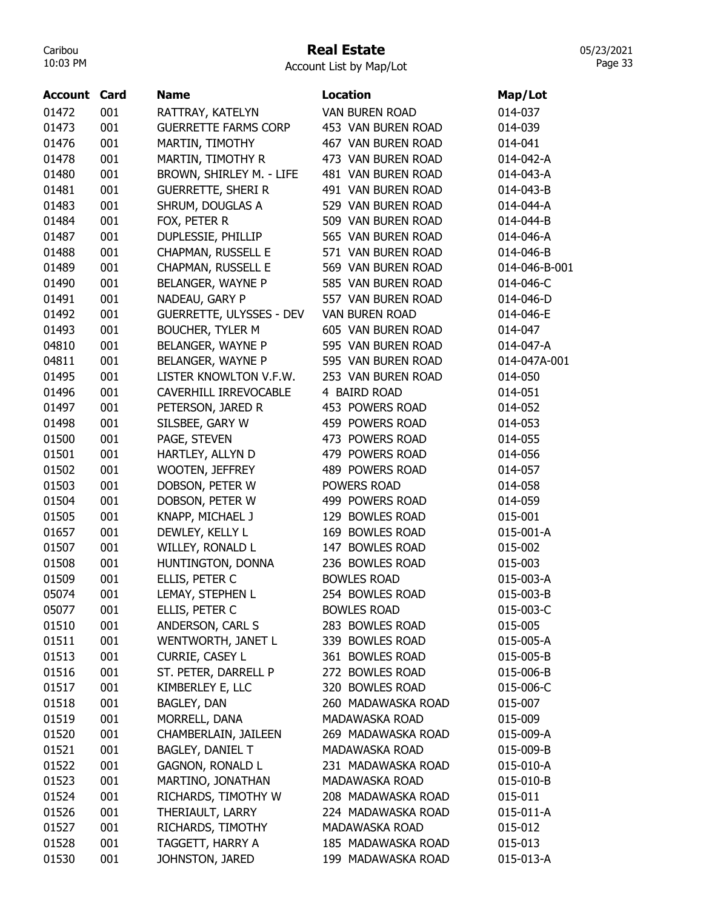# Real Estate

Account List by Map/Lot

| Account | Card | Name | Location | Map/Lot |
|---|---|---|---|---|
| 01472 | 001 | RATTRAY, KATELYN | VAN BUREN ROAD | 014-037 |
| 01473 | 001 | GUERRETTE FARMS CORP | 453 VAN BUREN ROAD | 014-039 |
| 01476 | 001 | MARTIN, TIMOTHY | 467 VAN BUREN ROAD | 014-041 |
| 01478 | 001 | MARTIN, TIMOTHY R | 473 VAN BUREN ROAD | 014-042-A |
| 01480 | 001 | BROWN, SHIRLEY M. - LIFE | 481 VAN BUREN ROAD | 014-043-A |
| 01481 | 001 | GUERRETTE, SHERI R | 491 VAN BUREN ROAD | 014-043-B |
| 01483 | 001 | SHRUM, DOUGLAS A | 529 VAN BUREN ROAD | 014-044-A |
| 01484 | 001 | FOX, PETER R | 509 VAN BUREN ROAD | 014-044-B |
| 01487 | 001 | DUPLESSIE, PHILLIP | 565 VAN BUREN ROAD | 014-046-A |
| 01488 | 001 | CHAPMAN, RUSSELL E | 571 VAN BUREN ROAD | 014-046-B |
| 01489 | 001 | CHAPMAN, RUSSELL E | 569 VAN BUREN ROAD | 014-046-B-001 |
| 01490 | 001 | BELANGER, WAYNE P | 585 VAN BUREN ROAD | 014-046-C |
| 01491 | 001 | NADEAU, GARY P | 557 VAN BUREN ROAD | 014-046-D |
| 01492 | 001 | GUERRETTE, ULYSSES - DEV | VAN BUREN ROAD | 014-046-E |
| 01493 | 001 | BOUCHER, TYLER M | 605 VAN BUREN ROAD | 014-047 |
| 04810 | 001 | BELANGER, WAYNE P | 595 VAN BUREN ROAD | 014-047-A |
| 04811 | 001 | BELANGER, WAYNE P | 595 VAN BUREN ROAD | 014-047A-001 |
| 01495 | 001 | LISTER KNOWLTON V.F.W. | 253 VAN BUREN ROAD | 014-050 |
| 01496 | 001 | CAVERHILL IRREVOCABLE | 4 BAIRD ROAD | 014-051 |
| 01497 | 001 | PETERSON, JARED R | 453 POWERS ROAD | 014-052 |
| 01498 | 001 | SILSBEE, GARY W | 459 POWERS ROAD | 014-053 |
| 01500 | 001 | PAGE, STEVEN | 473 POWERS ROAD | 014-055 |
| 01501 | 001 | HARTLEY, ALLYN D | 479 POWERS ROAD | 014-056 |
| 01502 | 001 | WOOTEN, JEFFREY | 489 POWERS ROAD | 014-057 |
| 01503 | 001 | DOBSON, PETER W | POWERS ROAD | 014-058 |
| 01504 | 001 | DOBSON, PETER W | 499 POWERS ROAD | 014-059 |
| 01505 | 001 | KNAPP, MICHAEL J | 129 BOWLES ROAD | 015-001 |
| 01657 | 001 | DEWLEY, KELLY L | 169 BOWLES ROAD | 015-001-A |
| 01507 | 001 | WILLEY, RONALD L | 147 BOWLES ROAD | 015-002 |
| 01508 | 001 | HUNTINGTON, DONNA | 236 BOWLES ROAD | 015-003 |
| 01509 | 001 | ELLIS, PETER C | BOWLES ROAD | 015-003-A |
| 05074 | 001 | LEMAY, STEPHEN L | 254 BOWLES ROAD | 015-003-B |
| 05077 | 001 | ELLIS, PETER C | BOWLES ROAD | 015-003-C |
| 01510 | 001 | ANDERSON, CARL S | 283 BOWLES ROAD | 015-005 |
| 01511 | 001 | WENTWORTH, JANET L | 339 BOWLES ROAD | 015-005-A |
| 01513 | 001 | CURRIE, CASEY L | 361 BOWLES ROAD | 015-005-B |
| 01516 | 001 | ST. PETER, DARRELL P | 272 BOWLES ROAD | 015-006-B |
| 01517 | 001 | KIMBERLEY E, LLC | 320 BOWLES ROAD | 015-006-C |
| 01518 | 001 | BAGLEY, DAN | 260 MADAWASKA ROAD | 015-007 |
| 01519 | 001 | MORRELL, DANA | MADAWASKA ROAD | 015-009 |
| 01520 | 001 | CHAMBERLAIN, JAILEEN | 269 MADAWASKA ROAD | 015-009-A |
| 01521 | 001 | BAGLEY, DANIEL T | MADAWASKA ROAD | 015-009-B |
| 01522 | 001 | GAGNON, RONALD L | 231 MADAWASKA ROAD | 015-010-A |
| 01523 | 001 | MARTINO, JONATHAN | MADAWASKA ROAD | 015-010-B |
| 01524 | 001 | RICHARDS, TIMOTHY W | 208 MADAWASKA ROAD | 015-011 |
| 01526 | 001 | THERIAULT, LARRY | 224 MADAWASKA ROAD | 015-011-A |
| 01527 | 001 | RICHARDS, TIMOTHY | MADAWASKA ROAD | 015-012 |
| 01528 | 001 | TAGGETT, HARRY A | 185 MADAWASKA ROAD | 015-013 |
| 01530 | 001 | JOHNSTON, JARED | 199 MADAWASKA ROAD | 015-013-A |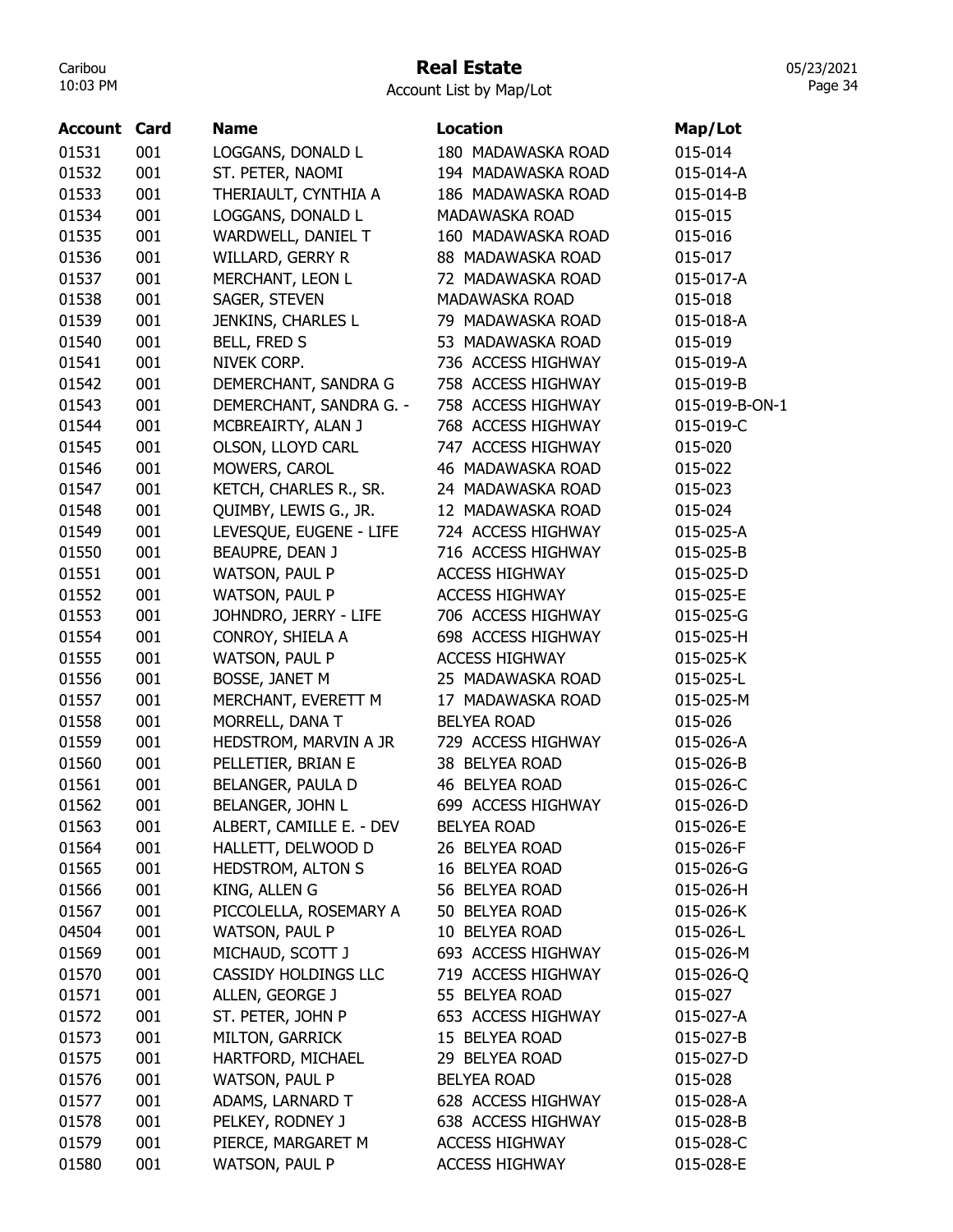# Real Estate

Account List by Map/Lot

| Account | Card | Name | Location | Map/Lot |
|---|---|---|---|---|
| 01531 | 001 | LOGGANS, DONALD L | 180 MADAWASKA ROAD | 015-014 |
| 01532 | 001 | ST. PETER, NAOMI | 194 MADAWASKA ROAD | 015-014-A |
| 01533 | 001 | THERIAULT, CYNTHIA A | 186 MADAWASKA ROAD | 015-014-B |
| 01534 | 001 | LOGGANS, DONALD L | MADAWASKA ROAD | 015-015 |
| 01535 | 001 | WARDWELL, DANIEL T | 160 MADAWASKA ROAD | 015-016 |
| 01536 | 001 | WILLARD, GERRY R | 88 MADAWASKA ROAD | 015-017 |
| 01537 | 001 | MERCHANT, LEON L | 72 MADAWASKA ROAD | 015-017-A |
| 01538 | 001 | SAGER, STEVEN | MADAWASKA ROAD | 015-018 |
| 01539 | 001 | JENKINS, CHARLES L | 79 MADAWASKA ROAD | 015-018-A |
| 01540 | 001 | BELL, FRED S | 53 MADAWASKA ROAD | 015-019 |
| 01541 | 001 | NIVEK CORP. | 736 ACCESS HIGHWAY | 015-019-A |
| 01542 | 001 | DEMERCHANT, SANDRA G | 758 ACCESS HIGHWAY | 015-019-B |
| 01543 | 001 | DEMERCHANT, SANDRA G. - | 758 ACCESS HIGHWAY | 015-019-B-ON-1 |
| 01544 | 001 | MCBREAIRTY, ALAN J | 768 ACCESS HIGHWAY | 015-019-C |
| 01545 | 001 | OLSON, LLOYD CARL | 747 ACCESS HIGHWAY | 015-020 |
| 01546 | 001 | MOWERS, CAROL | 46 MADAWASKA ROAD | 015-022 |
| 01547 | 001 | KETCH, CHARLES R., SR. | 24 MADAWASKA ROAD | 015-023 |
| 01548 | 001 | QUIMBY, LEWIS G., JR. | 12 MADAWASKA ROAD | 015-024 |
| 01549 | 001 | LEVESQUE, EUGENE - LIFE | 724 ACCESS HIGHWAY | 015-025-A |
| 01550 | 001 | BEAUPRE, DEAN J | 716 ACCESS HIGHWAY | 015-025-B |
| 01551 | 001 | WATSON, PAUL P | ACCESS HIGHWAY | 015-025-D |
| 01552 | 001 | WATSON, PAUL P | ACCESS HIGHWAY | 015-025-E |
| 01553 | 001 | JOHNDRO, JERRY - LIFE | 706 ACCESS HIGHWAY | 015-025-G |
| 01554 | 001 | CONROY, SHIELA A | 698 ACCESS HIGHWAY | 015-025-H |
| 01555 | 001 | WATSON, PAUL P | ACCESS HIGHWAY | 015-025-K |
| 01556 | 001 | BOSSE, JANET M | 25 MADAWASKA ROAD | 015-025-L |
| 01557 | 001 | MERCHANT, EVERETT M | 17 MADAWASKA ROAD | 015-025-M |
| 01558 | 001 | MORRELL, DANA T | BELYEA ROAD | 015-026 |
| 01559 | 001 | HEDSTROM, MARVIN A JR | 729 ACCESS HIGHWAY | 015-026-A |
| 01560 | 001 | PELLETIER, BRIAN E | 38 BELYEA ROAD | 015-026-B |
| 01561 | 001 | BELANGER, PAULA D | 46 BELYEA ROAD | 015-026-C |
| 01562 | 001 | BELANGER, JOHN L | 699 ACCESS HIGHWAY | 015-026-D |
| 01563 | 001 | ALBERT, CAMILLE E. - DEV | BELYEA ROAD | 015-026-E |
| 01564 | 001 | HALLETT, DELWOOD D | 26 BELYEA ROAD | 015-026-F |
| 01565 | 001 | HEDSTROM, ALTON S | 16 BELYEA ROAD | 015-026-G |
| 01566 | 001 | KING, ALLEN G | 56 BELYEA ROAD | 015-026-H |
| 01567 | 001 | PICCOLELLA, ROSEMARY A | 50 BELYEA ROAD | 015-026-K |
| 04504 | 001 | WATSON, PAUL P | 10 BELYEA ROAD | 015-026-L |
| 01569 | 001 | MICHAUD, SCOTT J | 693 ACCESS HIGHWAY | 015-026-M |
| 01570 | 001 | CASSIDY HOLDINGS LLC | 719 ACCESS HIGHWAY | 015-026-Q |
| 01571 | 001 | ALLEN, GEORGE J | 55 BELYEA ROAD | 015-027 |
| 01572 | 001 | ST. PETER, JOHN P | 653 ACCESS HIGHWAY | 015-027-A |
| 01573 | 001 | MILTON, GARRICK | 15 BELYEA ROAD | 015-027-B |
| 01575 | 001 | HARTFORD, MICHAEL | 29 BELYEA ROAD | 015-027-D |
| 01576 | 001 | WATSON, PAUL P | BELYEA ROAD | 015-028 |
| 01577 | 001 | ADAMS, LARNARD T | 628 ACCESS HIGHWAY | 015-028-A |
| 01578 | 001 | PELKEY, RODNEY J | 638 ACCESS HIGHWAY | 015-028-B |
| 01579 | 001 | PIERCE, MARGARET M | ACCESS HIGHWAY | 015-028-C |
| 01580 | 001 | WATSON, PAUL P | ACCESS HIGHWAY | 015-028-E |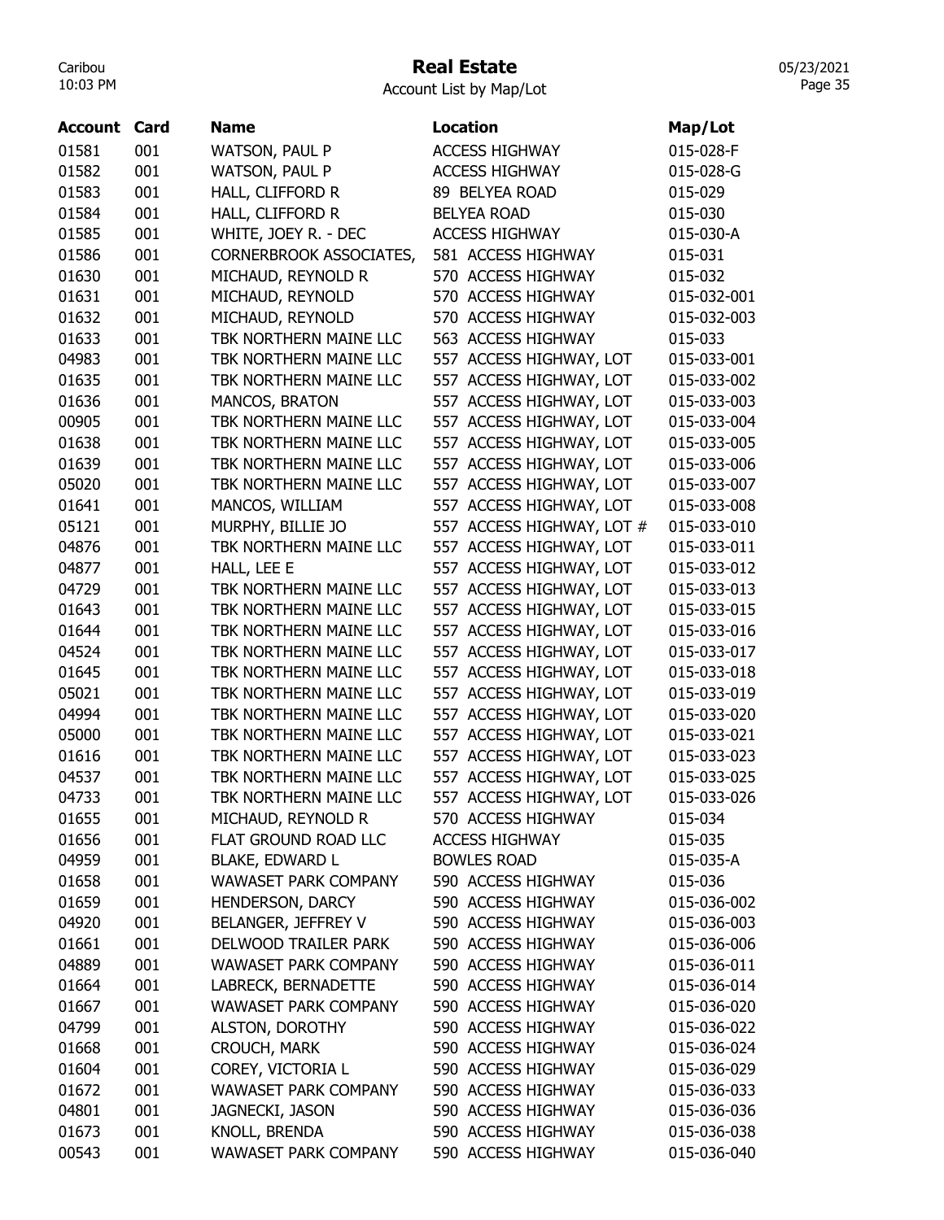# Real Estate

Account List by Map/Lot

| Account | Card | Name | Location | Map/Lot |
|---|---|---|---|---|
| 01581 | 001 | WATSON, PAUL P | ACCESS HIGHWAY | 015-028-F |
| 01582 | 001 | WATSON, PAUL P | ACCESS HIGHWAY | 015-028-G |
| 01583 | 001 | HALL, CLIFFORD R | 89 BELYEA ROAD | 015-029 |
| 01584 | 001 | HALL, CLIFFORD R | BELYEA ROAD | 015-030 |
| 01585 | 001 | WHITE, JOEY R. - DEC | ACCESS HIGHWAY | 015-030-A |
| 01586 | 001 | CORNERBROOK ASSOCIATES, | 581 ACCESS HIGHWAY | 015-031 |
| 01630 | 001 | MICHAUD, REYNOLD R | 570 ACCESS HIGHWAY | 015-032 |
| 01631 | 001 | MICHAUD, REYNOLD | 570 ACCESS HIGHWAY | 015-032-001 |
| 01632 | 001 | MICHAUD, REYNOLD | 570 ACCESS HIGHWAY | 015-032-003 |
| 01633 | 001 | TBK NORTHERN MAINE LLC | 563 ACCESS HIGHWAY | 015-033 |
| 04983 | 001 | TBK NORTHERN MAINE LLC | 557 ACCESS HIGHWAY, LOT | 015-033-001 |
| 01635 | 001 | TBK NORTHERN MAINE LLC | 557 ACCESS HIGHWAY, LOT | 015-033-002 |
| 01636 | 001 | MANCOS, BRATON | 557 ACCESS HIGHWAY, LOT | 015-033-003 |
| 00905 | 001 | TBK NORTHERN MAINE LLC | 557 ACCESS HIGHWAY, LOT | 015-033-004 |
| 01638 | 001 | TBK NORTHERN MAINE LLC | 557 ACCESS HIGHWAY, LOT | 015-033-005 |
| 01639 | 001 | TBK NORTHERN MAINE LLC | 557 ACCESS HIGHWAY, LOT | 015-033-006 |
| 05020 | 001 | TBK NORTHERN MAINE LLC | 557 ACCESS HIGHWAY, LOT | 015-033-007 |
| 01641 | 001 | MANCOS, WILLIAM | 557 ACCESS HIGHWAY, LOT | 015-033-008 |
| 05121 | 001 | MURPHY, BILLIE JO | 557 ACCESS HIGHWAY, LOT # | 015-033-010 |
| 04876 | 001 | TBK NORTHERN MAINE LLC | 557 ACCESS HIGHWAY, LOT | 015-033-011 |
| 04877 | 001 | HALL, LEE E | 557 ACCESS HIGHWAY, LOT | 015-033-012 |
| 04729 | 001 | TBK NORTHERN MAINE LLC | 557 ACCESS HIGHWAY, LOT | 015-033-013 |
| 01643 | 001 | TBK NORTHERN MAINE LLC | 557 ACCESS HIGHWAY, LOT | 015-033-015 |
| 01644 | 001 | TBK NORTHERN MAINE LLC | 557 ACCESS HIGHWAY, LOT | 015-033-016 |
| 04524 | 001 | TBK NORTHERN MAINE LLC | 557 ACCESS HIGHWAY, LOT | 015-033-017 |
| 01645 | 001 | TBK NORTHERN MAINE LLC | 557 ACCESS HIGHWAY, LOT | 015-033-018 |
| 05021 | 001 | TBK NORTHERN MAINE LLC | 557 ACCESS HIGHWAY, LOT | 015-033-019 |
| 04994 | 001 | TBK NORTHERN MAINE LLC | 557 ACCESS HIGHWAY, LOT | 015-033-020 |
| 05000 | 001 | TBK NORTHERN MAINE LLC | 557 ACCESS HIGHWAY, LOT | 015-033-021 |
| 01616 | 001 | TBK NORTHERN MAINE LLC | 557 ACCESS HIGHWAY, LOT | 015-033-023 |
| 04537 | 001 | TBK NORTHERN MAINE LLC | 557 ACCESS HIGHWAY, LOT | 015-033-025 |
| 04733 | 001 | TBK NORTHERN MAINE LLC | 557 ACCESS HIGHWAY, LOT | 015-033-026 |
| 01655 | 001 | MICHAUD, REYNOLD R | 570 ACCESS HIGHWAY | 015-034 |
| 01656 | 001 | FLAT GROUND ROAD LLC | ACCESS HIGHWAY | 015-035 |
| 04959 | 001 | BLAKE, EDWARD L | BOWLES ROAD | 015-035-A |
| 01658 | 001 | WAWASET PARK COMPANY | 590 ACCESS HIGHWAY | 015-036 |
| 01659 | 001 | HENDERSON, DARCY | 590 ACCESS HIGHWAY | 015-036-002 |
| 04920 | 001 | BELANGER, JEFFREY V | 590 ACCESS HIGHWAY | 015-036-003 |
| 01661 | 001 | DELWOOD TRAILER PARK | 590 ACCESS HIGHWAY | 015-036-006 |
| 04889 | 001 | WAWASET PARK COMPANY | 590 ACCESS HIGHWAY | 015-036-011 |
| 01664 | 001 | LABRECK, BERNADETTE | 590 ACCESS HIGHWAY | 015-036-014 |
| 01667 | 001 | WAWASET PARK COMPANY | 590 ACCESS HIGHWAY | 015-036-020 |
| 04799 | 001 | ALSTON, DOROTHY | 590 ACCESS HIGHWAY | 015-036-022 |
| 01668 | 001 | CROUCH, MARK | 590 ACCESS HIGHWAY | 015-036-024 |
| 01604 | 001 | COREY, VICTORIA L | 590 ACCESS HIGHWAY | 015-036-029 |
| 01672 | 001 | WAWASET PARK COMPANY | 590 ACCESS HIGHWAY | 015-036-033 |
| 04801 | 001 | JAGNECKI, JASON | 590 ACCESS HIGHWAY | 015-036-036 |
| 01673 | 001 | KNOLL, BRENDA | 590 ACCESS HIGHWAY | 015-036-038 |
| 00543 | 001 | WAWASET PARK COMPANY | 590 ACCESS HIGHWAY | 015-036-040 |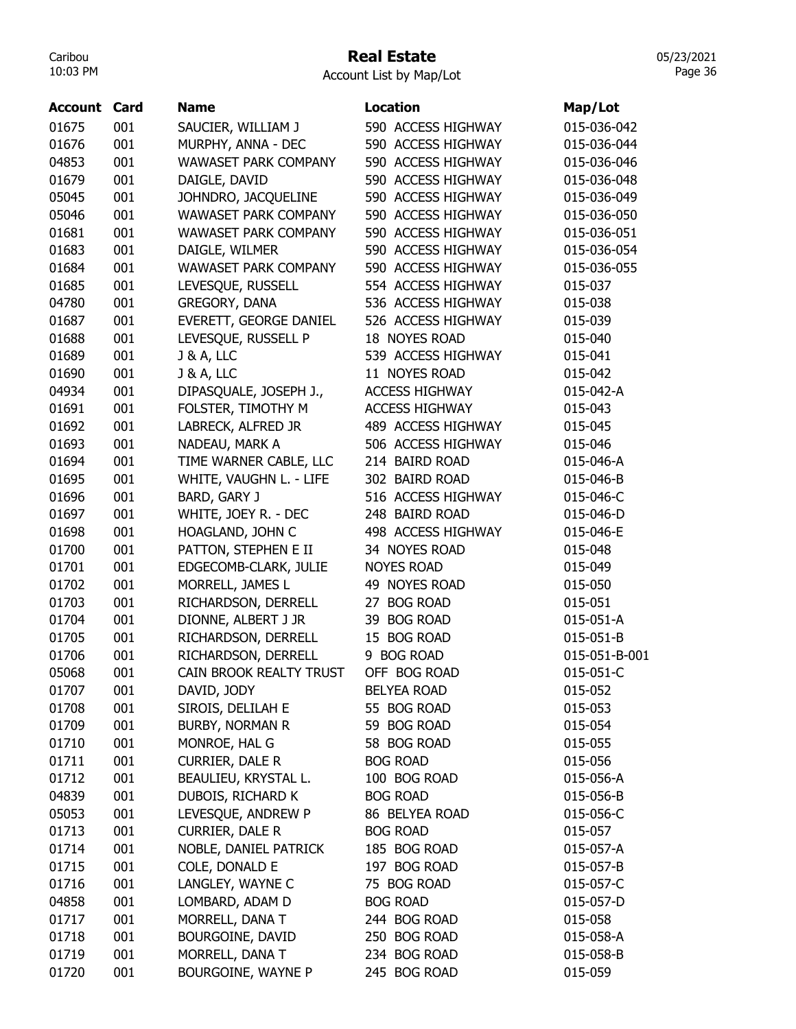# Real Estate

Account List by Map/Lot

| Account | Card | Name | Location | Map/Lot |
|---|---|---|---|---|
| 01675 | 001 | SAUCIER, WILLIAM J | 590 ACCESS HIGHWAY | 015-036-042 |
| 01676 | 001 | MURPHY, ANNA - DEC | 590 ACCESS HIGHWAY | 015-036-044 |
| 04853 | 001 | WAWASET PARK COMPANY | 590 ACCESS HIGHWAY | 015-036-046 |
| 01679 | 001 | DAIGLE, DAVID | 590 ACCESS HIGHWAY | 015-036-048 |
| 05045 | 001 | JOHNDRO, JACQUELINE | 590 ACCESS HIGHWAY | 015-036-049 |
| 05046 | 001 | WAWASET PARK COMPANY | 590 ACCESS HIGHWAY | 015-036-050 |
| 01681 | 001 | WAWASET PARK COMPANY | 590 ACCESS HIGHWAY | 015-036-051 |
| 01683 | 001 | DAIGLE, WILMER | 590 ACCESS HIGHWAY | 015-036-054 |
| 01684 | 001 | WAWASET PARK COMPANY | 590 ACCESS HIGHWAY | 015-036-055 |
| 01685 | 001 | LEVESQUE, RUSSELL | 554 ACCESS HIGHWAY | 015-037 |
| 04780 | 001 | GREGORY, DANA | 536 ACCESS HIGHWAY | 015-038 |
| 01687 | 001 | EVERETT, GEORGE DANIEL | 526 ACCESS HIGHWAY | 015-039 |
| 01688 | 001 | LEVESQUE, RUSSELL P | 18 NOYES ROAD | 015-040 |
| 01689 | 001 | J & A, LLC | 539 ACCESS HIGHWAY | 015-041 |
| 01690 | 001 | J & A, LLC | 11 NOYES ROAD | 015-042 |
| 04934 | 001 | DIPASQUALE, JOSEPH J., | ACCESS HIGHWAY | 015-042-A |
| 01691 | 001 | FOLSTER, TIMOTHY M | ACCESS HIGHWAY | 015-043 |
| 01692 | 001 | LABRECK, ALFRED JR | 489 ACCESS HIGHWAY | 015-045 |
| 01693 | 001 | NADEAU, MARK A | 506 ACCESS HIGHWAY | 015-046 |
| 01694 | 001 | TIME WARNER CABLE, LLC | 214 BAIRD ROAD | 015-046-A |
| 01695 | 001 | WHITE, VAUGHN L. - LIFE | 302 BAIRD ROAD | 015-046-B |
| 01696 | 001 | BARD, GARY J | 516 ACCESS HIGHWAY | 015-046-C |
| 01697 | 001 | WHITE, JOEY R. - DEC | 248 BAIRD ROAD | 015-046-D |
| 01698 | 001 | HOAGLAND, JOHN C | 498 ACCESS HIGHWAY | 015-046-E |
| 01700 | 001 | PATTON, STEPHEN E II | 34 NOYES ROAD | 015-048 |
| 01701 | 001 | EDGECOMB-CLARK, JULIE | NOYES ROAD | 015-049 |
| 01702 | 001 | MORRELL, JAMES L | 49 NOYES ROAD | 015-050 |
| 01703 | 001 | RICHARDSON, DERRELL | 27 BOG ROAD | 015-051 |
| 01704 | 001 | DIONNE, ALBERT J JR | 39 BOG ROAD | 015-051-A |
| 01705 | 001 | RICHARDSON, DERRELL | 15 BOG ROAD | 015-051-B |
| 01706 | 001 | RICHARDSON, DERRELL | 9 BOG ROAD | 015-051-B-001 |
| 05068 | 001 | CAIN BROOK REALTY TRUST | OFF BOG ROAD | 015-051-C |
| 01707 | 001 | DAVID, JODY | BELYEA ROAD | 015-052 |
| 01708 | 001 | SIROIS, DELILAH E | 55 BOG ROAD | 015-053 |
| 01709 | 001 | BURBY, NORMAN R | 59 BOG ROAD | 015-054 |
| 01710 | 001 | MONROE, HAL G | 58 BOG ROAD | 015-055 |
| 01711 | 001 | CURRIER, DALE R | BOG ROAD | 015-056 |
| 01712 | 001 | BEAULIEU, KRYSTAL L. | 100 BOG ROAD | 015-056-A |
| 04839 | 001 | DUBOIS, RICHARD K | BOG ROAD | 015-056-B |
| 05053 | 001 | LEVESQUE, ANDREW P | 86 BELYEA ROAD | 015-056-C |
| 01713 | 001 | CURRIER, DALE R | BOG ROAD | 015-057 |
| 01714 | 001 | NOBLE, DANIEL PATRICK | 185 BOG ROAD | 015-057-A |
| 01715 | 001 | COLE, DONALD E | 197 BOG ROAD | 015-057-B |
| 01716 | 001 | LANGLEY, WAYNE C | 75 BOG ROAD | 015-057-C |
| 04858 | 001 | LOMBARD, ADAM D | BOG ROAD | 015-057-D |
| 01717 | 001 | MORRELL, DANA T | 244 BOG ROAD | 015-058 |
| 01718 | 001 | BOURGOINE, DAVID | 250 BOG ROAD | 015-058-A |
| 01719 | 001 | MORRELL, DANA T | 234 BOG ROAD | 015-058-B |
| 01720 | 001 | BOURGOINE, WAYNE P | 245 BOG ROAD | 015-059 |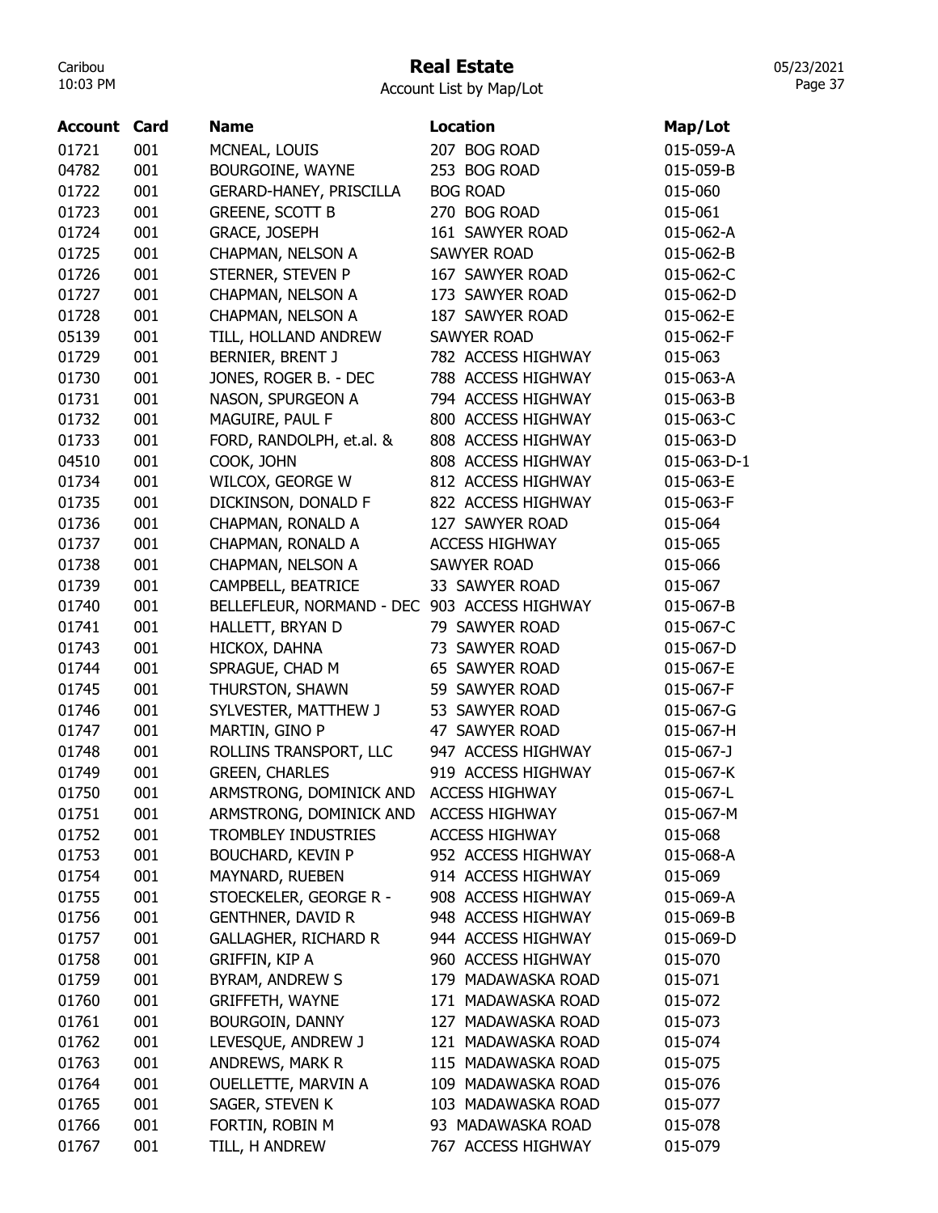# Real Estate

Account List by Map/Lot

| Account | Card | Name | Location | Map/Lot |
|---|---|---|---|---|
| 01721 | 001 | MCNEAL, LOUIS | 207 BOG ROAD | 015-059-A |
| 04782 | 001 | BOURGOINE, WAYNE | 253 BOG ROAD | 015-059-B |
| 01722 | 001 | GERARD-HANEY, PRISCILLA | BOG ROAD | 015-060 |
| 01723 | 001 | GREENE, SCOTT B | 270 BOG ROAD | 015-061 |
| 01724 | 001 | GRACE, JOSEPH | 161 SAWYER ROAD | 015-062-A |
| 01725 | 001 | CHAPMAN, NELSON A | SAWYER ROAD | 015-062-B |
| 01726 | 001 | STERNER, STEVEN P | 167 SAWYER ROAD | 015-062-C |
| 01727 | 001 | CHAPMAN, NELSON A | 173 SAWYER ROAD | 015-062-D |
| 01728 | 001 | CHAPMAN, NELSON A | 187 SAWYER ROAD | 015-062-E |
| 05139 | 001 | TILL, HOLLAND ANDREW | SAWYER ROAD | 015-062-F |
| 01729 | 001 | BERNIER, BRENT J | 782 ACCESS HIGHWAY | 015-063 |
| 01730 | 001 | JONES, ROGER B. - DEC | 788 ACCESS HIGHWAY | 015-063-A |
| 01731 | 001 | NASON, SPURGEON A | 794 ACCESS HIGHWAY | 015-063-B |
| 01732 | 001 | MAGUIRE, PAUL F | 800 ACCESS HIGHWAY | 015-063-C |
| 01733 | 001 | FORD, RANDOLPH, et.al. & | 808 ACCESS HIGHWAY | 015-063-D |
| 04510 | 001 | COOK, JOHN | 808 ACCESS HIGHWAY | 015-063-D-1 |
| 01734 | 001 | WILCOX, GEORGE W | 812 ACCESS HIGHWAY | 015-063-E |
| 01735 | 001 | DICKINSON, DONALD F | 822 ACCESS HIGHWAY | 015-063-F |
| 01736 | 001 | CHAPMAN, RONALD A | 127 SAWYER ROAD | 015-064 |
| 01737 | 001 | CHAPMAN, RONALD A | ACCESS HIGHWAY | 015-065 |
| 01738 | 001 | CHAPMAN, NELSON A | SAWYER ROAD | 015-066 |
| 01739 | 001 | CAMPBELL, BEATRICE | 33 SAWYER ROAD | 015-067 |
| 01740 | 001 | BELLEFLEUR, NORMAND - DEC | 903 ACCESS HIGHWAY | 015-067-B |
| 01741 | 001 | HALLETT, BRYAN D | 79 SAWYER ROAD | 015-067-C |
| 01743 | 001 | HICKOX, DAHNA | 73 SAWYER ROAD | 015-067-D |
| 01744 | 001 | SPRAGUE, CHAD M | 65 SAWYER ROAD | 015-067-E |
| 01745 | 001 | THURSTON, SHAWN | 59 SAWYER ROAD | 015-067-F |
| 01746 | 001 | SYLVESTER, MATTHEW J | 53 SAWYER ROAD | 015-067-G |
| 01747 | 001 | MARTIN, GINO P | 47 SAWYER ROAD | 015-067-H |
| 01748 | 001 | ROLLINS TRANSPORT, LLC | 947 ACCESS HIGHWAY | 015-067-J |
| 01749 | 001 | GREEN, CHARLES | 919 ACCESS HIGHWAY | 015-067-K |
| 01750 | 001 | ARMSTRONG, DOMINICK AND | ACCESS HIGHWAY | 015-067-L |
| 01751 | 001 | ARMSTRONG, DOMINICK AND | ACCESS HIGHWAY | 015-067-M |
| 01752 | 001 | TROMBLEY INDUSTRIES | ACCESS HIGHWAY | 015-068 |
| 01753 | 001 | BOUCHARD, KEVIN P | 952 ACCESS HIGHWAY | 015-068-A |
| 01754 | 001 | MAYNARD, RUEBEN | 914 ACCESS HIGHWAY | 015-069 |
| 01755 | 001 | STOECKELER, GEORGE R - | 908 ACCESS HIGHWAY | 015-069-A |
| 01756 | 001 | GENTHNER, DAVID R | 948 ACCESS HIGHWAY | 015-069-B |
| 01757 | 001 | GALLAGHER, RICHARD R | 944 ACCESS HIGHWAY | 015-069-D |
| 01758 | 001 | GRIFFIN, KIP A | 960 ACCESS HIGHWAY | 015-070 |
| 01759 | 001 | BYRAM, ANDREW S | 179 MADAWASKA ROAD | 015-071 |
| 01760 | 001 | GRIFFETH, WAYNE | 171 MADAWASKA ROAD | 015-072 |
| 01761 | 001 | BOURGOIN, DANNY | 127 MADAWASKA ROAD | 015-073 |
| 01762 | 001 | LEVESQUE, ANDREW J | 121 MADAWASKA ROAD | 015-074 |
| 01763 | 001 | ANDREWS, MARK R | 115 MADAWASKA ROAD | 015-075 |
| 01764 | 001 | OUELLETTE, MARVIN A | 109 MADAWASKA ROAD | 015-076 |
| 01765 | 001 | SAGER, STEVEN K | 103 MADAWASKA ROAD | 015-077 |
| 01766 | 001 | FORTIN, ROBIN M | 93 MADAWASKA ROAD | 015-078 |
| 01767 | 001 | TILL, H ANDREW | 767 ACCESS HIGHWAY | 015-079 |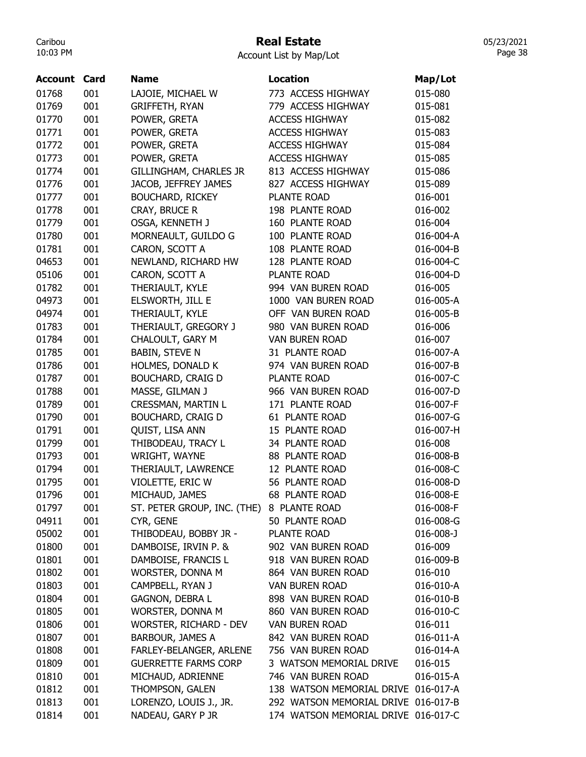# Real Estate

Account List by Map/Lot

| Account | Card | Name | Location | Map/Lot |
|---|---|---|---|---|
| 01768 | 001 | LAJOIE, MICHAEL W | 773 ACCESS HIGHWAY | 015-080 |
| 01769 | 001 | GRIFFETH, RYAN | 779 ACCESS HIGHWAY | 015-081 |
| 01770 | 001 | POWER, GRETA | ACCESS HIGHWAY | 015-082 |
| 01771 | 001 | POWER, GRETA | ACCESS HIGHWAY | 015-083 |
| 01772 | 001 | POWER, GRETA | ACCESS HIGHWAY | 015-084 |
| 01773 | 001 | POWER, GRETA | ACCESS HIGHWAY | 015-085 |
| 01774 | 001 | GILLINGHAM, CHARLES JR | 813 ACCESS HIGHWAY | 015-086 |
| 01776 | 001 | JACOB, JEFFREY JAMES | 827 ACCESS HIGHWAY | 015-089 |
| 01777 | 001 | BOUCHARD, RICKEY | PLANTE ROAD | 016-001 |
| 01778 | 001 | CRAY, BRUCE R | 198 PLANTE ROAD | 016-002 |
| 01779 | 001 | OSGA, KENNETH J | 160 PLANTE ROAD | 016-004 |
| 01780 | 001 | MORNEAULT, GUILDO G | 100 PLANTE ROAD | 016-004-A |
| 01781 | 001 | CARON, SCOTT A | 108 PLANTE ROAD | 016-004-B |
| 04653 | 001 | NEWLAND, RICHARD HW | 128 PLANTE ROAD | 016-004-C |
| 05106 | 001 | CARON, SCOTT A | PLANTE ROAD | 016-004-D |
| 01782 | 001 | THERIAULT, KYLE | 994 VAN BUREN ROAD | 016-005 |
| 04973 | 001 | ELSWORTH, JILL E | 1000 VAN BUREN ROAD | 016-005-A |
| 04974 | 001 | THERIAULT, KYLE | OFF VAN BUREN ROAD | 016-005-B |
| 01783 | 001 | THERIAULT, GREGORY J | 980 VAN BUREN ROAD | 016-006 |
| 01784 | 001 | CHALOULT, GARY M | VAN BUREN ROAD | 016-007 |
| 01785 | 001 | BABIN, STEVE N | 31 PLANTE ROAD | 016-007-A |
| 01786 | 001 | HOLMES, DONALD K | 974 VAN BUREN ROAD | 016-007-B |
| 01787 | 001 | BOUCHARD, CRAIG D | PLANTE ROAD | 016-007-C |
| 01788 | 001 | MASSE, GILMAN J | 966 VAN BUREN ROAD | 016-007-D |
| 01789 | 001 | CRESSMAN, MARTIN L | 171 PLANTE ROAD | 016-007-F |
| 01790 | 001 | BOUCHARD, CRAIG D | 61 PLANTE ROAD | 016-007-G |
| 01791 | 001 | QUIST, LISA ANN | 15 PLANTE ROAD | 016-007-H |
| 01799 | 001 | THIBODEAU, TRACY L | 34 PLANTE ROAD | 016-008 |
| 01793 | 001 | WRIGHT, WAYNE | 88 PLANTE ROAD | 016-008-B |
| 01794 | 001 | THERIAULT, LAWRENCE | 12 PLANTE ROAD | 016-008-C |
| 01795 | 001 | VIOLETTE, ERIC W | 56 PLANTE ROAD | 016-008-D |
| 01796 | 001 | MICHAUD, JAMES | 68 PLANTE ROAD | 016-008-E |
| 01797 | 001 | ST. PETER GROUP, INC. (THE) | 8 PLANTE ROAD | 016-008-F |
| 04911 | 001 | CYR, GENE | 50 PLANTE ROAD | 016-008-G |
| 05002 | 001 | THIBODEAU, BOBBY JR - | PLANTE ROAD | 016-008-J |
| 01800 | 001 | DAMBOISE, IRVIN P. & | 902 VAN BUREN ROAD | 016-009 |
| 01801 | 001 | DAMBOISE, FRANCIS L | 918 VAN BUREN ROAD | 016-009-B |
| 01802 | 001 | WORSTER, DONNA M | 864 VAN BUREN ROAD | 016-010 |
| 01803 | 001 | CAMPBELL, RYAN J | VAN BUREN ROAD | 016-010-A |
| 01804 | 001 | GAGNON, DEBRA L | 898 VAN BUREN ROAD | 016-010-B |
| 01805 | 001 | WORSTER, DONNA M | 860 VAN BUREN ROAD | 016-010-C |
| 01806 | 001 | WORSTER, RICHARD - DEV | VAN BUREN ROAD | 016-011 |
| 01807 | 001 | BARBOUR, JAMES A | 842 VAN BUREN ROAD | 016-011-A |
| 01808 | 001 | FARLEY-BELANGER, ARLENE | 756 VAN BUREN ROAD | 016-014-A |
| 01809 | 001 | GUERRETTE FARMS CORP | 3 WATSON MEMORIAL DRIVE | 016-015 |
| 01810 | 001 | MICHAUD, ADRIENNE | 746 VAN BUREN ROAD | 016-015-A |
| 01812 | 001 | THOMPSON, GALEN | 138 WATSON MEMORIAL DRIVE | 016-017-A |
| 01813 | 001 | LORENZO, LOUIS J., JR. | 292 WATSON MEMORIAL DRIVE | 016-017-B |
| 01814 | 001 | NADEAU, GARY P JR | 174 WATSON MEMORIAL DRIVE | 016-017-C |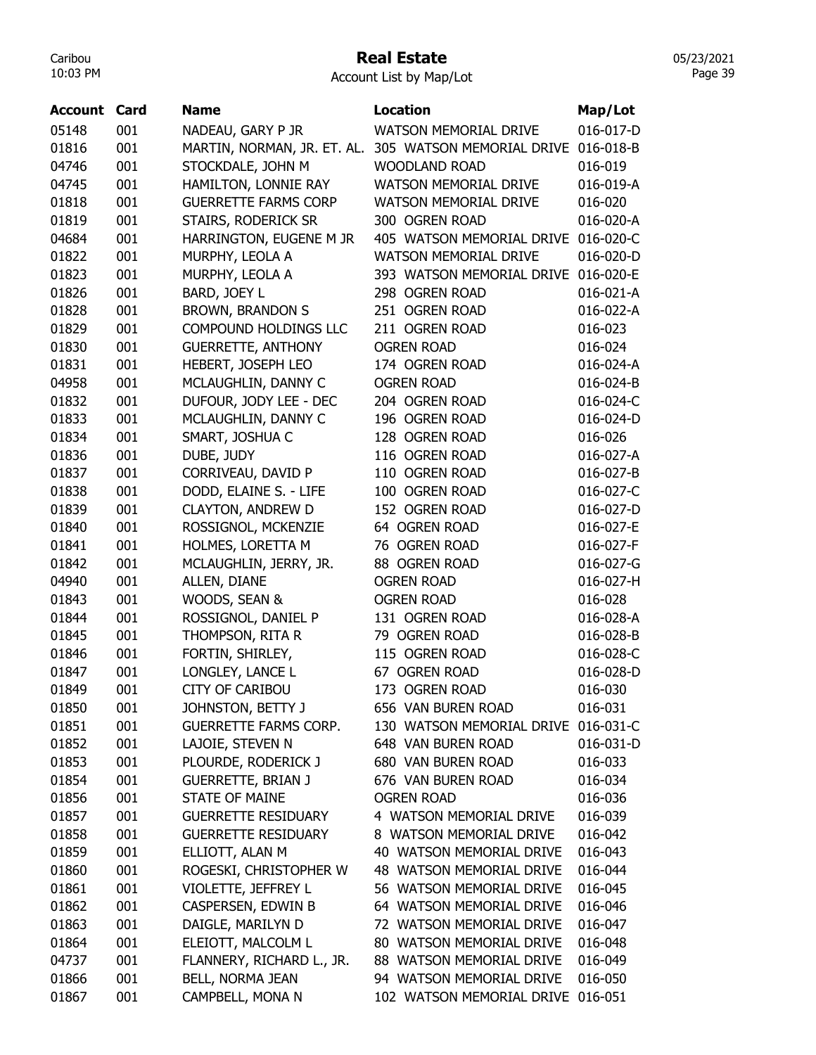# Real Estate

Account List by Map/Lot

| Account | Card | Name | Location | Map/Lot |
|---|---|---|---|---|
| 05148 | 001 | NADEAU, GARY P JR | WATSON MEMORIAL DRIVE | 016-017-D |
| 01816 | 001 | MARTIN, NORMAN, JR. ET. AL. | 305 WATSON MEMORIAL DRIVE | 016-018-B |
| 04746 | 001 | STOCKDALE, JOHN M | WOODLAND ROAD | 016-019 |
| 04745 | 001 | HAMILTON, LONNIE RAY | WATSON MEMORIAL DRIVE | 016-019-A |
| 01818 | 001 | GUERRETTE FARMS CORP | WATSON MEMORIAL DRIVE | 016-020 |
| 01819 | 001 | STAIRS, RODERICK SR | 300 OGREN ROAD | 016-020-A |
| 04684 | 001 | HARRINGTON, EUGENE M JR | 405 WATSON MEMORIAL DRIVE | 016-020-C |
| 01822 | 001 | MURPHY, LEOLA A | WATSON MEMORIAL DRIVE | 016-020-D |
| 01823 | 001 | MURPHY, LEOLA A | 393 WATSON MEMORIAL DRIVE | 016-020-E |
| 01826 | 001 | BARD, JOEY L | 298 OGREN ROAD | 016-021-A |
| 01828 | 001 | BROWN, BRANDON S | 251 OGREN ROAD | 016-022-A |
| 01829 | 001 | COMPOUND HOLDINGS LLC | 211 OGREN ROAD | 016-023 |
| 01830 | 001 | GUERRETTE, ANTHONY | OGREN ROAD | 016-024 |
| 01831 | 001 | HEBERT, JOSEPH LEO | 174 OGREN ROAD | 016-024-A |
| 04958 | 001 | MCLAUGHLIN, DANNY C | OGREN ROAD | 016-024-B |
| 01832 | 001 | DUFOUR, JODY LEE - DEC | 204 OGREN ROAD | 016-024-C |
| 01833 | 001 | MCLAUGHLIN, DANNY C | 196 OGREN ROAD | 016-024-D |
| 01834 | 001 | SMART, JOSHUA C | 128 OGREN ROAD | 016-026 |
| 01836 | 001 | DUBE, JUDY | 116 OGREN ROAD | 016-027-A |
| 01837 | 001 | CORRIVEAU, DAVID P | 110 OGREN ROAD | 016-027-B |
| 01838 | 001 | DODD, ELAINE S. - LIFE | 100 OGREN ROAD | 016-027-C |
| 01839 | 001 | CLAYTON, ANDREW D | 152 OGREN ROAD | 016-027-D |
| 01840 | 001 | ROSSIGNOL, MCKENZIE | 64 OGREN ROAD | 016-027-E |
| 01841 | 001 | HOLMES, LORETTA M | 76 OGREN ROAD | 016-027-F |
| 01842 | 001 | MCLAUGHLIN, JERRY, JR. | 88 OGREN ROAD | 016-027-G |
| 04940 | 001 | ALLEN, DIANE | OGREN ROAD | 016-027-H |
| 01843 | 001 | WOODS, SEAN & | OGREN ROAD | 016-028 |
| 01844 | 001 | ROSSIGNOL, DANIEL P | 131 OGREN ROAD | 016-028-A |
| 01845 | 001 | THOMPSON, RITA R | 79 OGREN ROAD | 016-028-B |
| 01846 | 001 | FORTIN, SHIRLEY, | 115 OGREN ROAD | 016-028-C |
| 01847 | 001 | LONGLEY, LANCE L | 67 OGREN ROAD | 016-028-D |
| 01849 | 001 | CITY OF CARIBOU | 173 OGREN ROAD | 016-030 |
| 01850 | 001 | JOHNSTON, BETTY J | 656 VAN BUREN ROAD | 016-031 |
| 01851 | 001 | GUERRETTE FARMS CORP. | 130 WATSON MEMORIAL DRIVE | 016-031-C |
| 01852 | 001 | LAJOIE, STEVEN N | 648 VAN BUREN ROAD | 016-031-D |
| 01853 | 001 | PLOURDE, RODERICK J | 680 VAN BUREN ROAD | 016-033 |
| 01854 | 001 | GUERRETTE, BRIAN J | 676 VAN BUREN ROAD | 016-034 |
| 01856 | 001 | STATE OF MAINE | OGREN ROAD | 016-036 |
| 01857 | 001 | GUERRETTE RESIDUARY | 4 WATSON MEMORIAL DRIVE | 016-039 |
| 01858 | 001 | GUERRETTE RESIDUARY | 8 WATSON MEMORIAL DRIVE | 016-042 |
| 01859 | 001 | ELLIOTT, ALAN M | 40 WATSON MEMORIAL DRIVE | 016-043 |
| 01860 | 001 | ROGESKI, CHRISTOPHER W | 48 WATSON MEMORIAL DRIVE | 016-044 |
| 01861 | 001 | VIOLETTE, JEFFREY L | 56 WATSON MEMORIAL DRIVE | 016-045 |
| 01862 | 001 | CASPERSEN, EDWIN B | 64 WATSON MEMORIAL DRIVE | 016-046 |
| 01863 | 001 | DAIGLE, MARILYN D | 72 WATSON MEMORIAL DRIVE | 016-047 |
| 01864 | 001 | ELEIOTT, MALCOLM L | 80 WATSON MEMORIAL DRIVE | 016-048 |
| 04737 | 001 | FLANNERY, RICHARD L., JR. | 88 WATSON MEMORIAL DRIVE | 016-049 |
| 01866 | 001 | BELL, NORMA JEAN | 94 WATSON MEMORIAL DRIVE | 016-050 |
| 01867 | 001 | CAMPBELL, MONA N | 102 WATSON MEMORIAL DRIVE | 016-051 |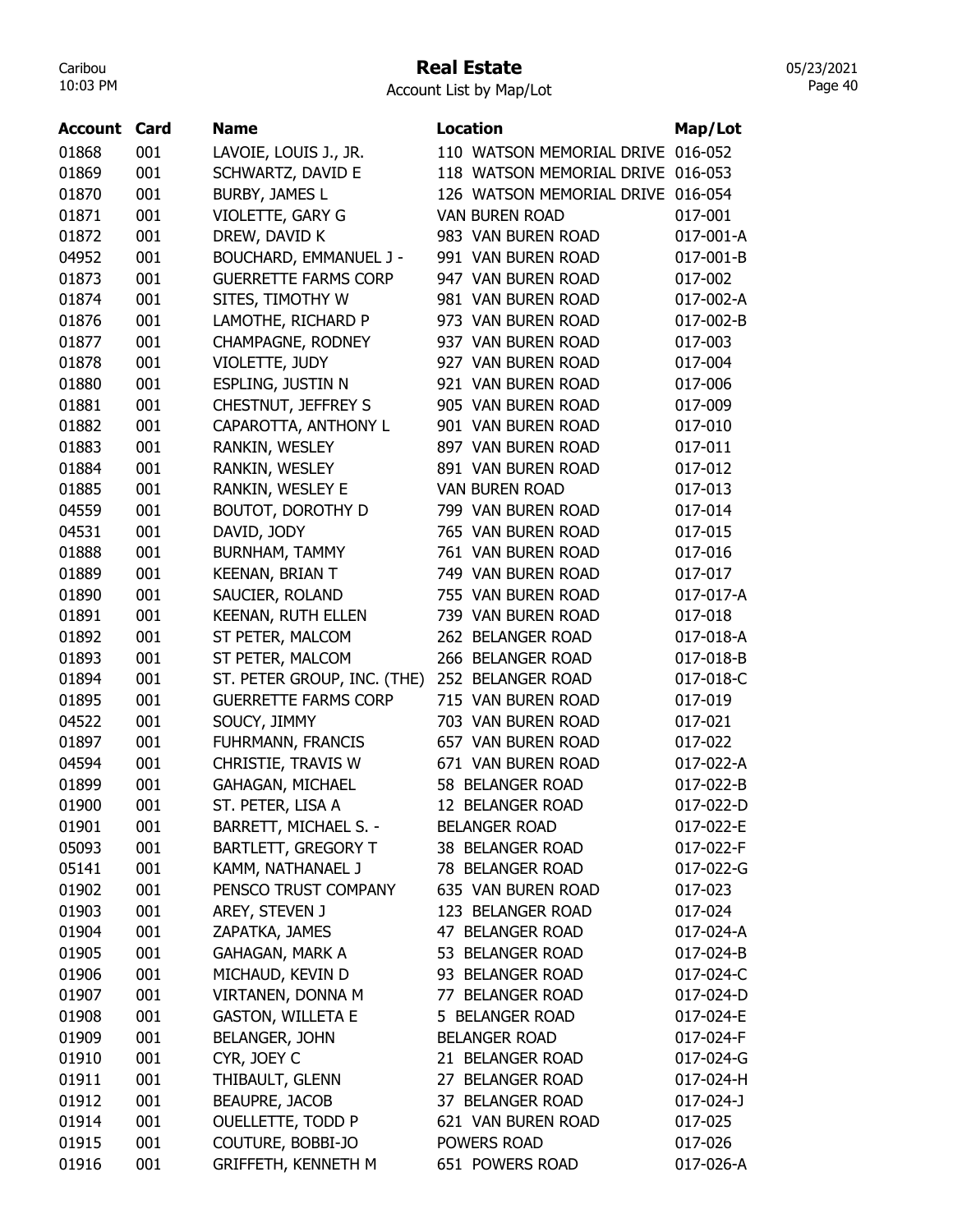# Real Estate

Account List by Map/Lot

| Account | Card | Name | Location | Map/Lot |
|---|---|---|---|---|
| 01868 | 001 | LAVOIE, LOUIS J., JR. | 110 WATSON MEMORIAL DRIVE | 016-052 |
| 01869 | 001 | SCHWARTZ, DAVID E | 118 WATSON MEMORIAL DRIVE | 016-053 |
| 01870 | 001 | BURBY, JAMES L | 126 WATSON MEMORIAL DRIVE | 016-054 |
| 01871 | 001 | VIOLETTE, GARY G | VAN BUREN ROAD | 017-001 |
| 01872 | 001 | DREW, DAVID K | 983 VAN BUREN ROAD | 017-001-A |
| 04952 | 001 | BOUCHARD, EMMANUEL J - | 991 VAN BUREN ROAD | 017-001-B |
| 01873 | 001 | GUERRETTE FARMS CORP | 947 VAN BUREN ROAD | 017-002 |
| 01874 | 001 | SITES, TIMOTHY W | 981 VAN BUREN ROAD | 017-002-A |
| 01876 | 001 | LAMOTHE, RICHARD P | 973 VAN BUREN ROAD | 017-002-B |
| 01877 | 001 | CHAMPAGNE, RODNEY | 937 VAN BUREN ROAD | 017-003 |
| 01878 | 001 | VIOLETTE, JUDY | 927 VAN BUREN ROAD | 017-004 |
| 01880 | 001 | ESPLING, JUSTIN N | 921 VAN BUREN ROAD | 017-006 |
| 01881 | 001 | CHESTNUT, JEFFREY S | 905 VAN BUREN ROAD | 017-009 |
| 01882 | 001 | CAPAROTTA, ANTHONY L | 901 VAN BUREN ROAD | 017-010 |
| 01883 | 001 | RANKIN, WESLEY | 897 VAN BUREN ROAD | 017-011 |
| 01884 | 001 | RANKIN, WESLEY | 891 VAN BUREN ROAD | 017-012 |
| 01885 | 001 | RANKIN, WESLEY E | VAN BUREN ROAD | 017-013 |
| 04559 | 001 | BOUTOT, DOROTHY D | 799 VAN BUREN ROAD | 017-014 |
| 04531 | 001 | DAVID, JODY | 765 VAN BUREN ROAD | 017-015 |
| 01888 | 001 | BURNHAM, TAMMY | 761 VAN BUREN ROAD | 017-016 |
| 01889 | 001 | KEENAN, BRIAN T | 749 VAN BUREN ROAD | 017-017 |
| 01890 | 001 | SAUCIER, ROLAND | 755 VAN BUREN ROAD | 017-017-A |
| 01891 | 001 | KEENAN, RUTH ELLEN | 739 VAN BUREN ROAD | 017-018 |
| 01892 | 001 | ST PETER, MALCOM | 262 BELANGER ROAD | 017-018-A |
| 01893 | 001 | ST PETER, MALCOM | 266 BELANGER ROAD | 017-018-B |
| 01894 | 001 | ST. PETER GROUP, INC. (THE) | 252 BELANGER ROAD | 017-018-C |
| 01895 | 001 | GUERRETTE FARMS CORP | 715 VAN BUREN ROAD | 017-019 |
| 04522 | 001 | SOUCY, JIMMY | 703 VAN BUREN ROAD | 017-021 |
| 01897 | 001 | FUHRMANN, FRANCIS | 657 VAN BUREN ROAD | 017-022 |
| 04594 | 001 | CHRISTIE, TRAVIS W | 671 VAN BUREN ROAD | 017-022-A |
| 01899 | 001 | GAHAGAN, MICHAEL | 58 BELANGER ROAD | 017-022-B |
| 01900 | 001 | ST. PETER, LISA A | 12 BELANGER ROAD | 017-022-D |
| 01901 | 001 | BARRETT, MICHAEL S. - | BELANGER ROAD | 017-022-E |
| 05093 | 001 | BARTLETT, GREGORY T | 38 BELANGER ROAD | 017-022-F |
| 05141 | 001 | KAMM, NATHANAEL J | 78 BELANGER ROAD | 017-022-G |
| 01902 | 001 | PENSCO TRUST COMPANY | 635 VAN BUREN ROAD | 017-023 |
| 01903 | 001 | AREY, STEVEN J | 123 BELANGER ROAD | 017-024 |
| 01904 | 001 | ZAPATKA, JAMES | 47 BELANGER ROAD | 017-024-A |
| 01905 | 001 | GAHAGAN, MARK A | 53 BELANGER ROAD | 017-024-B |
| 01906 | 001 | MICHAUD, KEVIN D | 93 BELANGER ROAD | 017-024-C |
| 01907 | 001 | VIRTANEN, DONNA M | 77 BELANGER ROAD | 017-024-D |
| 01908 | 001 | GASTON, WILLETA E | 5 BELANGER ROAD | 017-024-E |
| 01909 | 001 | BELANGER, JOHN | BELANGER ROAD | 017-024-F |
| 01910 | 001 | CYR, JOEY C | 21 BELANGER ROAD | 017-024-G |
| 01911 | 001 | THIBAULT, GLENN | 27 BELANGER ROAD | 017-024-H |
| 01912 | 001 | BEAUPRE, JACOB | 37 BELANGER ROAD | 017-024-J |
| 01914 | 001 | OUELLETTE, TODD P | 621 VAN BUREN ROAD | 017-025 |
| 01915 | 001 | COUTURE, BOBBI-JO | POWERS ROAD | 017-026 |
| 01916 | 001 | GRIFFETH, KENNETH M | 651 POWERS ROAD | 017-026-A |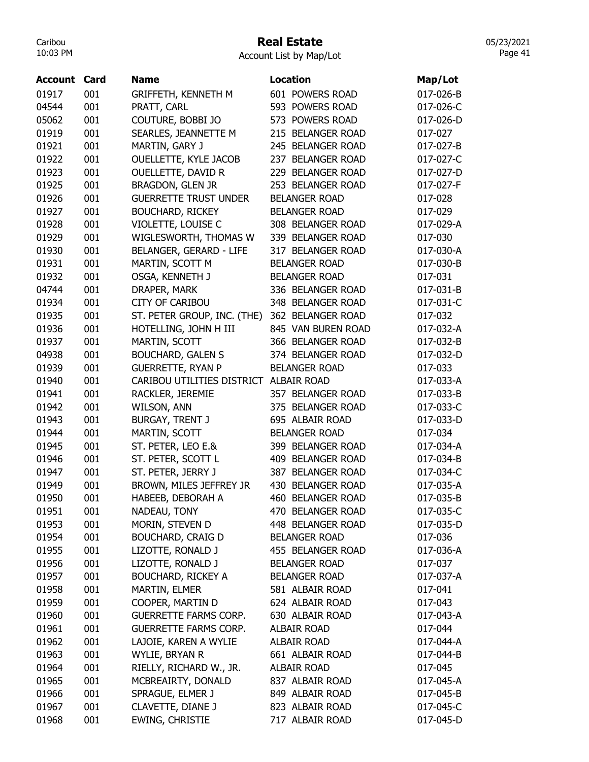# Real Estate

Account List by Map/Lot

| Account | Card | Name | Location | Map/Lot |
|---|---|---|---|---|
| 01917 | 001 | GRIFFETH, KENNETH M | 601 POWERS ROAD | 017-026-B |
| 04544 | 001 | PRATT, CARL | 593 POWERS ROAD | 017-026-C |
| 05062 | 001 | COUTURE, BOBBI JO | 573 POWERS ROAD | 017-026-D |
| 01919 | 001 | SEARLES, JEANNETTE M | 215 BELANGER ROAD | 017-027 |
| 01921 | 001 | MARTIN, GARY J | 245 BELANGER ROAD | 017-027-B |
| 01922 | 001 | OUELLETTE, KYLE JACOB | 237 BELANGER ROAD | 017-027-C |
| 01923 | 001 | OUELLETTE, DAVID R | 229 BELANGER ROAD | 017-027-D |
| 01925 | 001 | BRAGDON, GLEN JR | 253 BELANGER ROAD | 017-027-F |
| 01926 | 001 | GUERRETTE TRUST UNDER | BELANGER ROAD | 017-028 |
| 01927 | 001 | BOUCHARD, RICKEY | BELANGER ROAD | 017-029 |
| 01928 | 001 | VIOLETTE, LOUISE C | 308 BELANGER ROAD | 017-029-A |
| 01929 | 001 | WIGLESWORTH, THOMAS W | 339 BELANGER ROAD | 017-030 |
| 01930 | 001 | BELANGER, GERARD - LIFE | 317 BELANGER ROAD | 017-030-A |
| 01931 | 001 | MARTIN, SCOTT M | BELANGER ROAD | 017-030-B |
| 01932 | 001 | OSGA, KENNETH J | BELANGER ROAD | 017-031 |
| 04744 | 001 | DRAPER, MARK | 336 BELANGER ROAD | 017-031-B |
| 01934 | 001 | CITY OF CARIBOU | 348 BELANGER ROAD | 017-031-C |
| 01935 | 001 | ST. PETER GROUP, INC. (THE) | 362 BELANGER ROAD | 017-032 |
| 01936 | 001 | HOTELLING, JOHN H III | 845 VAN BUREN ROAD | 017-032-A |
| 01937 | 001 | MARTIN, SCOTT | 366 BELANGER ROAD | 017-032-B |
| 04938 | 001 | BOUCHARD, GALEN S | 374 BELANGER ROAD | 017-032-D |
| 01939 | 001 | GUERRETTE, RYAN P | BELANGER ROAD | 017-033 |
| 01940 | 001 | CARIBOU UTILITIES DISTRICT | ALBAIR ROAD | 017-033-A |
| 01941 | 001 | RACKLER, JEREMIE | 357 BELANGER ROAD | 017-033-B |
| 01942 | 001 | WILSON, ANN | 375 BELANGER ROAD | 017-033-C |
| 01943 | 001 | BURGAY, TRENT J | 695 ALBAIR ROAD | 017-033-D |
| 01944 | 001 | MARTIN, SCOTT | BELANGER ROAD | 017-034 |
| 01945 | 001 | ST. PETER, LEO E.& | 399 BELANGER ROAD | 017-034-A |
| 01946 | 001 | ST. PETER, SCOTT L | 409 BELANGER ROAD | 017-034-B |
| 01947 | 001 | ST. PETER, JERRY J | 387 BELANGER ROAD | 017-034-C |
| 01949 | 001 | BROWN, MILES JEFFREY JR | 430 BELANGER ROAD | 017-035-A |
| 01950 | 001 | HABEEB, DEBORAH A | 460 BELANGER ROAD | 017-035-B |
| 01951 | 001 | NADEAU, TONY | 470 BELANGER ROAD | 017-035-C |
| 01953 | 001 | MORIN, STEVEN D | 448 BELANGER ROAD | 017-035-D |
| 01954 | 001 | BOUCHARD, CRAIG D | BELANGER ROAD | 017-036 |
| 01955 | 001 | LIZOTTE, RONALD J | 455 BELANGER ROAD | 017-036-A |
| 01956 | 001 | LIZOTTE, RONALD J | BELANGER ROAD | 017-037 |
| 01957 | 001 | BOUCHARD, RICKEY A | BELANGER ROAD | 017-037-A |
| 01958 | 001 | MARTIN, ELMER | 581 ALBAIR ROAD | 017-041 |
| 01959 | 001 | COOPER, MARTIN D | 624 ALBAIR ROAD | 017-043 |
| 01960 | 001 | GUERRETTE FARMS CORP. | 630 ALBAIR ROAD | 017-043-A |
| 01961 | 001 | GUERRETTE FARMS CORP. | ALBAIR ROAD | 017-044 |
| 01962 | 001 | LAJOIE, KAREN A WYLIE | ALBAIR ROAD | 017-044-A |
| 01963 | 001 | WYLIE, BRYAN R | 661 ALBAIR ROAD | 017-044-B |
| 01964 | 001 | RIELLY, RICHARD W., JR. | ALBAIR ROAD | 017-045 |
| 01965 | 001 | MCBREAIRTY, DONALD | 837 ALBAIR ROAD | 017-045-A |
| 01966 | 001 | SPRAGUE, ELMER J | 849 ALBAIR ROAD | 017-045-B |
| 01967 | 001 | CLAVETTE, DIANE J | 823 ALBAIR ROAD | 017-045-C |
| 01968 | 001 | EWING, CHRISTIE | 717 ALBAIR ROAD | 017-045-D |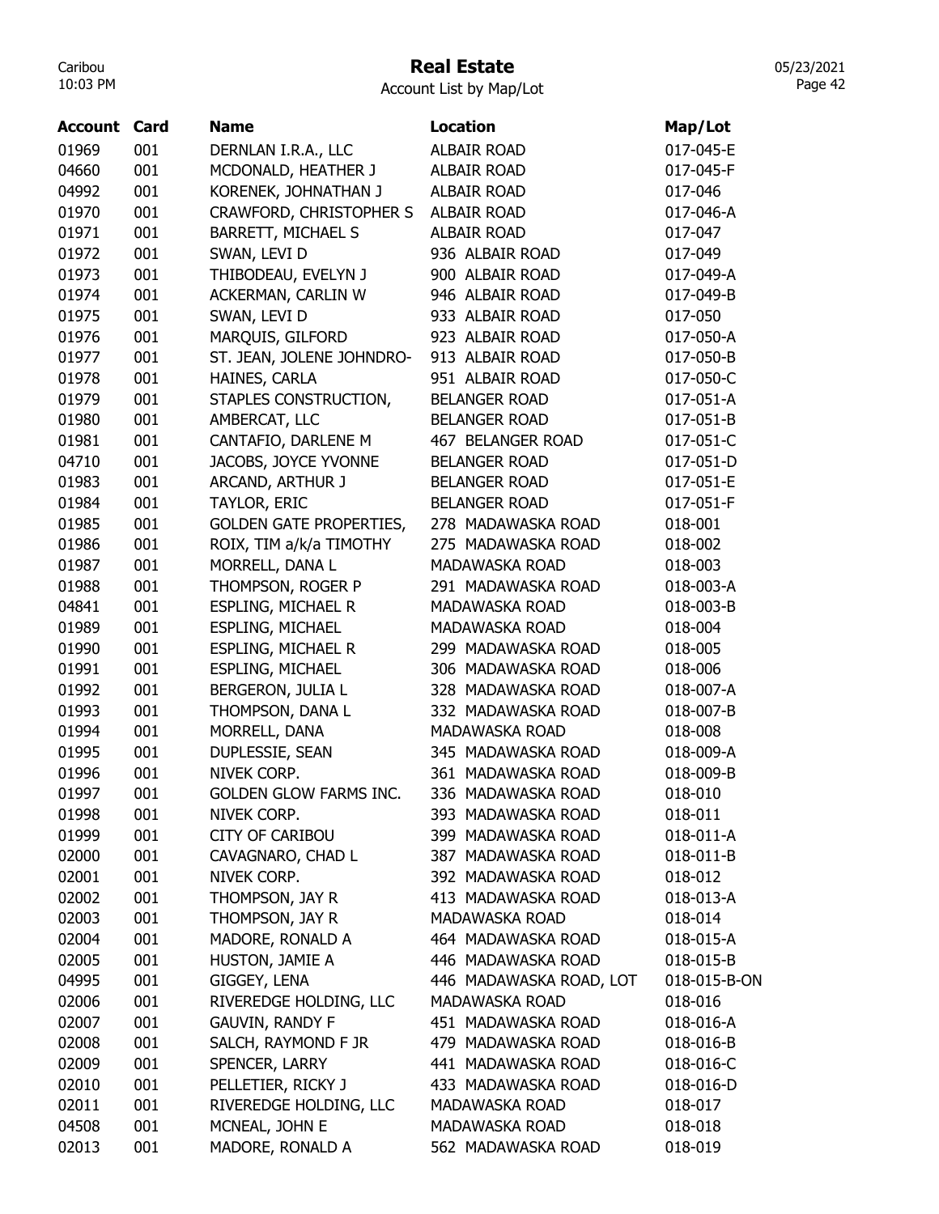# Real Estate

Account List by Map/Lot

| Account | Card | Name | Location | Map/Lot |
|---|---|---|---|---|
| 01969 | 001 | DERNLAN I.R.A., LLC | ALBAIR ROAD | 017-045-E |
| 04660 | 001 | MCDONALD, HEATHER J | ALBAIR ROAD | 017-045-F |
| 04992 | 001 | KORENEK, JOHNATHAN J | ALBAIR ROAD | 017-046 |
| 01970 | 001 | CRAWFORD, CHRISTOPHER S | ALBAIR ROAD | 017-046-A |
| 01971 | 001 | BARRETT, MICHAEL S | ALBAIR ROAD | 017-047 |
| 01972 | 001 | SWAN, LEVI D | 936 ALBAIR ROAD | 017-049 |
| 01973 | 001 | THIBODEAU, EVELYN J | 900 ALBAIR ROAD | 017-049-A |
| 01974 | 001 | ACKERMAN, CARLIN W | 946 ALBAIR ROAD | 017-049-B |
| 01975 | 001 | SWAN, LEVI D | 933 ALBAIR ROAD | 017-050 |
| 01976 | 001 | MARQUIS, GILFORD | 923 ALBAIR ROAD | 017-050-A |
| 01977 | 001 | ST. JEAN, JOLENE JOHNDRO- | 913 ALBAIR ROAD | 017-050-B |
| 01978 | 001 | HAINES, CARLA | 951 ALBAIR ROAD | 017-050-C |
| 01979 | 001 | STAPLES CONSTRUCTION, | BELANGER ROAD | 017-051-A |
| 01980 | 001 | AMBERCAT, LLC | BELANGER ROAD | 017-051-B |
| 01981 | 001 | CANTAFIO, DARLENE M | 467 BELANGER ROAD | 017-051-C |
| 04710 | 001 | JACOBS, JOYCE YVONNE | BELANGER ROAD | 017-051-D |
| 01983 | 001 | ARCAND, ARTHUR J | BELANGER ROAD | 017-051-E |
| 01984 | 001 | TAYLOR, ERIC | BELANGER ROAD | 017-051-F |
| 01985 | 001 | GOLDEN GATE PROPERTIES, | 278 MADAWASKA ROAD | 018-001 |
| 01986 | 001 | ROIX, TIM a/k/a TIMOTHY | 275 MADAWASKA ROAD | 018-002 |
| 01987 | 001 | MORRELL, DANA L | MADAWASKA ROAD | 018-003 |
| 01988 | 001 | THOMPSON, ROGER P | 291 MADAWASKA ROAD | 018-003-A |
| 04841 | 001 | ESPLING, MICHAEL R | MADAWASKA ROAD | 018-003-B |
| 01989 | 001 | ESPLING, MICHAEL | MADAWASKA ROAD | 018-004 |
| 01990 | 001 | ESPLING, MICHAEL R | 299 MADAWASKA ROAD | 018-005 |
| 01991 | 001 | ESPLING, MICHAEL | 306 MADAWASKA ROAD | 018-006 |
| 01992 | 001 | BERGERON, JULIA L | 328 MADAWASKA ROAD | 018-007-A |
| 01993 | 001 | THOMPSON, DANA L | 332 MADAWASKA ROAD | 018-007-B |
| 01994 | 001 | MORRELL, DANA | MADAWASKA ROAD | 018-008 |
| 01995 | 001 | DUPLESSIE, SEAN | 345 MADAWASKA ROAD | 018-009-A |
| 01996 | 001 | NIVEK CORP. | 361 MADAWASKA ROAD | 018-009-B |
| 01997 | 001 | GOLDEN GLOW FARMS INC. | 336 MADAWASKA ROAD | 018-010 |
| 01998 | 001 | NIVEK CORP. | 393 MADAWASKA ROAD | 018-011 |
| 01999 | 001 | CITY OF CARIBOU | 399 MADAWASKA ROAD | 018-011-A |
| 02000 | 001 | CAVAGNARO, CHAD L | 387 MADAWASKA ROAD | 018-011-B |
| 02001 | 001 | NIVEK CORP. | 392 MADAWASKA ROAD | 018-012 |
| 02002 | 001 | THOMPSON, JAY R | 413 MADAWASKA ROAD | 018-013-A |
| 02003 | 001 | THOMPSON, JAY R | MADAWASKA ROAD | 018-014 |
| 02004 | 001 | MADORE, RONALD A | 464 MADAWASKA ROAD | 018-015-A |
| 02005 | 001 | HUSTON, JAMIE A | 446 MADAWASKA ROAD | 018-015-B |
| 04995 | 001 | GIGGEY, LENA | 446 MADAWASKA ROAD, LOT | 018-015-B-ON |
| 02006 | 001 | RIVEREDGE HOLDING, LLC | MADAWASKA ROAD | 018-016 |
| 02007 | 001 | GAUVIN, RANDY F | 451 MADAWASKA ROAD | 018-016-A |
| 02008 | 001 | SALCH, RAYMOND F JR | 479 MADAWASKA ROAD | 018-016-B |
| 02009 | 001 | SPENCER, LARRY | 441 MADAWASKA ROAD | 018-016-C |
| 02010 | 001 | PELLETIER, RICKY J | 433 MADAWASKA ROAD | 018-016-D |
| 02011 | 001 | RIVEREDGE HOLDING, LLC | MADAWASKA ROAD | 018-017 |
| 04508 | 001 | MCNEAL, JOHN E | MADAWASKA ROAD | 018-018 |
| 02013 | 001 | MADORE, RONALD A | 562 MADAWASKA ROAD | 018-019 |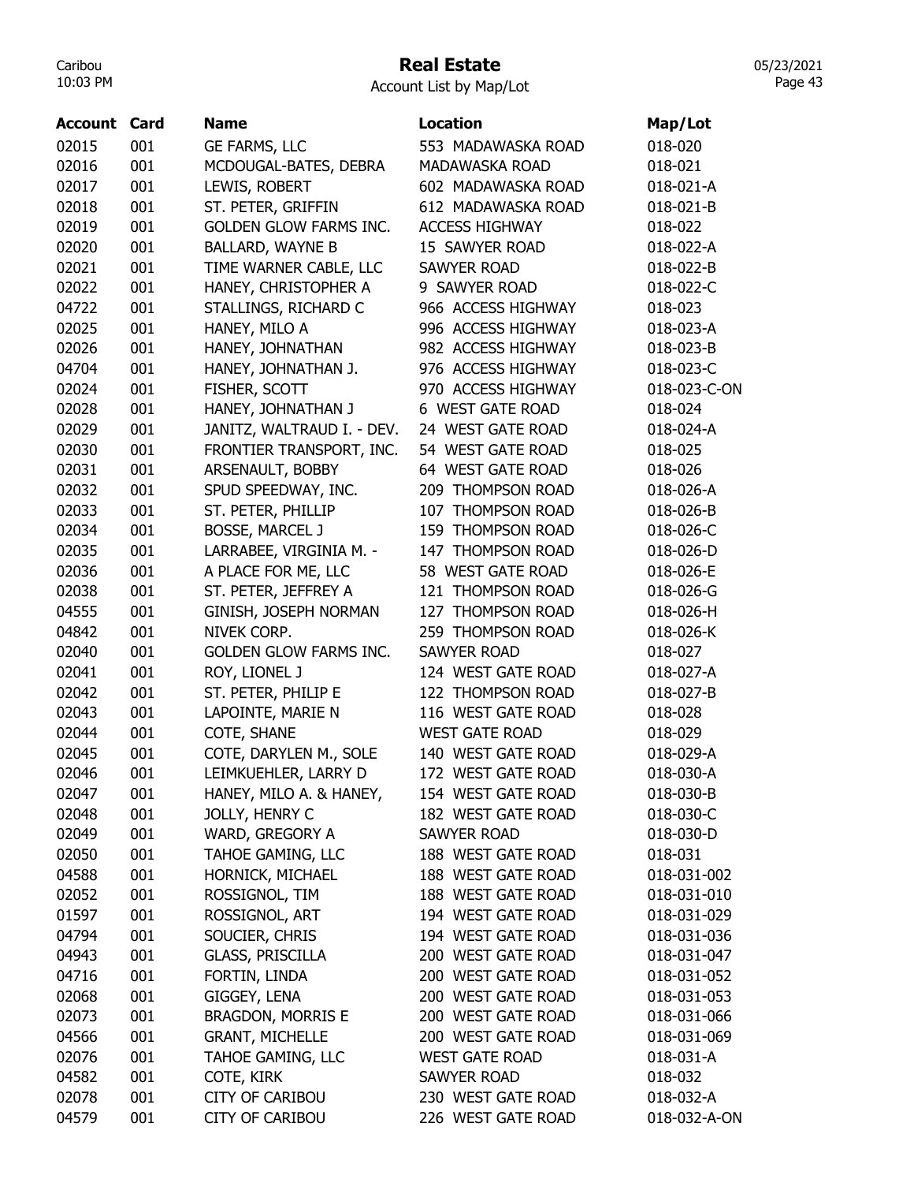# Real Estate

Account List by Map/Lot

| Account | Card | Name | Location | Map/Lot |
|---|---|---|---|---|
| 02015 | 001 | GE FARMS, LLC | 553 MADAWASKA ROAD | 018-020 |
| 02016 | 001 | MCDOUGAL-BATES, DEBRA | MADAWASKA ROAD | 018-021 |
| 02017 | 001 | LEWIS, ROBERT | 602 MADAWASKA ROAD | 018-021-A |
| 02018 | 001 | ST. PETER, GRIFFIN | 612 MADAWASKA ROAD | 018-021-B |
| 02019 | 001 | GOLDEN GLOW FARMS INC. | ACCESS HIGHWAY | 018-022 |
| 02020 | 001 | BALLARD, WAYNE B | 15 SAWYER ROAD | 018-022-A |
| 02021 | 001 | TIME WARNER CABLE, LLC | SAWYER ROAD | 018-022-B |
| 02022 | 001 | HANEY, CHRISTOPHER A | 9 SAWYER ROAD | 018-022-C |
| 04722 | 001 | STALLINGS, RICHARD C | 966 ACCESS HIGHWAY | 018-023 |
| 02025 | 001 | HANEY, MILO A | 996 ACCESS HIGHWAY | 018-023-A |
| 02026 | 001 | HANEY, JOHNATHAN | 982 ACCESS HIGHWAY | 018-023-B |
| 04704 | 001 | HANEY, JOHNATHAN J. | 976 ACCESS HIGHWAY | 018-023-C |
| 02024 | 001 | FISHER, SCOTT | 970 ACCESS HIGHWAY | 018-023-C-ON |
| 02028 | 001 | HANEY, JOHNATHAN J | 6 WEST GATE ROAD | 018-024 |
| 02029 | 001 | JANITZ, WALTRAUD I. - DEV. | 24 WEST GATE ROAD | 018-024-A |
| 02030 | 001 | FRONTIER TRANSPORT, INC. | 54 WEST GATE ROAD | 018-025 |
| 02031 | 001 | ARSENAULT, BOBBY | 64 WEST GATE ROAD | 018-026 |
| 02032 | 001 | SPUD SPEEDWAY, INC. | 209 THOMPSON ROAD | 018-026-A |
| 02033 | 001 | ST. PETER, PHILLIP | 107 THOMPSON ROAD | 018-026-B |
| 02034 | 001 | BOSSE, MARCEL J | 159 THOMPSON ROAD | 018-026-C |
| 02035 | 001 | LARRABEE, VIRGINIA M. - | 147 THOMPSON ROAD | 018-026-D |
| 02036 | 001 | A PLACE FOR ME, LLC | 58 WEST GATE ROAD | 018-026-E |
| 02038 | 001 | ST. PETER, JEFFREY A | 121 THOMPSON ROAD | 018-026-G |
| 04555 | 001 | GINISH, JOSEPH NORMAN | 127 THOMPSON ROAD | 018-026-H |
| 04842 | 001 | NIVEK CORP. | 259 THOMPSON ROAD | 018-026-K |
| 02040 | 001 | GOLDEN GLOW FARMS INC. | SAWYER ROAD | 018-027 |
| 02041 | 001 | ROY, LIONEL J | 124 WEST GATE ROAD | 018-027-A |
| 02042 | 001 | ST. PETER, PHILIP E | 122 THOMPSON ROAD | 018-027-B |
| 02043 | 001 | LAPOINTE, MARIE N | 116 WEST GATE ROAD | 018-028 |
| 02044 | 001 | COTE, SHANE | WEST GATE ROAD | 018-029 |
| 02045 | 001 | COTE, DARYLEN M., SOLE | 140 WEST GATE ROAD | 018-029-A |
| 02046 | 001 | LEIMKUEHLER, LARRY D | 172 WEST GATE ROAD | 018-030-A |
| 02047 | 001 | HANEY, MILO A. & HANEY, | 154 WEST GATE ROAD | 018-030-B |
| 02048 | 001 | JOLLY, HENRY C | 182 WEST GATE ROAD | 018-030-C |
| 02049 | 001 | WARD, GREGORY A | SAWYER ROAD | 018-030-D |
| 02050 | 001 | TAHOE GAMING, LLC | 188 WEST GATE ROAD | 018-031 |
| 04588 | 001 | HORNICK, MICHAEL | 188 WEST GATE ROAD | 018-031-002 |
| 02052 | 001 | ROSSIGNOL, TIM | 188 WEST GATE ROAD | 018-031-010 |
| 01597 | 001 | ROSSIGNOL, ART | 194 WEST GATE ROAD | 018-031-029 |
| 04794 | 001 | SOUCIER, CHRIS | 194 WEST GATE ROAD | 018-031-036 |
| 04943 | 001 | GLASS, PRISCILLA | 200 WEST GATE ROAD | 018-031-047 |
| 04716 | 001 | FORTIN, LINDA | 200 WEST GATE ROAD | 018-031-052 |
| 02068 | 001 | GIGGEY, LENA | 200 WEST GATE ROAD | 018-031-053 |
| 02073 | 001 | BRAGDON, MORRIS E | 200 WEST GATE ROAD | 018-031-066 |
| 04566 | 001 | GRANT, MICHELLE | 200 WEST GATE ROAD | 018-031-069 |
| 02076 | 001 | TAHOE GAMING, LLC | WEST GATE ROAD | 018-031-A |
| 04582 | 001 | COTE, KIRK | SAWYER ROAD | 018-032 |
| 02078 | 001 | CITY OF CARIBOU | 230 WEST GATE ROAD | 018-032-A |
| 04579 | 001 | CITY OF CARIBOU | 226 WEST GATE ROAD | 018-032-A-ON |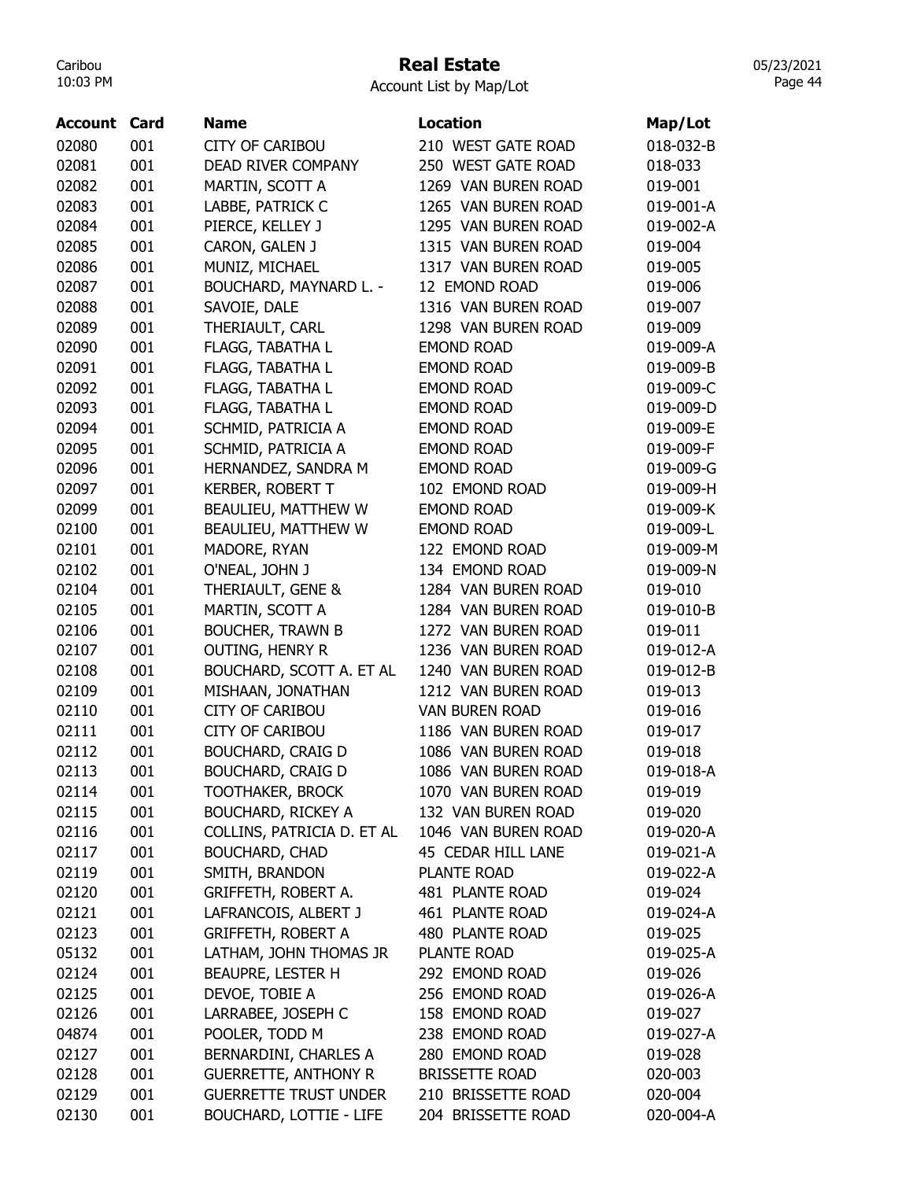# Real Estate

Account List by Map/Lot

| Account | Card | Name | Location | Map/Lot |
|---|---|---|---|---|
| 02080 | 001 | CITY OF CARIBOU | 210 WEST GATE ROAD | 018-032-B |
| 02081 | 001 | DEAD RIVER COMPANY | 250 WEST GATE ROAD | 018-033 |
| 02082 | 001 | MARTIN, SCOTT A | 1269 VAN BUREN ROAD | 019-001 |
| 02083 | 001 | LABBE, PATRICK C | 1265 VAN BUREN ROAD | 019-001-A |
| 02084 | 001 | PIERCE, KELLEY J | 1295 VAN BUREN ROAD | 019-002-A |
| 02085 | 001 | CARON, GALEN J | 1315 VAN BUREN ROAD | 019-004 |
| 02086 | 001 | MUNIZ, MICHAEL | 1317 VAN BUREN ROAD | 019-005 |
| 02087 | 001 | BOUCHARD, MAYNARD L. - | 12 EMOND ROAD | 019-006 |
| 02088 | 001 | SAVOIE, DALE | 1316 VAN BUREN ROAD | 019-007 |
| 02089 | 001 | THERIAULT, CARL | 1298 VAN BUREN ROAD | 019-009 |
| 02090 | 001 | FLAGG, TABATHA L | EMOND ROAD | 019-009-A |
| 02091 | 001 | FLAGG, TABATHA L | EMOND ROAD | 019-009-B |
| 02092 | 001 | FLAGG, TABATHA L | EMOND ROAD | 019-009-C |
| 02093 | 001 | FLAGG, TABATHA L | EMOND ROAD | 019-009-D |
| 02094 | 001 | SCHMID, PATRICIA A | EMOND ROAD | 019-009-E |
| 02095 | 001 | SCHMID, PATRICIA A | EMOND ROAD | 019-009-F |
| 02096 | 001 | HERNANDEZ, SANDRA M | EMOND ROAD | 019-009-G |
| 02097 | 001 | KERBER, ROBERT T | 102 EMOND ROAD | 019-009-H |
| 02099 | 001 | BEAULIEU, MATTHEW W | EMOND ROAD | 019-009-K |
| 02100 | 001 | BEAULIEU, MATTHEW W | EMOND ROAD | 019-009-L |
| 02101 | 001 | MADORE, RYAN | 122 EMOND ROAD | 019-009-M |
| 02102 | 001 | O'NEAL, JOHN J | 134 EMOND ROAD | 019-009-N |
| 02104 | 001 | THERIAULT, GENE & | 1284 VAN BUREN ROAD | 019-010 |
| 02105 | 001 | MARTIN, SCOTT A | 1284 VAN BUREN ROAD | 019-010-B |
| 02106 | 001 | BOUCHER, TRAWN B | 1272 VAN BUREN ROAD | 019-011 |
| 02107 | 001 | OUTING, HENRY R | 1236 VAN BUREN ROAD | 019-012-A |
| 02108 | 001 | BOUCHARD, SCOTT A. ET AL | 1240 VAN BUREN ROAD | 019-012-B |
| 02109 | 001 | MISHAAN, JONATHAN | 1212 VAN BUREN ROAD | 019-013 |
| 02110 | 001 | CITY OF CARIBOU | VAN BUREN ROAD | 019-016 |
| 02111 | 001 | CITY OF CARIBOU | 1186 VAN BUREN ROAD | 019-017 |
| 02112 | 001 | BOUCHARD, CRAIG D | 1086 VAN BUREN ROAD | 019-018 |
| 02113 | 001 | BOUCHARD, CRAIG D | 1086 VAN BUREN ROAD | 019-018-A |
| 02114 | 001 | TOOTHAKER, BROCK | 1070 VAN BUREN ROAD | 019-019 |
| 02115 | 001 | BOUCHARD, RICKEY A | 132 VAN BUREN ROAD | 019-020 |
| 02116 | 001 | COLLINS, PATRICIA D. ET AL | 1046 VAN BUREN ROAD | 019-020-A |
| 02117 | 001 | BOUCHARD, CHAD | 45 CEDAR HILL LANE | 019-021-A |
| 02119 | 001 | SMITH, BRANDON | PLANTE ROAD | 019-022-A |
| 02120 | 001 | GRIFFETH, ROBERT A. | 481 PLANTE ROAD | 019-024 |
| 02121 | 001 | LAFRANCOIS, ALBERT J | 461 PLANTE ROAD | 019-024-A |
| 02123 | 001 | GRIFFETH, ROBERT A | 480 PLANTE ROAD | 019-025 |
| 05132 | 001 | LATHAM, JOHN THOMAS JR | PLANTE ROAD | 019-025-A |
| 02124 | 001 | BEAUPRE, LESTER H | 292 EMOND ROAD | 019-026 |
| 02125 | 001 | DEVOE, TOBIE A | 256 EMOND ROAD | 019-026-A |
| 02126 | 001 | LARRABEE, JOSEPH C | 158 EMOND ROAD | 019-027 |
| 04874 | 001 | POOLER, TODD M | 238 EMOND ROAD | 019-027-A |
| 02127 | 001 | BERNARDINI, CHARLES A | 280 EMOND ROAD | 019-028 |
| 02128 | 001 | GUERRETTE, ANTHONY R | BRISSETTE ROAD | 020-003 |
| 02129 | 001 | GUERRETTE TRUST UNDER | 210 BRISSETTE ROAD | 020-004 |
| 02130 | 001 | BOUCHARD, LOTTIE - LIFE | 204 BRISSETTE ROAD | 020-004-A |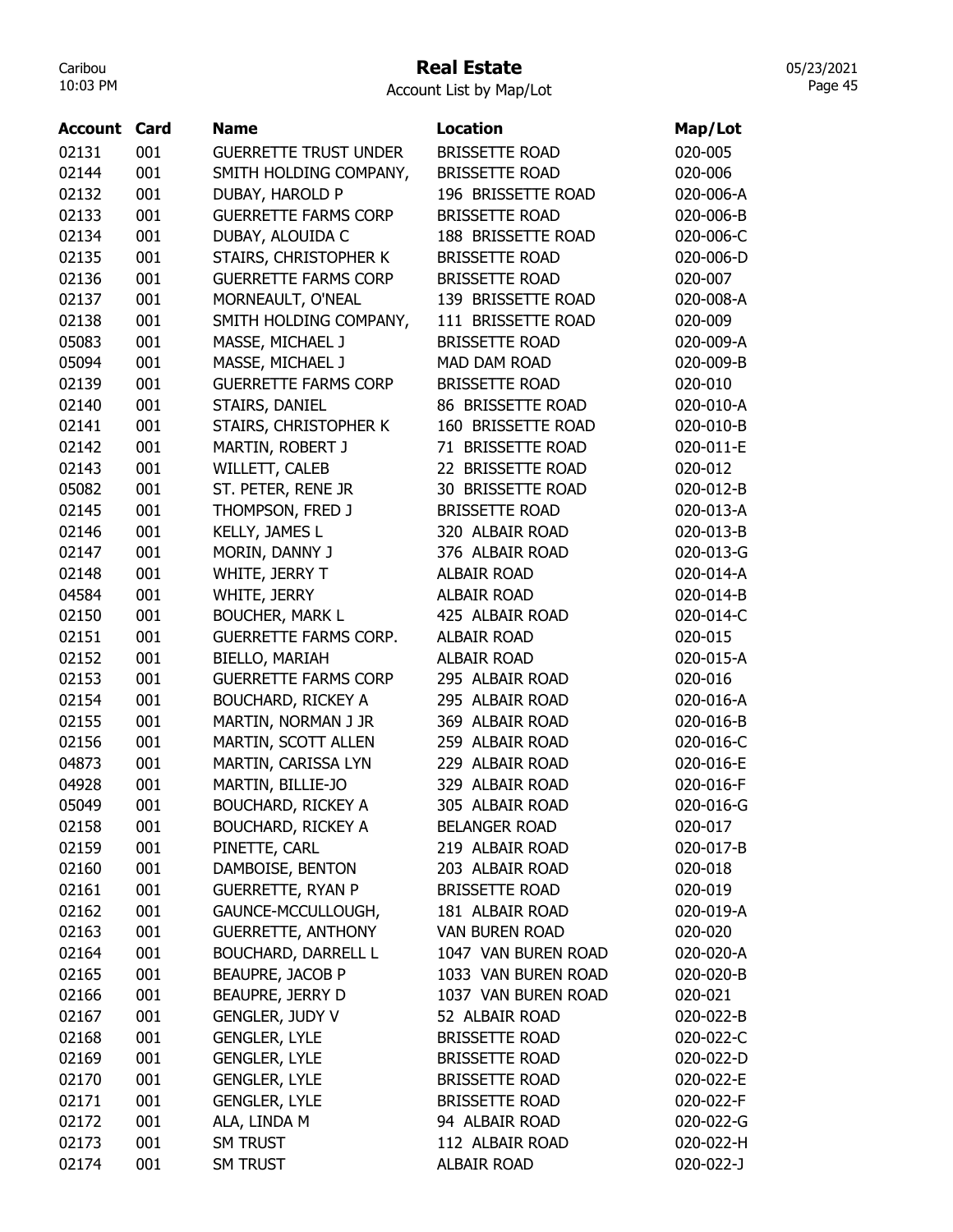# Real Estate

Account List by Map/Lot

| Account | Card | Name | Location | Map/Lot |
|---|---|---|---|---|
| 02131 | 001 | GUERRETTE TRUST UNDER | BRISSETTE ROAD | 020-005 |
| 02144 | 001 | SMITH HOLDING COMPANY, | BRISSETTE ROAD | 020-006 |
| 02132 | 001 | DUBAY, HAROLD P | 196 BRISSETTE ROAD | 020-006-A |
| 02133 | 001 | GUERRETTE FARMS CORP | BRISSETTE ROAD | 020-006-B |
| 02134 | 001 | DUBAY, ALOUIDA C | 188 BRISSETTE ROAD | 020-006-C |
| 02135 | 001 | STAIRS, CHRISTOPHER K | BRISSETTE ROAD | 020-006-D |
| 02136 | 001 | GUERRETTE FARMS CORP | BRISSETTE ROAD | 020-007 |
| 02137 | 001 | MORNEAULT, O'NEAL | 139 BRISSETTE ROAD | 020-008-A |
| 02138 | 001 | SMITH HOLDING COMPANY, | 111 BRISSETTE ROAD | 020-009 |
| 05083 | 001 | MASSE, MICHAEL J | BRISSETTE ROAD | 020-009-A |
| 05094 | 001 | MASSE, MICHAEL J | MAD DAM ROAD | 020-009-B |
| 02139 | 001 | GUERRETTE FARMS CORP | BRISSETTE ROAD | 020-010 |
| 02140 | 001 | STAIRS, DANIEL | 86 BRISSETTE ROAD | 020-010-A |
| 02141 | 001 | STAIRS, CHRISTOPHER K | 160 BRISSETTE ROAD | 020-010-B |
| 02142 | 001 | MARTIN, ROBERT J | 71 BRISSETTE ROAD | 020-011-E |
| 02143 | 001 | WILLETT, CALEB | 22 BRISSETTE ROAD | 020-012 |
| 05082 | 001 | ST. PETER, RENE JR | 30 BRISSETTE ROAD | 020-012-B |
| 02145 | 001 | THOMPSON, FRED J | BRISSETTE ROAD | 020-013-A |
| 02146 | 001 | KELLY, JAMES L | 320 ALBAIR ROAD | 020-013-B |
| 02147 | 001 | MORIN, DANNY J | 376 ALBAIR ROAD | 020-013-G |
| 02148 | 001 | WHITE, JERRY T | ALBAIR ROAD | 020-014-A |
| 04584 | 001 | WHITE, JERRY | ALBAIR ROAD | 020-014-B |
| 02150 | 001 | BOUCHER, MARK L | 425 ALBAIR ROAD | 020-014-C |
| 02151 | 001 | GUERRETTE FARMS CORP. | ALBAIR ROAD | 020-015 |
| 02152 | 001 | BIELLO, MARIAH | ALBAIR ROAD | 020-015-A |
| 02153 | 001 | GUERRETTE FARMS CORP | 295 ALBAIR ROAD | 020-016 |
| 02154 | 001 | BOUCHARD, RICKEY A | 295 ALBAIR ROAD | 020-016-A |
| 02155 | 001 | MARTIN, NORMAN J JR | 369 ALBAIR ROAD | 020-016-B |
| 02156 | 001 | MARTIN, SCOTT ALLEN | 259 ALBAIR ROAD | 020-016-C |
| 04873 | 001 | MARTIN, CARISSA LYN | 229 ALBAIR ROAD | 020-016-E |
| 04928 | 001 | MARTIN, BILLIE-JO | 329 ALBAIR ROAD | 020-016-F |
| 05049 | 001 | BOUCHARD, RICKEY A | 305 ALBAIR ROAD | 020-016-G |
| 02158 | 001 | BOUCHARD, RICKEY A | BELANGER ROAD | 020-017 |
| 02159 | 001 | PINETTE, CARL | 219 ALBAIR ROAD | 020-017-B |
| 02160 | 001 | DAMBOISE, BENTON | 203 ALBAIR ROAD | 020-018 |
| 02161 | 001 | GUERRETTE, RYAN P | BRISSETTE ROAD | 020-019 |
| 02162 | 001 | GAUNCE-MCCULLOUGH, | 181 ALBAIR ROAD | 020-019-A |
| 02163 | 001 | GUERRETTE, ANTHONY | VAN BUREN ROAD | 020-020 |
| 02164 | 001 | BOUCHARD, DARRELL L | 1047 VAN BUREN ROAD | 020-020-A |
| 02165 | 001 | BEAUPRE, JACOB P | 1033 VAN BUREN ROAD | 020-020-B |
| 02166 | 001 | BEAUPRE, JERRY D | 1037 VAN BUREN ROAD | 020-021 |
| 02167 | 001 | GENGLER, JUDY V | 52 ALBAIR ROAD | 020-022-B |
| 02168 | 001 | GENGLER, LYLE | BRISSETTE ROAD | 020-022-C |
| 02169 | 001 | GENGLER, LYLE | BRISSETTE ROAD | 020-022-D |
| 02170 | 001 | GENGLER, LYLE | BRISSETTE ROAD | 020-022-E |
| 02171 | 001 | GENGLER, LYLE | BRISSETTE ROAD | 020-022-F |
| 02172 | 001 | ALA, LINDA M | 94 ALBAIR ROAD | 020-022-G |
| 02173 | 001 | SM TRUST | 112 ALBAIR ROAD | 020-022-H |
| 02174 | 001 | SM TRUST | ALBAIR ROAD | 020-022-J |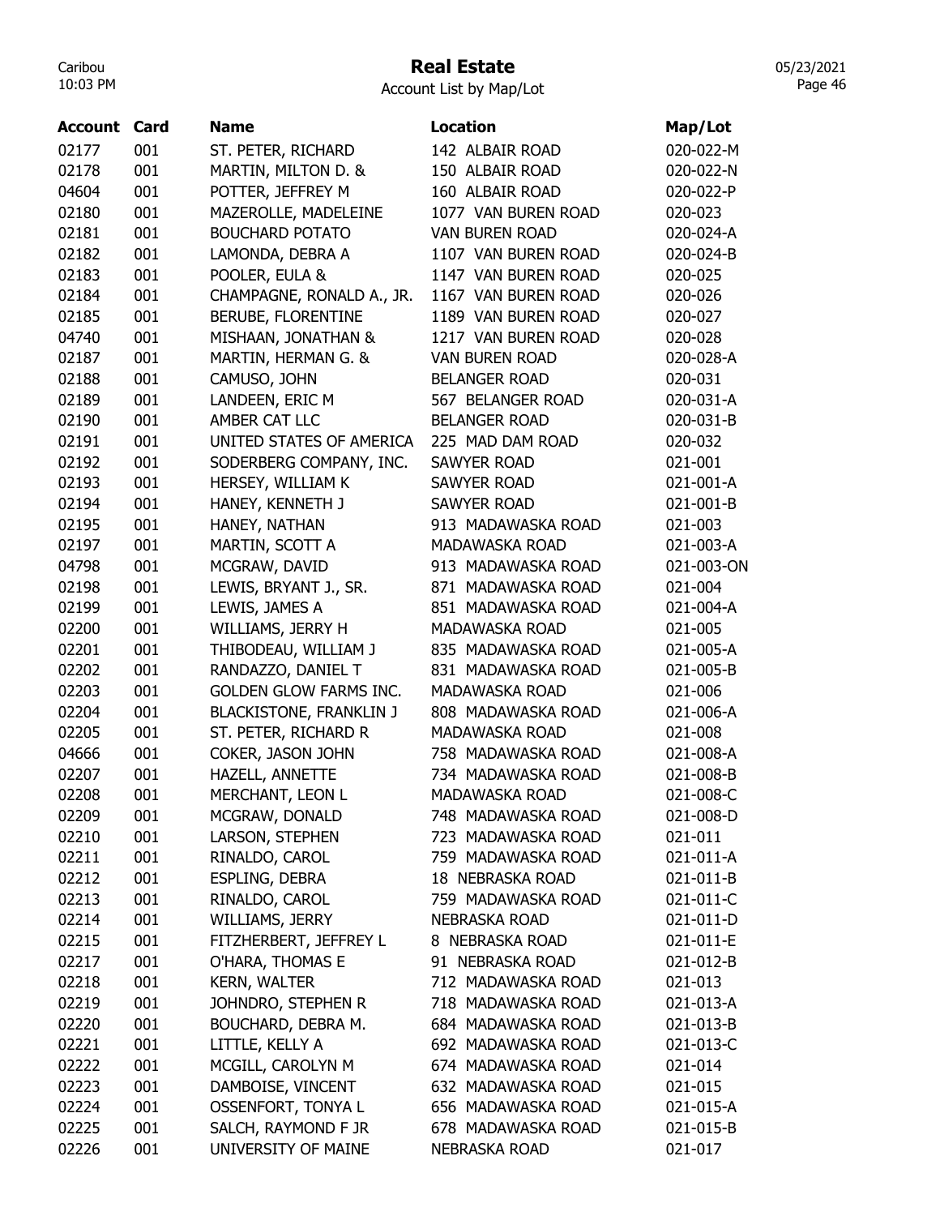# Real Estate

Account List by Map/Lot

| Account | Card | Name | Location | Map/Lot |
|---|---|---|---|---|
| 02177 | 001 | ST. PETER, RICHARD | 142 ALBAIR ROAD | 020-022-M |
| 02178 | 001 | MARTIN, MILTON D. & | 150 ALBAIR ROAD | 020-022-N |
| 04604 | 001 | POTTER, JEFFREY M | 160 ALBAIR ROAD | 020-022-P |
| 02180 | 001 | MAZEROLLE, MADELEINE | 1077 VAN BUREN ROAD | 020-023 |
| 02181 | 001 | BOUCHARD POTATO | VAN BUREN ROAD | 020-024-A |
| 02182 | 001 | LAMONDA, DEBRA A | 1107 VAN BUREN ROAD | 020-024-B |
| 02183 | 001 | POOLER, EULA & | 1147 VAN BUREN ROAD | 020-025 |
| 02184 | 001 | CHAMPAGNE, RONALD A., JR. | 1167 VAN BUREN ROAD | 020-026 |
| 02185 | 001 | BERUBE, FLORENTINE | 1189 VAN BUREN ROAD | 020-027 |
| 04740 | 001 | MISHAAN, JONATHAN & | 1217 VAN BUREN ROAD | 020-028 |
| 02187 | 001 | MARTIN, HERMAN G. & | VAN BUREN ROAD | 020-028-A |
| 02188 | 001 | CAMUSO, JOHN | BELANGER ROAD | 020-031 |
| 02189 | 001 | LANDEEN, ERIC M | 567 BELANGER ROAD | 020-031-A |
| 02190 | 001 | AMBER CAT LLC | BELANGER ROAD | 020-031-B |
| 02191 | 001 | UNITED STATES OF AMERICA | 225 MAD DAM ROAD | 020-032 |
| 02192 | 001 | SODERBERG COMPANY, INC. | SAWYER ROAD | 021-001 |
| 02193 | 001 | HERSEY, WILLIAM K | SAWYER ROAD | 021-001-A |
| 02194 | 001 | HANEY, KENNETH J | SAWYER ROAD | 021-001-B |
| 02195 | 001 | HANEY, NATHAN | 913 MADAWASKA ROAD | 021-003 |
| 02197 | 001 | MARTIN, SCOTT A | MADAWASKA ROAD | 021-003-A |
| 04798 | 001 | MCGRAW, DAVID | 913 MADAWASKA ROAD | 021-003-ON |
| 02198 | 001 | LEWIS, BRYANT J., SR. | 871 MADAWASKA ROAD | 021-004 |
| 02199 | 001 | LEWIS, JAMES A | 851 MADAWASKA ROAD | 021-004-A |
| 02200 | 001 | WILLIAMS, JERRY H | MADAWASKA ROAD | 021-005 |
| 02201 | 001 | THIBODEAU, WILLIAM J | 835 MADAWASKA ROAD | 021-005-A |
| 02202 | 001 | RANDAZZO, DANIEL T | 831 MADAWASKA ROAD | 021-005-B |
| 02203 | 001 | GOLDEN GLOW FARMS INC. | MADAWASKA ROAD | 021-006 |
| 02204 | 001 | BLACKISTONE, FRANKLIN J | 808 MADAWASKA ROAD | 021-006-A |
| 02205 | 001 | ST. PETER, RICHARD R | MADAWASKA ROAD | 021-008 |
| 04666 | 001 | COKER, JASON JOHN | 758 MADAWASKA ROAD | 021-008-A |
| 02207 | 001 | HAZELL, ANNETTE | 734 MADAWASKA ROAD | 021-008-B |
| 02208 | 001 | MERCHANT, LEON L | MADAWASKA ROAD | 021-008-C |
| 02209 | 001 | MCGRAW, DONALD | 748 MADAWASKA ROAD | 021-008-D |
| 02210 | 001 | LARSON, STEPHEN | 723 MADAWASKA ROAD | 021-011 |
| 02211 | 001 | RINALDO, CAROL | 759 MADAWASKA ROAD | 021-011-A |
| 02212 | 001 | ESPLING, DEBRA | 18 NEBRASKA ROAD | 021-011-B |
| 02213 | 001 | RINALDO, CAROL | 759 MADAWASKA ROAD | 021-011-C |
| 02214 | 001 | WILLIAMS, JERRY | NEBRASKA ROAD | 021-011-D |
| 02215 | 001 | FITZHERBERT, JEFFREY L | 8 NEBRASKA ROAD | 021-011-E |
| 02217 | 001 | O'HARA, THOMAS E | 91 NEBRASKA ROAD | 021-012-B |
| 02218 | 001 | KERN, WALTER | 712 MADAWASKA ROAD | 021-013 |
| 02219 | 001 | JOHNDRO, STEPHEN R | 718 MADAWASKA ROAD | 021-013-A |
| 02220 | 001 | BOUCHARD, DEBRA M. | 684 MADAWASKA ROAD | 021-013-B |
| 02221 | 001 | LITTLE, KELLY A | 692 MADAWASKA ROAD | 021-013-C |
| 02222 | 001 | MCGILL, CAROLYN M | 674 MADAWASKA ROAD | 021-014 |
| 02223 | 001 | DAMBOISE, VINCENT | 632 MADAWASKA ROAD | 021-015 |
| 02224 | 001 | OSSENFORT, TONYA L | 656 MADAWASKA ROAD | 021-015-A |
| 02225 | 001 | SALCH, RAYMOND F JR | 678 MADAWASKA ROAD | 021-015-B |
| 02226 | 001 | UNIVERSITY OF MAINE | NEBRASKA ROAD | 021-017 |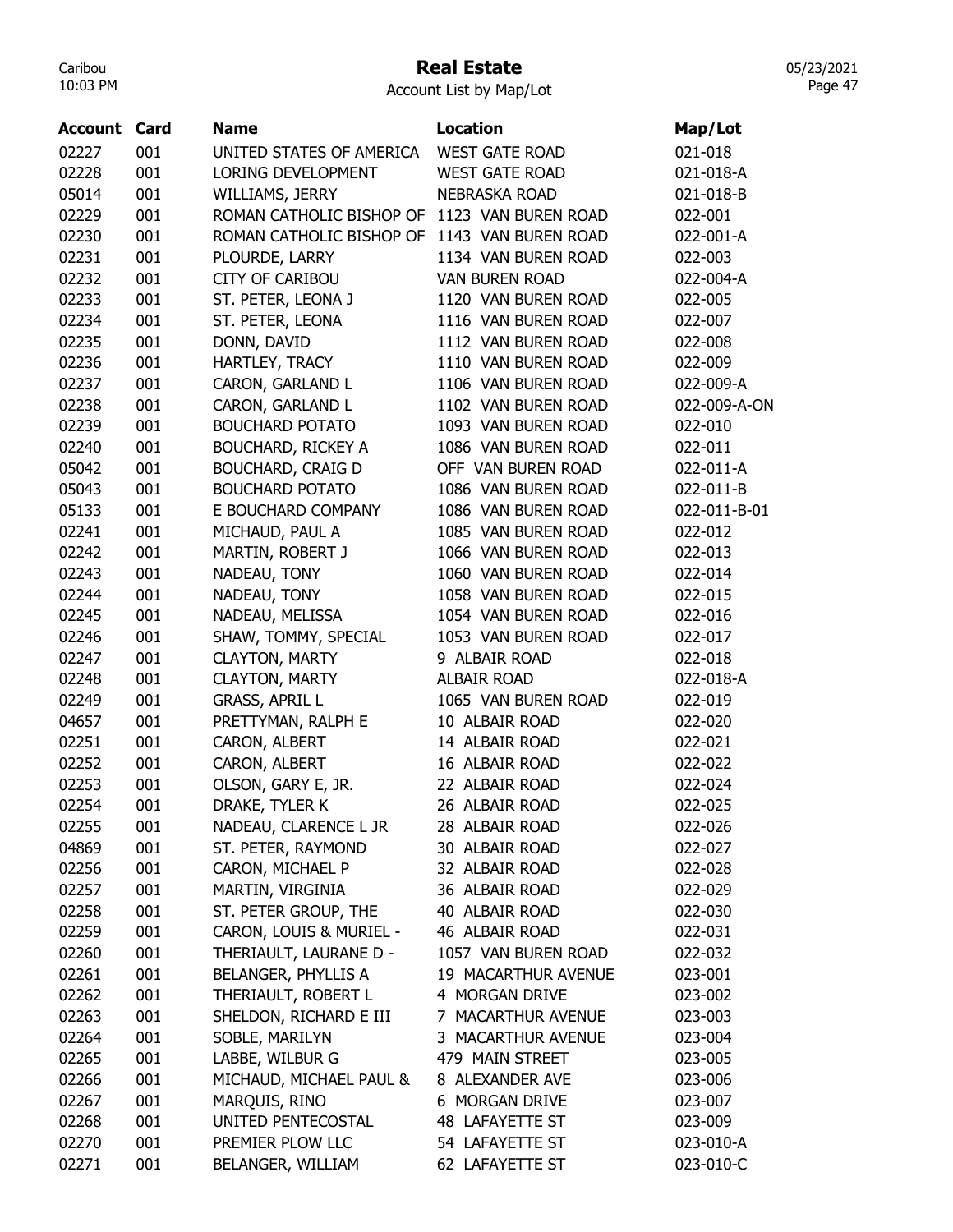# Real Estate

Account List by Map/Lot

| Account | Card | Name | Location | Map/Lot |
|---|---|---|---|---|
| 02227 | 001 | UNITED STATES OF AMERICA | WEST GATE ROAD | 021-018 |
| 02228 | 001 | LORING DEVELOPMENT | WEST GATE ROAD | 021-018-A |
| 05014 | 001 | WILLIAMS, JERRY | NEBRASKA ROAD | 021-018-B |
| 02229 | 001 | ROMAN CATHOLIC BISHOP OF | 1123 VAN BUREN ROAD | 022-001 |
| 02230 | 001 | ROMAN CATHOLIC BISHOP OF | 1143 VAN BUREN ROAD | 022-001-A |
| 02231 | 001 | PLOURDE, LARRY | 1134 VAN BUREN ROAD | 022-003 |
| 02232 | 001 | CITY OF CARIBOU | VAN BUREN ROAD | 022-004-A |
| 02233 | 001 | ST. PETER, LEONA J | 1120 VAN BUREN ROAD | 022-005 |
| 02234 | 001 | ST. PETER, LEONA | 1116 VAN BUREN ROAD | 022-007 |
| 02235 | 001 | DONN, DAVID | 1112 VAN BUREN ROAD | 022-008 |
| 02236 | 001 | HARTLEY, TRACY | 1110 VAN BUREN ROAD | 022-009 |
| 02237 | 001 | CARON, GARLAND L | 1106 VAN BUREN ROAD | 022-009-A |
| 02238 | 001 | CARON, GARLAND L | 1102 VAN BUREN ROAD | 022-009-A-ON |
| 02239 | 001 | BOUCHARD POTATO | 1093 VAN BUREN ROAD | 022-010 |
| 02240 | 001 | BOUCHARD, RICKEY A | 1086 VAN BUREN ROAD | 022-011 |
| 05042 | 001 | BOUCHARD, CRAIG D | OFF VAN BUREN ROAD | 022-011-A |
| 05043 | 001 | BOUCHARD POTATO | 1086 VAN BUREN ROAD | 022-011-B |
| 05133 | 001 | E BOUCHARD COMPANY | 1086 VAN BUREN ROAD | 022-011-B-01 |
| 02241 | 001 | MICHAUD, PAUL A | 1085 VAN BUREN ROAD | 022-012 |
| 02242 | 001 | MARTIN, ROBERT J | 1066 VAN BUREN ROAD | 022-013 |
| 02243 | 001 | NADEAU, TONY | 1060 VAN BUREN ROAD | 022-014 |
| 02244 | 001 | NADEAU, TONY | 1058 VAN BUREN ROAD | 022-015 |
| 02245 | 001 | NADEAU, MELISSA | 1054 VAN BUREN ROAD | 022-016 |
| 02246 | 001 | SHAW, TOMMY, SPECIAL | 1053 VAN BUREN ROAD | 022-017 |
| 02247 | 001 | CLAYTON, MARTY | 9 ALBAIR ROAD | 022-018 |
| 02248 | 001 | CLAYTON, MARTY | ALBAIR ROAD | 022-018-A |
| 02249 | 001 | GRASS, APRIL L | 1065 VAN BUREN ROAD | 022-019 |
| 04657 | 001 | PRETTYMAN, RALPH E | 10 ALBAIR ROAD | 022-020 |
| 02251 | 001 | CARON, ALBERT | 14 ALBAIR ROAD | 022-021 |
| 02252 | 001 | CARON, ALBERT | 16 ALBAIR ROAD | 022-022 |
| 02253 | 001 | OLSON, GARY E, JR. | 22 ALBAIR ROAD | 022-024 |
| 02254 | 001 | DRAKE, TYLER K | 26 ALBAIR ROAD | 022-025 |
| 02255 | 001 | NADEAU, CLARENCE L JR | 28 ALBAIR ROAD | 022-026 |
| 04869 | 001 | ST. PETER, RAYMOND | 30 ALBAIR ROAD | 022-027 |
| 02256 | 001 | CARON, MICHAEL P | 32 ALBAIR ROAD | 022-028 |
| 02257 | 001 | MARTIN, VIRGINIA | 36 ALBAIR ROAD | 022-029 |
| 02258 | 001 | ST. PETER GROUP, THE | 40 ALBAIR ROAD | 022-030 |
| 02259 | 001 | CARON, LOUIS & MURIEL - | 46 ALBAIR ROAD | 022-031 |
| 02260 | 001 | THERIAULT, LAURANE D - | 1057 VAN BUREN ROAD | 022-032 |
| 02261 | 001 | BELANGER, PHYLLIS A | 19 MACARTHUR AVENUE | 023-001 |
| 02262 | 001 | THERIAULT, ROBERT L | 4 MORGAN DRIVE | 023-002 |
| 02263 | 001 | SHELDON, RICHARD E III | 7 MACARTHUR AVENUE | 023-003 |
| 02264 | 001 | SOBLE, MARILYN | 3 MACARTHUR AVENUE | 023-004 |
| 02265 | 001 | LABBE, WILBUR G | 479 MAIN STREET | 023-005 |
| 02266 | 001 | MICHAUD, MICHAEL PAUL & | 8 ALEXANDER AVE | 023-006 |
| 02267 | 001 | MARQUIS, RINO | 6 MORGAN DRIVE | 023-007 |
| 02268 | 001 | UNITED PENTECOSTAL | 48 LAFAYETTE ST | 023-009 |
| 02270 | 001 | PREMIER PLOW LLC | 54 LAFAYETTE ST | 023-010-A |
| 02271 | 001 | BELANGER, WILLIAM | 62 LAFAYETTE ST | 023-010-C |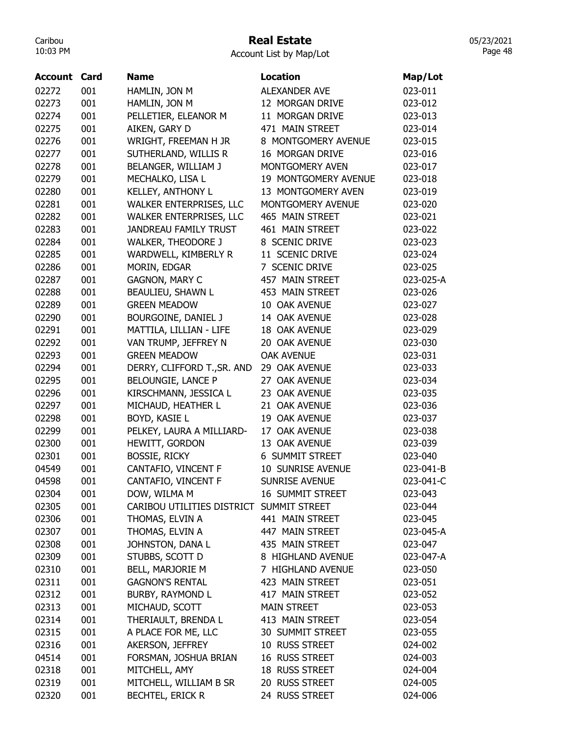# Real Estate

Account List by Map/Lot

| Account | Card | Name | Location | Map/Lot |
|---|---|---|---|---|
| 02272 | 001 | HAMLIN, JON M | ALEXANDER AVE | 023-011 |
| 02273 | 001 | HAMLIN, JON M | 12 MORGAN DRIVE | 023-012 |
| 02274 | 001 | PELLETIER, ELEANOR M | 11 MORGAN DRIVE | 023-013 |
| 02275 | 001 | AIKEN, GARY D | 471 MAIN STREET | 023-014 |
| 02276 | 001 | WRIGHT, FREEMAN H JR | 8 MONTGOMERY AVENUE | 023-015 |
| 02277 | 001 | SUTHERLAND, WILLIS R | 16 MORGAN DRIVE | 023-016 |
| 02278 | 001 | BELANGER, WILLIAM J | MONTGOMERY AVEN | 023-017 |
| 02279 | 001 | MECHALKO, LISA L | 19 MONTGOMERY AVENUE | 023-018 |
| 02280 | 001 | KELLEY, ANTHONY L | 13 MONTGOMERY AVEN | 023-019 |
| 02281 | 001 | WALKER ENTERPRISES, LLC | MONTGOMERY AVENUE | 023-020 |
| 02282 | 001 | WALKER ENTERPRISES, LLC | 465 MAIN STREET | 023-021 |
| 02283 | 001 | JANDREAU FAMILY TRUST | 461 MAIN STREET | 023-022 |
| 02284 | 001 | WALKER, THEODORE J | 8 SCENIC DRIVE | 023-023 |
| 02285 | 001 | WARDWELL, KIMBERLY R | 11 SCENIC DRIVE | 023-024 |
| 02286 | 001 | MORIN, EDGAR | 7 SCENIC DRIVE | 023-025 |
| 02287 | 001 | GAGNON, MARY C | 457 MAIN STREET | 023-025-A |
| 02288 | 001 | BEAULIEU, SHAWN L | 453 MAIN STREET | 023-026 |
| 02289 | 001 | GREEN MEADOW | 10 OAK AVENUE | 023-027 |
| 02290 | 001 | BOURGOINE, DANIEL J | 14 OAK AVENUE | 023-028 |
| 02291 | 001 | MATTILA, LILLIAN - LIFE | 18 OAK AVENUE | 023-029 |
| 02292 | 001 | VAN TRUMP, JEFFREY N | 20 OAK AVENUE | 023-030 |
| 02293 | 001 | GREEN MEADOW | OAK AVENUE | 023-031 |
| 02294 | 001 | DERRY, CLIFFORD T.,SR. AND | 29 OAK AVENUE | 023-033 |
| 02295 | 001 | BELOUNGIE, LANCE P | 27 OAK AVENUE | 023-034 |
| 02296 | 001 | KIRSCHMANN, JESSICA L | 23 OAK AVENUE | 023-035 |
| 02297 | 001 | MICHAUD, HEATHER L | 21 OAK AVENUE | 023-036 |
| 02298 | 001 | BOYD, KASIE L | 19 OAK AVENUE | 023-037 |
| 02299 | 001 | PELKEY, LAURA A MILLIARD- | 17 OAK AVENUE | 023-038 |
| 02300 | 001 | HEWITT, GORDON | 13 OAK AVENUE | 023-039 |
| 02301 | 001 | BOSSIE, RICKY | 6 SUMMIT STREET | 023-040 |
| 04549 | 001 | CANTAFIO, VINCENT F | 10 SUNRISE AVENUE | 023-041-B |
| 04598 | 001 | CANTAFIO, VINCENT F | SUNRISE AVENUE | 023-041-C |
| 02304 | 001 | DOW, WILMA M | 16 SUMMIT STREET | 023-043 |
| 02305 | 001 | CARIBOU UTILITIES DISTRICT | SUMMIT STREET | 023-044 |
| 02306 | 001 | THOMAS, ELVIN A | 441 MAIN STREET | 023-045 |
| 02307 | 001 | THOMAS, ELVIN A | 447 MAIN STREET | 023-045-A |
| 02308 | 001 | JOHNSTON, DANA L | 435 MAIN STREET | 023-047 |
| 02309 | 001 | STUBBS, SCOTT D | 8 HIGHLAND AVENUE | 023-047-A |
| 02310 | 001 | BELL, MARJORIE M | 7 HIGHLAND AVENUE | 023-050 |
| 02311 | 001 | GAGNON'S RENTAL | 423 MAIN STREET | 023-051 |
| 02312 | 001 | BURBY, RAYMOND L | 417 MAIN STREET | 023-052 |
| 02313 | 001 | MICHAUD, SCOTT | MAIN STREET | 023-053 |
| 02314 | 001 | THERIAULT, BRENDA L | 413 MAIN STREET | 023-054 |
| 02315 | 001 | A PLACE FOR ME, LLC | 30 SUMMIT STREET | 023-055 |
| 02316 | 001 | AKERSON, JEFFREY | 10 RUSS STREET | 024-002 |
| 04514 | 001 | FORSMAN, JOSHUA BRIAN | 16 RUSS STREET | 024-003 |
| 02318 | 001 | MITCHELL, AMY | 18 RUSS STREET | 024-004 |
| 02319 | 001 | MITCHELL, WILLIAM B SR | 20 RUSS STREET | 024-005 |
| 02320 | 001 | BECHTEL, ERICK R | 24 RUSS STREET | 024-006 |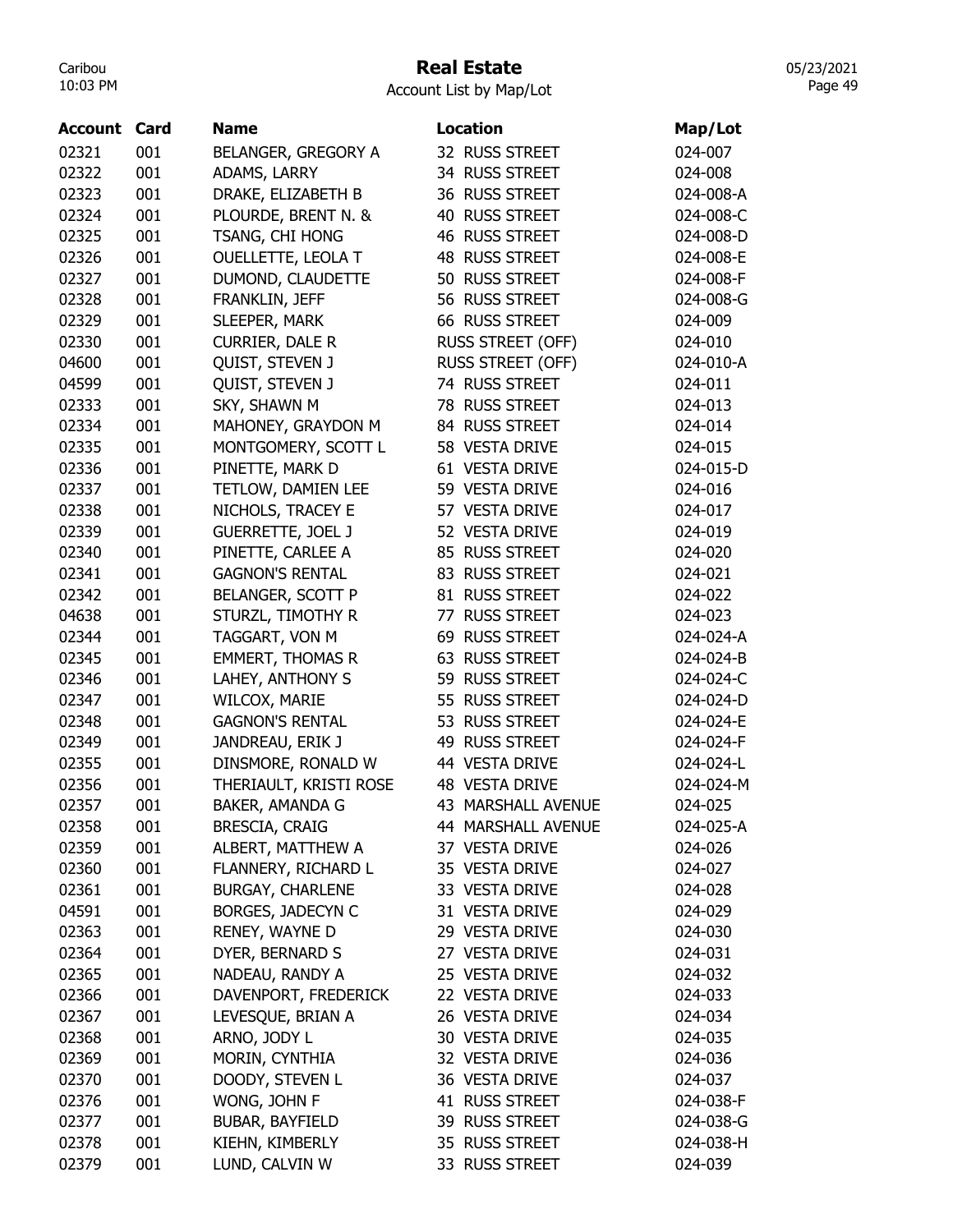# Real Estate

Account List by Map/Lot

| Account | Card | Name | Location | Map/Lot |
|---|---|---|---|---|
| 02321 | 001 | BELANGER, GREGORY A | 32 RUSS STREET | 024-007 |
| 02322 | 001 | ADAMS, LARRY | 34 RUSS STREET | 024-008 |
| 02323 | 001 | DRAKE, ELIZABETH B | 36 RUSS STREET | 024-008-A |
| 02324 | 001 | PLOURDE, BRENT N. & | 40 RUSS STREET | 024-008-C |
| 02325 | 001 | TSANG, CHI HONG | 46 RUSS STREET | 024-008-D |
| 02326 | 001 | OUELLETTE, LEOLA T | 48 RUSS STREET | 024-008-E |
| 02327 | 001 | DUMOND, CLAUDETTE | 50 RUSS STREET | 024-008-F |
| 02328 | 001 | FRANKLIN, JEFF | 56 RUSS STREET | 024-008-G |
| 02329 | 001 | SLEEPER, MARK | 66 RUSS STREET | 024-009 |
| 02330 | 001 | CURRIER, DALE R | RUSS STREET (OFF) | 024-010 |
| 04600 | 001 | QUIST, STEVEN J | RUSS STREET (OFF) | 024-010-A |
| 04599 | 001 | QUIST, STEVEN J | 74 RUSS STREET | 024-011 |
| 02333 | 001 | SKY, SHAWN M | 78 RUSS STREET | 024-013 |
| 02334 | 001 | MAHONEY, GRAYDON M | 84 RUSS STREET | 024-014 |
| 02335 | 001 | MONTGOMERY, SCOTT L | 58 VESTA DRIVE | 024-015 |
| 02336 | 001 | PINETTE, MARK D | 61 VESTA DRIVE | 024-015-D |
| 02337 | 001 | TETLOW, DAMIEN LEE | 59 VESTA DRIVE | 024-016 |
| 02338 | 001 | NICHOLS, TRACEY E | 57 VESTA DRIVE | 024-017 |
| 02339 | 001 | GUERRETTE, JOEL J | 52 VESTA DRIVE | 024-019 |
| 02340 | 001 | PINETTE, CARLEE A | 85 RUSS STREET | 024-020 |
| 02341 | 001 | GAGNON'S RENTAL | 83 RUSS STREET | 024-021 |
| 02342 | 001 | BELANGER, SCOTT P | 81 RUSS STREET | 024-022 |
| 04638 | 001 | STURZL, TIMOTHY R | 77 RUSS STREET | 024-023 |
| 02344 | 001 | TAGGART, VON M | 69 RUSS STREET | 024-024-A |
| 02345 | 001 | EMMERT, THOMAS R | 63 RUSS STREET | 024-024-B |
| 02346 | 001 | LAHEY, ANTHONY S | 59 RUSS STREET | 024-024-C |
| 02347 | 001 | WILCOX, MARIE | 55 RUSS STREET | 024-024-D |
| 02348 | 001 | GAGNON'S RENTAL | 53 RUSS STREET | 024-024-E |
| 02349 | 001 | JANDREAU, ERIK J | 49 RUSS STREET | 024-024-F |
| 02355 | 001 | DINSMORE, RONALD W | 44 VESTA DRIVE | 024-024-L |
| 02356 | 001 | THERIAULT, KRISTI ROSE | 48 VESTA DRIVE | 024-024-M |
| 02357 | 001 | BAKER, AMANDA G | 43 MARSHALL AVENUE | 024-025 |
| 02358 | 001 | BRESCIA, CRAIG | 44 MARSHALL AVENUE | 024-025-A |
| 02359 | 001 | ALBERT, MATTHEW A | 37 VESTA DRIVE | 024-026 |
| 02360 | 001 | FLANNERY, RICHARD L | 35 VESTA DRIVE | 024-027 |
| 02361 | 001 | BURGAY, CHARLENE | 33 VESTA DRIVE | 024-028 |
| 04591 | 001 | BORGES, JADECYN C | 31 VESTA DRIVE | 024-029 |
| 02363 | 001 | RENEY, WAYNE D | 29 VESTA DRIVE | 024-030 |
| 02364 | 001 | DYER, BERNARD S | 27 VESTA DRIVE | 024-031 |
| 02365 | 001 | NADEAU, RANDY A | 25 VESTA DRIVE | 024-032 |
| 02366 | 001 | DAVENPORT, FREDERICK | 22 VESTA DRIVE | 024-033 |
| 02367 | 001 | LEVESQUE, BRIAN A | 26 VESTA DRIVE | 024-034 |
| 02368 | 001 | ARNO, JODY L | 30 VESTA DRIVE | 024-035 |
| 02369 | 001 | MORIN, CYNTHIA | 32 VESTA DRIVE | 024-036 |
| 02370 | 001 | DOODY, STEVEN L | 36 VESTA DRIVE | 024-037 |
| 02376 | 001 | WONG, JOHN F | 41 RUSS STREET | 024-038-F |
| 02377 | 001 | BUBAR, BAYFIELD | 39 RUSS STREET | 024-038-G |
| 02378 | 001 | KIEHN, KIMBERLY | 35 RUSS STREET | 024-038-H |
| 02379 | 001 | LUND, CALVIN W | 33 RUSS STREET | 024-039 |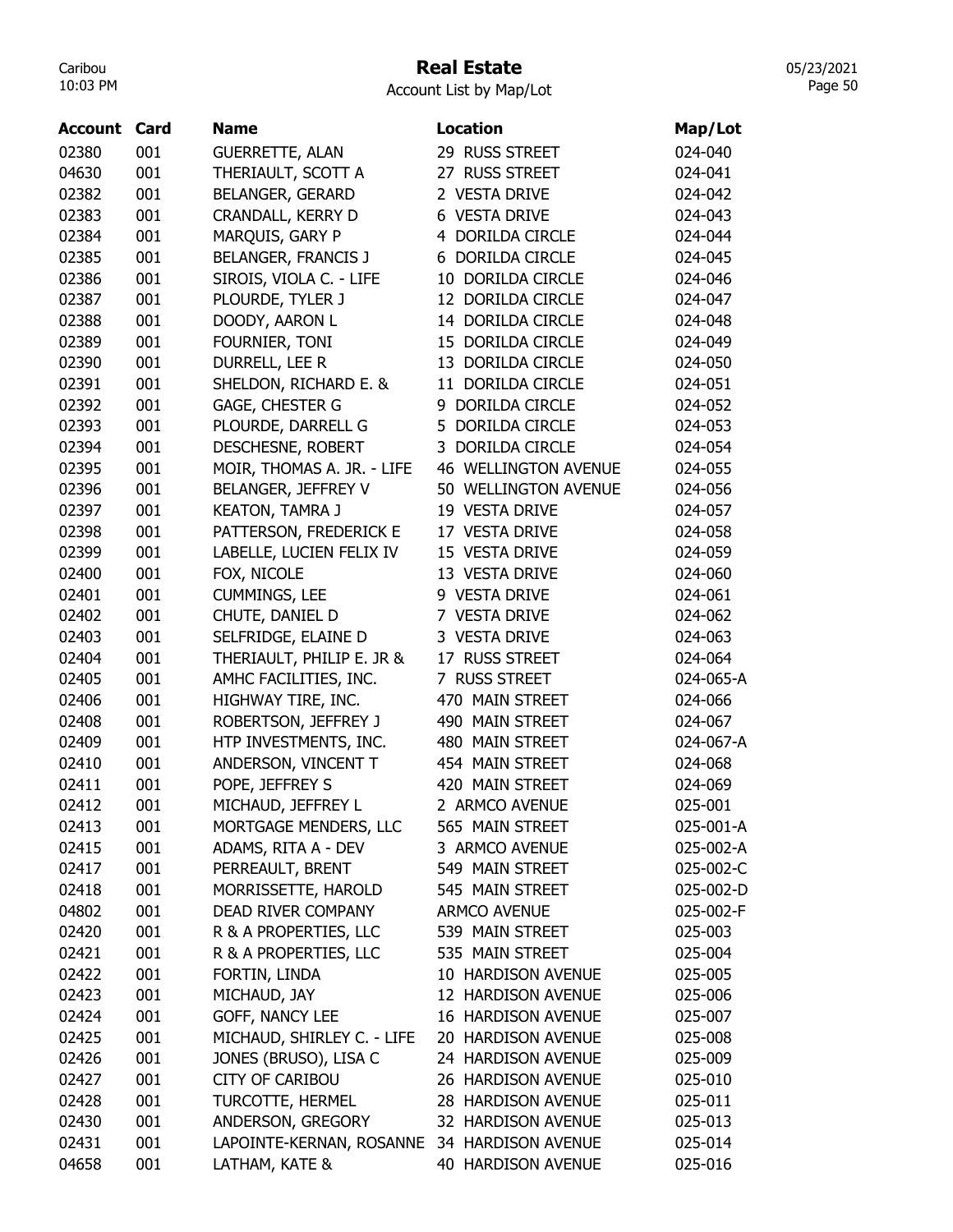# Real Estate

Account List by Map/Lot

| Account | Card | Name | Location | Map/Lot |
|---|---|---|---|---|
| 02380 | 001 | GUERRETTE, ALAN | 29 RUSS STREET | 024-040 |
| 04630 | 001 | THERIAULT, SCOTT A | 27 RUSS STREET | 024-041 |
| 02382 | 001 | BELANGER, GERARD | 2 VESTA DRIVE | 024-042 |
| 02383 | 001 | CRANDALL, KERRY D | 6 VESTA DRIVE | 024-043 |
| 02384 | 001 | MARQUIS, GARY P | 4 DORILDA CIRCLE | 024-044 |
| 02385 | 001 | BELANGER, FRANCIS J | 6 DORILDA CIRCLE | 024-045 |
| 02386 | 001 | SIROIS, VIOLA C. - LIFE | 10 DORILDA CIRCLE | 024-046 |
| 02387 | 001 | PLOURDE, TYLER J | 12 DORILDA CIRCLE | 024-047 |
| 02388 | 001 | DOODY, AARON L | 14 DORILDA CIRCLE | 024-048 |
| 02389 | 001 | FOURNIER, TONI | 15 DORILDA CIRCLE | 024-049 |
| 02390 | 001 | DURRELL, LEE R | 13 DORILDA CIRCLE | 024-050 |
| 02391 | 001 | SHELDON, RICHARD E. & | 11 DORILDA CIRCLE | 024-051 |
| 02392 | 001 | GAGE, CHESTER G | 9 DORILDA CIRCLE | 024-052 |
| 02393 | 001 | PLOURDE, DARRELL G | 5 DORILDA CIRCLE | 024-053 |
| 02394 | 001 | DESCHESNE, ROBERT | 3 DORILDA CIRCLE | 024-054 |
| 02395 | 001 | MOIR, THOMAS A. JR. - LIFE | 46 WELLINGTON AVENUE | 024-055 |
| 02396 | 001 | BELANGER, JEFFREY V | 50 WELLINGTON AVENUE | 024-056 |
| 02397 | 001 | KEATON, TAMRA J | 19 VESTA DRIVE | 024-057 |
| 02398 | 001 | PATTERSON, FREDERICK E | 17 VESTA DRIVE | 024-058 |
| 02399 | 001 | LABELLE, LUCIEN FELIX IV | 15 VESTA DRIVE | 024-059 |
| 02400 | 001 | FOX, NICOLE | 13 VESTA DRIVE | 024-060 |
| 02401 | 001 | CUMMINGS, LEE | 9 VESTA DRIVE | 024-061 |
| 02402 | 001 | CHUTE, DANIEL D | 7 VESTA DRIVE | 024-062 |
| 02403 | 001 | SELFRIDGE, ELAINE D | 3 VESTA DRIVE | 024-063 |
| 02404 | 001 | THERIAULT, PHILIP E. JR & | 17 RUSS STREET | 024-064 |
| 02405 | 001 | AMHC FACILITIES, INC. | 7 RUSS STREET | 024-065-A |
| 02406 | 001 | HIGHWAY TIRE, INC. | 470 MAIN STREET | 024-066 |
| 02408 | 001 | ROBERTSON, JEFFREY J | 490 MAIN STREET | 024-067 |
| 02409 | 001 | HTP INVESTMENTS, INC. | 480 MAIN STREET | 024-067-A |
| 02410 | 001 | ANDERSON, VINCENT T | 454 MAIN STREET | 024-068 |
| 02411 | 001 | POPE, JEFFREY S | 420 MAIN STREET | 024-069 |
| 02412 | 001 | MICHAUD, JEFFREY L | 2 ARMCO AVENUE | 025-001 |
| 02413 | 001 | MORTGAGE MENDERS, LLC | 565 MAIN STREET | 025-001-A |
| 02415 | 001 | ADAMS, RITA A - DEV | 3 ARMCO AVENUE | 025-002-A |
| 02417 | 001 | PERREAULT, BRENT | 549 MAIN STREET | 025-002-C |
| 02418 | 001 | MORRISSETTE, HAROLD | 545 MAIN STREET | 025-002-D |
| 04802 | 001 | DEAD RIVER COMPANY | ARMCO AVENUE | 025-002-F |
| 02420 | 001 | R & A PROPERTIES, LLC | 539 MAIN STREET | 025-003 |
| 02421 | 001 | R & A PROPERTIES, LLC | 535 MAIN STREET | 025-004 |
| 02422 | 001 | FORTIN, LINDA | 10 HARDISON AVENUE | 025-005 |
| 02423 | 001 | MICHAUD, JAY | 12 HARDISON AVENUE | 025-006 |
| 02424 | 001 | GOFF, NANCY LEE | 16 HARDISON AVENUE | 025-007 |
| 02425 | 001 | MICHAUD, SHIRLEY C. - LIFE | 20 HARDISON AVENUE | 025-008 |
| 02426 | 001 | JONES (BRUSO), LISA C | 24 HARDISON AVENUE | 025-009 |
| 02427 | 001 | CITY OF CARIBOU | 26 HARDISON AVENUE | 025-010 |
| 02428 | 001 | TURCOTTE, HERMEL | 28 HARDISON AVENUE | 025-011 |
| 02430 | 001 | ANDERSON, GREGORY | 32 HARDISON AVENUE | 025-013 |
| 02431 | 001 | LAPOINTE-KERNAN, ROSANNE | 34 HARDISON AVENUE | 025-014 |
| 04658 | 001 | LATHAM, KATE & | 40 HARDISON AVENUE | 025-016 |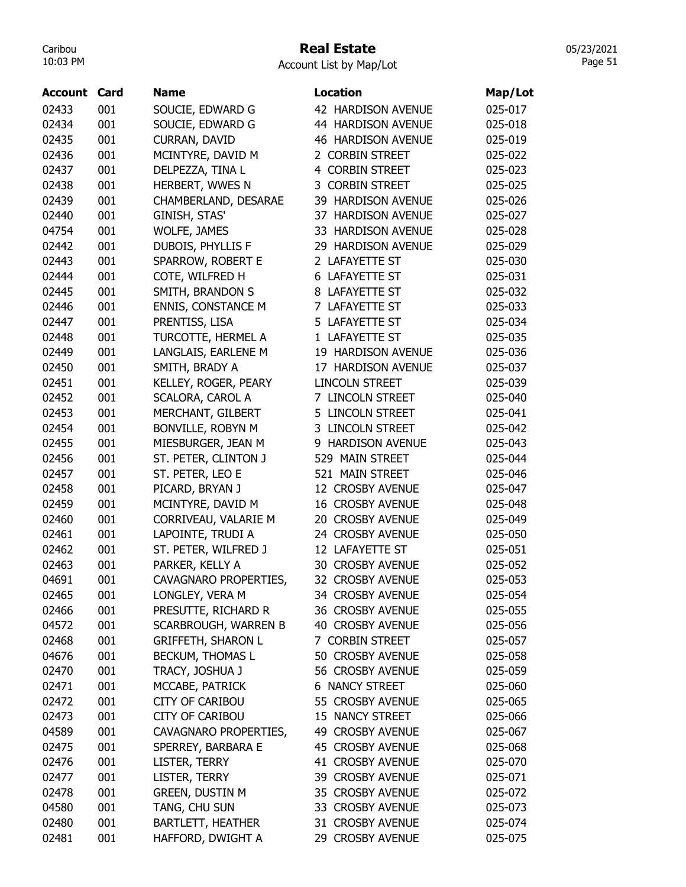# Real Estate

Account List by Map/Lot

| Account | Card | Name | Location | Map/Lot |
|---|---|---|---|---|
| 02433 | 001 | SOUCIE, EDWARD G | 42 HARDISON AVENUE | 025-017 |
| 02434 | 001 | SOUCIE, EDWARD G | 44 HARDISON AVENUE | 025-018 |
| 02435 | 001 | CURRAN, DAVID | 46 HARDISON AVENUE | 025-019 |
| 02436 | 001 | MCINTYRE, DAVID M | 2 CORBIN STREET | 025-022 |
| 02437 | 001 | DELPEZZA, TINA L | 4 CORBIN STREET | 025-023 |
| 02438 | 001 | HERBERT, WWES N | 3 CORBIN STREET | 025-025 |
| 02439 | 001 | CHAMBERLAND, DESARAE | 39 HARDISON AVENUE | 025-026 |
| 02440 | 001 | GINISH, STAS' | 37 HARDISON AVENUE | 025-027 |
| 04754 | 001 | WOLFE, JAMES | 33 HARDISON AVENUE | 025-028 |
| 02442 | 001 | DUBOIS, PHYLLIS F | 29 HARDISON AVENUE | 025-029 |
| 02443 | 001 | SPARROW, ROBERT E | 2 LAFAYETTE ST | 025-030 |
| 02444 | 001 | COTE, WILFRED H | 6 LAFAYETTE ST | 025-031 |
| 02445 | 001 | SMITH, BRANDON S | 8 LAFAYETTE ST | 025-032 |
| 02446 | 001 | ENNIS, CONSTANCE M | 7 LAFAYETTE ST | 025-033 |
| 02447 | 001 | PRENTISS, LISA | 5 LAFAYETTE ST | 025-034 |
| 02448 | 001 | TURCOTTE, HERMEL A | 1 LAFAYETTE ST | 025-035 |
| 02449 | 001 | LANGLAIS, EARLENE M | 19 HARDISON AVENUE | 025-036 |
| 02450 | 001 | SMITH, BRADY A | 17 HARDISON AVENUE | 025-037 |
| 02451 | 001 | KELLEY, ROGER, PEARY | LINCOLN STREET | 025-039 |
| 02452 | 001 | SCALORA, CAROL A | 7 LINCOLN STREET | 025-040 |
| 02453 | 001 | MERCHANT, GILBERT | 5 LINCOLN STREET | 025-041 |
| 02454 | 001 | BONVILLE, ROBYN M | 3 LINCOLN STREET | 025-042 |
| 02455 | 001 | MIESBURGER, JEAN M | 9 HARDISON AVENUE | 025-043 |
| 02456 | 001 | ST. PETER, CLINTON J | 529 MAIN STREET | 025-044 |
| 02457 | 001 | ST. PETER, LEO E | 521 MAIN STREET | 025-046 |
| 02458 | 001 | PICARD, BRYAN J | 12 CROSBY AVENUE | 025-047 |
| 02459 | 001 | MCINTYRE, DAVID M | 16 CROSBY AVENUE | 025-048 |
| 02460 | 001 | CORRIVEAU, VALARIE M | 20 CROSBY AVENUE | 025-049 |
| 02461 | 001 | LAPOINTE, TRUDI A | 24 CROSBY AVENUE | 025-050 |
| 02462 | 001 | ST. PETER, WILFRED J | 12 LAFAYETTE ST | 025-051 |
| 02463 | 001 | PARKER, KELLY A | 30 CROSBY AVENUE | 025-052 |
| 04691 | 001 | CAVAGNARO PROPERTIES, | 32 CROSBY AVENUE | 025-053 |
| 02465 | 001 | LONGLEY, VERA M | 34 CROSBY AVENUE | 025-054 |
| 02466 | 001 | PRESUTTE, RICHARD R | 36 CROSBY AVENUE | 025-055 |
| 04572 | 001 | SCARBROUGH, WARREN B | 40 CROSBY AVENUE | 025-056 |
| 02468 | 001 | GRIFFETH, SHARON L | 7 CORBIN STREET | 025-057 |
| 04676 | 001 | BECKUM, THOMAS L | 50 CROSBY AVENUE | 025-058 |
| 02470 | 001 | TRACY, JOSHUA J | 56 CROSBY AVENUE | 025-059 |
| 02471 | 001 | MCCABE, PATRICK | 6 NANCY STREET | 025-060 |
| 02472 | 001 | CITY OF CARIBOU | 55 CROSBY AVENUE | 025-065 |
| 02473 | 001 | CITY OF CARIBOU | 15 NANCY STREET | 025-066 |
| 04589 | 001 | CAVAGNARO PROPERTIES, | 49 CROSBY AVENUE | 025-067 |
| 02475 | 001 | SPERREY, BARBARA E | 45 CROSBY AVENUE | 025-068 |
| 02476 | 001 | LISTER, TERRY | 41 CROSBY AVENUE | 025-070 |
| 02477 | 001 | LISTER, TERRY | 39 CROSBY AVENUE | 025-071 |
| 02478 | 001 | GREEN, DUSTIN M | 35 CROSBY AVENUE | 025-072 |
| 04580 | 001 | TANG, CHU SUN | 33 CROSBY AVENUE | 025-073 |
| 02480 | 001 | BARTLETT, HEATHER | 31 CROSBY AVENUE | 025-074 |
| 02481 | 001 | HAFFORD, DWIGHT A | 29 CROSBY AVENUE | 025-075 |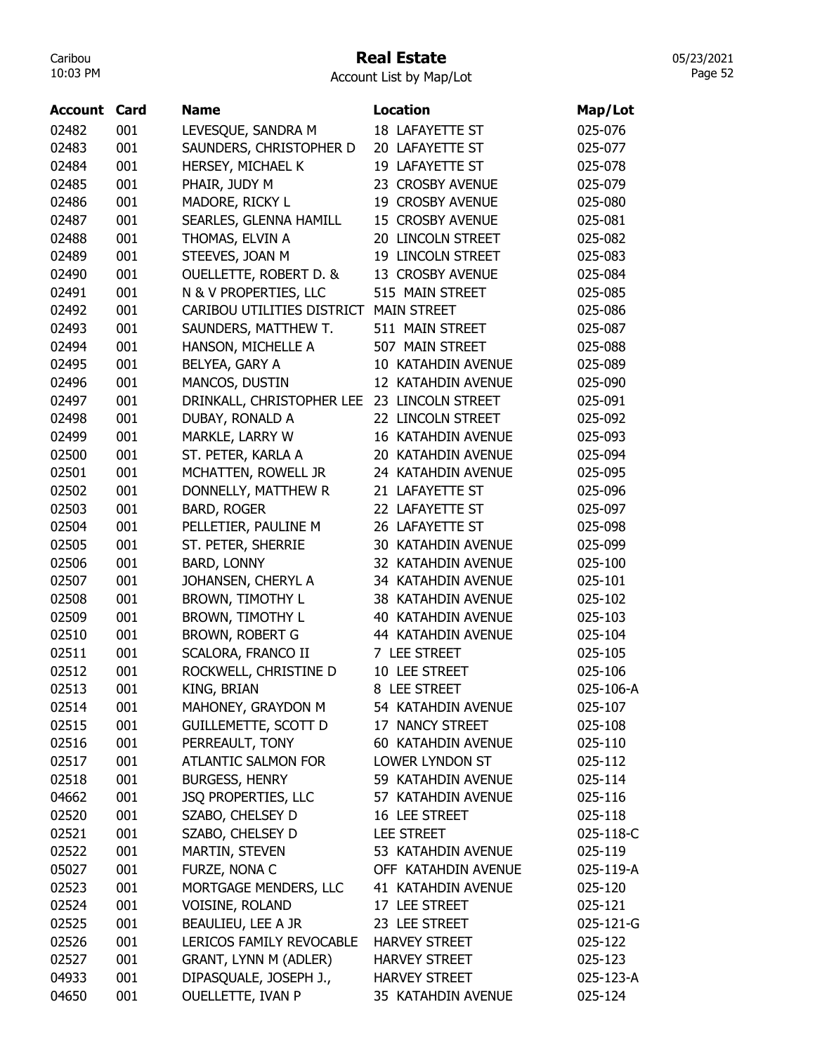# Real Estate

Account List by Map/Lot

| Account | Card | Name | Location | Map/Lot |
|---|---|---|---|---|
| 02482 | 001 | LEVESQUE, SANDRA M | 18 LAFAYETTE ST | 025-076 |
| 02483 | 001 | SAUNDERS, CHRISTOPHER D | 20 LAFAYETTE ST | 025-077 |
| 02484 | 001 | HERSEY, MICHAEL K | 19 LAFAYETTE ST | 025-078 |
| 02485 | 001 | PHAIR, JUDY M | 23 CROSBY AVENUE | 025-079 |
| 02486 | 001 | MADORE, RICKY L | 19 CROSBY AVENUE | 025-080 |
| 02487 | 001 | SEARLES, GLENNA HAMILL | 15 CROSBY AVENUE | 025-081 |
| 02488 | 001 | THOMAS, ELVIN A | 20 LINCOLN STREET | 025-082 |
| 02489 | 001 | STEEVES, JOAN M | 19 LINCOLN STREET | 025-083 |
| 02490 | 001 | OUELLETTE, ROBERT D. & | 13 CROSBY AVENUE | 025-084 |
| 02491 | 001 | N & V PROPERTIES, LLC | 515 MAIN STREET | 025-085 |
| 02492 | 001 | CARIBOU UTILITIES DISTRICT | MAIN STREET | 025-086 |
| 02493 | 001 | SAUNDERS, MATTHEW T. | 511 MAIN STREET | 025-087 |
| 02494 | 001 | HANSON, MICHELLE A | 507 MAIN STREET | 025-088 |
| 02495 | 001 | BELYEA, GARY A | 10 KATAHDIN AVENUE | 025-089 |
| 02496 | 001 | MANCOS, DUSTIN | 12 KATAHDIN AVENUE | 025-090 |
| 02497 | 001 | DRINKALL, CHRISTOPHER LEE | 23 LINCOLN STREET | 025-091 |
| 02498 | 001 | DUBAY, RONALD A | 22 LINCOLN STREET | 025-092 |
| 02499 | 001 | MARKLE, LARRY W | 16 KATAHDIN AVENUE | 025-093 |
| 02500 | 001 | ST. PETER, KARLA A | 20 KATAHDIN AVENUE | 025-094 |
| 02501 | 001 | MCHATTEN, ROWELL JR | 24 KATAHDIN AVENUE | 025-095 |
| 02502 | 001 | DONNELLY, MATTHEW R | 21 LAFAYETTE ST | 025-096 |
| 02503 | 001 | BARD, ROGER | 22 LAFAYETTE ST | 025-097 |
| 02504 | 001 | PELLETIER, PAULINE M | 26 LAFAYETTE ST | 025-098 |
| 02505 | 001 | ST. PETER, SHERRIE | 30 KATAHDIN AVENUE | 025-099 |
| 02506 | 001 | BARD, LONNY | 32 KATAHDIN AVENUE | 025-100 |
| 02507 | 001 | JOHANSEN, CHERYL A | 34 KATAHDIN AVENUE | 025-101 |
| 02508 | 001 | BROWN, TIMOTHY L | 38 KATAHDIN AVENUE | 025-102 |
| 02509 | 001 | BROWN, TIMOTHY L | 40 KATAHDIN AVENUE | 025-103 |
| 02510 | 001 | BROWN, ROBERT G | 44 KATAHDIN AVENUE | 025-104 |
| 02511 | 001 | SCALORA, FRANCO II | 7 LEE STREET | 025-105 |
| 02512 | 001 | ROCKWELL, CHRISTINE D | 10 LEE STREET | 025-106 |
| 02513 | 001 | KING, BRIAN | 8 LEE STREET | 025-106-A |
| 02514 | 001 | MAHONEY, GRAYDON M | 54 KATAHDIN AVENUE | 025-107 |
| 02515 | 001 | GUILLEMETTE, SCOTT D | 17 NANCY STREET | 025-108 |
| 02516 | 001 | PERREAULT, TONY | 60 KATAHDIN AVENUE | 025-110 |
| 02517 | 001 | ATLANTIC SALMON FOR | LOWER LYNDON ST | 025-112 |
| 02518 | 001 | BURGESS, HENRY | 59 KATAHDIN AVENUE | 025-114 |
| 04662 | 001 | JSQ PROPERTIES, LLC | 57 KATAHDIN AVENUE | 025-116 |
| 02520 | 001 | SZABO, CHELSEY D | 16 LEE STREET | 025-118 |
| 02521 | 001 | SZABO, CHELSEY D | LEE STREET | 025-118-C |
| 02522 | 001 | MARTIN, STEVEN | 53 KATAHDIN AVENUE | 025-119 |
| 05027 | 001 | FURZE, NONA C | OFF KATAHDIN AVENUE | 025-119-A |
| 02523 | 001 | MORTGAGE MENDERS, LLC | 41 KATAHDIN AVENUE | 025-120 |
| 02524 | 001 | VOISINE, ROLAND | 17 LEE STREET | 025-121 |
| 02525 | 001 | BEAULIEU, LEE A JR | 23 LEE STREET | 025-121-G |
| 02526 | 001 | LERICOS FAMILY REVOCABLE | HARVEY STREET | 025-122 |
| 02527 | 001 | GRANT, LYNN M (ADLER) | HARVEY STREET | 025-123 |
| 04933 | 001 | DIPASQUALE, JOSEPH J., | HARVEY STREET | 025-123-A |
| 04650 | 001 | OUELLETTE, IVAN P | 35 KATAHDIN AVENUE | 025-124 |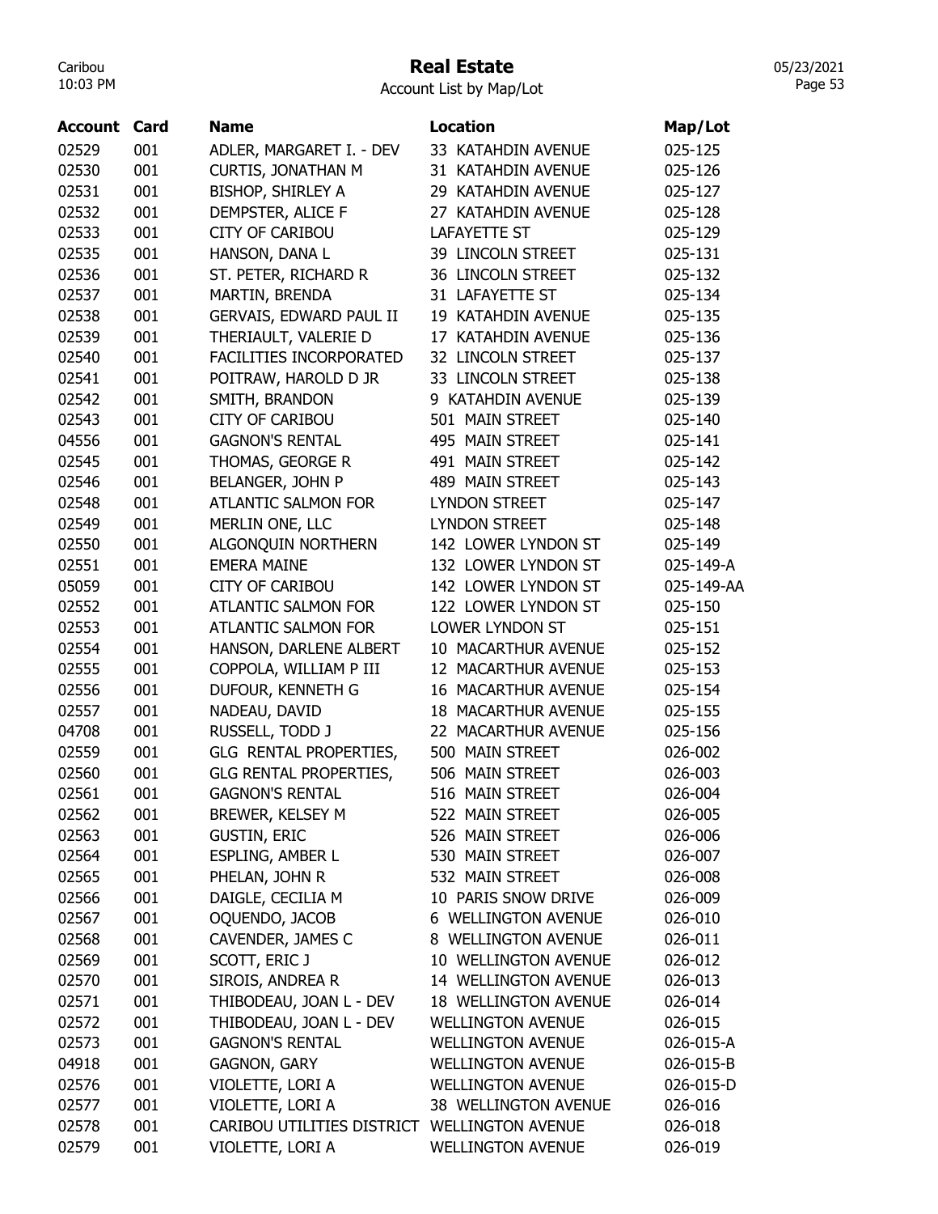# Real Estate

Account List by Map/Lot

| Account | Card | Name | Location | Map/Lot |
|---|---|---|---|---|
| 02529 | 001 | ADLER, MARGARET I. - DEV | 33 KATAHDIN AVENUE | 025-125 |
| 02530 | 001 | CURTIS, JONATHAN M | 31 KATAHDIN AVENUE | 025-126 |
| 02531 | 001 | BISHOP, SHIRLEY A | 29 KATAHDIN AVENUE | 025-127 |
| 02532 | 001 | DEMPSTER, ALICE F | 27 KATAHDIN AVENUE | 025-128 |
| 02533 | 001 | CITY OF CARIBOU | LAFAYETTE ST | 025-129 |
| 02535 | 001 | HANSON, DANA L | 39 LINCOLN STREET | 025-131 |
| 02536 | 001 | ST. PETER, RICHARD R | 36 LINCOLN STREET | 025-132 |
| 02537 | 001 | MARTIN, BRENDA | 31 LAFAYETTE ST | 025-134 |
| 02538 | 001 | GERVAIS, EDWARD PAUL II | 19 KATAHDIN AVENUE | 025-135 |
| 02539 | 001 | THERIAULT, VALERIE D | 17 KATAHDIN AVENUE | 025-136 |
| 02540 | 001 | FACILITIES INCORPORATED | 32 LINCOLN STREET | 025-137 |
| 02541 | 001 | POITRAW, HAROLD D JR | 33 LINCOLN STREET | 025-138 |
| 02542 | 001 | SMITH, BRANDON | 9 KATAHDIN AVENUE | 025-139 |
| 02543 | 001 | CITY OF CARIBOU | 501 MAIN STREET | 025-140 |
| 04556 | 001 | GAGNON'S RENTAL | 495 MAIN STREET | 025-141 |
| 02545 | 001 | THOMAS, GEORGE R | 491 MAIN STREET | 025-142 |
| 02546 | 001 | BELANGER, JOHN P | 489 MAIN STREET | 025-143 |
| 02548 | 001 | ATLANTIC SALMON FOR | LYNDON STREET | 025-147 |
| 02549 | 001 | MERLIN ONE, LLC | LYNDON STREET | 025-148 |
| 02550 | 001 | ALGONQUIN NORTHERN | 142 LOWER LYNDON ST | 025-149 |
| 02551 | 001 | EMERA MAINE | 132 LOWER LYNDON ST | 025-149-A |
| 05059 | 001 | CITY OF CARIBOU | 142 LOWER LYNDON ST | 025-149-AA |
| 02552 | 001 | ATLANTIC SALMON FOR | 122 LOWER LYNDON ST | 025-150 |
| 02553 | 001 | ATLANTIC SALMON FOR | LOWER LYNDON ST | 025-151 |
| 02554 | 001 | HANSON, DARLENE ALBERT | 10 MACARTHUR AVENUE | 025-152 |
| 02555 | 001 | COPPOLA, WILLIAM P III | 12 MACARTHUR AVENUE | 025-153 |
| 02556 | 001 | DUFOUR, KENNETH G | 16 MACARTHUR AVENUE | 025-154 |
| 02557 | 001 | NADEAU, DAVID | 18 MACARTHUR AVENUE | 025-155 |
| 04708 | 001 | RUSSELL, TODD J | 22 MACARTHUR AVENUE | 025-156 |
| 02559 | 001 | GLG RENTAL PROPERTIES, | 500 MAIN STREET | 026-002 |
| 02560 | 001 | GLG RENTAL PROPERTIES, | 506 MAIN STREET | 026-003 |
| 02561 | 001 | GAGNON'S RENTAL | 516 MAIN STREET | 026-004 |
| 02562 | 001 | BREWER, KELSEY M | 522 MAIN STREET | 026-005 |
| 02563 | 001 | GUSTIN, ERIC | 526 MAIN STREET | 026-006 |
| 02564 | 001 | ESPLING, AMBER L | 530 MAIN STREET | 026-007 |
| 02565 | 001 | PHELAN, JOHN R | 532 MAIN STREET | 026-008 |
| 02566 | 001 | DAIGLE, CECILIA M | 10 PARIS SNOW DRIVE | 026-009 |
| 02567 | 001 | OQUENDO, JACOB | 6 WELLINGTON AVENUE | 026-010 |
| 02568 | 001 | CAVENDER, JAMES C | 8 WELLINGTON AVENUE | 026-011 |
| 02569 | 001 | SCOTT, ERIC J | 10 WELLINGTON AVENUE | 026-012 |
| 02570 | 001 | SIROIS, ANDREA R | 14 WELLINGTON AVENUE | 026-013 |
| 02571 | 001 | THIBODEAU, JOAN L - DEV | 18 WELLINGTON AVENUE | 026-014 |
| 02572 | 001 | THIBODEAU, JOAN L - DEV | WELLINGTON AVENUE | 026-015 |
| 02573 | 001 | GAGNON'S RENTAL | WELLINGTON AVENUE | 026-015-A |
| 04918 | 001 | GAGNON, GARY | WELLINGTON AVENUE | 026-015-B |
| 02576 | 001 | VIOLETTE, LORI A | WELLINGTON AVENUE | 026-015-D |
| 02577 | 001 | VIOLETTE, LORI A | 38 WELLINGTON AVENUE | 026-016 |
| 02578 | 001 | CARIBOU UTILITIES DISTRICT | WELLINGTON AVENUE | 026-018 |
| 02579 | 001 | VIOLETTE, LORI A | WELLINGTON AVENUE | 026-019 |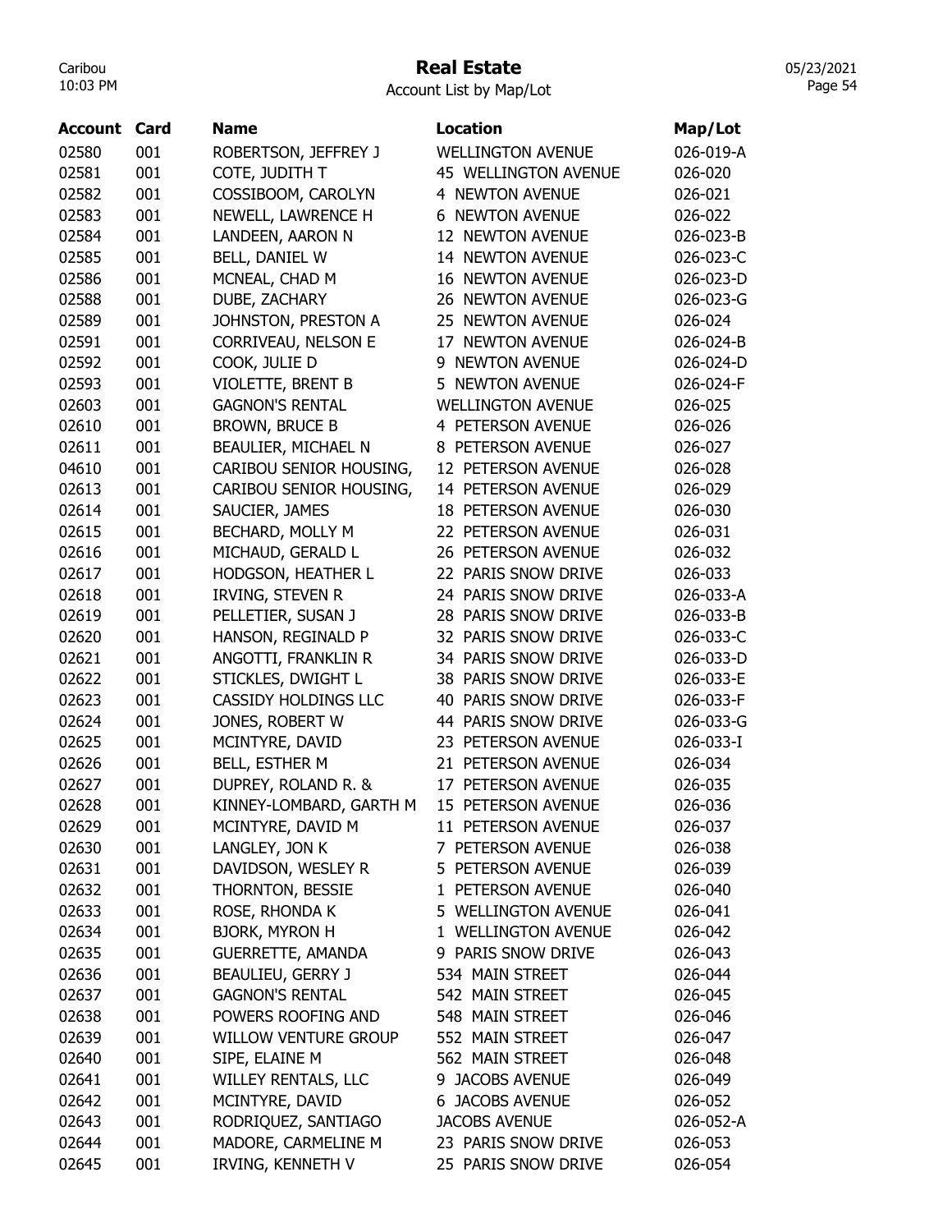# Real Estate

Account List by Map/Lot

| Account | Card | Name | Location | Map/Lot |
|---|---|---|---|---|
| 02580 | 001 | ROBERTSON, JEFFREY J | WELLINGTON AVENUE | 026-019-A |
| 02581 | 001 | COTE, JUDITH T | 45 WELLINGTON AVENUE | 026-020 |
| 02582 | 001 | COSSIBOOM, CAROLYN | 4 NEWTON AVENUE | 026-021 |
| 02583 | 001 | NEWELL, LAWRENCE H | 6 NEWTON AVENUE | 026-022 |
| 02584 | 001 | LANDEEN, AARON N | 12 NEWTON AVENUE | 026-023-B |
| 02585 | 001 | BELL, DANIEL W | 14 NEWTON AVENUE | 026-023-C |
| 02586 | 001 | MCNEAL, CHAD M | 16 NEWTON AVENUE | 026-023-D |
| 02588 | 001 | DUBE, ZACHARY | 26 NEWTON AVENUE | 026-023-G |
| 02589 | 001 | JOHNSTON, PRESTON A | 25 NEWTON AVENUE | 026-024 |
| 02591 | 001 | CORRIVEAU, NELSON E | 17 NEWTON AVENUE | 026-024-B |
| 02592 | 001 | COOK, JULIE D | 9 NEWTON AVENUE | 026-024-D |
| 02593 | 001 | VIOLETTE, BRENT B | 5 NEWTON AVENUE | 026-024-F |
| 02603 | 001 | GAGNON'S RENTAL | WELLINGTON AVENUE | 026-025 |
| 02610 | 001 | BROWN, BRUCE B | 4 PETERSON AVENUE | 026-026 |
| 02611 | 001 | BEAULIER, MICHAEL N | 8 PETERSON AVENUE | 026-027 |
| 04610 | 001 | CARIBOU SENIOR HOUSING, | 12 PETERSON AVENUE | 026-028 |
| 02613 | 001 | CARIBOU SENIOR HOUSING, | 14 PETERSON AVENUE | 026-029 |
| 02614 | 001 | SAUCIER, JAMES | 18 PETERSON AVENUE | 026-030 |
| 02615 | 001 | BECHARD, MOLLY M | 22 PETERSON AVENUE | 026-031 |
| 02616 | 001 | MICHAUD, GERALD L | 26 PETERSON AVENUE | 026-032 |
| 02617 | 001 | HODGSON, HEATHER L | 22 PARIS SNOW DRIVE | 026-033 |
| 02618 | 001 | IRVING, STEVEN R | 24 PARIS SNOW DRIVE | 026-033-A |
| 02619 | 001 | PELLETIER, SUSAN J | 28 PARIS SNOW DRIVE | 026-033-B |
| 02620 | 001 | HANSON, REGINALD P | 32 PARIS SNOW DRIVE | 026-033-C |
| 02621 | 001 | ANGOTTI, FRANKLIN R | 34 PARIS SNOW DRIVE | 026-033-D |
| 02622 | 001 | STICKLES, DWIGHT L | 38 PARIS SNOW DRIVE | 026-033-E |
| 02623 | 001 | CASSIDY HOLDINGS LLC | 40 PARIS SNOW DRIVE | 026-033-F |
| 02624 | 001 | JONES, ROBERT W | 44 PARIS SNOW DRIVE | 026-033-G |
| 02625 | 001 | MCINTYRE, DAVID | 23 PETERSON AVENUE | 026-033-I |
| 02626 | 001 | BELL, ESTHER M | 21 PETERSON AVENUE | 026-034 |
| 02627 | 001 | DUPREY, ROLAND R. & | 17 PETERSON AVENUE | 026-035 |
| 02628 | 001 | KINNEY-LOMBARD, GARTH M | 15 PETERSON AVENUE | 026-036 |
| 02629 | 001 | MCINTYRE, DAVID M | 11 PETERSON AVENUE | 026-037 |
| 02630 | 001 | LANGLEY, JON K | 7 PETERSON AVENUE | 026-038 |
| 02631 | 001 | DAVIDSON, WESLEY R | 5 PETERSON AVENUE | 026-039 |
| 02632 | 001 | THORNTON, BESSIE | 1 PETERSON AVENUE | 026-040 |
| 02633 | 001 | ROSE, RHONDA K | 5 WELLINGTON AVENUE | 026-041 |
| 02634 | 001 | BJORK, MYRON H | 1 WELLINGTON AVENUE | 026-042 |
| 02635 | 001 | GUERRETTE, AMANDA | 9 PARIS SNOW DRIVE | 026-043 |
| 02636 | 001 | BEAULIEU, GERRY J | 534 MAIN STREET | 026-044 |
| 02637 | 001 | GAGNON'S RENTAL | 542 MAIN STREET | 026-045 |
| 02638 | 001 | POWERS ROOFING AND | 548 MAIN STREET | 026-046 |
| 02639 | 001 | WILLOW VENTURE GROUP | 552 MAIN STREET | 026-047 |
| 02640 | 001 | SIPE, ELAINE M | 562 MAIN STREET | 026-048 |
| 02641 | 001 | WILLEY RENTALS, LLC | 9 JACOBS AVENUE | 026-049 |
| 02642 | 001 | MCINTYRE, DAVID | 6 JACOBS AVENUE | 026-052 |
| 02643 | 001 | RODRIQUEZ, SANTIAGO | JACOBS AVENUE | 026-052-A |
| 02644 | 001 | MADORE, CARMELINE M | 23 PARIS SNOW DRIVE | 026-053 |
| 02645 | 001 | IRVING, KENNETH V | 25 PARIS SNOW DRIVE | 026-054 |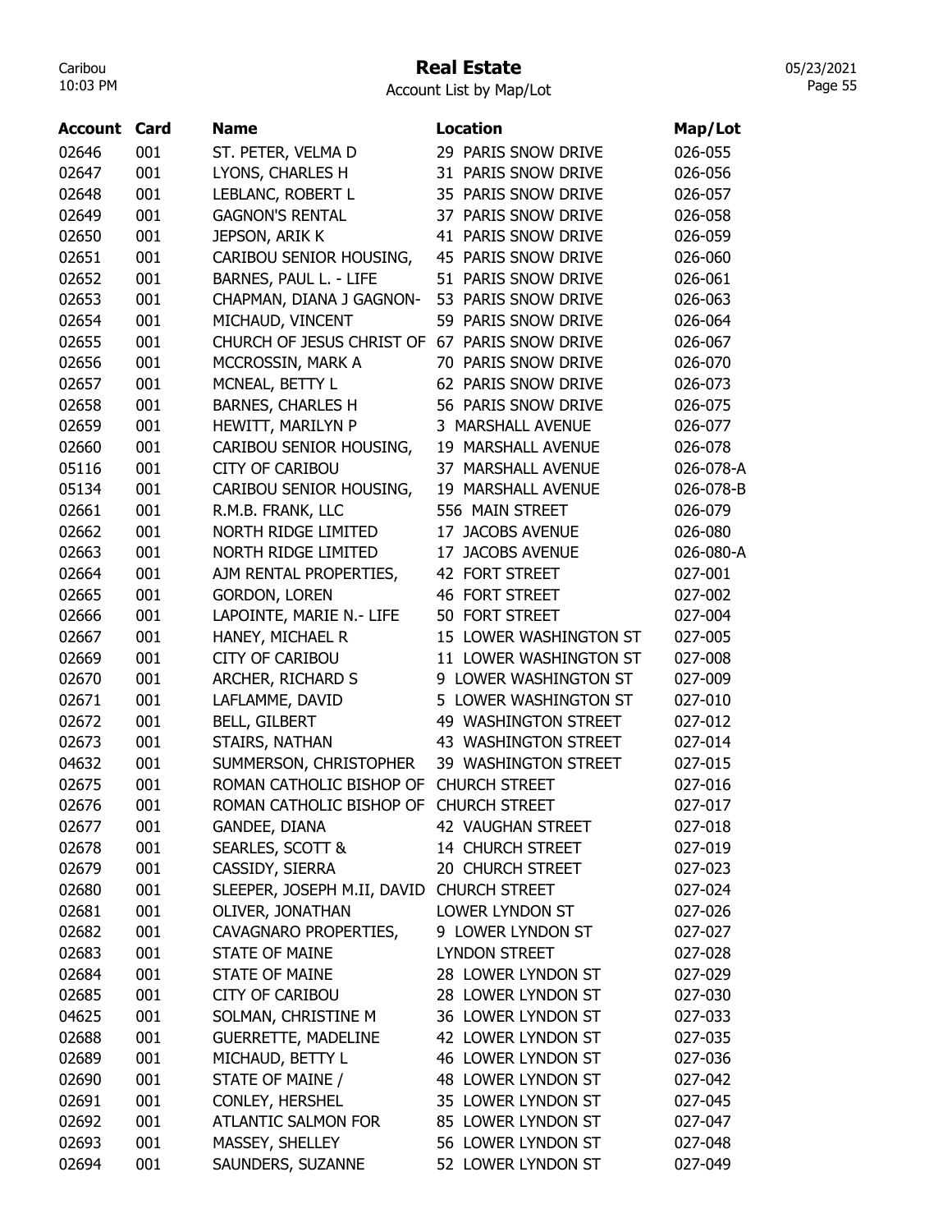# Real Estate

Account List by Map/Lot

| Account | Card | Name | Location | Map/Lot |
|---|---|---|---|---|
| 02646 | 001 | ST. PETER, VELMA D | 29 PARIS SNOW DRIVE | 026-055 |
| 02647 | 001 | LYONS, CHARLES H | 31 PARIS SNOW DRIVE | 026-056 |
| 02648 | 001 | LEBLANC, ROBERT L | 35 PARIS SNOW DRIVE | 026-057 |
| 02649 | 001 | GAGNON'S RENTAL | 37 PARIS SNOW DRIVE | 026-058 |
| 02650 | 001 | JEPSON, ARIK K | 41 PARIS SNOW DRIVE | 026-059 |
| 02651 | 001 | CARIBOU SENIOR HOUSING, | 45 PARIS SNOW DRIVE | 026-060 |
| 02652 | 001 | BARNES, PAUL L. - LIFE | 51 PARIS SNOW DRIVE | 026-061 |
| 02653 | 001 | CHAPMAN, DIANA J GAGNON- | 53 PARIS SNOW DRIVE | 026-063 |
| 02654 | 001 | MICHAUD, VINCENT | 59 PARIS SNOW DRIVE | 026-064 |
| 02655 | 001 | CHURCH OF JESUS CHRIST OF | 67 PARIS SNOW DRIVE | 026-067 |
| 02656 | 001 | MCCROSSIN, MARK A | 70 PARIS SNOW DRIVE | 026-070 |
| 02657 | 001 | MCNEAL, BETTY L | 62 PARIS SNOW DRIVE | 026-073 |
| 02658 | 001 | BARNES, CHARLES H | 56 PARIS SNOW DRIVE | 026-075 |
| 02659 | 001 | HEWITT, MARILYN P | 3 MARSHALL AVENUE | 026-077 |
| 02660 | 001 | CARIBOU SENIOR HOUSING, | 19 MARSHALL AVENUE | 026-078 |
| 05116 | 001 | CITY OF CARIBOU | 37 MARSHALL AVENUE | 026-078-A |
| 05134 | 001 | CARIBOU SENIOR HOUSING, | 19 MARSHALL AVENUE | 026-078-B |
| 02661 | 001 | R.M.B. FRANK, LLC | 556 MAIN STREET | 026-079 |
| 02662 | 001 | NORTH RIDGE LIMITED | 17 JACOBS AVENUE | 026-080 |
| 02663 | 001 | NORTH RIDGE LIMITED | 17 JACOBS AVENUE | 026-080-A |
| 02664 | 001 | AJM RENTAL PROPERTIES, | 42 FORT STREET | 027-001 |
| 02665 | 001 | GORDON, LOREN | 46 FORT STREET | 027-002 |
| 02666 | 001 | LAPOINTE, MARIE N.- LIFE | 50 FORT STREET | 027-004 |
| 02667 | 001 | HANEY, MICHAEL R | 15 LOWER WASHINGTON ST | 027-005 |
| 02669 | 001 | CITY OF CARIBOU | 11 LOWER WASHINGTON ST | 027-008 |
| 02670 | 001 | ARCHER, RICHARD S | 9 LOWER WASHINGTON ST | 027-009 |
| 02671 | 001 | LAFLAMME, DAVID | 5 LOWER WASHINGTON ST | 027-010 |
| 02672 | 001 | BELL, GILBERT | 49 WASHINGTON STREET | 027-012 |
| 02673 | 001 | STAIRS, NATHAN | 43 WASHINGTON STREET | 027-014 |
| 04632 | 001 | SUMMERSON, CHRISTOPHER | 39 WASHINGTON STREET | 027-015 |
| 02675 | 001 | ROMAN CATHOLIC BISHOP OF | CHURCH STREET | 027-016 |
| 02676 | 001 | ROMAN CATHOLIC BISHOP OF | CHURCH STREET | 027-017 |
| 02677 | 001 | GANDEE, DIANA | 42 VAUGHAN STREET | 027-018 |
| 02678 | 001 | SEARLES, SCOTT & | 14 CHURCH STREET | 027-019 |
| 02679 | 001 | CASSIDY, SIERRA | 20 CHURCH STREET | 027-023 |
| 02680 | 001 | SLEEPER, JOSEPH M.II, DAVID | CHURCH STREET | 027-024 |
| 02681 | 001 | OLIVER, JONATHAN | LOWER LYNDON ST | 027-026 |
| 02682 | 001 | CAVAGNARO PROPERTIES, | 9 LOWER LYNDON ST | 027-027 |
| 02683 | 001 | STATE OF MAINE | LYNDON STREET | 027-028 |
| 02684 | 001 | STATE OF MAINE | 28 LOWER LYNDON ST | 027-029 |
| 02685 | 001 | CITY OF CARIBOU | 28 LOWER LYNDON ST | 027-030 |
| 04625 | 001 | SOLMAN, CHRISTINE M | 36 LOWER LYNDON ST | 027-033 |
| 02688 | 001 | GUERRETTE, MADELINE | 42 LOWER LYNDON ST | 027-035 |
| 02689 | 001 | MICHAUD, BETTY L | 46 LOWER LYNDON ST | 027-036 |
| 02690 | 001 | STATE OF MAINE / | 48 LOWER LYNDON ST | 027-042 |
| 02691 | 001 | CONLEY, HERSHEL | 35 LOWER LYNDON ST | 027-045 |
| 02692 | 001 | ATLANTIC SALMON FOR | 85 LOWER LYNDON ST | 027-047 |
| 02693 | 001 | MASSEY, SHELLEY | 56 LOWER LYNDON ST | 027-048 |
| 02694 | 001 | SAUNDERS, SUZANNE | 52 LOWER LYNDON ST | 027-049 |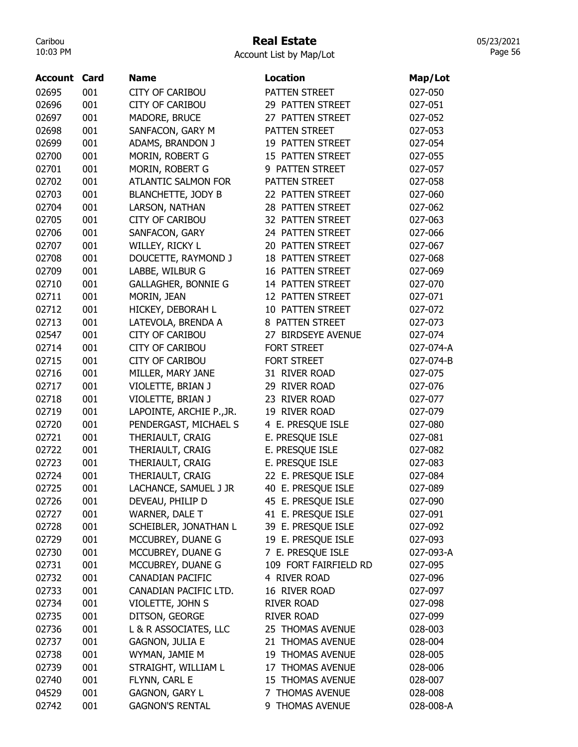# Real Estate

Account List by Map/Lot

| Account | Card | Name | Location | Map/Lot |
|---|---|---|---|---|
| 02695 | 001 | CITY OF CARIBOU | PATTEN STREET | 027-050 |
| 02696 | 001 | CITY OF CARIBOU | 29 PATTEN STREET | 027-051 |
| 02697 | 001 | MADORE, BRUCE | 27 PATTEN STREET | 027-052 |
| 02698 | 001 | SANFACON, GARY M | PATTEN STREET | 027-053 |
| 02699 | 001 | ADAMS, BRANDON J | 19 PATTEN STREET | 027-054 |
| 02700 | 001 | MORIN, ROBERT G | 15 PATTEN STREET | 027-055 |
| 02701 | 001 | MORIN, ROBERT G | 9 PATTEN STREET | 027-057 |
| 02702 | 001 | ATLANTIC SALMON FOR | PATTEN STREET | 027-058 |
| 02703 | 001 | BLANCHETTE, JODY B | 22 PATTEN STREET | 027-060 |
| 02704 | 001 | LARSON, NATHAN | 28 PATTEN STREET | 027-062 |
| 02705 | 001 | CITY OF CARIBOU | 32 PATTEN STREET | 027-063 |
| 02706 | 001 | SANFACON, GARY | 24 PATTEN STREET | 027-066 |
| 02707 | 001 | WILLEY, RICKY L | 20 PATTEN STREET | 027-067 |
| 02708 | 001 | DOUCETTE, RAYMOND J | 18 PATTEN STREET | 027-068 |
| 02709 | 001 | LABBE, WILBUR G | 16 PATTEN STREET | 027-069 |
| 02710 | 001 | GALLAGHER, BONNIE G | 14 PATTEN STREET | 027-070 |
| 02711 | 001 | MORIN, JEAN | 12 PATTEN STREET | 027-071 |
| 02712 | 001 | HICKEY, DEBORAH L | 10 PATTEN STREET | 027-072 |
| 02713 | 001 | LATEVOLA, BRENDA A | 8 PATTEN STREET | 027-073 |
| 02547 | 001 | CITY OF CARIBOU | 27 BIRDSEYE AVENUE | 027-074 |
| 02714 | 001 | CITY OF CARIBOU | FORT STREET | 027-074-A |
| 02715 | 001 | CITY OF CARIBOU | FORT STREET | 027-074-B |
| 02716 | 001 | MILLER, MARY JANE | 31 RIVER ROAD | 027-075 |
| 02717 | 001 | VIOLETTE, BRIAN J | 29 RIVER ROAD | 027-076 |
| 02718 | 001 | VIOLETTE, BRIAN J | 23 RIVER ROAD | 027-077 |
| 02719 | 001 | LAPOINTE, ARCHIE P.,JR. | 19 RIVER ROAD | 027-079 |
| 02720 | 001 | PENDERGAST, MICHAEL S | 4 E. PRESQUE ISLE | 027-080 |
| 02721 | 001 | THERIAULT, CRAIG | E. PRESQUE ISLE | 027-081 |
| 02722 | 001 | THERIAULT, CRAIG | E. PRESQUE ISLE | 027-082 |
| 02723 | 001 | THERIAULT, CRAIG | E. PRESQUE ISLE | 027-083 |
| 02724 | 001 | THERIAULT, CRAIG | 22 E. PRESQUE ISLE | 027-084 |
| 02725 | 001 | LACHANCE, SAMUEL J JR | 40 E. PRESQUE ISLE | 027-089 |
| 02726 | 001 | DEVEAU, PHILIP D | 45 E. PRESQUE ISLE | 027-090 |
| 02727 | 001 | WARNER, DALE T | 41 E. PRESQUE ISLE | 027-091 |
| 02728 | 001 | SCHEIBLER, JONATHAN L | 39 E. PRESQUE ISLE | 027-092 |
| 02729 | 001 | MCCUBREY, DUANE G | 19 E. PRESQUE ISLE | 027-093 |
| 02730 | 001 | MCCUBREY, DUANE G | 7 E. PRESQUE ISLE | 027-093-A |
| 02731 | 001 | MCCUBREY, DUANE G | 109 FORT FAIRFIELD RD | 027-095 |
| 02732 | 001 | CANADIAN PACIFIC | 4 RIVER ROAD | 027-096 |
| 02733 | 001 | CANADIAN PACIFIC LTD. | 16 RIVER ROAD | 027-097 |
| 02734 | 001 | VIOLETTE, JOHN S | RIVER ROAD | 027-098 |
| 02735 | 001 | DITSON, GEORGE | RIVER ROAD | 027-099 |
| 02736 | 001 | L & R ASSOCIATES, LLC | 25 THOMAS AVENUE | 028-003 |
| 02737 | 001 | GAGNON, JULIA E | 21 THOMAS AVENUE | 028-004 |
| 02738 | 001 | WYMAN, JAMIE M | 19 THOMAS AVENUE | 028-005 |
| 02739 | 001 | STRAIGHT, WILLIAM L | 17 THOMAS AVENUE | 028-006 |
| 02740 | 001 | FLYNN, CARL E | 15 THOMAS AVENUE | 028-007 |
| 04529 | 001 | GAGNON, GARY L | 7 THOMAS AVENUE | 028-008 |
| 02742 | 001 | GAGNON'S RENTAL | 9 THOMAS AVENUE | 028-008-A |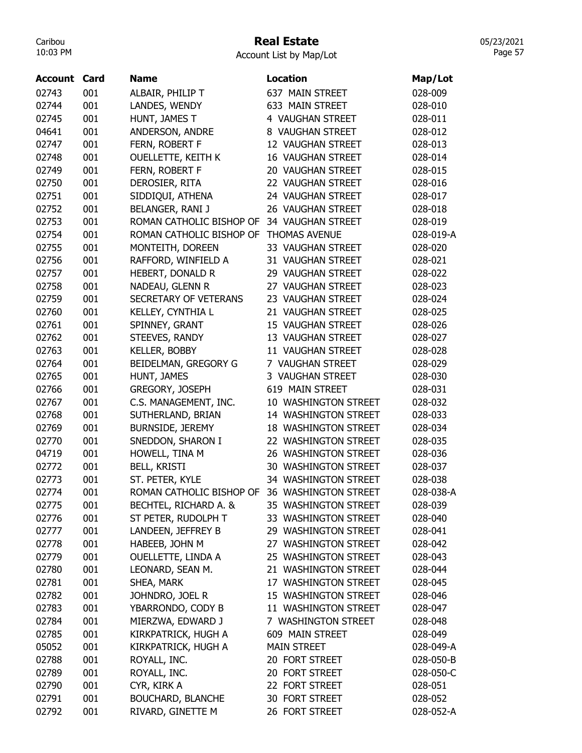# Real Estate

Account List by Map/Lot

| Account | Card | Name | Location | Map/Lot |
|---|---|---|---|---|
| 02743 | 001 | ALBAIR, PHILIP T | 637 MAIN STREET | 028-009 |
| 02744 | 001 | LANDES, WENDY | 633 MAIN STREET | 028-010 |
| 02745 | 001 | HUNT, JAMES T | 4 VAUGHAN STREET | 028-011 |
| 04641 | 001 | ANDERSON, ANDRE | 8 VAUGHAN STREET | 028-012 |
| 02747 | 001 | FERN, ROBERT F | 12 VAUGHAN STREET | 028-013 |
| 02748 | 001 | OUELLETTE, KEITH K | 16 VAUGHAN STREET | 028-014 |
| 02749 | 001 | FERN, ROBERT F | 20 VAUGHAN STREET | 028-015 |
| 02750 | 001 | DEROSIER, RITA | 22 VAUGHAN STREET | 028-016 |
| 02751 | 001 | SIDDIQUI, ATHENA | 24 VAUGHAN STREET | 028-017 |
| 02752 | 001 | BELANGER, RANI J | 26 VAUGHAN STREET | 028-018 |
| 02753 | 001 | ROMAN CATHOLIC BISHOP OF | 34 VAUGHAN STREET | 028-019 |
| 02754 | 001 | ROMAN CATHOLIC BISHOP OF | THOMAS AVENUE | 028-019-A |
| 02755 | 001 | MONTEITH, DOREEN | 33 VAUGHAN STREET | 028-020 |
| 02756 | 001 | RAFFORD, WINFIELD A | 31 VAUGHAN STREET | 028-021 |
| 02757 | 001 | HEBERT, DONALD R | 29 VAUGHAN STREET | 028-022 |
| 02758 | 001 | NADEAU, GLENN R | 27 VAUGHAN STREET | 028-023 |
| 02759 | 001 | SECRETARY OF VETERANS | 23 VAUGHAN STREET | 028-024 |
| 02760 | 001 | KELLEY, CYNTHIA L | 21 VAUGHAN STREET | 028-025 |
| 02761 | 001 | SPINNEY, GRANT | 15 VAUGHAN STREET | 028-026 |
| 02762 | 001 | STEEVES, RANDY | 13 VAUGHAN STREET | 028-027 |
| 02763 | 001 | KELLER, BOBBY | 11 VAUGHAN STREET | 028-028 |
| 02764 | 001 | BEIDELMAN, GREGORY G | 7 VAUGHAN STREET | 028-029 |
| 02765 | 001 | HUNT, JAMES | 3 VAUGHAN STREET | 028-030 |
| 02766 | 001 | GREGORY, JOSEPH | 619 MAIN STREET | 028-031 |
| 02767 | 001 | C.S. MANAGEMENT, INC. | 10 WASHINGTON STREET | 028-032 |
| 02768 | 001 | SUTHERLAND, BRIAN | 14 WASHINGTON STREET | 028-033 |
| 02769 | 001 | BURNSIDE, JEREMY | 18 WASHINGTON STREET | 028-034 |
| 02770 | 001 | SNEDDON, SHARON I | 22 WASHINGTON STREET | 028-035 |
| 04719 | 001 | HOWELL, TINA M | 26 WASHINGTON STREET | 028-036 |
| 02772 | 001 | BELL, KRISTI | 30 WASHINGTON STREET | 028-037 |
| 02773 | 001 | ST. PETER, KYLE | 34 WASHINGTON STREET | 028-038 |
| 02774 | 001 | ROMAN CATHOLIC BISHOP OF | 36 WASHINGTON STREET | 028-038-A |
| 02775 | 001 | BECHTEL, RICHARD A. & | 35 WASHINGTON STREET | 028-039 |
| 02776 | 001 | ST PETER, RUDOLPH T | 33 WASHINGTON STREET | 028-040 |
| 02777 | 001 | LANDEEN, JEFFREY B | 29 WASHINGTON STREET | 028-041 |
| 02778 | 001 | HABEEB, JOHN M | 27 WASHINGTON STREET | 028-042 |
| 02779 | 001 | OUELLETTE, LINDA A | 25 WASHINGTON STREET | 028-043 |
| 02780 | 001 | LEONARD, SEAN M. | 21 WASHINGTON STREET | 028-044 |
| 02781 | 001 | SHEA, MARK | 17 WASHINGTON STREET | 028-045 |
| 02782 | 001 | JOHNDRO, JOEL R | 15 WASHINGTON STREET | 028-046 |
| 02783 | 001 | YBARRONDO, CODY B | 11 WASHINGTON STREET | 028-047 |
| 02784 | 001 | MIERZWA, EDWARD J | 7 WASHINGTON STREET | 028-048 |
| 02785 | 001 | KIRKPATRICK, HUGH A | 609 MAIN STREET | 028-049 |
| 05052 | 001 | KIRKPATRICK, HUGH A | MAIN STREET | 028-049-A |
| 02788 | 001 | ROYALL, INC. | 20 FORT STREET | 028-050-B |
| 02789 | 001 | ROYALL, INC. | 20 FORT STREET | 028-050-C |
| 02790 | 001 | CYR, KIRK A | 22 FORT STREET | 028-051 |
| 02791 | 001 | BOUCHARD, BLANCHE | 30 FORT STREET | 028-052 |
| 02792 | 001 | RIVARD, GINETTE M | 26 FORT STREET | 028-052-A |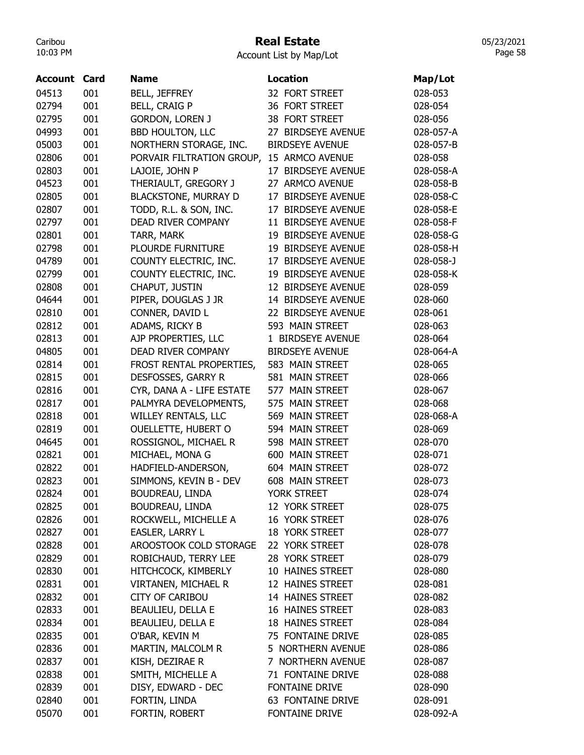# Real Estate

Account List by Map/Lot

| Account | Card | Name | Location | Map/Lot |
|---|---|---|---|---|
| 04513 | 001 | BELL, JEFFREY | 32 FORT STREET | 028-053 |
| 02794 | 001 | BELL, CRAIG P | 36 FORT STREET | 028-054 |
| 02795 | 001 | GORDON, LOREN J | 38 FORT STREET | 028-056 |
| 04993 | 001 | BBD HOULTON, LLC | 27 BIRDSEYE AVENUE | 028-057-A |
| 05003 | 001 | NORTHERN STORAGE, INC. | BIRDSEYE AVENUE | 028-057-B |
| 02806 | 001 | PORVAIR FILTRATION GROUP, | 15 ARMCO AVENUE | 028-058 |
| 02803 | 001 | LAJOIE, JOHN P | 17 BIRDSEYE AVENUE | 028-058-A |
| 04523 | 001 | THERIAULT, GREGORY J | 27 ARMCO AVENUE | 028-058-B |
| 02805 | 001 | BLACKSTONE, MURRAY D | 17 BIRDSEYE AVENUE | 028-058-C |
| 02807 | 001 | TODD, R.L. & SON, INC. | 17 BIRDSEYE AVENUE | 028-058-E |
| 02797 | 001 | DEAD RIVER COMPANY | 11 BIRDSEYE AVENUE | 028-058-F |
| 02801 | 001 | TARR, MARK | 19 BIRDSEYE AVENUE | 028-058-G |
| 02798 | 001 | PLOURDE FURNITURE | 19 BIRDSEYE AVENUE | 028-058-H |
| 04789 | 001 | COUNTY ELECTRIC, INC. | 17 BIRDSEYE AVENUE | 028-058-J |
| 02799 | 001 | COUNTY ELECTRIC, INC. | 19 BIRDSEYE AVENUE | 028-058-K |
| 02808 | 001 | CHAPUT, JUSTIN | 12 BIRDSEYE AVENUE | 028-059 |
| 04644 | 001 | PIPER, DOUGLAS J JR | 14 BIRDSEYE AVENUE | 028-060 |
| 02810 | 001 | CONNER, DAVID L | 22 BIRDSEYE AVENUE | 028-061 |
| 02812 | 001 | ADAMS, RICKY B | 593 MAIN STREET | 028-063 |
| 02813 | 001 | AJP PROPERTIES, LLC | 1 BIRDSEYE AVENUE | 028-064 |
| 04805 | 001 | DEAD RIVER COMPANY | BIRDSEYE AVENUE | 028-064-A |
| 02814 | 001 | FROST RENTAL PROPERTIES, | 583 MAIN STREET | 028-065 |
| 02815 | 001 | DESFOSSES, GARRY R | 581 MAIN STREET | 028-066 |
| 02816 | 001 | CYR, DANA A - LIFE ESTATE | 577 MAIN STREET | 028-067 |
| 02817 | 001 | PALMYRA DEVELOPMENTS, | 575 MAIN STREET | 028-068 |
| 02818 | 001 | WILLEY RENTALS, LLC | 569 MAIN STREET | 028-068-A |
| 02819 | 001 | OUELLETTE, HUBERT O | 594 MAIN STREET | 028-069 |
| 04645 | 001 | ROSSIGNOL, MICHAEL R | 598 MAIN STREET | 028-070 |
| 02821 | 001 | MICHAEL, MONA G | 600 MAIN STREET | 028-071 |
| 02822 | 001 | HADFIELD-ANDERSON, | 604 MAIN STREET | 028-072 |
| 02823 | 001 | SIMMONS, KEVIN B - DEV | 608 MAIN STREET | 028-073 |
| 02824 | 001 | BOUDREAU, LINDA | YORK STREET | 028-074 |
| 02825 | 001 | BOUDREAU, LINDA | 12 YORK STREET | 028-075 |
| 02826 | 001 | ROCKWELL, MICHELLE A | 16 YORK STREET | 028-076 |
| 02827 | 001 | EASLER, LARRY L | 18 YORK STREET | 028-077 |
| 02828 | 001 | AROOSTOOK COLD STORAGE | 22 YORK STREET | 028-078 |
| 02829 | 001 | ROBICHAUD, TERRY LEE | 28 YORK STREET | 028-079 |
| 02830 | 001 | HITCHCOCK, KIMBERLY | 10 HAINES STREET | 028-080 |
| 02831 | 001 | VIRTANEN, MICHAEL R | 12 HAINES STREET | 028-081 |
| 02832 | 001 | CITY OF CARIBOU | 14 HAINES STREET | 028-082 |
| 02833 | 001 | BEAULIEU, DELLA E | 16 HAINES STREET | 028-083 |
| 02834 | 001 | BEAULIEU, DELLA E | 18 HAINES STREET | 028-084 |
| 02835 | 001 | O'BAR, KEVIN M | 75 FONTAINE DRIVE | 028-085 |
| 02836 | 001 | MARTIN, MALCOLM R | 5 NORTHERN AVENUE | 028-086 |
| 02837 | 001 | KISH, DEZIRAE R | 7 NORTHERN AVENUE | 028-087 |
| 02838 | 001 | SMITH, MICHELLE A | 71 FONTAINE DRIVE | 028-088 |
| 02839 | 001 | DISY, EDWARD - DEC | FONTAINE DRIVE | 028-090 |
| 02840 | 001 | FORTIN, LINDA | 63 FONTAINE DRIVE | 028-091 |
| 05070 | 001 | FORTIN, ROBERT | FONTAINE DRIVE | 028-092-A |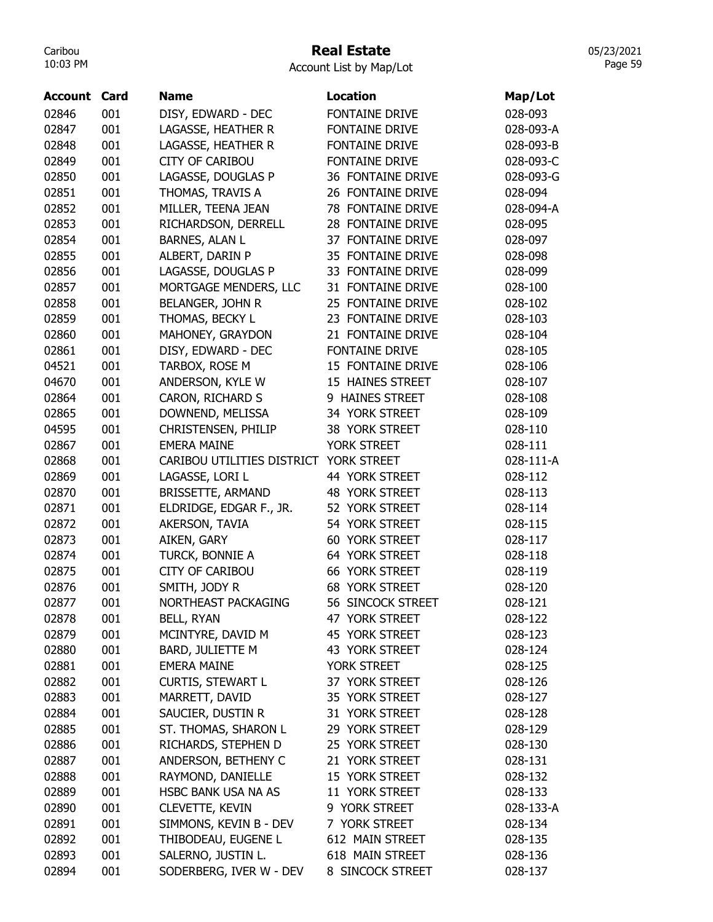# Real Estate

Account List by Map/Lot

| Account | Card | Name | Location | Map/Lot |
|---|---|---|---|---|
| 02846 | 001 | DISY, EDWARD - DEC | FONTAINE DRIVE | 028-093 |
| 02847 | 001 | LAGASSE, HEATHER R | FONTAINE DRIVE | 028-093-A |
| 02848 | 001 | LAGASSE, HEATHER R | FONTAINE DRIVE | 028-093-B |
| 02849 | 001 | CITY OF CARIBOU | FONTAINE DRIVE | 028-093-C |
| 02850 | 001 | LAGASSE, DOUGLAS P | 36 FONTAINE DRIVE | 028-093-G |
| 02851 | 001 | THOMAS, TRAVIS A | 26 FONTAINE DRIVE | 028-094 |
| 02852 | 001 | MILLER, TEENA JEAN | 78 FONTAINE DRIVE | 028-094-A |
| 02853 | 001 | RICHARDSON, DERRELL | 28 FONTAINE DRIVE | 028-095 |
| 02854 | 001 | BARNES, ALAN L | 37 FONTAINE DRIVE | 028-097 |
| 02855 | 001 | ALBERT, DARIN P | 35 FONTAINE DRIVE | 028-098 |
| 02856 | 001 | LAGASSE, DOUGLAS P | 33 FONTAINE DRIVE | 028-099 |
| 02857 | 001 | MORTGAGE MENDERS, LLC | 31 FONTAINE DRIVE | 028-100 |
| 02858 | 001 | BELANGER, JOHN R | 25 FONTAINE DRIVE | 028-102 |
| 02859 | 001 | THOMAS, BECKY L | 23 FONTAINE DRIVE | 028-103 |
| 02860 | 001 | MAHONEY, GRAYDON | 21 FONTAINE DRIVE | 028-104 |
| 02861 | 001 | DISY, EDWARD - DEC | FONTAINE DRIVE | 028-105 |
| 04521 | 001 | TARBOX, ROSE M | 15 FONTAINE DRIVE | 028-106 |
| 04670 | 001 | ANDERSON, KYLE W | 15 HAINES STREET | 028-107 |
| 02864 | 001 | CARON, RICHARD S | 9 HAINES STREET | 028-108 |
| 02865 | 001 | DOWNEND, MELISSA | 34 YORK STREET | 028-109 |
| 04595 | 001 | CHRISTENSEN, PHILIP | 38 YORK STREET | 028-110 |
| 02867 | 001 | EMERA MAINE | YORK STREET | 028-111 |
| 02868 | 001 | CARIBOU UTILITIES DISTRICT | YORK STREET | 028-111-A |
| 02869 | 001 | LAGASSE, LORI L | 44 YORK STREET | 028-112 |
| 02870 | 001 | BRISSETTE, ARMAND | 48 YORK STREET | 028-113 |
| 02871 | 001 | ELDRIDGE, EDGAR F., JR. | 52 YORK STREET | 028-114 |
| 02872 | 001 | AKERSON, TAVIA | 54 YORK STREET | 028-115 |
| 02873 | 001 | AIKEN, GARY | 60 YORK STREET | 028-117 |
| 02874 | 001 | TURCK, BONNIE A | 64 YORK STREET | 028-118 |
| 02875 | 001 | CITY OF CARIBOU | 66 YORK STREET | 028-119 |
| 02876 | 001 | SMITH, JODY R | 68 YORK STREET | 028-120 |
| 02877 | 001 | NORTHEAST PACKAGING | 56 SINCOCK STREET | 028-121 |
| 02878 | 001 | BELL, RYAN | 47 YORK STREET | 028-122 |
| 02879 | 001 | MCINTYRE, DAVID M | 45 YORK STREET | 028-123 |
| 02880 | 001 | BARD, JULIETTE M | 43 YORK STREET | 028-124 |
| 02881 | 001 | EMERA MAINE | YORK STREET | 028-125 |
| 02882 | 001 | CURTIS, STEWART L | 37 YORK STREET | 028-126 |
| 02883 | 001 | MARRETT, DAVID | 35 YORK STREET | 028-127 |
| 02884 | 001 | SAUCIER, DUSTIN R | 31 YORK STREET | 028-128 |
| 02885 | 001 | ST. THOMAS, SHARON L | 29 YORK STREET | 028-129 |
| 02886 | 001 | RICHARDS, STEPHEN D | 25 YORK STREET | 028-130 |
| 02887 | 001 | ANDERSON, BETHENY C | 21 YORK STREET | 028-131 |
| 02888 | 001 | RAYMOND, DANIELLE | 15 YORK STREET | 028-132 |
| 02889 | 001 | HSBC BANK USA NA AS | 11 YORK STREET | 028-133 |
| 02890 | 001 | CLEVETTE, KEVIN | 9 YORK STREET | 028-133-A |
| 02891 | 001 | SIMMONS, KEVIN B - DEV | 7 YORK STREET | 028-134 |
| 02892 | 001 | THIBODEAU, EUGENE L | 612 MAIN STREET | 028-135 |
| 02893 | 001 | SALERNO, JUSTIN L. | 618 MAIN STREET | 028-136 |
| 02894 | 001 | SODERBERG, IVER W - DEV | 8 SINCOCK STREET | 028-137 |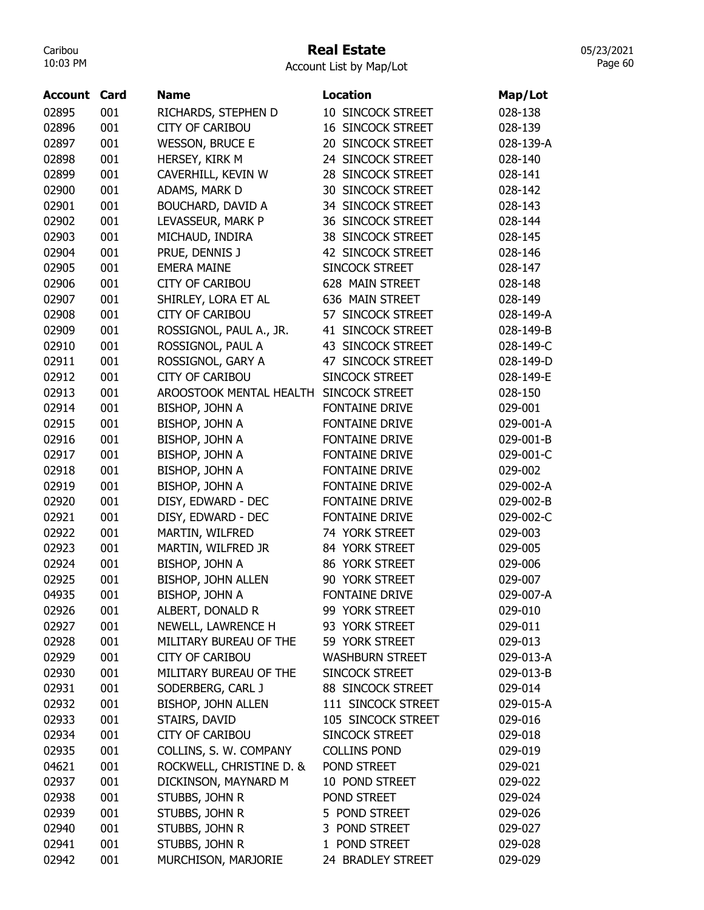# Real Estate

Account List by Map/Lot

| Account | Card | Name | Location | Map/Lot |
|---|---|---|---|---|
| 02895 | 001 | RICHARDS, STEPHEN D | 10 SINCOCK STREET | 028-138 |
| 02896 | 001 | CITY OF CARIBOU | 16 SINCOCK STREET | 028-139 |
| 02897 | 001 | WESSON, BRUCE E | 20 SINCOCK STREET | 028-139-A |
| 02898 | 001 | HERSEY, KIRK M | 24 SINCOCK STREET | 028-140 |
| 02899 | 001 | CAVERHILL, KEVIN W | 28 SINCOCK STREET | 028-141 |
| 02900 | 001 | ADAMS, MARK D | 30 SINCOCK STREET | 028-142 |
| 02901 | 001 | BOUCHARD, DAVID A | 34 SINCOCK STREET | 028-143 |
| 02902 | 001 | LEVASSEUR, MARK P | 36 SINCOCK STREET | 028-144 |
| 02903 | 001 | MICHAUD, INDIRA | 38 SINCOCK STREET | 028-145 |
| 02904 | 001 | PRUE, DENNIS J | 42 SINCOCK STREET | 028-146 |
| 02905 | 001 | EMERA MAINE | SINCOCK STREET | 028-147 |
| 02906 | 001 | CITY OF CARIBOU | 628 MAIN STREET | 028-148 |
| 02907 | 001 | SHIRLEY, LORA ET AL | 636 MAIN STREET | 028-149 |
| 02908 | 001 | CITY OF CARIBOU | 57 SINCOCK STREET | 028-149-A |
| 02909 | 001 | ROSSIGNOL, PAUL A., JR. | 41 SINCOCK STREET | 028-149-B |
| 02910 | 001 | ROSSIGNOL, PAUL A | 43 SINCOCK STREET | 028-149-C |
| 02911 | 001 | ROSSIGNOL, GARY A | 47 SINCOCK STREET | 028-149-D |
| 02912 | 001 | CITY OF CARIBOU | SINCOCK STREET | 028-149-E |
| 02913 | 001 | AROOSTOOK MENTAL HEALTH | SINCOCK STREET | 028-150 |
| 02914 | 001 | BISHOP, JOHN A | FONTAINE DRIVE | 029-001 |
| 02915 | 001 | BISHOP, JOHN A | FONTAINE DRIVE | 029-001-A |
| 02916 | 001 | BISHOP, JOHN A | FONTAINE DRIVE | 029-001-B |
| 02917 | 001 | BISHOP, JOHN A | FONTAINE DRIVE | 029-001-C |
| 02918 | 001 | BISHOP, JOHN A | FONTAINE DRIVE | 029-002 |
| 02919 | 001 | BISHOP, JOHN A | FONTAINE DRIVE | 029-002-A |
| 02920 | 001 | DISY, EDWARD - DEC | FONTAINE DRIVE | 029-002-B |
| 02921 | 001 | DISY, EDWARD - DEC | FONTAINE DRIVE | 029-002-C |
| 02922 | 001 | MARTIN, WILFRED | 74 YORK STREET | 029-003 |
| 02923 | 001 | MARTIN, WILFRED JR | 84 YORK STREET | 029-005 |
| 02924 | 001 | BISHOP, JOHN A | 86 YORK STREET | 029-006 |
| 02925 | 001 | BISHOP, JOHN ALLEN | 90 YORK STREET | 029-007 |
| 04935 | 001 | BISHOP, JOHN A | FONTAINE DRIVE | 029-007-A |
| 02926 | 001 | ALBERT, DONALD R | 99 YORK STREET | 029-010 |
| 02927 | 001 | NEWELL, LAWRENCE H | 93 YORK STREET | 029-011 |
| 02928 | 001 | MILITARY BUREAU OF THE | 59 YORK STREET | 029-013 |
| 02929 | 001 | CITY OF CARIBOU | WASHBURN STREET | 029-013-A |
| 02930 | 001 | MILITARY BUREAU OF THE | SINCOCK STREET | 029-013-B |
| 02931 | 001 | SODERBERG, CARL J | 88 SINCOCK STREET | 029-014 |
| 02932 | 001 | BISHOP, JOHN ALLEN | 111 SINCOCK STREET | 029-015-A |
| 02933 | 001 | STAIRS, DAVID | 105 SINCOCK STREET | 029-016 |
| 02934 | 001 | CITY OF CARIBOU | SINCOCK STREET | 029-018 |
| 02935 | 001 | COLLINS, S. W. COMPANY | COLLINS POND | 029-019 |
| 04621 | 001 | ROCKWELL, CHRISTINE D. & | POND STREET | 029-021 |
| 02937 | 001 | DICKINSON, MAYNARD M | 10 POND STREET | 029-022 |
| 02938 | 001 | STUBBS, JOHN R | POND STREET | 029-024 |
| 02939 | 001 | STUBBS, JOHN R | 5 POND STREET | 029-026 |
| 02940 | 001 | STUBBS, JOHN R | 3 POND STREET | 029-027 |
| 02941 | 001 | STUBBS, JOHN R | 1 POND STREET | 029-028 |
| 02942 | 001 | MURCHISON, MARJORIE | 24 BRADLEY STREET | 029-029 |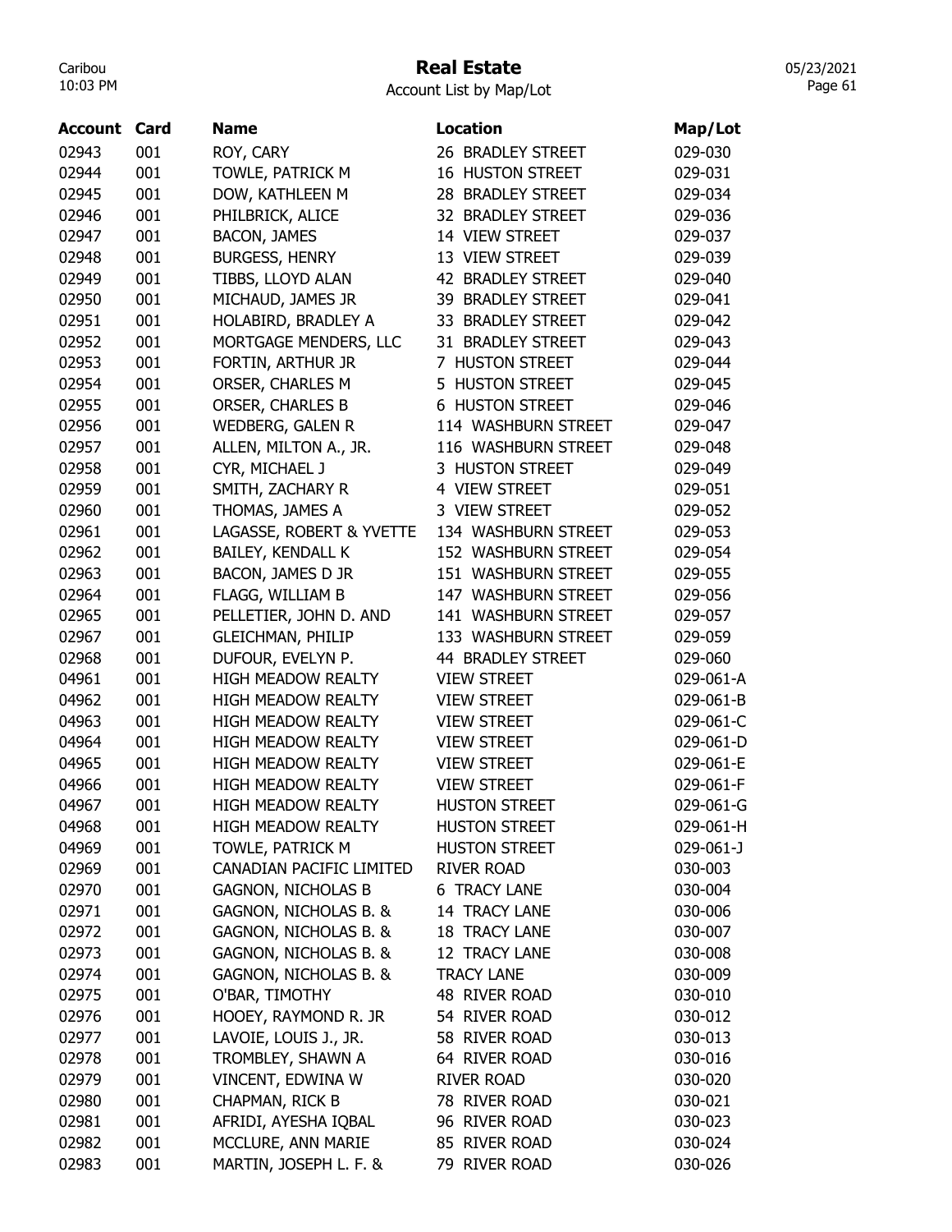# Real Estate

Account List by Map/Lot

| Account | Card | Name | Location | Map/Lot |
|---|---|---|---|---|
| 02943 | 001 | ROY, CARY | 26 BRADLEY STREET | 029-030 |
| 02944 | 001 | TOWLE, PATRICK M | 16 HUSTON STREET | 029-031 |
| 02945 | 001 | DOW, KATHLEEN M | 28 BRADLEY STREET | 029-034 |
| 02946 | 001 | PHILBRICK, ALICE | 32 BRADLEY STREET | 029-036 |
| 02947 | 001 | BACON, JAMES | 14 VIEW STREET | 029-037 |
| 02948 | 001 | BURGESS, HENRY | 13 VIEW STREET | 029-039 |
| 02949 | 001 | TIBBS, LLOYD ALAN | 42 BRADLEY STREET | 029-040 |
| 02950 | 001 | MICHAUD, JAMES JR | 39 BRADLEY STREET | 029-041 |
| 02951 | 001 | HOLABIRD, BRADLEY A | 33 BRADLEY STREET | 029-042 |
| 02952 | 001 | MORTGAGE MENDERS, LLC | 31 BRADLEY STREET | 029-043 |
| 02953 | 001 | FORTIN, ARTHUR JR | 7 HUSTON STREET | 029-044 |
| 02954 | 001 | ORSER, CHARLES M | 5 HUSTON STREET | 029-045 |
| 02955 | 001 | ORSER, CHARLES B | 6 HUSTON STREET | 029-046 |
| 02956 | 001 | WEDBERG, GALEN R | 114 WASHBURN STREET | 029-047 |
| 02957 | 001 | ALLEN, MILTON A., JR. | 116 WASHBURN STREET | 029-048 |
| 02958 | 001 | CYR, MICHAEL J | 3 HUSTON STREET | 029-049 |
| 02959 | 001 | SMITH, ZACHARY R | 4 VIEW STREET | 029-051 |
| 02960 | 001 | THOMAS, JAMES A | 3 VIEW STREET | 029-052 |
| 02961 | 001 | LAGASSE, ROBERT & YVETTE | 134 WASHBURN STREET | 029-053 |
| 02962 | 001 | BAILEY, KENDALL K | 152 WASHBURN STREET | 029-054 |
| 02963 | 001 | BACON, JAMES D JR | 151 WASHBURN STREET | 029-055 |
| 02964 | 001 | FLAGG, WILLIAM B | 147 WASHBURN STREET | 029-056 |
| 02965 | 001 | PELLETIER, JOHN D. AND | 141 WASHBURN STREET | 029-057 |
| 02967 | 001 | GLEICHMAN, PHILIP | 133 WASHBURN STREET | 029-059 |
| 02968 | 001 | DUFOUR, EVELYN P. | 44 BRADLEY STREET | 029-060 |
| 04961 | 001 | HIGH MEADOW REALTY | VIEW STREET | 029-061-A |
| 04962 | 001 | HIGH MEADOW REALTY | VIEW STREET | 029-061-B |
| 04963 | 001 | HIGH MEADOW REALTY | VIEW STREET | 029-061-C |
| 04964 | 001 | HIGH MEADOW REALTY | VIEW STREET | 029-061-D |
| 04965 | 001 | HIGH MEADOW REALTY | VIEW STREET | 029-061-E |
| 04966 | 001 | HIGH MEADOW REALTY | VIEW STREET | 029-061-F |
| 04967 | 001 | HIGH MEADOW REALTY | HUSTON STREET | 029-061-G |
| 04968 | 001 | HIGH MEADOW REALTY | HUSTON STREET | 029-061-H |
| 04969 | 001 | TOWLE, PATRICK M | HUSTON STREET | 029-061-J |
| 02969 | 001 | CANADIAN PACIFIC LIMITED | RIVER ROAD | 030-003 |
| 02970 | 001 | GAGNON, NICHOLAS B | 6 TRACY LANE | 030-004 |
| 02971 | 001 | GAGNON, NICHOLAS B. & | 14 TRACY LANE | 030-006 |
| 02972 | 001 | GAGNON, NICHOLAS B. & | 18 TRACY LANE | 030-007 |
| 02973 | 001 | GAGNON, NICHOLAS B. & | 12 TRACY LANE | 030-008 |
| 02974 | 001 | GAGNON, NICHOLAS B. & | TRACY LANE | 030-009 |
| 02975 | 001 | O'BAR, TIMOTHY | 48 RIVER ROAD | 030-010 |
| 02976 | 001 | HOOEY, RAYMOND R. JR | 54 RIVER ROAD | 030-012 |
| 02977 | 001 | LAVOIE, LOUIS J., JR. | 58 RIVER ROAD | 030-013 |
| 02978 | 001 | TROMBLEY, SHAWN A | 64 RIVER ROAD | 030-016 |
| 02979 | 001 | VINCENT, EDWINA W | RIVER ROAD | 030-020 |
| 02980 | 001 | CHAPMAN, RICK B | 78 RIVER ROAD | 030-021 |
| 02981 | 001 | AFRIDI, AYESHA IQBAL | 96 RIVER ROAD | 030-023 |
| 02982 | 001 | MCCLURE, ANN MARIE | 85 RIVER ROAD | 030-024 |
| 02983 | 001 | MARTIN, JOSEPH L. F. & | 79 RIVER ROAD | 030-026 |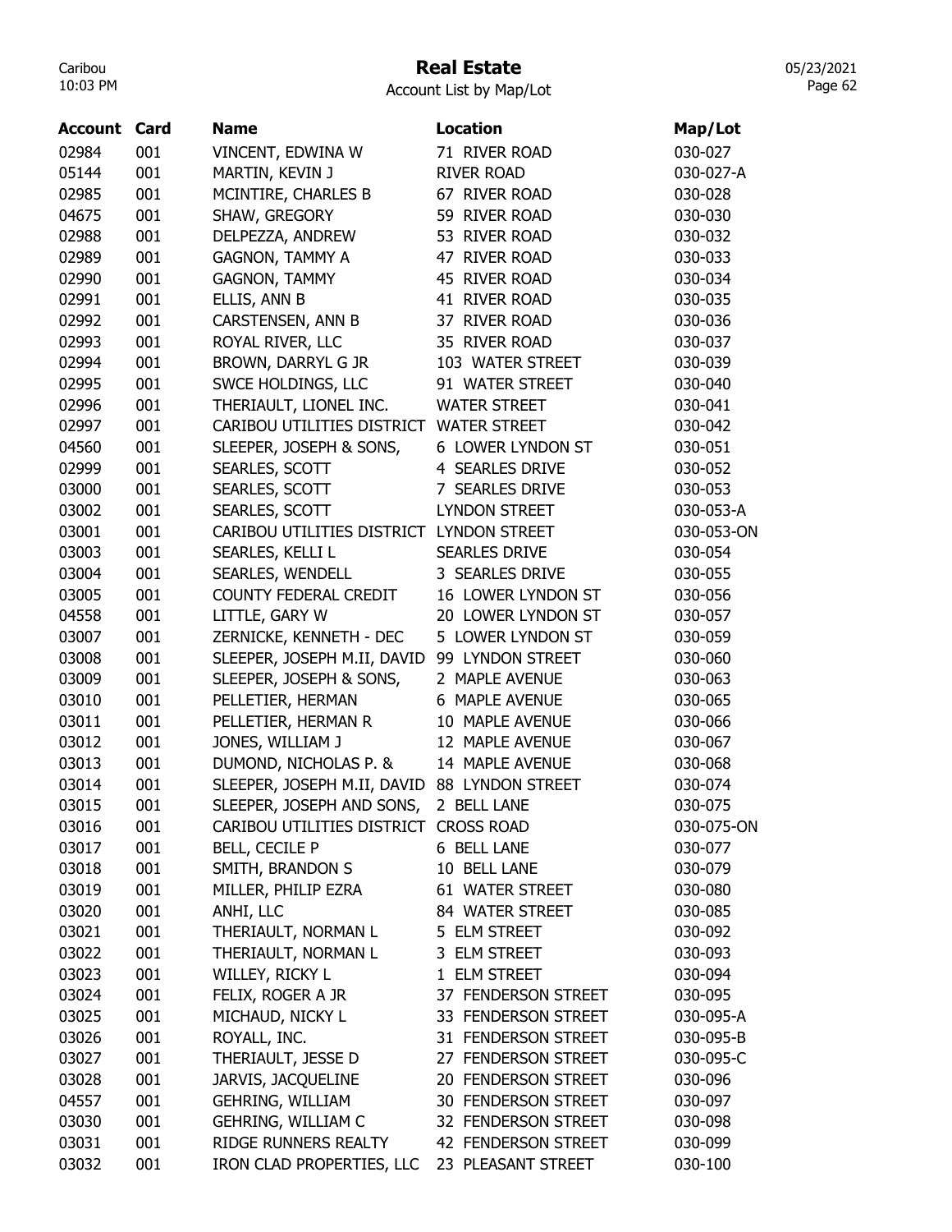# Real Estate

Account List by Map/Lot

| Account | Card | Name | Location | Map/Lot |
|---|---|---|---|---|
| 02984 | 001 | VINCENT, EDWINA W | 71 RIVER ROAD | 030-027 |
| 05144 | 001 | MARTIN, KEVIN J | RIVER ROAD | 030-027-A |
| 02985 | 001 | MCINTIRE, CHARLES B | 67 RIVER ROAD | 030-028 |
| 04675 | 001 | SHAW, GREGORY | 59 RIVER ROAD | 030-030 |
| 02988 | 001 | DELPEZZA, ANDREW | 53 RIVER ROAD | 030-032 |
| 02989 | 001 | GAGNON, TAMMY A | 47 RIVER ROAD | 030-033 |
| 02990 | 001 | GAGNON, TAMMY | 45 RIVER ROAD | 030-034 |
| 02991 | 001 | ELLIS, ANN B | 41 RIVER ROAD | 030-035 |
| 02992 | 001 | CARSTENSEN, ANN B | 37 RIVER ROAD | 030-036 |
| 02993 | 001 | ROYAL RIVER, LLC | 35 RIVER ROAD | 030-037 |
| 02994 | 001 | BROWN, DARRYL G JR | 103 WATER STREET | 030-039 |
| 02995 | 001 | SWCE HOLDINGS, LLC | 91 WATER STREET | 030-040 |
| 02996 | 001 | THERIAULT, LIONEL INC. | WATER STREET | 030-041 |
| 02997 | 001 | CARIBOU UTILITIES DISTRICT | WATER STREET | 030-042 |
| 04560 | 001 | SLEEPER, JOSEPH & SONS, | 6 LOWER LYNDON ST | 030-051 |
| 02999 | 001 | SEARLES, SCOTT | 4 SEARLES DRIVE | 030-052 |
| 03000 | 001 | SEARLES, SCOTT | 7 SEARLES DRIVE | 030-053 |
| 03002 | 001 | SEARLES, SCOTT | LYNDON STREET | 030-053-A |
| 03001 | 001 | CARIBOU UTILITIES DISTRICT | LYNDON STREET | 030-053-ON |
| 03003 | 001 | SEARLES, KELLI L | SEARLES DRIVE | 030-054 |
| 03004 | 001 | SEARLES, WENDELL | 3 SEARLES DRIVE | 030-055 |
| 03005 | 001 | COUNTY FEDERAL CREDIT | 16 LOWER LYNDON ST | 030-056 |
| 04558 | 001 | LITTLE, GARY W | 20 LOWER LYNDON ST | 030-057 |
| 03007 | 001 | ZERNICKE, KENNETH - DEC | 5 LOWER LYNDON ST | 030-059 |
| 03008 | 001 | SLEEPER, JOSEPH M.II, DAVID | 99 LYNDON STREET | 030-060 |
| 03009 | 001 | SLEEPER, JOSEPH & SONS, | 2 MAPLE AVENUE | 030-063 |
| 03010 | 001 | PELLETIER, HERMAN | 6 MAPLE AVENUE | 030-065 |
| 03011 | 001 | PELLETIER, HERMAN R | 10 MAPLE AVENUE | 030-066 |
| 03012 | 001 | JONES, WILLIAM J | 12 MAPLE AVENUE | 030-067 |
| 03013 | 001 | DUMOND, NICHOLAS P. & | 14 MAPLE AVENUE | 030-068 |
| 03014 | 001 | SLEEPER, JOSEPH M.II, DAVID | 88 LYNDON STREET | 030-074 |
| 03015 | 001 | SLEEPER, JOSEPH AND SONS, | 2 BELL LANE | 030-075 |
| 03016 | 001 | CARIBOU UTILITIES DISTRICT | CROSS ROAD | 030-075-ON |
| 03017 | 001 | BELL, CECILE P | 6 BELL LANE | 030-077 |
| 03018 | 001 | SMITH, BRANDON S | 10 BELL LANE | 030-079 |
| 03019 | 001 | MILLER, PHILIP EZRA | 61 WATER STREET | 030-080 |
| 03020 | 001 | ANHI, LLC | 84 WATER STREET | 030-085 |
| 03021 | 001 | THERIAULT, NORMAN L | 5 ELM STREET | 030-092 |
| 03022 | 001 | THERIAULT, NORMAN L | 3 ELM STREET | 030-093 |
| 03023 | 001 | WILLEY, RICKY L | 1 ELM STREET | 030-094 |
| 03024 | 001 | FELIX, ROGER A JR | 37 FENDERSON STREET | 030-095 |
| 03025 | 001 | MICHAUD, NICKY L | 33 FENDERSON STREET | 030-095-A |
| 03026 | 001 | ROYALL, INC. | 31 FENDERSON STREET | 030-095-B |
| 03027 | 001 | THERIAULT, JESSE D | 27 FENDERSON STREET | 030-095-C |
| 03028 | 001 | JARVIS, JACQUELINE | 20 FENDERSON STREET | 030-096 |
| 04557 | 001 | GEHRING, WILLIAM | 30 FENDERSON STREET | 030-097 |
| 03030 | 001 | GEHRING, WILLIAM C | 32 FENDERSON STREET | 030-098 |
| 03031 | 001 | RIDGE RUNNERS REALTY | 42 FENDERSON STREET | 030-099 |
| 03032 | 001 | IRON CLAD PROPERTIES, LLC | 23 PLEASANT STREET | 030-100 |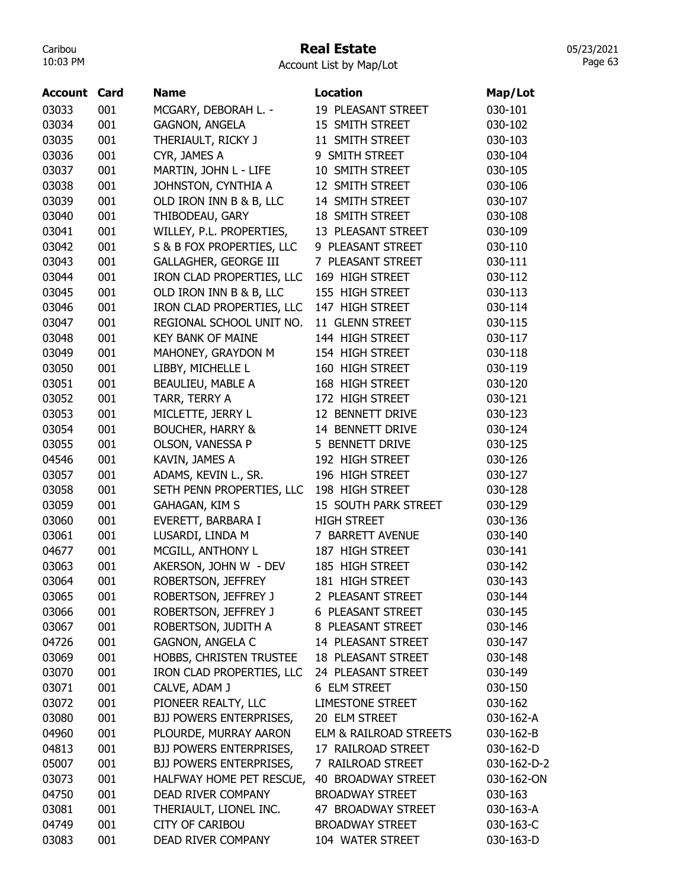# Real Estate

Account List by Map/Lot

| Account | Card | Name | Location | Map/Lot |
|---|---|---|---|---|
| 03033 | 001 | MCGARY, DEBORAH L. - | 19 PLEASANT STREET | 030-101 |
| 03034 | 001 | GAGNON, ANGELA | 15 SMITH STREET | 030-102 |
| 03035 | 001 | THERIAULT, RICKY J | 11 SMITH STREET | 030-103 |
| 03036 | 001 | CYR, JAMES A | 9 SMITH STREET | 030-104 |
| 03037 | 001 | MARTIN, JOHN L - LIFE | 10 SMITH STREET | 030-105 |
| 03038 | 001 | JOHNSTON, CYNTHIA A | 12 SMITH STREET | 030-106 |
| 03039 | 001 | OLD IRON INN B & B, LLC | 14 SMITH STREET | 030-107 |
| 03040 | 001 | THIBODEAU, GARY | 18 SMITH STREET | 030-108 |
| 03041 | 001 | WILLEY, P.L. PROPERTIES, | 13 PLEASANT STREET | 030-109 |
| 03042 | 001 | S & B FOX PROPERTIES, LLC | 9 PLEASANT STREET | 030-110 |
| 03043 | 001 | GALLAGHER, GEORGE III | 7 PLEASANT STREET | 030-111 |
| 03044 | 001 | IRON CLAD PROPERTIES, LLC | 169 HIGH STREET | 030-112 |
| 03045 | 001 | OLD IRON INN B & B, LLC | 155 HIGH STREET | 030-113 |
| 03046 | 001 | IRON CLAD PROPERTIES, LLC | 147 HIGH STREET | 030-114 |
| 03047 | 001 | REGIONAL SCHOOL UNIT NO. | 11 GLENN STREET | 030-115 |
| 03048 | 001 | KEY BANK OF MAINE | 144 HIGH STREET | 030-117 |
| 03049 | 001 | MAHONEY, GRAYDON M | 154 HIGH STREET | 030-118 |
| 03050 | 001 | LIBBY, MICHELLE L | 160 HIGH STREET | 030-119 |
| 03051 | 001 | BEAULIEU, MABLE A | 168 HIGH STREET | 030-120 |
| 03052 | 001 | TARR, TERRY A | 172 HIGH STREET | 030-121 |
| 03053 | 001 | MICLETTE, JERRY L | 12 BENNETT DRIVE | 030-123 |
| 03054 | 001 | BOUCHER, HARRY & | 14 BENNETT DRIVE | 030-124 |
| 03055 | 001 | OLSON, VANESSA P | 5 BENNETT DRIVE | 030-125 |
| 04546 | 001 | KAVIN, JAMES A | 192 HIGH STREET | 030-126 |
| 03057 | 001 | ADAMS, KEVIN L., SR. | 196 HIGH STREET | 030-127 |
| 03058 | 001 | SETH PENN PROPERTIES, LLC | 198 HIGH STREET | 030-128 |
| 03059 | 001 | GAHAGAN, KIM S | 15 SOUTH PARK STREET | 030-129 |
| 03060 | 001 | EVERETT, BARBARA I | HIGH STREET | 030-136 |
| 03061 | 001 | LUSARDI, LINDA M | 7 BARRETT AVENUE | 030-140 |
| 04677 | 001 | MCGILL, ANTHONY L | 187 HIGH STREET | 030-141 |
| 03063 | 001 | AKERSON, JOHN W - DEV | 185 HIGH STREET | 030-142 |
| 03064 | 001 | ROBERTSON, JEFFREY | 181 HIGH STREET | 030-143 |
| 03065 | 001 | ROBERTSON, JEFFREY J | 2 PLEASANT STREET | 030-144 |
| 03066 | 001 | ROBERTSON, JEFFREY J | 6 PLEASANT STREET | 030-145 |
| 03067 | 001 | ROBERTSON, JUDITH A | 8 PLEASANT STREET | 030-146 |
| 04726 | 001 | GAGNON, ANGELA C | 14 PLEASANT STREET | 030-147 |
| 03069 | 001 | HOBBS, CHRISTEN TRUSTEE | 18 PLEASANT STREET | 030-148 |
| 03070 | 001 | IRON CLAD PROPERTIES, LLC | 24 PLEASANT STREET | 030-149 |
| 03071 | 001 | CALVE, ADAM J | 6 ELM STREET | 030-150 |
| 03072 | 001 | PIONEER REALTY, LLC | LIMESTONE STREET | 030-162 |
| 03080 | 001 | BJJ POWERS ENTERPRISES, | 20 ELM STREET | 030-162-A |
| 04960 | 001 | PLOURDE, MURRAY AARON | ELM & RAILROAD STREETS | 030-162-B |
| 04813 | 001 | BJJ POWERS ENTERPRISES, | 17 RAILROAD STREET | 030-162-D |
| 05007 | 001 | BJJ POWERS ENTERPRISES, | 7 RAILROAD STREET | 030-162-D-2 |
| 03073 | 001 | HALFWAY HOME PET RESCUE, | 40 BROADWAY STREET | 030-162-ON |
| 04750 | 001 | DEAD RIVER COMPANY | BROADWAY STREET | 030-163 |
| 03081 | 001 | THERIAULT, LIONEL INC. | 47 BROADWAY STREET | 030-163-A |
| 04749 | 001 | CITY OF CARIBOU | BROADWAY STREET | 030-163-C |
| 03083 | 001 | DEAD RIVER COMPANY | 104 WATER STREET | 030-163-D |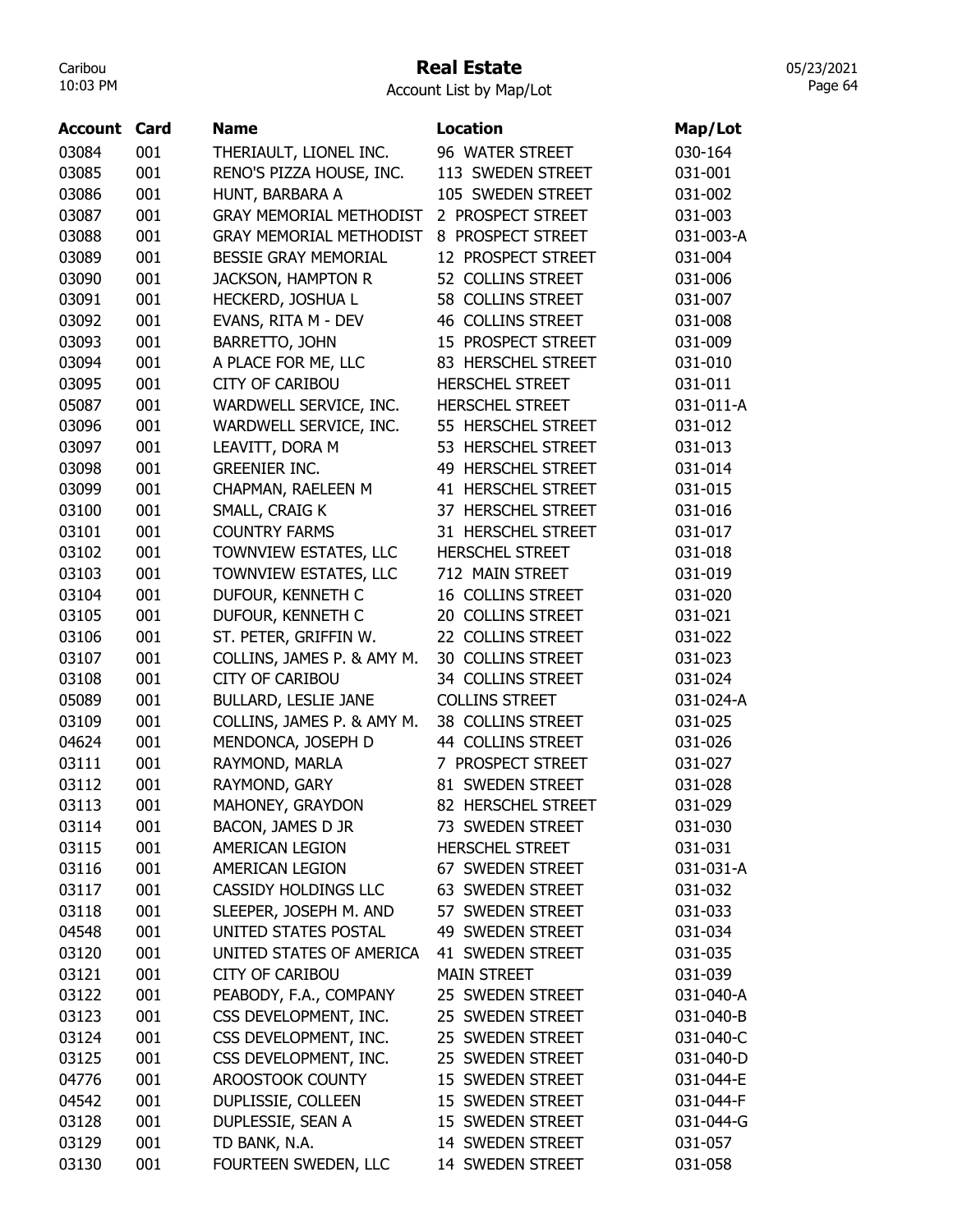# Real Estate

Account List by Map/Lot

| Account | Card | Name | Location | Map/Lot |
|---|---|---|---|---|
| 03084 | 001 | THERIAULT, LIONEL INC. | 96 WATER STREET | 030-164 |
| 03085 | 001 | RENO'S PIZZA HOUSE, INC. | 113 SWEDEN STREET | 031-001 |
| 03086 | 001 | HUNT, BARBARA A | 105 SWEDEN STREET | 031-002 |
| 03087 | 001 | GRAY MEMORIAL METHODIST | 2 PROSPECT STREET | 031-003 |
| 03088 | 001 | GRAY MEMORIAL METHODIST | 8 PROSPECT STREET | 031-003-A |
| 03089 | 001 | BESSIE GRAY MEMORIAL | 12 PROSPECT STREET | 031-004 |
| 03090 | 001 | JACKSON, HAMPTON R | 52 COLLINS STREET | 031-006 |
| 03091 | 001 | HECKERD, JOSHUA L | 58 COLLINS STREET | 031-007 |
| 03092 | 001 | EVANS, RITA M - DEV | 46 COLLINS STREET | 031-008 |
| 03093 | 001 | BARRETTO, JOHN | 15 PROSPECT STREET | 031-009 |
| 03094 | 001 | A PLACE FOR ME, LLC | 83 HERSCHEL STREET | 031-010 |
| 03095 | 001 | CITY OF CARIBOU | HERSCHEL STREET | 031-011 |
| 05087 | 001 | WARDWELL SERVICE, INC. | HERSCHEL STREET | 031-011-A |
| 03096 | 001 | WARDWELL SERVICE, INC. | 55 HERSCHEL STREET | 031-012 |
| 03097 | 001 | LEAVITT, DORA M | 53 HERSCHEL STREET | 031-013 |
| 03098 | 001 | GREENIER INC. | 49 HERSCHEL STREET | 031-014 |
| 03099 | 001 | CHAPMAN, RAELEEN M | 41 HERSCHEL STREET | 031-015 |
| 03100 | 001 | SMALL, CRAIG K | 37 HERSCHEL STREET | 031-016 |
| 03101 | 001 | COUNTRY FARMS | 31 HERSCHEL STREET | 031-017 |
| 03102 | 001 | TOWNVIEW ESTATES, LLC | HERSCHEL STREET | 031-018 |
| 03103 | 001 | TOWNVIEW ESTATES, LLC | 712 MAIN STREET | 031-019 |
| 03104 | 001 | DUFOUR, KENNETH C | 16 COLLINS STREET | 031-020 |
| 03105 | 001 | DUFOUR, KENNETH C | 20 COLLINS STREET | 031-021 |
| 03106 | 001 | ST. PETER, GRIFFIN W. | 22 COLLINS STREET | 031-022 |
| 03107 | 001 | COLLINS, JAMES P. & AMY M. | 30 COLLINS STREET | 031-023 |
| 03108 | 001 | CITY OF CARIBOU | 34 COLLINS STREET | 031-024 |
| 05089 | 001 | BULLARD, LESLIE JANE | COLLINS STREET | 031-024-A |
| 03109 | 001 | COLLINS, JAMES P. & AMY M. | 38 COLLINS STREET | 031-025 |
| 04624 | 001 | MENDONCA, JOSEPH D | 44 COLLINS STREET | 031-026 |
| 03111 | 001 | RAYMOND, MARLA | 7 PROSPECT STREET | 031-027 |
| 03112 | 001 | RAYMOND, GARY | 81 SWEDEN STREET | 031-028 |
| 03113 | 001 | MAHONEY, GRAYDON | 82 HERSCHEL STREET | 031-029 |
| 03114 | 001 | BACON, JAMES D JR | 73 SWEDEN STREET | 031-030 |
| 03115 | 001 | AMERICAN LEGION | HERSCHEL STREET | 031-031 |
| 03116 | 001 | AMERICAN LEGION | 67 SWEDEN STREET | 031-031-A |
| 03117 | 001 | CASSIDY HOLDINGS LLC | 63 SWEDEN STREET | 031-032 |
| 03118 | 001 | SLEEPER, JOSEPH M. AND | 57 SWEDEN STREET | 031-033 |
| 04548 | 001 | UNITED STATES POSTAL | 49 SWEDEN STREET | 031-034 |
| 03120 | 001 | UNITED STATES OF AMERICA | 41 SWEDEN STREET | 031-035 |
| 03121 | 001 | CITY OF CARIBOU | MAIN STREET | 031-039 |
| 03122 | 001 | PEABODY, F.A., COMPANY | 25 SWEDEN STREET | 031-040-A |
| 03123 | 001 | CSS DEVELOPMENT, INC. | 25 SWEDEN STREET | 031-040-B |
| 03124 | 001 | CSS DEVELOPMENT, INC. | 25 SWEDEN STREET | 031-040-C |
| 03125 | 001 | CSS DEVELOPMENT, INC. | 25 SWEDEN STREET | 031-040-D |
| 04776 | 001 | AROOSTOOK COUNTY | 15 SWEDEN STREET | 031-044-E |
| 04542 | 001 | DUPLISSIE, COLLEEN | 15 SWEDEN STREET | 031-044-F |
| 03128 | 001 | DUPLESSIE, SEAN A | 15 SWEDEN STREET | 031-044-G |
| 03129 | 001 | TD BANK, N.A. | 14 SWEDEN STREET | 031-057 |
| 03130 | 001 | FOURTEEN SWEDEN, LLC | 14 SWEDEN STREET | 031-058 |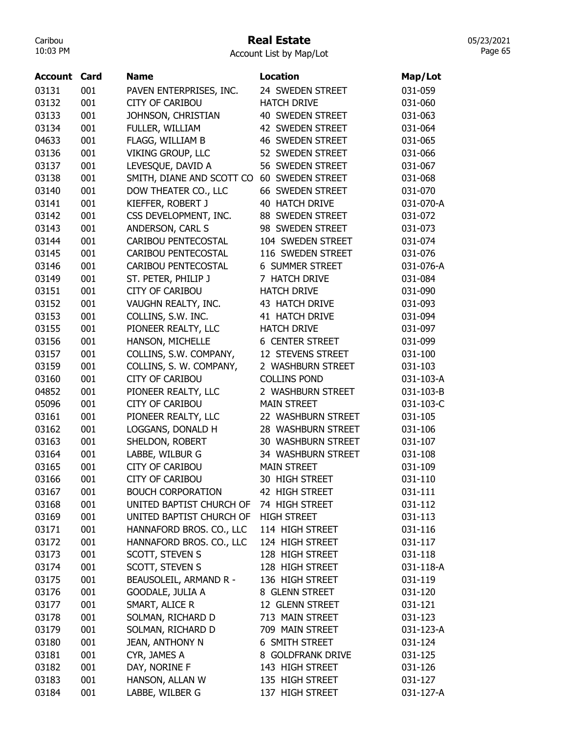# Real Estate

Account List by Map/Lot

| Account | Card | Name | Location | Map/Lot |
|---|---|---|---|---|
| 03131 | 001 | PAVEN ENTERPRISES, INC. | 24 SWEDEN STREET | 031-059 |
| 03132 | 001 | CITY OF CARIBOU | HATCH DRIVE | 031-060 |
| 03133 | 001 | JOHNSON, CHRISTIAN | 40 SWEDEN STREET | 031-063 |
| 03134 | 001 | FULLER, WILLIAM | 42 SWEDEN STREET | 031-064 |
| 04633 | 001 | FLAGG, WILLIAM B | 46 SWEDEN STREET | 031-065 |
| 03136 | 001 | VIKING GROUP, LLC | 52 SWEDEN STREET | 031-066 |
| 03137 | 001 | LEVESQUE, DAVID A | 56 SWEDEN STREET | 031-067 |
| 03138 | 001 | SMITH, DIANE AND SCOTT CO | 60 SWEDEN STREET | 031-068 |
| 03140 | 001 | DOW THEATER CO., LLC | 66 SWEDEN STREET | 031-070 |
| 03141 | 001 | KIEFFER, ROBERT J | 40 HATCH DRIVE | 031-070-A |
| 03142 | 001 | CSS DEVELOPMENT, INC. | 88 SWEDEN STREET | 031-072 |
| 03143 | 001 | ANDERSON, CARL S | 98 SWEDEN STREET | 031-073 |
| 03144 | 001 | CARIBOU PENTECOSTAL | 104 SWEDEN STREET | 031-074 |
| 03145 | 001 | CARIBOU PENTECOSTAL | 116 SWEDEN STREET | 031-076 |
| 03146 | 001 | CARIBOU PENTECOSTAL | 6 SUMMER STREET | 031-076-A |
| 03149 | 001 | ST. PETER, PHILIP J | 7 HATCH DRIVE | 031-084 |
| 03151 | 001 | CITY OF CARIBOU | HATCH DRIVE | 031-090 |
| 03152 | 001 | VAUGHN REALTY, INC. | 43 HATCH DRIVE | 031-093 |
| 03153 | 001 | COLLINS, S.W. INC. | 41 HATCH DRIVE | 031-094 |
| 03155 | 001 | PIONEER REALTY, LLC | HATCH DRIVE | 031-097 |
| 03156 | 001 | HANSON, MICHELLE | 6 CENTER STREET | 031-099 |
| 03157 | 001 | COLLINS, S.W. COMPANY, | 12 STEVENS STREET | 031-100 |
| 03159 | 001 | COLLINS, S. W. COMPANY, | 2 WASHBURN STREET | 031-103 |
| 03160 | 001 | CITY OF CARIBOU | COLLINS POND | 031-103-A |
| 04852 | 001 | PIONEER REALTY, LLC | 2 WASHBURN STREET | 031-103-B |
| 05096 | 001 | CITY OF CARIBOU | MAIN STREET | 031-103-C |
| 03161 | 001 | PIONEER REALTY, LLC | 22 WASHBURN STREET | 031-105 |
| 03162 | 001 | LOGGANS, DONALD H | 28 WASHBURN STREET | 031-106 |
| 03163 | 001 | SHELDON, ROBERT | 30 WASHBURN STREET | 031-107 |
| 03164 | 001 | LABBE, WILBUR G | 34 WASHBURN STREET | 031-108 |
| 03165 | 001 | CITY OF CARIBOU | MAIN STREET | 031-109 |
| 03166 | 001 | CITY OF CARIBOU | 30 HIGH STREET | 031-110 |
| 03167 | 001 | BOUCH CORPORATION | 42 HIGH STREET | 031-111 |
| 03168 | 001 | UNITED BAPTIST CHURCH OF | 74 HIGH STREET | 031-112 |
| 03169 | 001 | UNITED BAPTIST CHURCH OF | HIGH STREET | 031-113 |
| 03171 | 001 | HANNAFORD BROS. CO., LLC | 114 HIGH STREET | 031-116 |
| 03172 | 001 | HANNAFORD BROS. CO., LLC | 124 HIGH STREET | 031-117 |
| 03173 | 001 | SCOTT, STEVEN S | 128 HIGH STREET | 031-118 |
| 03174 | 001 | SCOTT, STEVEN S | 128 HIGH STREET | 031-118-A |
| 03175 | 001 | BEAUSOLEIL, ARMAND R - | 136 HIGH STREET | 031-119 |
| 03176 | 001 | GOODALE, JULIA A | 8 GLENN STREET | 031-120 |
| 03177 | 001 | SMART, ALICE R | 12 GLENN STREET | 031-121 |
| 03178 | 001 | SOLMAN, RICHARD D | 713 MAIN STREET | 031-123 |
| 03179 | 001 | SOLMAN, RICHARD D | 709 MAIN STREET | 031-123-A |
| 03180 | 001 | JEAN, ANTHONY N | 6 SMITH STREET | 031-124 |
| 03181 | 001 | CYR, JAMES A | 8 GOLDFRANK DRIVE | 031-125 |
| 03182 | 001 | DAY, NORINE F | 143 HIGH STREET | 031-126 |
| 03183 | 001 | HANSON, ALLAN W | 135 HIGH STREET | 031-127 |
| 03184 | 001 | LABBE, WILBER G | 137 HIGH STREET | 031-127-A |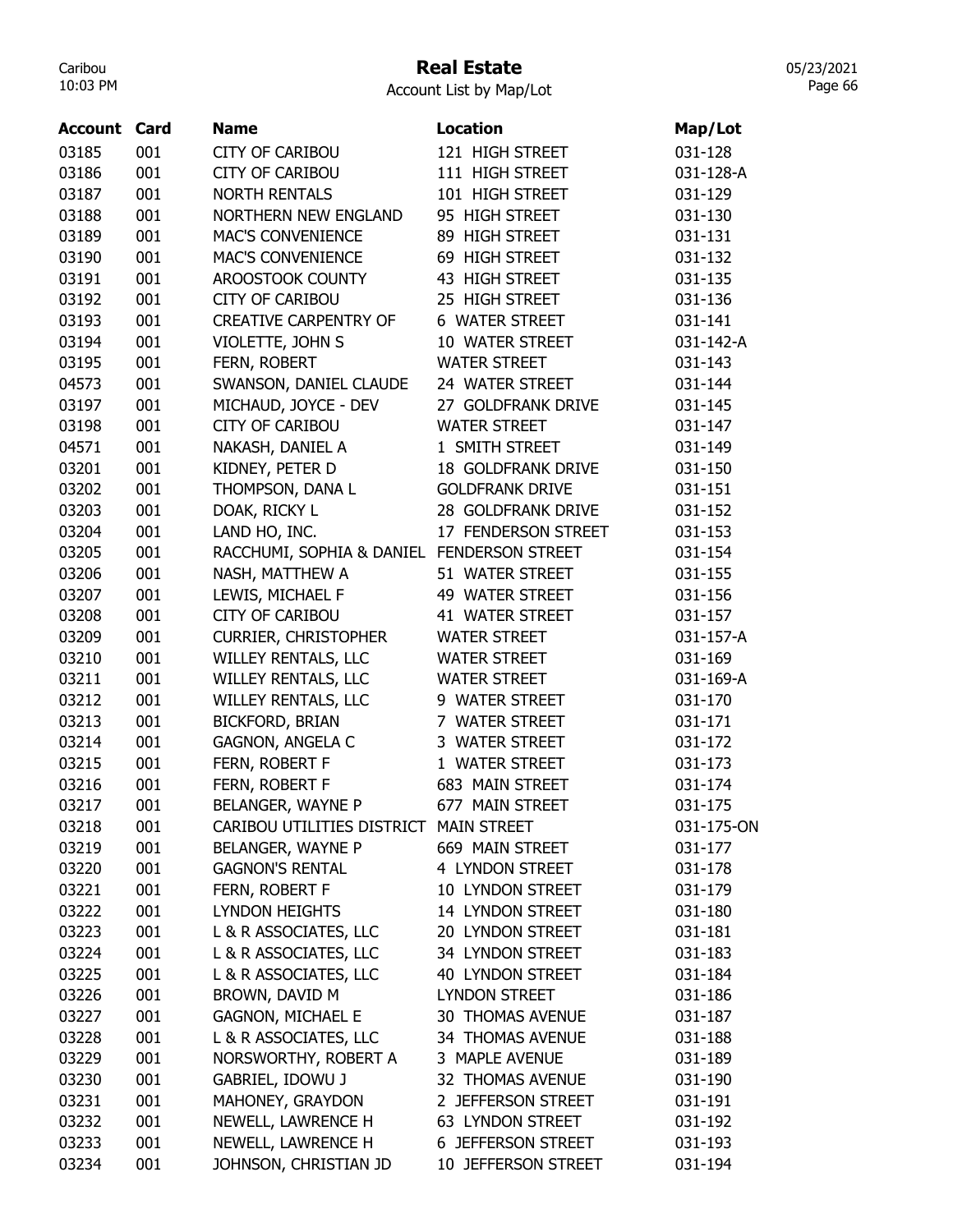# Real Estate

Account List by Map/Lot

| Account | Card | Name | Location | Map/Lot |
|---|---|---|---|---|
| 03185 | 001 | CITY OF CARIBOU | 121 HIGH STREET | 031-128 |
| 03186 | 001 | CITY OF CARIBOU | 111 HIGH STREET | 031-128-A |
| 03187 | 001 | NORTH RENTALS | 101 HIGH STREET | 031-129 |
| 03188 | 001 | NORTHERN NEW ENGLAND | 95 HIGH STREET | 031-130 |
| 03189 | 001 | MAC'S CONVENIENCE | 89 HIGH STREET | 031-131 |
| 03190 | 001 | MAC'S CONVENIENCE | 69 HIGH STREET | 031-132 |
| 03191 | 001 | AROOSTOOK COUNTY | 43 HIGH STREET | 031-135 |
| 03192 | 001 | CITY OF CARIBOU | 25 HIGH STREET | 031-136 |
| 03193 | 001 | CREATIVE CARPENTRY OF | 6 WATER STREET | 031-141 |
| 03194 | 001 | VIOLETTE, JOHN S | 10 WATER STREET | 031-142-A |
| 03195 | 001 | FERN, ROBERT | WATER STREET | 031-143 |
| 04573 | 001 | SWANSON, DANIEL CLAUDE | 24 WATER STREET | 031-144 |
| 03197 | 001 | MICHAUD, JOYCE - DEV | 27 GOLDFRANK DRIVE | 031-145 |
| 03198 | 001 | CITY OF CARIBOU | WATER STREET | 031-147 |
| 04571 | 001 | NAKASH, DANIEL A | 1 SMITH STREET | 031-149 |
| 03201 | 001 | KIDNEY, PETER D | 18 GOLDFRANK DRIVE | 031-150 |
| 03202 | 001 | THOMPSON, DANA L | GOLDFRANK DRIVE | 031-151 |
| 03203 | 001 | DOAK, RICKY L | 28 GOLDFRANK DRIVE | 031-152 |
| 03204 | 001 | LAND HO, INC. | 17 FENDERSON STREET | 031-153 |
| 03205 | 001 | RACCHUMI, SOPHIA & DANIEL | FENDERSON STREET | 031-154 |
| 03206 | 001 | NASH, MATTHEW A | 51 WATER STREET | 031-155 |
| 03207 | 001 | LEWIS, MICHAEL F | 49 WATER STREET | 031-156 |
| 03208 | 001 | CITY OF CARIBOU | 41 WATER STREET | 031-157 |
| 03209 | 001 | CURRIER, CHRISTOPHER | WATER STREET | 031-157-A |
| 03210 | 001 | WILLEY RENTALS, LLC | WATER STREET | 031-169 |
| 03211 | 001 | WILLEY RENTALS, LLC | WATER STREET | 031-169-A |
| 03212 | 001 | WILLEY RENTALS, LLC | 9 WATER STREET | 031-170 |
| 03213 | 001 | BICKFORD, BRIAN | 7 WATER STREET | 031-171 |
| 03214 | 001 | GAGNON, ANGELA C | 3 WATER STREET | 031-172 |
| 03215 | 001 | FERN, ROBERT F | 1 WATER STREET | 031-173 |
| 03216 | 001 | FERN, ROBERT F | 683 MAIN STREET | 031-174 |
| 03217 | 001 | BELANGER, WAYNE P | 677 MAIN STREET | 031-175 |
| 03218 | 001 | CARIBOU UTILITIES DISTRICT | MAIN STREET | 031-175-ON |
| 03219 | 001 | BELANGER, WAYNE P | 669 MAIN STREET | 031-177 |
| 03220 | 001 | GAGNON'S RENTAL | 4 LYNDON STREET | 031-178 |
| 03221 | 001 | FERN, ROBERT F | 10 LYNDON STREET | 031-179 |
| 03222 | 001 | LYNDON HEIGHTS | 14 LYNDON STREET | 031-180 |
| 03223 | 001 | L & R ASSOCIATES, LLC | 20 LYNDON STREET | 031-181 |
| 03224 | 001 | L & R ASSOCIATES, LLC | 34 LYNDON STREET | 031-183 |
| 03225 | 001 | L & R ASSOCIATES, LLC | 40 LYNDON STREET | 031-184 |
| 03226 | 001 | BROWN, DAVID M | LYNDON STREET | 031-186 |
| 03227 | 001 | GAGNON, MICHAEL E | 30 THOMAS AVENUE | 031-187 |
| 03228 | 001 | L & R ASSOCIATES, LLC | 34 THOMAS AVENUE | 031-188 |
| 03229 | 001 | NORSWORTHY, ROBERT A | 3 MAPLE AVENUE | 031-189 |
| 03230 | 001 | GABRIEL, IDOWU J | 32 THOMAS AVENUE | 031-190 |
| 03231 | 001 | MAHONEY, GRAYDON | 2 JEFFERSON STREET | 031-191 |
| 03232 | 001 | NEWELL, LAWRENCE H | 63 LYNDON STREET | 031-192 |
| 03233 | 001 | NEWELL, LAWRENCE H | 6 JEFFERSON STREET | 031-193 |
| 03234 | 001 | JOHNSON, CHRISTIAN JD | 10 JEFFERSON STREET | 031-194 |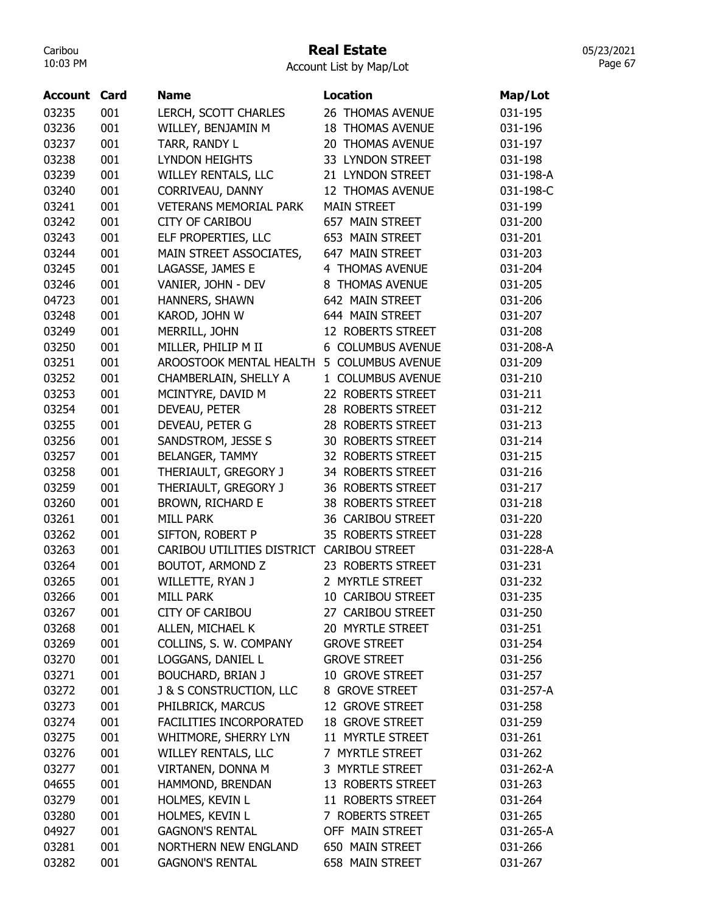# Real Estate

Account List by Map/Lot

| Account | Card | Name | Location | Map/Lot |
|---|---|---|---|---|
| 03235 | 001 | LERCH, SCOTT CHARLES | 26 THOMAS AVENUE | 031-195 |
| 03236 | 001 | WILLEY, BENJAMIN M | 18 THOMAS AVENUE | 031-196 |
| 03237 | 001 | TARR, RANDY L | 20 THOMAS AVENUE | 031-197 |
| 03238 | 001 | LYNDON HEIGHTS | 33 LYNDON STREET | 031-198 |
| 03239 | 001 | WILLEY RENTALS, LLC | 21 LYNDON STREET | 031-198-A |
| 03240 | 001 | CORRIVEAU, DANNY | 12 THOMAS AVENUE | 031-198-C |
| 03241 | 001 | VETERANS MEMORIAL PARK | MAIN STREET | 031-199 |
| 03242 | 001 | CITY OF CARIBOU | 657 MAIN STREET | 031-200 |
| 03243 | 001 | ELF PROPERTIES, LLC | 653 MAIN STREET | 031-201 |
| 03244 | 001 | MAIN STREET ASSOCIATES, | 647 MAIN STREET | 031-203 |
| 03245 | 001 | LAGASSE, JAMES E | 4 THOMAS AVENUE | 031-204 |
| 03246 | 001 | VANIER, JOHN - DEV | 8 THOMAS AVENUE | 031-205 |
| 04723 | 001 | HANNERS, SHAWN | 642 MAIN STREET | 031-206 |
| 03248 | 001 | KAROD, JOHN W | 644 MAIN STREET | 031-207 |
| 03249 | 001 | MERRILL, JOHN | 12 ROBERTS STREET | 031-208 |
| 03250 | 001 | MILLER, PHILIP M II | 6 COLUMBUS AVENUE | 031-208-A |
| 03251 | 001 | AROOSTOOK MENTAL HEALTH | 5 COLUMBUS AVENUE | 031-209 |
| 03252 | 001 | CHAMBERLAIN, SHELLY A | 1 COLUMBUS AVENUE | 031-210 |
| 03253 | 001 | MCINTYRE, DAVID M | 22 ROBERTS STREET | 031-211 |
| 03254 | 001 | DEVEAU, PETER | 28 ROBERTS STREET | 031-212 |
| 03255 | 001 | DEVEAU, PETER G | 28 ROBERTS STREET | 031-213 |
| 03256 | 001 | SANDSTROM, JESSE S | 30 ROBERTS STREET | 031-214 |
| 03257 | 001 | BELANGER, TAMMY | 32 ROBERTS STREET | 031-215 |
| 03258 | 001 | THERIAULT, GREGORY J | 34 ROBERTS STREET | 031-216 |
| 03259 | 001 | THERIAULT, GREGORY J | 36 ROBERTS STREET | 031-217 |
| 03260 | 001 | BROWN, RICHARD E | 38 ROBERTS STREET | 031-218 |
| 03261 | 001 | MILL PARK | 36 CARIBOU STREET | 031-220 |
| 03262 | 001 | SIFTON, ROBERT P | 35 ROBERTS STREET | 031-228 |
| 03263 | 001 | CARIBOU UTILITIES DISTRICT | CARIBOU STREET | 031-228-A |
| 03264 | 001 | BOUTOT, ARMOND Z | 23 ROBERTS STREET | 031-231 |
| 03265 | 001 | WILLETTE, RYAN J | 2 MYRTLE STREET | 031-232 |
| 03266 | 001 | MILL PARK | 10 CARIBOU STREET | 031-235 |
| 03267 | 001 | CITY OF CARIBOU | 27 CARIBOU STREET | 031-250 |
| 03268 | 001 | ALLEN, MICHAEL K | 20 MYRTLE STREET | 031-251 |
| 03269 | 001 | COLLINS, S. W. COMPANY | GROVE STREET | 031-254 |
| 03270 | 001 | LOGGANS, DANIEL L | GROVE STREET | 031-256 |
| 03271 | 001 | BOUCHARD, BRIAN J | 10 GROVE STREET | 031-257 |
| 03272 | 001 | J & S CONSTRUCTION, LLC | 8 GROVE STREET | 031-257-A |
| 03273 | 001 | PHILBRICK, MARCUS | 12 GROVE STREET | 031-258 |
| 03274 | 001 | FACILITIES INCORPORATED | 18 GROVE STREET | 031-259 |
| 03275 | 001 | WHITMORE, SHERRY LYN | 11 MYRTLE STREET | 031-261 |
| 03276 | 001 | WILLEY RENTALS, LLC | 7 MYRTLE STREET | 031-262 |
| 03277 | 001 | VIRTANEN, DONNA M | 3 MYRTLE STREET | 031-262-A |
| 04655 | 001 | HAMMOND, BRENDAN | 13 ROBERTS STREET | 031-263 |
| 03279 | 001 | HOLMES, KEVIN L | 11 ROBERTS STREET | 031-264 |
| 03280 | 001 | HOLMES, KEVIN L | 7 ROBERTS STREET | 031-265 |
| 04927 | 001 | GAGNON'S RENTAL | OFF MAIN STREET | 031-265-A |
| 03281 | 001 | NORTHERN NEW ENGLAND | 650 MAIN STREET | 031-266 |
| 03282 | 001 | GAGNON'S RENTAL | 658 MAIN STREET | 031-267 |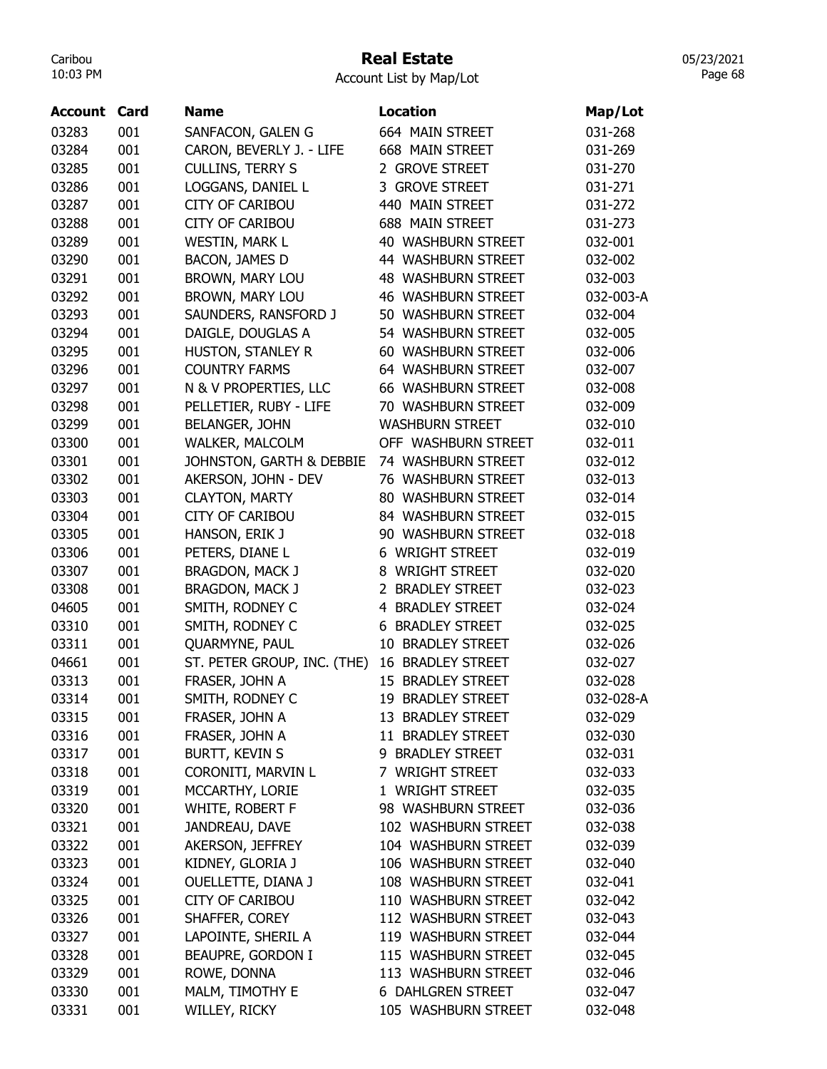# Real Estate

Account List by Map/Lot

| Account | Card | Name | Location | Map/Lot |
|---|---|---|---|---|
| 03283 | 001 | SANFACON, GALEN G | 664 MAIN STREET | 031-268 |
| 03284 | 001 | CARON, BEVERLY J. - LIFE | 668 MAIN STREET | 031-269 |
| 03285 | 001 | CULLINS, TERRY S | 2 GROVE STREET | 031-270 |
| 03286 | 001 | LOGGANS, DANIEL L | 3 GROVE STREET | 031-271 |
| 03287 | 001 | CITY OF CARIBOU | 440 MAIN STREET | 031-272 |
| 03288 | 001 | CITY OF CARIBOU | 688 MAIN STREET | 031-273 |
| 03289 | 001 | WESTIN, MARK L | 40 WASHBURN STREET | 032-001 |
| 03290 | 001 | BACON, JAMES D | 44 WASHBURN STREET | 032-002 |
| 03291 | 001 | BROWN, MARY LOU | 48 WASHBURN STREET | 032-003 |
| 03292 | 001 | BROWN, MARY LOU | 46 WASHBURN STREET | 032-003-A |
| 03293 | 001 | SAUNDERS, RANSFORD J | 50 WASHBURN STREET | 032-004 |
| 03294 | 001 | DAIGLE, DOUGLAS A | 54 WASHBURN STREET | 032-005 |
| 03295 | 001 | HUSTON, STANLEY R | 60 WASHBURN STREET | 032-006 |
| 03296 | 001 | COUNTRY FARMS | 64 WASHBURN STREET | 032-007 |
| 03297 | 001 | N & V PROPERTIES, LLC | 66 WASHBURN STREET | 032-008 |
| 03298 | 001 | PELLETIER, RUBY - LIFE | 70 WASHBURN STREET | 032-009 |
| 03299 | 001 | BELANGER, JOHN | WASHBURN STREET | 032-010 |
| 03300 | 001 | WALKER, MALCOLM | OFF WASHBURN STREET | 032-011 |
| 03301 | 001 | JOHNSTON, GARTH & DEBBIE | 74 WASHBURN STREET | 032-012 |
| 03302 | 001 | AKERSON, JOHN - DEV | 76 WASHBURN STREET | 032-013 |
| 03303 | 001 | CLAYTON, MARTY | 80 WASHBURN STREET | 032-014 |
| 03304 | 001 | CITY OF CARIBOU | 84 WASHBURN STREET | 032-015 |
| 03305 | 001 | HANSON, ERIK J | 90 WASHBURN STREET | 032-018 |
| 03306 | 001 | PETERS, DIANE L | 6 WRIGHT STREET | 032-019 |
| 03307 | 001 | BRAGDON, MACK J | 8 WRIGHT STREET | 032-020 |
| 03308 | 001 | BRAGDON, MACK J | 2 BRADLEY STREET | 032-023 |
| 04605 | 001 | SMITH, RODNEY C | 4 BRADLEY STREET | 032-024 |
| 03310 | 001 | SMITH, RODNEY C | 6 BRADLEY STREET | 032-025 |
| 03311 | 001 | QUARMYNE, PAUL | 10 BRADLEY STREET | 032-026 |
| 04661 | 001 | ST. PETER GROUP, INC. (THE) | 16 BRADLEY STREET | 032-027 |
| 03313 | 001 | FRASER, JOHN A | 15 BRADLEY STREET | 032-028 |
| 03314 | 001 | SMITH, RODNEY C | 19 BRADLEY STREET | 032-028-A |
| 03315 | 001 | FRASER, JOHN A | 13 BRADLEY STREET | 032-029 |
| 03316 | 001 | FRASER, JOHN A | 11 BRADLEY STREET | 032-030 |
| 03317 | 001 | BURTT, KEVIN S | 9 BRADLEY STREET | 032-031 |
| 03318 | 001 | CORONITI, MARVIN L | 7 WRIGHT STREET | 032-033 |
| 03319 | 001 | MCCARTHY, LORIE | 1 WRIGHT STREET | 032-035 |
| 03320 | 001 | WHITE, ROBERT F | 98 WASHBURN STREET | 032-036 |
| 03321 | 001 | JANDREAU, DAVE | 102 WASHBURN STREET | 032-038 |
| 03322 | 001 | AKERSON, JEFFREY | 104 WASHBURN STREET | 032-039 |
| 03323 | 001 | KIDNEY, GLORIA J | 106 WASHBURN STREET | 032-040 |
| 03324 | 001 | OUELLETTE, DIANA J | 108 WASHBURN STREET | 032-041 |
| 03325 | 001 | CITY OF CARIBOU | 110 WASHBURN STREET | 032-042 |
| 03326 | 001 | SHAFFER, COREY | 112 WASHBURN STREET | 032-043 |
| 03327 | 001 | LAPOINTE, SHERIL A | 119 WASHBURN STREET | 032-044 |
| 03328 | 001 | BEAUPRE, GORDON I | 115 WASHBURN STREET | 032-045 |
| 03329 | 001 | ROWE, DONNA | 113 WASHBURN STREET | 032-046 |
| 03330 | 001 | MALM, TIMOTHY E | 6 DAHLGREN STREET | 032-047 |
| 03331 | 001 | WILLEY, RICKY | 105 WASHBURN STREET | 032-048 |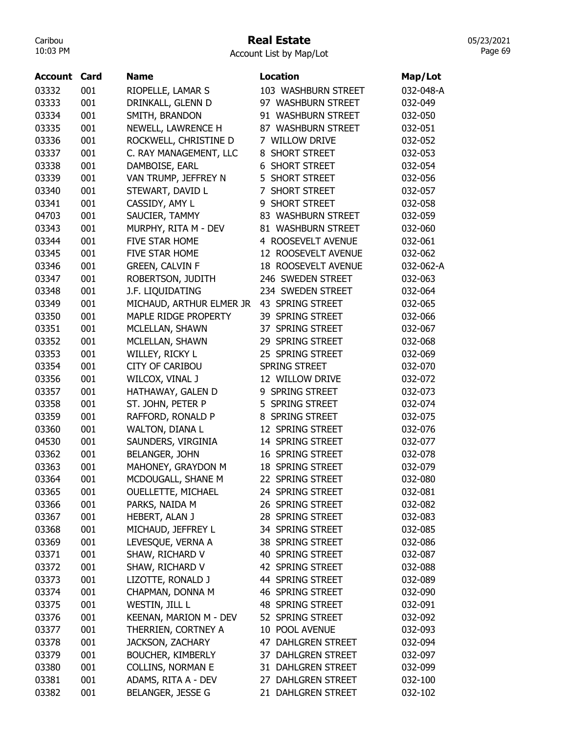# Real Estate

Account List by Map/Lot

| Account | Card | Name | Location | Map/Lot |
|---|---|---|---|---|
| 03332 | 001 | RIOPELLE, LAMAR S | 103 WASHBURN STREET | 032-048-A |
| 03333 | 001 | DRINKALL, GLENN D | 97 WASHBURN STREET | 032-049 |
| 03334 | 001 | SMITH, BRANDON | 91 WASHBURN STREET | 032-050 |
| 03335 | 001 | NEWELL, LAWRENCE H | 87 WASHBURN STREET | 032-051 |
| 03336 | 001 | ROCKWELL, CHRISTINE D | 7 WILLOW DRIVE | 032-052 |
| 03337 | 001 | C. RAY MANAGEMENT, LLC | 8 SHORT STREET | 032-053 |
| 03338 | 001 | DAMBOISE, EARL | 6 SHORT STREET | 032-054 |
| 03339 | 001 | VAN TRUMP, JEFFREY N | 5 SHORT STREET | 032-056 |
| 03340 | 001 | STEWART, DAVID L | 7 SHORT STREET | 032-057 |
| 03341 | 001 | CASSIDY, AMY L | 9 SHORT STREET | 032-058 |
| 04703 | 001 | SAUCIER, TAMMY | 83 WASHBURN STREET | 032-059 |
| 03343 | 001 | MURPHY, RITA M - DEV | 81 WASHBURN STREET | 032-060 |
| 03344 | 001 | FIVE STAR HOME | 4 ROOSEVELT AVENUE | 032-061 |
| 03345 | 001 | FIVE STAR HOME | 12 ROOSEVELT AVENUE | 032-062 |
| 03346 | 001 | GREEN, CALVIN F | 18 ROOSEVELT AVENUE | 032-062-A |
| 03347 | 001 | ROBERTSON, JUDITH | 246 SWEDEN STREET | 032-063 |
| 03348 | 001 | J.F. LIQUIDATING | 234 SWEDEN STREET | 032-064 |
| 03349 | 001 | MICHAUD, ARTHUR ELMER JR | 43 SPRING STREET | 032-065 |
| 03350 | 001 | MAPLE RIDGE PROPERTY | 39 SPRING STREET | 032-066 |
| 03351 | 001 | MCLELLAN, SHAWN | 37 SPRING STREET | 032-067 |
| 03352 | 001 | MCLELLAN, SHAWN | 29 SPRING STREET | 032-068 |
| 03353 | 001 | WILLEY, RICKY L | 25 SPRING STREET | 032-069 |
| 03354 | 001 | CITY OF CARIBOU | SPRING STREET | 032-070 |
| 03356 | 001 | WILCOX, VINAL J | 12 WILLOW DRIVE | 032-072 |
| 03357 | 001 | HATHAWAY, GALEN D | 9 SPRING STREET | 032-073 |
| 03358 | 001 | ST. JOHN, PETER P | 5 SPRING STREET | 032-074 |
| 03359 | 001 | RAFFORD, RONALD P | 8 SPRING STREET | 032-075 |
| 03360 | 001 | WALTON, DIANA L | 12 SPRING STREET | 032-076 |
| 04530 | 001 | SAUNDERS, VIRGINIA | 14 SPRING STREET | 032-077 |
| 03362 | 001 | BELANGER, JOHN | 16 SPRING STREET | 032-078 |
| 03363 | 001 | MAHONEY, GRAYDON M | 18 SPRING STREET | 032-079 |
| 03364 | 001 | MCDOUGALL, SHANE M | 22 SPRING STREET | 032-080 |
| 03365 | 001 | OUELLETTE, MICHAEL | 24 SPRING STREET | 032-081 |
| 03366 | 001 | PARKS, NAIDA M | 26 SPRING STREET | 032-082 |
| 03367 | 001 | HEBERT, ALAN J | 28 SPRING STREET | 032-083 |
| 03368 | 001 | MICHAUD, JEFFREY L | 34 SPRING STREET | 032-085 |
| 03369 | 001 | LEVESQUE, VERNA A | 38 SPRING STREET | 032-086 |
| 03371 | 001 | SHAW, RICHARD V | 40 SPRING STREET | 032-087 |
| 03372 | 001 | SHAW, RICHARD V | 42 SPRING STREET | 032-088 |
| 03373 | 001 | LIZOTTE, RONALD J | 44 SPRING STREET | 032-089 |
| 03374 | 001 | CHAPMAN, DONNA M | 46 SPRING STREET | 032-090 |
| 03375 | 001 | WESTIN, JILL L | 48 SPRING STREET | 032-091 |
| 03376 | 001 | KEENAN, MARION M - DEV | 52 SPRING STREET | 032-092 |
| 03377 | 001 | THERRIEN, CORTNEY A | 10 POOL AVENUE | 032-093 |
| 03378 | 001 | JACKSON, ZACHARY | 47 DAHLGREN STREET | 032-094 |
| 03379 | 001 | BOUCHER, KIMBERLY | 37 DAHLGREN STREET | 032-097 |
| 03380 | 001 | COLLINS, NORMAN E | 31 DAHLGREN STREET | 032-099 |
| 03381 | 001 | ADAMS, RITA A - DEV | 27 DAHLGREN STREET | 032-100 |
| 03382 | 001 | BELANGER, JESSE G | 21 DAHLGREN STREET | 032-102 |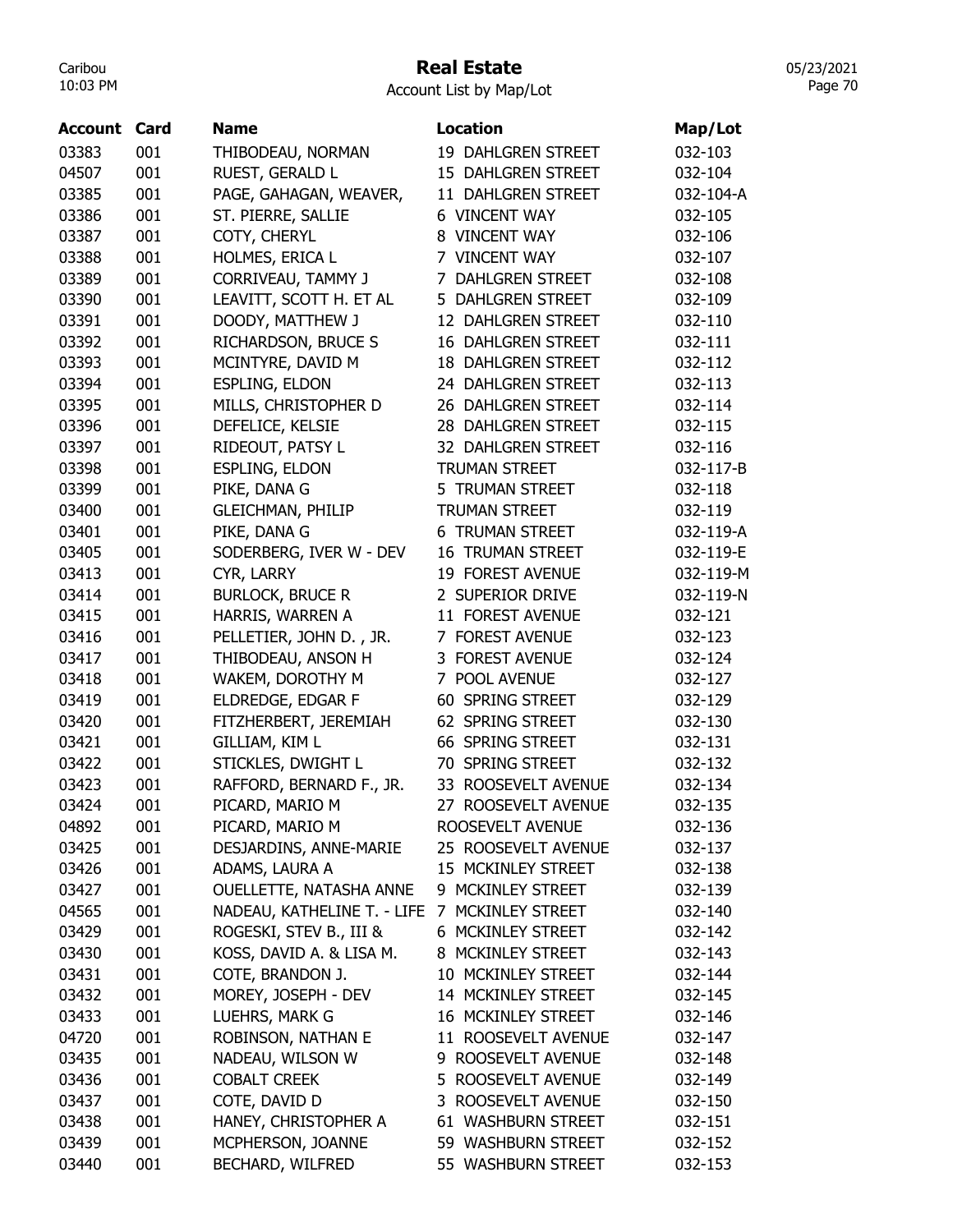# Real Estate

Account List by Map/Lot

| Account | Card | Name | Location | Map/Lot |
|---|---|---|---|---|
| 03383 | 001 | THIBODEAU, NORMAN | 19 DAHLGREN STREET | 032-103 |
| 04507 | 001 | RUEST, GERALD L | 15 DAHLGREN STREET | 032-104 |
| 03385 | 001 | PAGE, GAHAGAN, WEAVER, | 11 DAHLGREN STREET | 032-104-A |
| 03386 | 001 | ST. PIERRE, SALLIE | 6 VINCENT WAY | 032-105 |
| 03387 | 001 | COTY, CHERYL | 8 VINCENT WAY | 032-106 |
| 03388 | 001 | HOLMES, ERICA L | 7 VINCENT WAY | 032-107 |
| 03389 | 001 | CORRIVEAU, TAMMY J | 7 DAHLGREN STREET | 032-108 |
| 03390 | 001 | LEAVITT, SCOTT H. ET AL | 5 DAHLGREN STREET | 032-109 |
| 03391 | 001 | DOODY, MATTHEW J | 12 DAHLGREN STREET | 032-110 |
| 03392 | 001 | RICHARDSON, BRUCE S | 16 DAHLGREN STREET | 032-111 |
| 03393 | 001 | MCINTYRE, DAVID M | 18 DAHLGREN STREET | 032-112 |
| 03394 | 001 | ESPLING, ELDON | 24 DAHLGREN STREET | 032-113 |
| 03395 | 001 | MILLS, CHRISTOPHER D | 26 DAHLGREN STREET | 032-114 |
| 03396 | 001 | DEFELICE, KELSIE | 28 DAHLGREN STREET | 032-115 |
| 03397 | 001 | RIDEOUT, PATSY L | 32 DAHLGREN STREET | 032-116 |
| 03398 | 001 | ESPLING, ELDON | TRUMAN STREET | 032-117-B |
| 03399 | 001 | PIKE, DANA G | 5 TRUMAN STREET | 032-118 |
| 03400 | 001 | GLEICHMAN, PHILIP | TRUMAN STREET | 032-119 |
| 03401 | 001 | PIKE, DANA G | 6 TRUMAN STREET | 032-119-A |
| 03405 | 001 | SODERBERG, IVER W - DEV | 16 TRUMAN STREET | 032-119-E |
| 03413 | 001 | CYR, LARRY | 19 FOREST AVENUE | 032-119-M |
| 03414 | 001 | BURLOCK, BRUCE R | 2 SUPERIOR DRIVE | 032-119-N |
| 03415 | 001 | HARRIS, WARREN A | 11 FOREST AVENUE | 032-121 |
| 03416 | 001 | PELLETIER, JOHN D. , JR. | 7 FOREST AVENUE | 032-123 |
| 03417 | 001 | THIBODEAU, ANSON H | 3 FOREST AVENUE | 032-124 |
| 03418 | 001 | WAKEM, DOROTHY M | 7 POOL AVENUE | 032-127 |
| 03419 | 001 | ELDREDGE, EDGAR F | 60 SPRING STREET | 032-129 |
| 03420 | 001 | FITZHERBERT, JEREMIAH | 62 SPRING STREET | 032-130 |
| 03421 | 001 | GILLIAM, KIM L | 66 SPRING STREET | 032-131 |
| 03422 | 001 | STICKLES, DWIGHT L | 70 SPRING STREET | 032-132 |
| 03423 | 001 | RAFFORD, BERNARD F., JR. | 33 ROOSEVELT AVENUE | 032-134 |
| 03424 | 001 | PICARD, MARIO M | 27 ROOSEVELT AVENUE | 032-135 |
| 04892 | 001 | PICARD, MARIO M | ROOSEVELT AVENUE | 032-136 |
| 03425 | 001 | DESJARDINS, ANNE-MARIE | 25 ROOSEVELT AVENUE | 032-137 |
| 03426 | 001 | ADAMS, LAURA A | 15 MCKINLEY STREET | 032-138 |
| 03427 | 001 | OUELLETTE, NATASHA ANNE | 9 MCKINLEY STREET | 032-139 |
| 04565 | 001 | NADEAU, KATHELINE T. - LIFE | 7 MCKINLEY STREET | 032-140 |
| 03429 | 001 | ROGESKI, STEV B., III & | 6 MCKINLEY STREET | 032-142 |
| 03430 | 001 | KOSS, DAVID A. & LISA M. | 8 MCKINLEY STREET | 032-143 |
| 03431 | 001 | COTE, BRANDON J. | 10 MCKINLEY STREET | 032-144 |
| 03432 | 001 | MOREY, JOSEPH - DEV | 14 MCKINLEY STREET | 032-145 |
| 03433 | 001 | LUEHRS, MARK G | 16 MCKINLEY STREET | 032-146 |
| 04720 | 001 | ROBINSON, NATHAN E | 11 ROOSEVELT AVENUE | 032-147 |
| 03435 | 001 | NADEAU, WILSON W | 9 ROOSEVELT AVENUE | 032-148 |
| 03436 | 001 | COBALT CREEK | 5 ROOSEVELT AVENUE | 032-149 |
| 03437 | 001 | COTE, DAVID D | 3 ROOSEVELT AVENUE | 032-150 |
| 03438 | 001 | HANEY, CHRISTOPHER A | 61 WASHBURN STREET | 032-151 |
| 03439 | 001 | MCPHERSON, JOANNE | 59 WASHBURN STREET | 032-152 |
| 03440 | 001 | BECHARD, WILFRED | 55 WASHBURN STREET | 032-153 |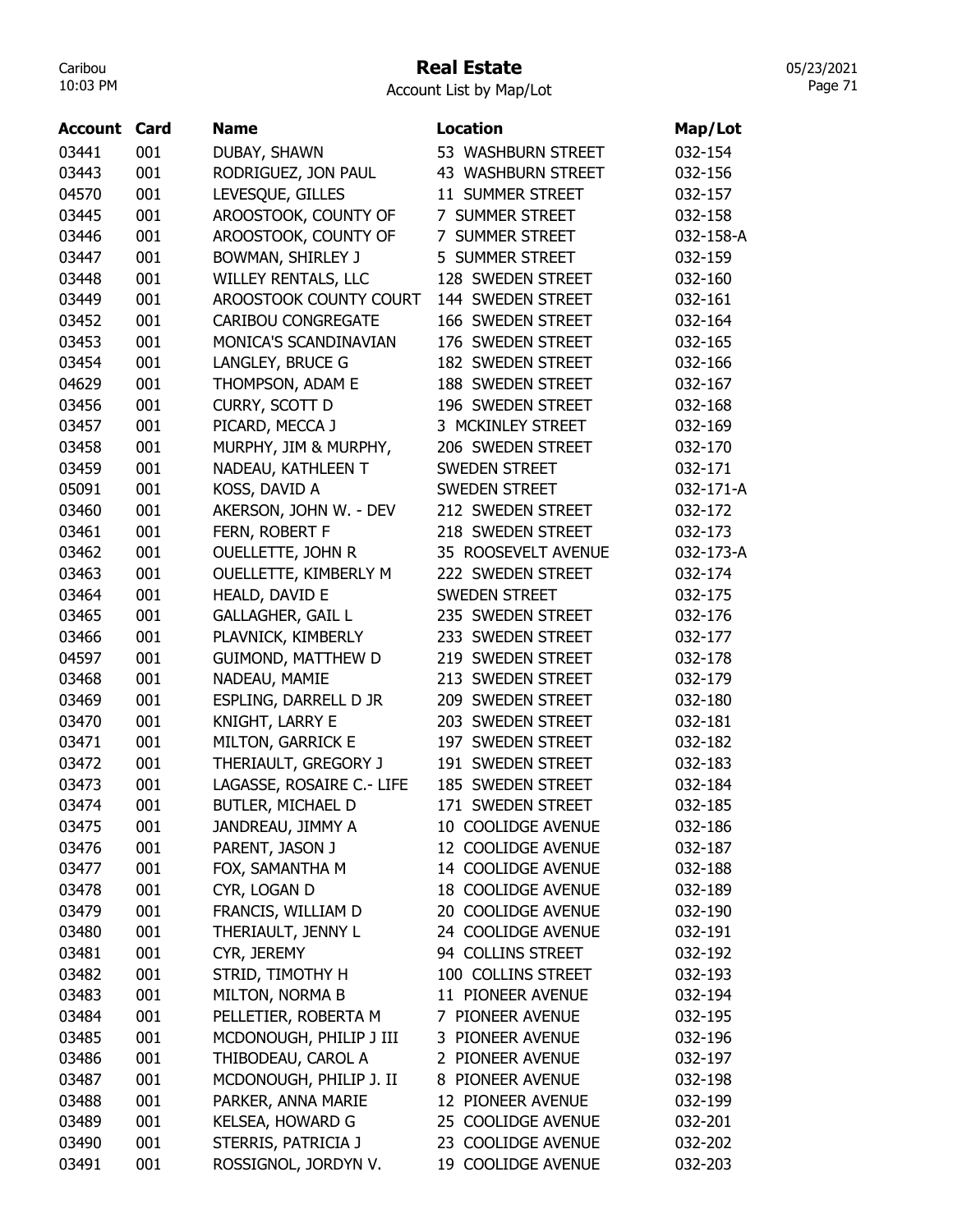# Real Estate

Account List by Map/Lot

| Account | Card | Name | Location | Map/Lot |
|---|---|---|---|---|
| 03441 | 001 | DUBAY, SHAWN | 53 WASHBURN STREET | 032-154 |
| 03443 | 001 | RODRIGUEZ, JON PAUL | 43 WASHBURN STREET | 032-156 |
| 04570 | 001 | LEVESQUE, GILLES | 11 SUMMER STREET | 032-157 |
| 03445 | 001 | AROOSTOOK, COUNTY OF | 7 SUMMER STREET | 032-158 |
| 03446 | 001 | AROOSTOOK, COUNTY OF | 7 SUMMER STREET | 032-158-A |
| 03447 | 001 | BOWMAN, SHIRLEY J | 5 SUMMER STREET | 032-159 |
| 03448 | 001 | WILLEY RENTALS, LLC | 128 SWEDEN STREET | 032-160 |
| 03449 | 001 | AROOSTOOK COUNTY COURT | 144 SWEDEN STREET | 032-161 |
| 03452 | 001 | CARIBOU CONGREGATE | 166 SWEDEN STREET | 032-164 |
| 03453 | 001 | MONICA'S SCANDINAVIAN | 176 SWEDEN STREET | 032-165 |
| 03454 | 001 | LANGLEY, BRUCE G | 182 SWEDEN STREET | 032-166 |
| 04629 | 001 | THOMPSON, ADAM E | 188 SWEDEN STREET | 032-167 |
| 03456 | 001 | CURRY, SCOTT D | 196 SWEDEN STREET | 032-168 |
| 03457 | 001 | PICARD, MECCA J | 3 MCKINLEY STREET | 032-169 |
| 03458 | 001 | MURPHY, JIM & MURPHY, | 206 SWEDEN STREET | 032-170 |
| 03459 | 001 | NADEAU, KATHLEEN T | SWEDEN STREET | 032-171 |
| 05091 | 001 | KOSS, DAVID A | SWEDEN STREET | 032-171-A |
| 03460 | 001 | AKERSON, JOHN W. - DEV | 212 SWEDEN STREET | 032-172 |
| 03461 | 001 | FERN, ROBERT F | 218 SWEDEN STREET | 032-173 |
| 03462 | 001 | OUELLETTE, JOHN R | 35 ROOSEVELT AVENUE | 032-173-A |
| 03463 | 001 | OUELLETTE, KIMBERLY M | 222 SWEDEN STREET | 032-174 |
| 03464 | 001 | HEALD, DAVID E | SWEDEN STREET | 032-175 |
| 03465 | 001 | GALLAGHER, GAIL L | 235 SWEDEN STREET | 032-176 |
| 03466 | 001 | PLAVNICK, KIMBERLY | 233 SWEDEN STREET | 032-177 |
| 04597 | 001 | GUIMOND, MATTHEW D | 219 SWEDEN STREET | 032-178 |
| 03468 | 001 | NADEAU, MAMIE | 213 SWEDEN STREET | 032-179 |
| 03469 | 001 | ESPLING, DARRELL D JR | 209 SWEDEN STREET | 032-180 |
| 03470 | 001 | KNIGHT, LARRY E | 203 SWEDEN STREET | 032-181 |
| 03471 | 001 | MILTON, GARRICK E | 197 SWEDEN STREET | 032-182 |
| 03472 | 001 | THERIAULT, GREGORY J | 191 SWEDEN STREET | 032-183 |
| 03473 | 001 | LAGASSE, ROSAIRE C.- LIFE | 185 SWEDEN STREET | 032-184 |
| 03474 | 001 | BUTLER, MICHAEL D | 171 SWEDEN STREET | 032-185 |
| 03475 | 001 | JANDREAU, JIMMY A | 10 COOLIDGE AVENUE | 032-186 |
| 03476 | 001 | PARENT, JASON J | 12 COOLIDGE AVENUE | 032-187 |
| 03477 | 001 | FOX, SAMANTHA M | 14 COOLIDGE AVENUE | 032-188 |
| 03478 | 001 | CYR, LOGAN D | 18 COOLIDGE AVENUE | 032-189 |
| 03479 | 001 | FRANCIS, WILLIAM D | 20 COOLIDGE AVENUE | 032-190 |
| 03480 | 001 | THERIAULT, JENNY L | 24 COOLIDGE AVENUE | 032-191 |
| 03481 | 001 | CYR, JEREMY | 94 COLLINS STREET | 032-192 |
| 03482 | 001 | STRID, TIMOTHY H | 100 COLLINS STREET | 032-193 |
| 03483 | 001 | MILTON, NORMA B | 11 PIONEER AVENUE | 032-194 |
| 03484 | 001 | PELLETIER, ROBERTA M | 7 PIONEER AVENUE | 032-195 |
| 03485 | 001 | MCDONOUGH, PHILIP J III | 3 PIONEER AVENUE | 032-196 |
| 03486 | 001 | THIBODEAU, CAROL A | 2 PIONEER AVENUE | 032-197 |
| 03487 | 001 | MCDONOUGH, PHILIP J. II | 8 PIONEER AVENUE | 032-198 |
| 03488 | 001 | PARKER, ANNA MARIE | 12 PIONEER AVENUE | 032-199 |
| 03489 | 001 | KELSEA, HOWARD G | 25 COOLIDGE AVENUE | 032-201 |
| 03490 | 001 | STERRIS, PATRICIA J | 23 COOLIDGE AVENUE | 032-202 |
| 03491 | 001 | ROSSIGNOL, JORDYN V. | 19 COOLIDGE AVENUE | 032-203 |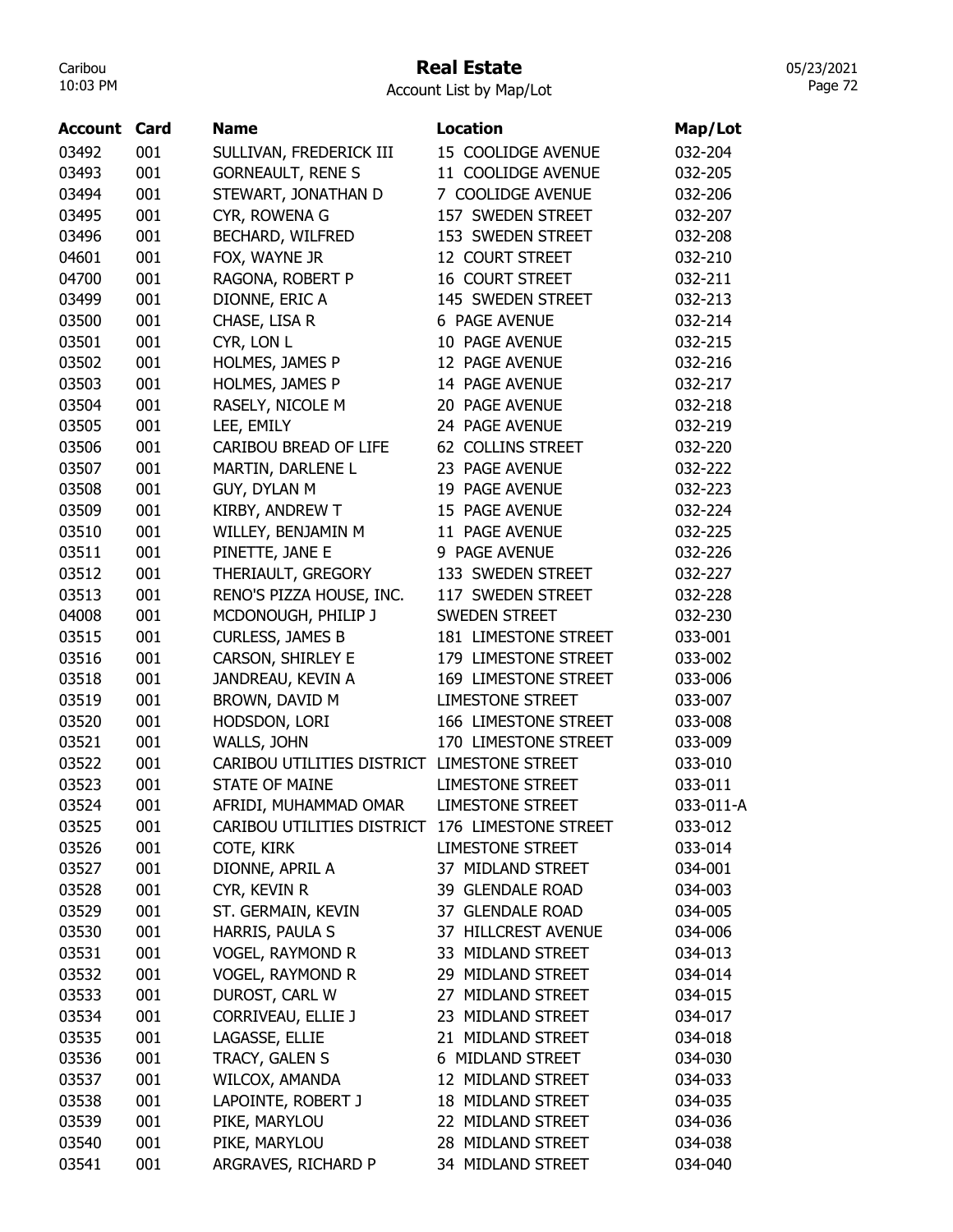# Real Estate

Account List by Map/Lot

| Account | Card | Name | Location | Map/Lot |
|---|---|---|---|---|
| 03492 | 001 | SULLIVAN, FREDERICK III | 15 COOLIDGE AVENUE | 032-204 |
| 03493 | 001 | GORNEAULT, RENE S | 11 COOLIDGE AVENUE | 032-205 |
| 03494 | 001 | STEWART, JONATHAN D | 7 COOLIDGE AVENUE | 032-206 |
| 03495 | 001 | CYR, ROWENA G | 157 SWEDEN STREET | 032-207 |
| 03496 | 001 | BECHARD, WILFRED | 153 SWEDEN STREET | 032-208 |
| 04601 | 001 | FOX, WAYNE JR | 12 COURT STREET | 032-210 |
| 04700 | 001 | RAGONA, ROBERT P | 16 COURT STREET | 032-211 |
| 03499 | 001 | DIONNE, ERIC A | 145 SWEDEN STREET | 032-213 |
| 03500 | 001 | CHASE, LISA R | 6 PAGE AVENUE | 032-214 |
| 03501 | 001 | CYR, LON L | 10 PAGE AVENUE | 032-215 |
| 03502 | 001 | HOLMES, JAMES P | 12 PAGE AVENUE | 032-216 |
| 03503 | 001 | HOLMES, JAMES P | 14 PAGE AVENUE | 032-217 |
| 03504 | 001 | RASELY, NICOLE M | 20 PAGE AVENUE | 032-218 |
| 03505 | 001 | LEE, EMILY | 24 PAGE AVENUE | 032-219 |
| 03506 | 001 | CARIBOU BREAD OF LIFE | 62 COLLINS STREET | 032-220 |
| 03507 | 001 | MARTIN, DARLENE L | 23 PAGE AVENUE | 032-222 |
| 03508 | 001 | GUY, DYLAN M | 19 PAGE AVENUE | 032-223 |
| 03509 | 001 | KIRBY, ANDREW T | 15 PAGE AVENUE | 032-224 |
| 03510 | 001 | WILLEY, BENJAMIN M | 11 PAGE AVENUE | 032-225 |
| 03511 | 001 | PINETTE, JANE E | 9 PAGE AVENUE | 032-226 |
| 03512 | 001 | THERIAULT, GREGORY | 133 SWEDEN STREET | 032-227 |
| 03513 | 001 | RENO'S PIZZA HOUSE, INC. | 117 SWEDEN STREET | 032-228 |
| 04008 | 001 | MCDONOUGH, PHILIP J | SWEDEN STREET | 032-230 |
| 03515 | 001 | CURLESS, JAMES B | 181 LIMESTONE STREET | 033-001 |
| 03516 | 001 | CARSON, SHIRLEY E | 179 LIMESTONE STREET | 033-002 |
| 03518 | 001 | JANDREAU, KEVIN A | 169 LIMESTONE STREET | 033-006 |
| 03519 | 001 | BROWN, DAVID M | LIMESTONE STREET | 033-007 |
| 03520 | 001 | HODSDON, LORI | 166 LIMESTONE STREET | 033-008 |
| 03521 | 001 | WALLS, JOHN | 170 LIMESTONE STREET | 033-009 |
| 03522 | 001 | CARIBOU UTILITIES DISTRICT | LIMESTONE STREET | 033-010 |
| 03523 | 001 | STATE OF MAINE | LIMESTONE STREET | 033-011 |
| 03524 | 001 | AFRIDI, MUHAMMAD OMAR | LIMESTONE STREET | 033-011-A |
| 03525 | 001 | CARIBOU UTILITIES DISTRICT | 176 LIMESTONE STREET | 033-012 |
| 03526 | 001 | COTE, KIRK | LIMESTONE STREET | 033-014 |
| 03527 | 001 | DIONNE, APRIL A | 37 MIDLAND STREET | 034-001 |
| 03528 | 001 | CYR, KEVIN R | 39 GLENDALE ROAD | 034-003 |
| 03529 | 001 | ST. GERMAIN, KEVIN | 37 GLENDALE ROAD | 034-005 |
| 03530 | 001 | HARRIS, PAULA S | 37 HILLCREST AVENUE | 034-006 |
| 03531 | 001 | VOGEL, RAYMOND R | 33 MIDLAND STREET | 034-013 |
| 03532 | 001 | VOGEL, RAYMOND R | 29 MIDLAND STREET | 034-014 |
| 03533 | 001 | DUROST, CARL W | 27 MIDLAND STREET | 034-015 |
| 03534 | 001 | CORRIVEAU, ELLIE J | 23 MIDLAND STREET | 034-017 |
| 03535 | 001 | LAGASSE, ELLIE | 21 MIDLAND STREET | 034-018 |
| 03536 | 001 | TRACY, GALEN S | 6 MIDLAND STREET | 034-030 |
| 03537 | 001 | WILCOX, AMANDA | 12 MIDLAND STREET | 034-033 |
| 03538 | 001 | LAPOINTE, ROBERT J | 18 MIDLAND STREET | 034-035 |
| 03539 | 001 | PIKE, MARYLOU | 22 MIDLAND STREET | 034-036 |
| 03540 | 001 | PIKE, MARYLOU | 28 MIDLAND STREET | 034-038 |
| 03541 | 001 | ARGRAVES, RICHARD P | 34 MIDLAND STREET | 034-040 |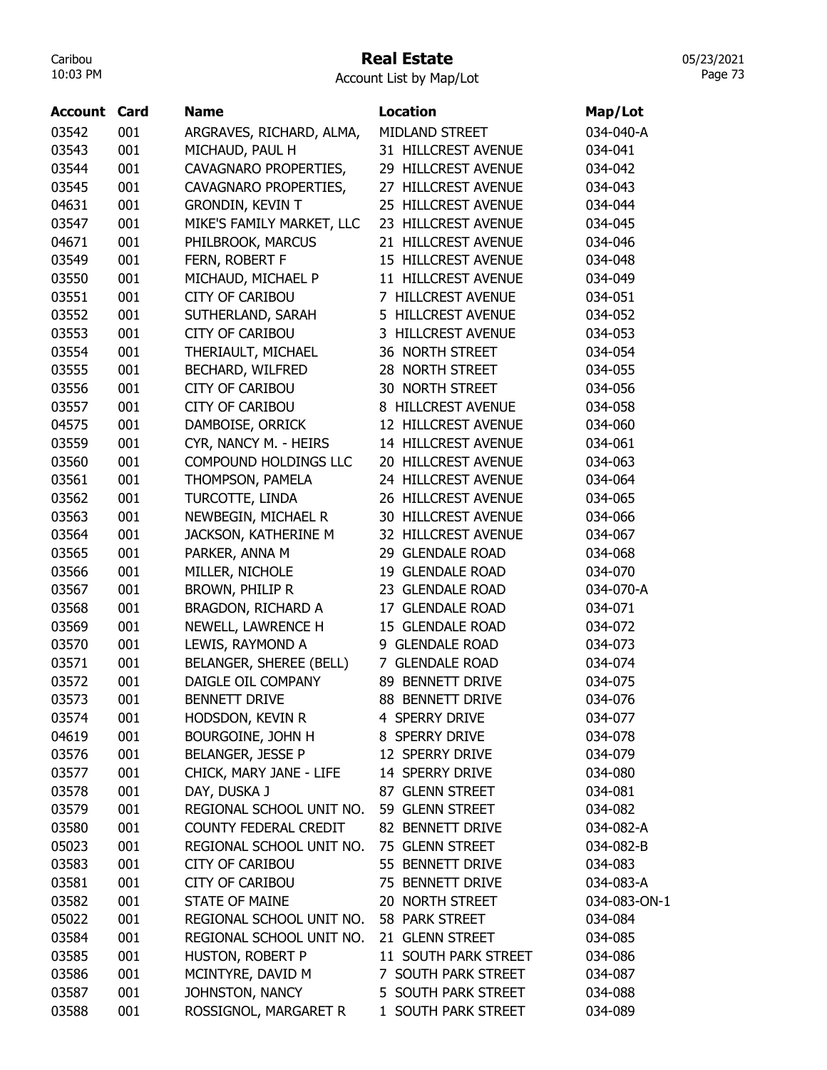# Real Estate

Account List by Map/Lot

| Account | Card | Name | Location | Map/Lot |
|---|---|---|---|---|
| 03542 | 001 | ARGRAVES, RICHARD, ALMA, | MIDLAND STREET | 034-040-A |
| 03543 | 001 | MICHAUD, PAUL H | 31 HILLCREST AVENUE | 034-041 |
| 03544 | 001 | CAVAGNARO PROPERTIES, | 29 HILLCREST AVENUE | 034-042 |
| 03545 | 001 | CAVAGNARO PROPERTIES, | 27 HILLCREST AVENUE | 034-043 |
| 04631 | 001 | GRONDIN, KEVIN T | 25 HILLCREST AVENUE | 034-044 |
| 03547 | 001 | MIKE'S FAMILY MARKET, LLC | 23 HILLCREST AVENUE | 034-045 |
| 04671 | 001 | PHILBROOK, MARCUS | 21 HILLCREST AVENUE | 034-046 |
| 03549 | 001 | FERN, ROBERT F | 15 HILLCREST AVENUE | 034-048 |
| 03550 | 001 | MICHAUD, MICHAEL P | 11 HILLCREST AVENUE | 034-049 |
| 03551 | 001 | CITY OF CARIBOU | 7 HILLCREST AVENUE | 034-051 |
| 03552 | 001 | SUTHERLAND, SARAH | 5 HILLCREST AVENUE | 034-052 |
| 03553 | 001 | CITY OF CARIBOU | 3 HILLCREST AVENUE | 034-053 |
| 03554 | 001 | THERIAULT, MICHAEL | 36 NORTH STREET | 034-054 |
| 03555 | 001 | BECHARD, WILFRED | 28 NORTH STREET | 034-055 |
| 03556 | 001 | CITY OF CARIBOU | 30 NORTH STREET | 034-056 |
| 03557 | 001 | CITY OF CARIBOU | 8 HILLCREST AVENUE | 034-058 |
| 04575 | 001 | DAMBOISE, ORRICK | 12 HILLCREST AVENUE | 034-060 |
| 03559 | 001 | CYR, NANCY M. - HEIRS | 14 HILLCREST AVENUE | 034-061 |
| 03560 | 001 | COMPOUND HOLDINGS LLC | 20 HILLCREST AVENUE | 034-063 |
| 03561 | 001 | THOMPSON, PAMELA | 24 HILLCREST AVENUE | 034-064 |
| 03562 | 001 | TURCOTTE, LINDA | 26 HILLCREST AVENUE | 034-065 |
| 03563 | 001 | NEWBEGIN, MICHAEL R | 30 HILLCREST AVENUE | 034-066 |
| 03564 | 001 | JACKSON, KATHERINE M | 32 HILLCREST AVENUE | 034-067 |
| 03565 | 001 | PARKER, ANNA M | 29 GLENDALE ROAD | 034-068 |
| 03566 | 001 | MILLER, NICHOLE | 19 GLENDALE ROAD | 034-070 |
| 03567 | 001 | BROWN, PHILIP R | 23 GLENDALE ROAD | 034-070-A |
| 03568 | 001 | BRAGDON, RICHARD A | 17 GLENDALE ROAD | 034-071 |
| 03569 | 001 | NEWELL, LAWRENCE H | 15 GLENDALE ROAD | 034-072 |
| 03570 | 001 | LEWIS, RAYMOND A | 9 GLENDALE ROAD | 034-073 |
| 03571 | 001 | BELANGER, SHEREE (BELL) | 7 GLENDALE ROAD | 034-074 |
| 03572 | 001 | DAIGLE OIL COMPANY | 89 BENNETT DRIVE | 034-075 |
| 03573 | 001 | BENNETT DRIVE | 88 BENNETT DRIVE | 034-076 |
| 03574 | 001 | HODSDON, KEVIN R | 4 SPERRY DRIVE | 034-077 |
| 04619 | 001 | BOURGOINE, JOHN H | 8 SPERRY DRIVE | 034-078 |
| 03576 | 001 | BELANGER, JESSE P | 12 SPERRY DRIVE | 034-079 |
| 03577 | 001 | CHICK, MARY JANE - LIFE | 14 SPERRY DRIVE | 034-080 |
| 03578 | 001 | DAY, DUSKA J | 87 GLENN STREET | 034-081 |
| 03579 | 001 | REGIONAL SCHOOL UNIT NO. | 59 GLENN STREET | 034-082 |
| 03580 | 001 | COUNTY FEDERAL CREDIT | 82 BENNETT DRIVE | 034-082-A |
| 05023 | 001 | REGIONAL SCHOOL UNIT NO. | 75 GLENN STREET | 034-082-B |
| 03583 | 001 | CITY OF CARIBOU | 55 BENNETT DRIVE | 034-083 |
| 03581 | 001 | CITY OF CARIBOU | 75 BENNETT DRIVE | 034-083-A |
| 03582 | 001 | STATE OF MAINE | 20 NORTH STREET | 034-083-ON-1 |
| 05022 | 001 | REGIONAL SCHOOL UNIT NO. | 58 PARK STREET | 034-084 |
| 03584 | 001 | REGIONAL SCHOOL UNIT NO. | 21 GLENN STREET | 034-085 |
| 03585 | 001 | HUSTON, ROBERT P | 11 SOUTH PARK STREET | 034-086 |
| 03586 | 001 | MCINTYRE, DAVID M | 7 SOUTH PARK STREET | 034-087 |
| 03587 | 001 | JOHNSTON, NANCY | 5 SOUTH PARK STREET | 034-088 |
| 03588 | 001 | ROSSIGNOL, MARGARET R | 1 SOUTH PARK STREET | 034-089 |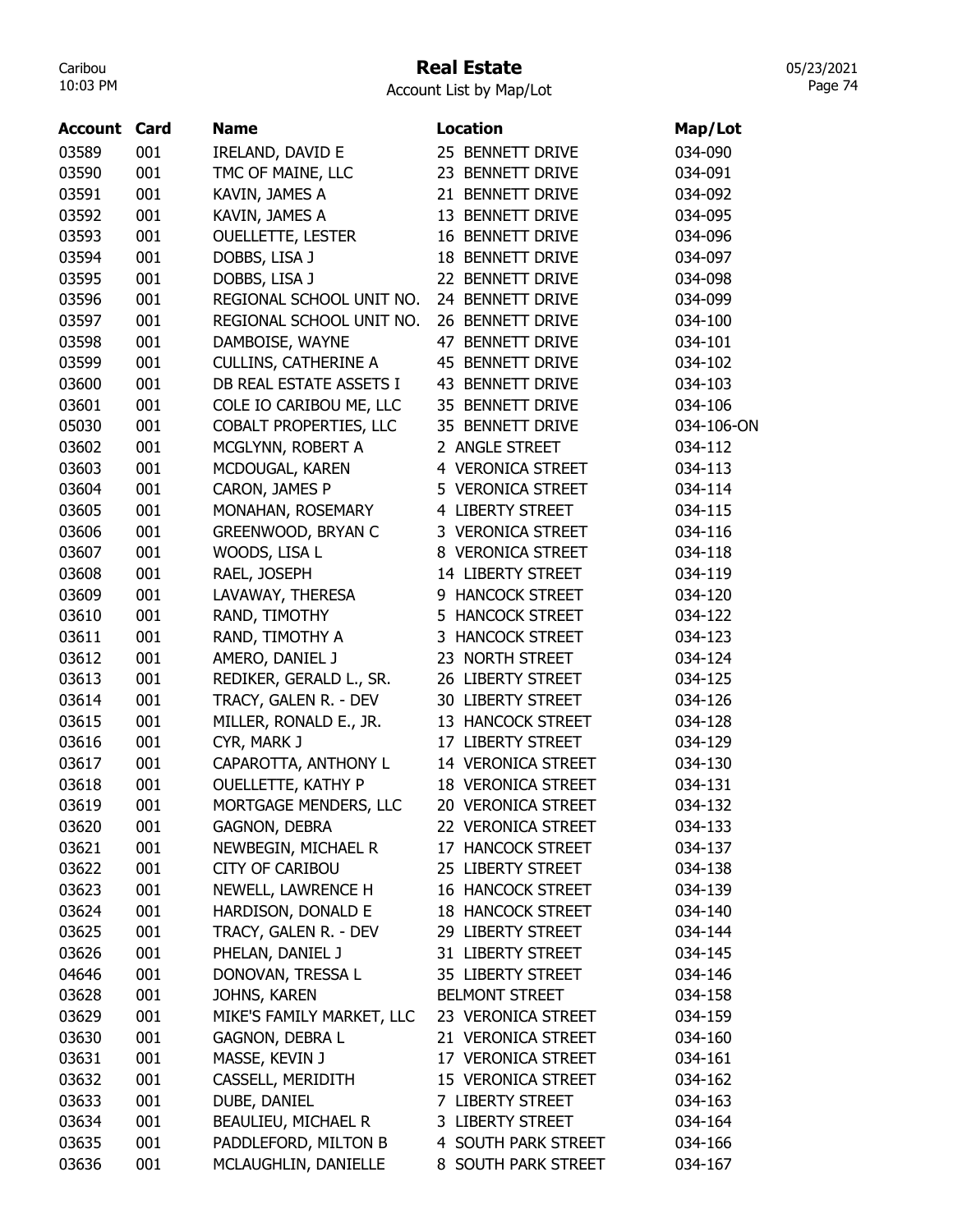# Real Estate

Account List by Map/Lot

| Account | Card | Name | Location | Map/Lot |
|---|---|---|---|---|
| 03589 | 001 | IRELAND, DAVID E | 25 BENNETT DRIVE | 034-090 |
| 03590 | 001 | TMC OF MAINE, LLC | 23 BENNETT DRIVE | 034-091 |
| 03591 | 001 | KAVIN, JAMES A | 21 BENNETT DRIVE | 034-092 |
| 03592 | 001 | KAVIN, JAMES A | 13 BENNETT DRIVE | 034-095 |
| 03593 | 001 | OUELLETTE, LESTER | 16 BENNETT DRIVE | 034-096 |
| 03594 | 001 | DOBBS, LISA J | 18 BENNETT DRIVE | 034-097 |
| 03595 | 001 | DOBBS, LISA J | 22 BENNETT DRIVE | 034-098 |
| 03596 | 001 | REGIONAL SCHOOL UNIT NO. | 24 BENNETT DRIVE | 034-099 |
| 03597 | 001 | REGIONAL SCHOOL UNIT NO. | 26 BENNETT DRIVE | 034-100 |
| 03598 | 001 | DAMBOISE, WAYNE | 47 BENNETT DRIVE | 034-101 |
| 03599 | 001 | CULLINS, CATHERINE A | 45 BENNETT DRIVE | 034-102 |
| 03600 | 001 | DB REAL ESTATE ASSETS I | 43 BENNETT DRIVE | 034-103 |
| 03601 | 001 | COLE IO CARIBOU ME, LLC | 35 BENNETT DRIVE | 034-106 |
| 05030 | 001 | COBALT PROPERTIES, LLC | 35 BENNETT DRIVE | 034-106-ON |
| 03602 | 001 | MCGLYNN, ROBERT A | 2 ANGLE STREET | 034-112 |
| 03603 | 001 | MCDOUGAL, KAREN | 4 VERONICA STREET | 034-113 |
| 03604 | 001 | CARON, JAMES P | 5 VERONICA STREET | 034-114 |
| 03605 | 001 | MONAHAN, ROSEMARY | 4 LIBERTY STREET | 034-115 |
| 03606 | 001 | GREENWOOD, BRYAN C | 3 VERONICA STREET | 034-116 |
| 03607 | 001 | WOODS, LISA L | 8 VERONICA STREET | 034-118 |
| 03608 | 001 | RAEL, JOSEPH | 14 LIBERTY STREET | 034-119 |
| 03609 | 001 | LAVAWAY, THERESA | 9 HANCOCK STREET | 034-120 |
| 03610 | 001 | RAND, TIMOTHY | 5 HANCOCK STREET | 034-122 |
| 03611 | 001 | RAND, TIMOTHY A | 3 HANCOCK STREET | 034-123 |
| 03612 | 001 | AMERO, DANIEL J | 23 NORTH STREET | 034-124 |
| 03613 | 001 | REDIKER, GERALD L., SR. | 26 LIBERTY STREET | 034-125 |
| 03614 | 001 | TRACY, GALEN R. - DEV | 30 LIBERTY STREET | 034-126 |
| 03615 | 001 | MILLER, RONALD E., JR. | 13 HANCOCK STREET | 034-128 |
| 03616 | 001 | CYR, MARK J | 17 LIBERTY STREET | 034-129 |
| 03617 | 001 | CAPAROTTA, ANTHONY L | 14 VERONICA STREET | 034-130 |
| 03618 | 001 | OUELLETTE, KATHY P | 18 VERONICA STREET | 034-131 |
| 03619 | 001 | MORTGAGE MENDERS, LLC | 20 VERONICA STREET | 034-132 |
| 03620 | 001 | GAGNON, DEBRA | 22 VERONICA STREET | 034-133 |
| 03621 | 001 | NEWBEGIN, MICHAEL R | 17 HANCOCK STREET | 034-137 |
| 03622 | 001 | CITY OF CARIBOU | 25 LIBERTY STREET | 034-138 |
| 03623 | 001 | NEWELL, LAWRENCE H | 16 HANCOCK STREET | 034-139 |
| 03624 | 001 | HARDISON, DONALD E | 18 HANCOCK STREET | 034-140 |
| 03625 | 001 | TRACY, GALEN R. - DEV | 29 LIBERTY STREET | 034-144 |
| 03626 | 001 | PHELAN, DANIEL J | 31 LIBERTY STREET | 034-145 |
| 04646 | 001 | DONOVAN, TRESSA L | 35 LIBERTY STREET | 034-146 |
| 03628 | 001 | JOHNS, KAREN | BELMONT STREET | 034-158 |
| 03629 | 001 | MIKE'S FAMILY MARKET, LLC | 23 VERONICA STREET | 034-159 |
| 03630 | 001 | GAGNON, DEBRA L | 21 VERONICA STREET | 034-160 |
| 03631 | 001 | MASSE, KEVIN J | 17 VERONICA STREET | 034-161 |
| 03632 | 001 | CASSELL, MERIDITH | 15 VERONICA STREET | 034-162 |
| 03633 | 001 | DUBE, DANIEL | 7 LIBERTY STREET | 034-163 |
| 03634 | 001 | BEAULIEU, MICHAEL R | 3 LIBERTY STREET | 034-164 |
| 03635 | 001 | PADDLEFORD, MILTON B | 4 SOUTH PARK STREET | 034-166 |
| 03636 | 001 | MCLAUGHLIN, DANIELLE | 8 SOUTH PARK STREET | 034-167 |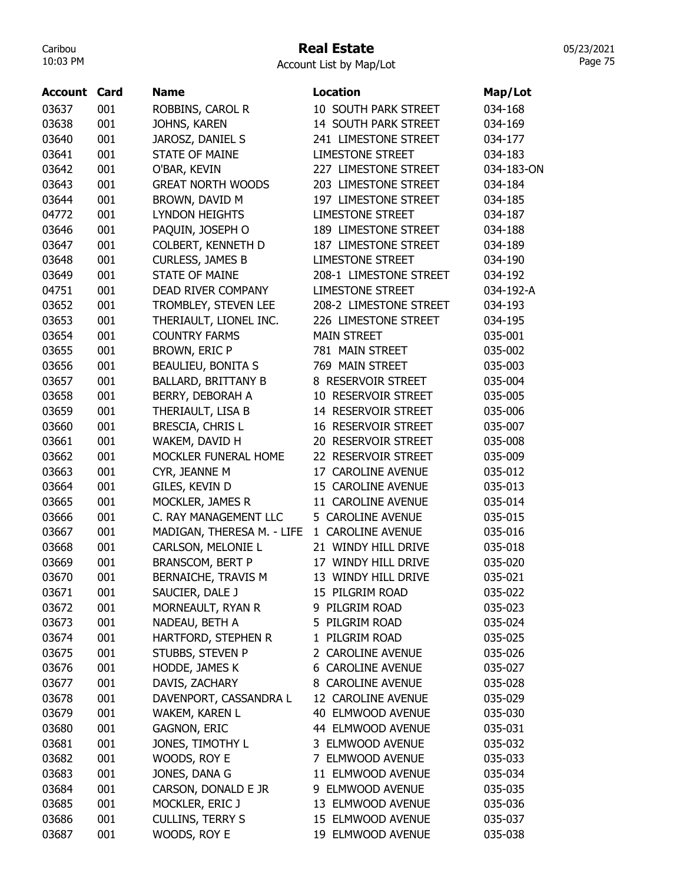# Real Estate

Account List by Map/Lot

| Account | Card | Name | Location | Map/Lot |
|---|---|---|---|---|
| 03637 | 001 | ROBBINS, CAROL R | 10 SOUTH PARK STREET | 034-168 |
| 03638 | 001 | JOHNS, KAREN | 14 SOUTH PARK STREET | 034-169 |
| 03640 | 001 | JAROSZ, DANIEL S | 241 LIMESTONE STREET | 034-177 |
| 03641 | 001 | STATE OF MAINE | LIMESTONE STREET | 034-183 |
| 03642 | 001 | O'BAR, KEVIN | 227 LIMESTONE STREET | 034-183-ON |
| 03643 | 001 | GREAT NORTH WOODS | 203 LIMESTONE STREET | 034-184 |
| 03644 | 001 | BROWN, DAVID M | 197 LIMESTONE STREET | 034-185 |
| 04772 | 001 | LYNDON HEIGHTS | LIMESTONE STREET | 034-187 |
| 03646 | 001 | PAQUIN, JOSEPH O | 189 LIMESTONE STREET | 034-188 |
| 03647 | 001 | COLBERT, KENNETH D | 187 LIMESTONE STREET | 034-189 |
| 03648 | 001 | CURLESS, JAMES B | LIMESTONE STREET | 034-190 |
| 03649 | 001 | STATE OF MAINE | 208-1 LIMESTONE STREET | 034-192 |
| 04751 | 001 | DEAD RIVER COMPANY | LIMESTONE STREET | 034-192-A |
| 03652 | 001 | TROMBLEY, STEVEN LEE | 208-2 LIMESTONE STREET | 034-193 |
| 03653 | 001 | THERIAULT, LIONEL INC. | 226 LIMESTONE STREET | 034-195 |
| 03654 | 001 | COUNTRY FARMS | MAIN STREET | 035-001 |
| 03655 | 001 | BROWN, ERIC P | 781 MAIN STREET | 035-002 |
| 03656 | 001 | BEAULIEU, BONITA S | 769 MAIN STREET | 035-003 |
| 03657 | 001 | BALLARD, BRITTANY B | 8 RESERVOIR STREET | 035-004 |
| 03658 | 001 | BERRY, DEBORAH A | 10 RESERVOIR STREET | 035-005 |
| 03659 | 001 | THERIAULT, LISA B | 14 RESERVOIR STREET | 035-006 |
| 03660 | 001 | BRESCIA, CHRIS L | 16 RESERVOIR STREET | 035-007 |
| 03661 | 001 | WAKEM, DAVID H | 20 RESERVOIR STREET | 035-008 |
| 03662 | 001 | MOCKLER FUNERAL HOME | 22 RESERVOIR STREET | 035-009 |
| 03663 | 001 | CYR, JEANNE M | 17 CAROLINE AVENUE | 035-012 |
| 03664 | 001 | GILES, KEVIN D | 15 CAROLINE AVENUE | 035-013 |
| 03665 | 001 | MOCKLER, JAMES R | 11 CAROLINE AVENUE | 035-014 |
| 03666 | 001 | C. RAY MANAGEMENT LLC | 5 CAROLINE AVENUE | 035-015 |
| 03667 | 001 | MADIGAN, THERESA M. - LIFE | 1 CAROLINE AVENUE | 035-016 |
| 03668 | 001 | CARLSON, MELONIE L | 21 WINDY HILL DRIVE | 035-018 |
| 03669 | 001 | BRANSCOM, BERT P | 17 WINDY HILL DRIVE | 035-020 |
| 03670 | 001 | BERNAICHE, TRAVIS M | 13 WINDY HILL DRIVE | 035-021 |
| 03671 | 001 | SAUCIER, DALE J | 15 PILGRIM ROAD | 035-022 |
| 03672 | 001 | MORNEAULT, RYAN R | 9 PILGRIM ROAD | 035-023 |
| 03673 | 001 | NADEAU, BETH A | 5 PILGRIM ROAD | 035-024 |
| 03674 | 001 | HARTFORD, STEPHEN R | 1 PILGRIM ROAD | 035-025 |
| 03675 | 001 | STUBBS, STEVEN P | 2 CAROLINE AVENUE | 035-026 |
| 03676 | 001 | HODDE, JAMES K | 6 CAROLINE AVENUE | 035-027 |
| 03677 | 001 | DAVIS, ZACHARY | 8 CAROLINE AVENUE | 035-028 |
| 03678 | 001 | DAVENPORT, CASSANDRA L | 12 CAROLINE AVENUE | 035-029 |
| 03679 | 001 | WAKEM, KAREN L | 40 ELMWOOD AVENUE | 035-030 |
| 03680 | 001 | GAGNON, ERIC | 44 ELMWOOD AVENUE | 035-031 |
| 03681 | 001 | JONES, TIMOTHY L | 3 ELMWOOD AVENUE | 035-032 |
| 03682 | 001 | WOODS, ROY E | 7 ELMWOOD AVENUE | 035-033 |
| 03683 | 001 | JONES, DANA G | 11 ELMWOOD AVENUE | 035-034 |
| 03684 | 001 | CARSON, DONALD E JR | 9 ELMWOOD AVENUE | 035-035 |
| 03685 | 001 | MOCKLER, ERIC J | 13 ELMWOOD AVENUE | 035-036 |
| 03686 | 001 | CULLINS, TERRY S | 15 ELMWOOD AVENUE | 035-037 |
| 03687 | 001 | WOODS, ROY E | 19 ELMWOOD AVENUE | 035-038 |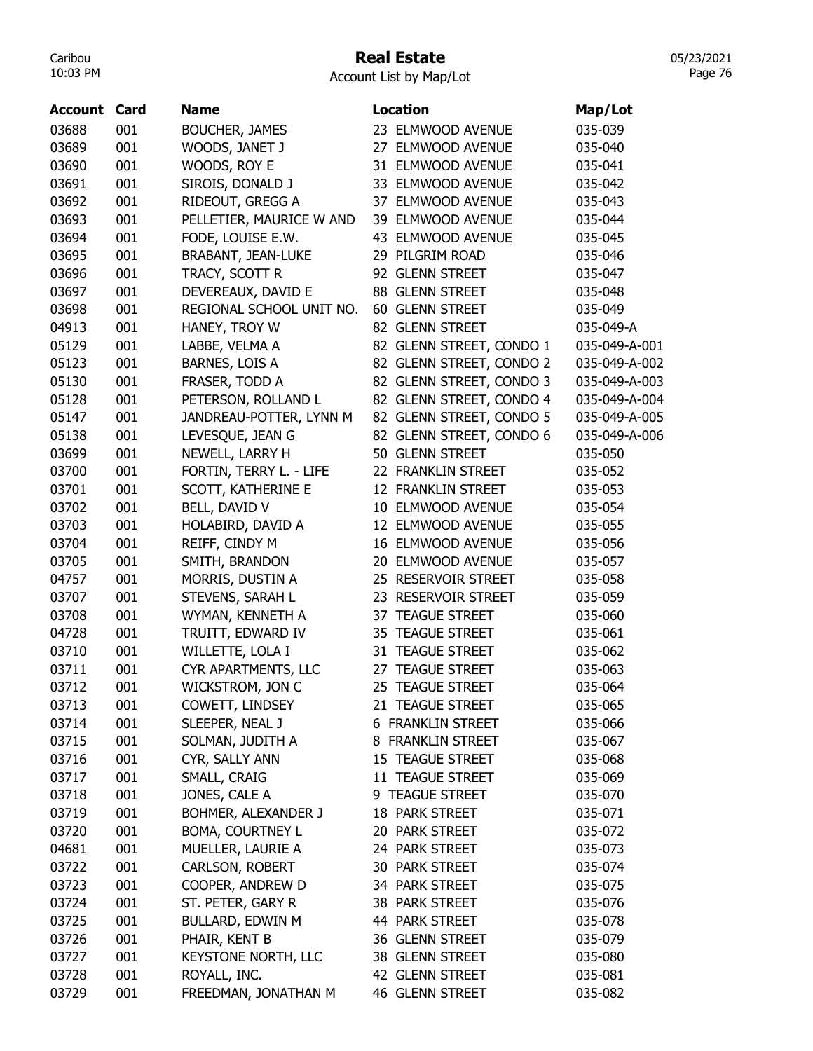# Real Estate

Account List by Map/Lot

| Account | Card | Name | Location | Map/Lot |
|---|---|---|---|---|
| 03688 | 001 | BOUCHER, JAMES | 23 ELMWOOD AVENUE | 035-039 |
| 03689 | 001 | WOODS, JANET J | 27 ELMWOOD AVENUE | 035-040 |
| 03690 | 001 | WOODS, ROY E | 31 ELMWOOD AVENUE | 035-041 |
| 03691 | 001 | SIROIS, DONALD J | 33 ELMWOOD AVENUE | 035-042 |
| 03692 | 001 | RIDEOUT, GREGG A | 37 ELMWOOD AVENUE | 035-043 |
| 03693 | 001 | PELLETIER, MAURICE W AND | 39 ELMWOOD AVENUE | 035-044 |
| 03694 | 001 | FODE, LOUISE E.W. | 43 ELMWOOD AVENUE | 035-045 |
| 03695 | 001 | BRABANT, JEAN-LUKE | 29 PILGRIM ROAD | 035-046 |
| 03696 | 001 | TRACY, SCOTT R | 92 GLENN STREET | 035-047 |
| 03697 | 001 | DEVEREAUX, DAVID E | 88 GLENN STREET | 035-048 |
| 03698 | 001 | REGIONAL SCHOOL UNIT NO. | 60 GLENN STREET | 035-049 |
| 04913 | 001 | HANEY, TROY W | 82 GLENN STREET | 035-049-A |
| 05129 | 001 | LABBE, VELMA A | 82 GLENN STREET, CONDO 1 | 035-049-A-001 |
| 05123 | 001 | BARNES, LOIS A | 82 GLENN STREET, CONDO 2 | 035-049-A-002 |
| 05130 | 001 | FRASER, TODD A | 82 GLENN STREET, CONDO 3 | 035-049-A-003 |
| 05128 | 001 | PETERSON, ROLLAND L | 82 GLENN STREET, CONDO 4 | 035-049-A-004 |
| 05147 | 001 | JANDREAU-POTTER, LYNN M | 82 GLENN STREET, CONDO 5 | 035-049-A-005 |
| 05138 | 001 | LEVESQUE, JEAN G | 82 GLENN STREET, CONDO 6 | 035-049-A-006 |
| 03699 | 001 | NEWELL, LARRY H | 50 GLENN STREET | 035-050 |
| 03700 | 001 | FORTIN, TERRY L. - LIFE | 22 FRANKLIN STREET | 035-052 |
| 03701 | 001 | SCOTT, KATHERINE E | 12 FRANKLIN STREET | 035-053 |
| 03702 | 001 | BELL, DAVID V | 10 ELMWOOD AVENUE | 035-054 |
| 03703 | 001 | HOLABIRD, DAVID A | 12 ELMWOOD AVENUE | 035-055 |
| 03704 | 001 | REIFF, CINDY M | 16 ELMWOOD AVENUE | 035-056 |
| 03705 | 001 | SMITH, BRANDON | 20 ELMWOOD AVENUE | 035-057 |
| 04757 | 001 | MORRIS, DUSTIN A | 25 RESERVOIR STREET | 035-058 |
| 03707 | 001 | STEVENS, SARAH L | 23 RESERVOIR STREET | 035-059 |
| 03708 | 001 | WYMAN, KENNETH A | 37 TEAGUE STREET | 035-060 |
| 04728 | 001 | TRUITT, EDWARD IV | 35 TEAGUE STREET | 035-061 |
| 03710 | 001 | WILLETTE, LOLA I | 31 TEAGUE STREET | 035-062 |
| 03711 | 001 | CYR APARTMENTS, LLC | 27 TEAGUE STREET | 035-063 |
| 03712 | 001 | WICKSTROM, JON C | 25 TEAGUE STREET | 035-064 |
| 03713 | 001 | COWETT, LINDSEY | 21 TEAGUE STREET | 035-065 |
| 03714 | 001 | SLEEPER, NEAL J | 6 FRANKLIN STREET | 035-066 |
| 03715 | 001 | SOLMAN, JUDITH A | 8 FRANKLIN STREET | 035-067 |
| 03716 | 001 | CYR, SALLY ANN | 15 TEAGUE STREET | 035-068 |
| 03717 | 001 | SMALL, CRAIG | 11 TEAGUE STREET | 035-069 |
| 03718 | 001 | JONES, CALE A | 9 TEAGUE STREET | 035-070 |
| 03719 | 001 | BOHMER, ALEXANDER J | 18 PARK STREET | 035-071 |
| 03720 | 001 | BOMA, COURTNEY L | 20 PARK STREET | 035-072 |
| 04681 | 001 | MUELLER, LAURIE A | 24 PARK STREET | 035-073 |
| 03722 | 001 | CARLSON, ROBERT | 30 PARK STREET | 035-074 |
| 03723 | 001 | COOPER, ANDREW D | 34 PARK STREET | 035-075 |
| 03724 | 001 | ST. PETER, GARY R | 38 PARK STREET | 035-076 |
| 03725 | 001 | BULLARD, EDWIN M | 44 PARK STREET | 035-078 |
| 03726 | 001 | PHAIR, KENT B | 36 GLENN STREET | 035-079 |
| 03727 | 001 | KEYSTONE NORTH, LLC | 38 GLENN STREET | 035-080 |
| 03728 | 001 | ROYALL, INC. | 42 GLENN STREET | 035-081 |
| 03729 | 001 | FREEDMAN, JONATHAN M | 46 GLENN STREET | 035-082 |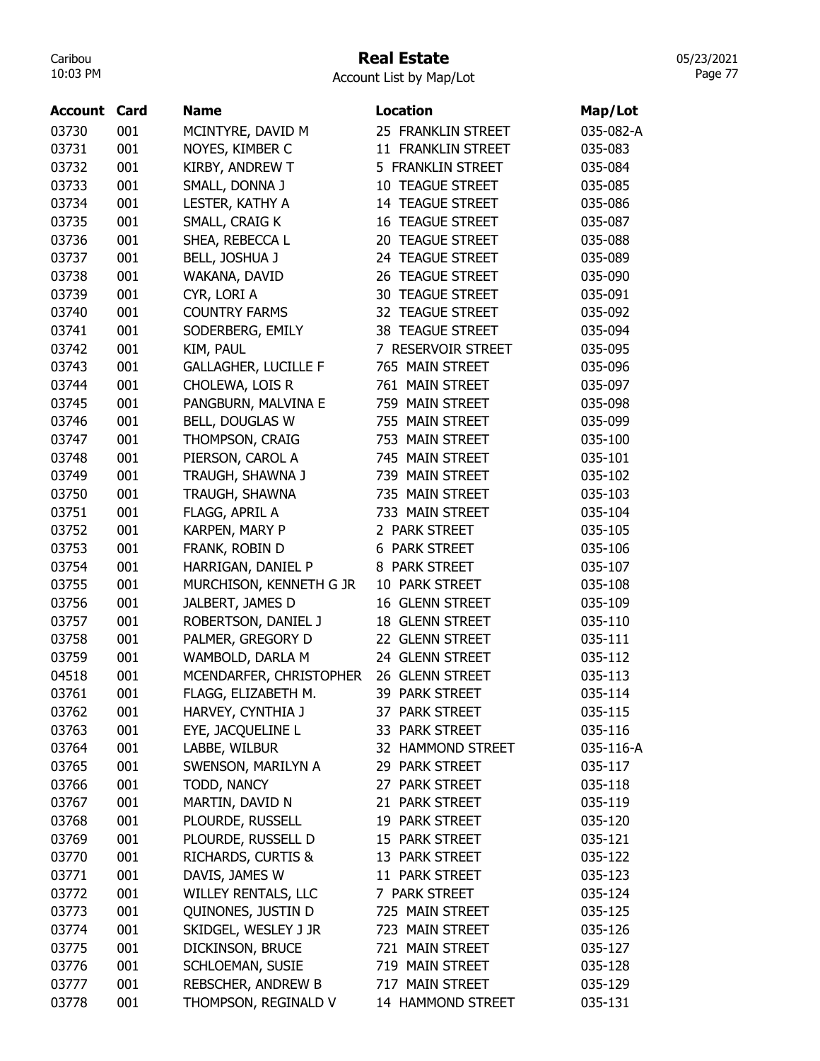# Real Estate

Account List by Map/Lot

| Account | Card | Name | Location | Map/Lot |
|---|---|---|---|---|
| 03730 | 001 | MCINTYRE, DAVID M | 25 FRANKLIN STREET | 035-082-A |
| 03731 | 001 | NOYES, KIMBER C | 11 FRANKLIN STREET | 035-083 |
| 03732 | 001 | KIRBY, ANDREW T | 5 FRANKLIN STREET | 035-084 |
| 03733 | 001 | SMALL, DONNA J | 10 TEAGUE STREET | 035-085 |
| 03734 | 001 | LESTER, KATHY A | 14 TEAGUE STREET | 035-086 |
| 03735 | 001 | SMALL, CRAIG K | 16 TEAGUE STREET | 035-087 |
| 03736 | 001 | SHEA, REBECCA L | 20 TEAGUE STREET | 035-088 |
| 03737 | 001 | BELL, JOSHUA J | 24 TEAGUE STREET | 035-089 |
| 03738 | 001 | WAKANA, DAVID | 26 TEAGUE STREET | 035-090 |
| 03739 | 001 | CYR, LORI A | 30 TEAGUE STREET | 035-091 |
| 03740 | 001 | COUNTRY FARMS | 32 TEAGUE STREET | 035-092 |
| 03741 | 001 | SODERBERG, EMILY | 38 TEAGUE STREET | 035-094 |
| 03742 | 001 | KIM, PAUL | 7 RESERVOIR STREET | 035-095 |
| 03743 | 001 | GALLAGHER, LUCILLE F | 765 MAIN STREET | 035-096 |
| 03744 | 001 | CHOLEWA, LOIS R | 761 MAIN STREET | 035-097 |
| 03745 | 001 | PANGBURN, MALVINA E | 759 MAIN STREET | 035-098 |
| 03746 | 001 | BELL, DOUGLAS W | 755 MAIN STREET | 035-099 |
| 03747 | 001 | THOMPSON, CRAIG | 753 MAIN STREET | 035-100 |
| 03748 | 001 | PIERSON, CAROL A | 745 MAIN STREET | 035-101 |
| 03749 | 001 | TRAUGH, SHAWNA J | 739 MAIN STREET | 035-102 |
| 03750 | 001 | TRAUGH, SHAWNA | 735 MAIN STREET | 035-103 |
| 03751 | 001 | FLAGG, APRIL A | 733 MAIN STREET | 035-104 |
| 03752 | 001 | KARPEN, MARY P | 2 PARK STREET | 035-105 |
| 03753 | 001 | FRANK, ROBIN D | 6 PARK STREET | 035-106 |
| 03754 | 001 | HARRIGAN, DANIEL P | 8 PARK STREET | 035-107 |
| 03755 | 001 | MURCHISON, KENNETH G JR | 10 PARK STREET | 035-108 |
| 03756 | 001 | JALBERT, JAMES D | 16 GLENN STREET | 035-109 |
| 03757 | 001 | ROBERTSON, DANIEL J | 18 GLENN STREET | 035-110 |
| 03758 | 001 | PALMER, GREGORY D | 22 GLENN STREET | 035-111 |
| 03759 | 001 | WAMBOLD, DARLA M | 24 GLENN STREET | 035-112 |
| 04518 | 001 | MCENDARFER, CHRISTOPHER | 26 GLENN STREET | 035-113 |
| 03761 | 001 | FLAGG, ELIZABETH M. | 39 PARK STREET | 035-114 |
| 03762 | 001 | HARVEY, CYNTHIA J | 37 PARK STREET | 035-115 |
| 03763 | 001 | EYE, JACQUELINE L | 33 PARK STREET | 035-116 |
| 03764 | 001 | LABBE, WILBUR | 32 HAMMOND STREET | 035-116-A |
| 03765 | 001 | SWENSON, MARILYN A | 29 PARK STREET | 035-117 |
| 03766 | 001 | TODD, NANCY | 27 PARK STREET | 035-118 |
| 03767 | 001 | MARTIN, DAVID N | 21 PARK STREET | 035-119 |
| 03768 | 001 | PLOURDE, RUSSELL | 19 PARK STREET | 035-120 |
| 03769 | 001 | PLOURDE, RUSSELL D | 15 PARK STREET | 035-121 |
| 03770 | 001 | RICHARDS, CURTIS & | 13 PARK STREET | 035-122 |
| 03771 | 001 | DAVIS, JAMES W | 11 PARK STREET | 035-123 |
| 03772 | 001 | WILLEY RENTALS, LLC | 7 PARK STREET | 035-124 |
| 03773 | 001 | QUINONES, JUSTIN D | 725 MAIN STREET | 035-125 |
| 03774 | 001 | SKIDGEL, WESLEY J JR | 723 MAIN STREET | 035-126 |
| 03775 | 001 | DICKINSON, BRUCE | 721 MAIN STREET | 035-127 |
| 03776 | 001 | SCHLOEMAN, SUSIE | 719 MAIN STREET | 035-128 |
| 03777 | 001 | REBSCHER, ANDREW B | 717 MAIN STREET | 035-129 |
| 03778 | 001 | THOMPSON, REGINALD V | 14 HAMMOND STREET | 035-131 |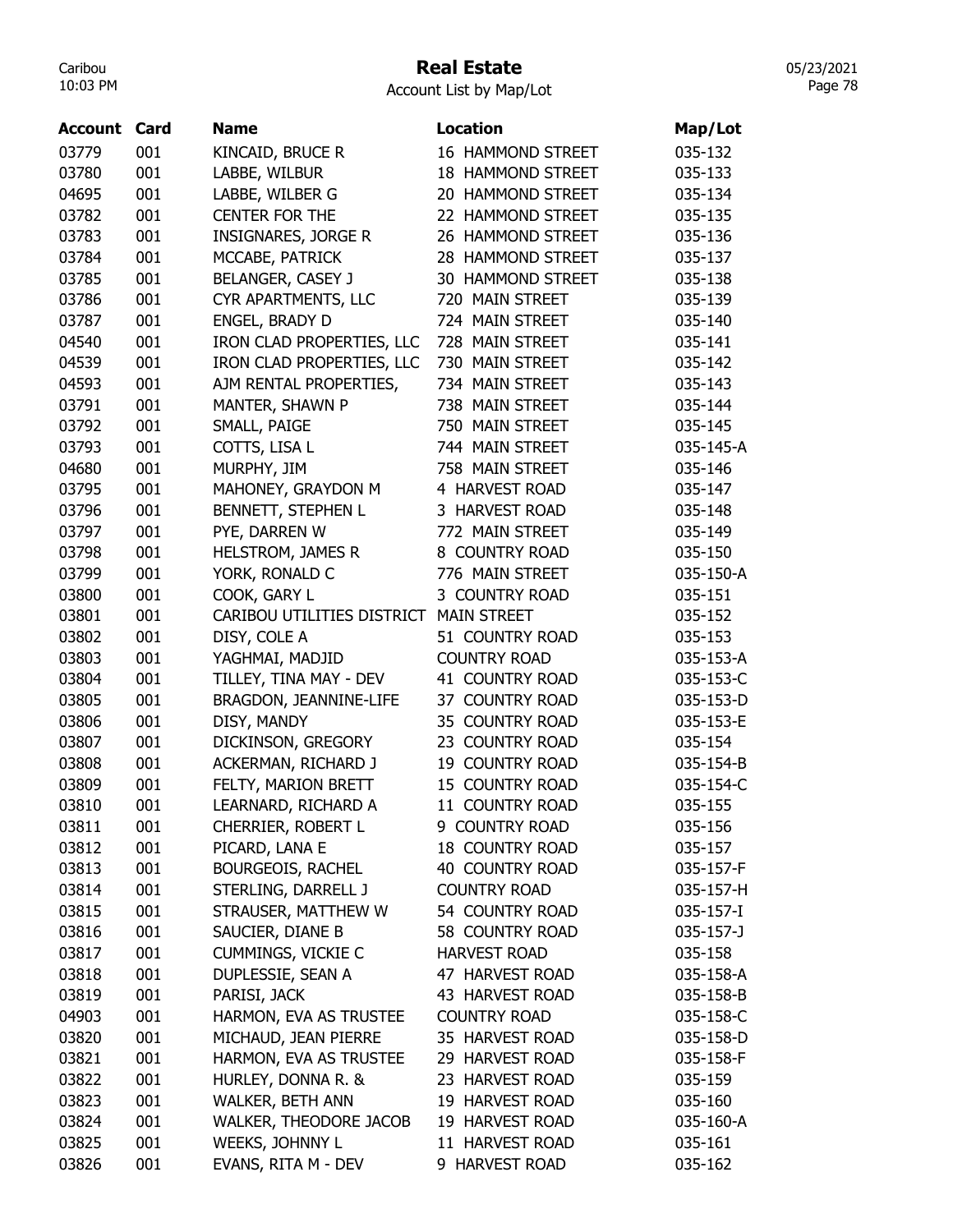# Real Estate

Account List by Map/Lot

| Account | Card | Name | Location | Map/Lot |
|---|---|---|---|---|
| 03779 | 001 | KINCAID, BRUCE R | 16 HAMMOND STREET | 035-132 |
| 03780 | 001 | LABBE, WILBUR | 18 HAMMOND STREET | 035-133 |
| 04695 | 001 | LABBE, WILBER G | 20 HAMMOND STREET | 035-134 |
| 03782 | 001 | CENTER FOR THE | 22 HAMMOND STREET | 035-135 |
| 03783 | 001 | INSIGNARES, JORGE R | 26 HAMMOND STREET | 035-136 |
| 03784 | 001 | MCCABE, PATRICK | 28 HAMMOND STREET | 035-137 |
| 03785 | 001 | BELANGER, CASEY J | 30 HAMMOND STREET | 035-138 |
| 03786 | 001 | CYR APARTMENTS, LLC | 720 MAIN STREET | 035-139 |
| 03787 | 001 | ENGEL, BRADY D | 724 MAIN STREET | 035-140 |
| 04540 | 001 | IRON CLAD PROPERTIES, LLC | 728 MAIN STREET | 035-141 |
| 04539 | 001 | IRON CLAD PROPERTIES, LLC | 730 MAIN STREET | 035-142 |
| 04593 | 001 | AJM RENTAL PROPERTIES, | 734 MAIN STREET | 035-143 |
| 03791 | 001 | MANTER, SHAWN P | 738 MAIN STREET | 035-144 |
| 03792 | 001 | SMALL, PAIGE | 750 MAIN STREET | 035-145 |
| 03793 | 001 | COTTS, LISA L | 744 MAIN STREET | 035-145-A |
| 04680 | 001 | MURPHY, JIM | 758 MAIN STREET | 035-146 |
| 03795 | 001 | MAHONEY, GRAYDON M | 4 HARVEST ROAD | 035-147 |
| 03796 | 001 | BENNETT, STEPHEN L | 3 HARVEST ROAD | 035-148 |
| 03797 | 001 | PYE, DARREN W | 772 MAIN STREET | 035-149 |
| 03798 | 001 | HELSTROM, JAMES R | 8 COUNTRY ROAD | 035-150 |
| 03799 | 001 | YORK, RONALD C | 776 MAIN STREET | 035-150-A |
| 03800 | 001 | COOK, GARY L | 3 COUNTRY ROAD | 035-151 |
| 03801 | 001 | CARIBOU UTILITIES DISTRICT | MAIN STREET | 035-152 |
| 03802 | 001 | DISY, COLE A | 51 COUNTRY ROAD | 035-153 |
| 03803 | 001 | YAGHMAI, MADJID | COUNTRY ROAD | 035-153-A |
| 03804 | 001 | TILLEY, TINA MAY - DEV | 41 COUNTRY ROAD | 035-153-C |
| 03805 | 001 | BRAGDON, JEANNINE-LIFE | 37 COUNTRY ROAD | 035-153-D |
| 03806 | 001 | DISY, MANDY | 35 COUNTRY ROAD | 035-153-E |
| 03807 | 001 | DICKINSON, GREGORY | 23 COUNTRY ROAD | 035-154 |
| 03808 | 001 | ACKERMAN, RICHARD J | 19 COUNTRY ROAD | 035-154-B |
| 03809 | 001 | FELTY, MARION BRETT | 15 COUNTRY ROAD | 035-154-C |
| 03810 | 001 | LEARNARD, RICHARD A | 11 COUNTRY ROAD | 035-155 |
| 03811 | 001 | CHERRIER, ROBERT L | 9 COUNTRY ROAD | 035-156 |
| 03812 | 001 | PICARD, LANA E | 18 COUNTRY ROAD | 035-157 |
| 03813 | 001 | BOURGEOIS, RACHEL | 40 COUNTRY ROAD | 035-157-F |
| 03814 | 001 | STERLING, DARRELL J | COUNTRY ROAD | 035-157-H |
| 03815 | 001 | STRAUSER, MATTHEW W | 54 COUNTRY ROAD | 035-157-I |
| 03816 | 001 | SAUCIER, DIANE B | 58 COUNTRY ROAD | 035-157-J |
| 03817 | 001 | CUMMINGS, VICKIE C | HARVEST ROAD | 035-158 |
| 03818 | 001 | DUPLESSIE, SEAN A | 47 HARVEST ROAD | 035-158-A |
| 03819 | 001 | PARISI, JACK | 43 HARVEST ROAD | 035-158-B |
| 04903 | 001 | HARMON, EVA AS TRUSTEE | COUNTRY ROAD | 035-158-C |
| 03820 | 001 | MICHAUD, JEAN PIERRE | 35 HARVEST ROAD | 035-158-D |
| 03821 | 001 | HARMON, EVA AS TRUSTEE | 29 HARVEST ROAD | 035-158-F |
| 03822 | 001 | HURLEY, DONNA R. & | 23 HARVEST ROAD | 035-159 |
| 03823 | 001 | WALKER, BETH ANN | 19 HARVEST ROAD | 035-160 |
| 03824 | 001 | WALKER, THEODORE JACOB | 19 HARVEST ROAD | 035-160-A |
| 03825 | 001 | WEEKS, JOHNNY L | 11 HARVEST ROAD | 035-161 |
| 03826 | 001 | EVANS, RITA M - DEV | 9 HARVEST ROAD | 035-162 |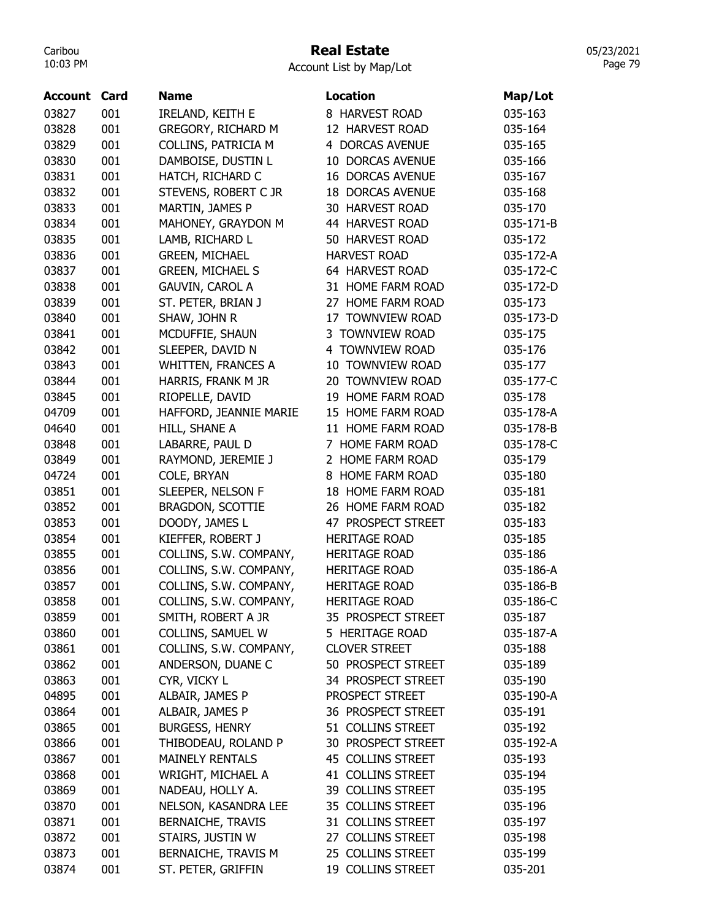# Real Estate

Account List by Map/Lot

| Account | Card | Name | Location | Map/Lot |
|---|---|---|---|---|
| 03827 | 001 | IRELAND, KEITH E | 8 HARVEST ROAD | 035-163 |
| 03828 | 001 | GREGORY, RICHARD M | 12 HARVEST ROAD | 035-164 |
| 03829 | 001 | COLLINS, PATRICIA M | 4 DORCAS AVENUE | 035-165 |
| 03830 | 001 | DAMBOISE, DUSTIN L | 10 DORCAS AVENUE | 035-166 |
| 03831 | 001 | HATCH, RICHARD C | 16 DORCAS AVENUE | 035-167 |
| 03832 | 001 | STEVENS, ROBERT C JR | 18 DORCAS AVENUE | 035-168 |
| 03833 | 001 | MARTIN, JAMES P | 30 HARVEST ROAD | 035-170 |
| 03834 | 001 | MAHONEY, GRAYDON M | 44 HARVEST ROAD | 035-171-B |
| 03835 | 001 | LAMB, RICHARD L | 50 HARVEST ROAD | 035-172 |
| 03836 | 001 | GREEN, MICHAEL | HARVEST ROAD | 035-172-A |
| 03837 | 001 | GREEN, MICHAEL S | 64 HARVEST ROAD | 035-172-C |
| 03838 | 001 | GAUVIN, CAROL A | 31 HOME FARM ROAD | 035-172-D |
| 03839 | 001 | ST. PETER, BRIAN J | 27 HOME FARM ROAD | 035-173 |
| 03840 | 001 | SHAW, JOHN R | 17 TOWNVIEW ROAD | 035-173-D |
| 03841 | 001 | MCDUFFIE, SHAUN | 3 TOWNVIEW ROAD | 035-175 |
| 03842 | 001 | SLEEPER, DAVID N | 4 TOWNVIEW ROAD | 035-176 |
| 03843 | 001 | WHITTEN, FRANCES A | 10 TOWNVIEW ROAD | 035-177 |
| 03844 | 001 | HARRIS, FRANK M JR | 20 TOWNVIEW ROAD | 035-177-C |
| 03845 | 001 | RIOPELLE, DAVID | 19 HOME FARM ROAD | 035-178 |
| 04709 | 001 | HAFFORD, JEANNIE MARIE | 15 HOME FARM ROAD | 035-178-A |
| 04640 | 001 | HILL, SHANE A | 11 HOME FARM ROAD | 035-178-B |
| 03848 | 001 | LABARRE, PAUL D | 7 HOME FARM ROAD | 035-178-C |
| 03849 | 001 | RAYMOND, JEREMIE J | 2 HOME FARM ROAD | 035-179 |
| 04724 | 001 | COLE, BRYAN | 8 HOME FARM ROAD | 035-180 |
| 03851 | 001 | SLEEPER, NELSON F | 18 HOME FARM ROAD | 035-181 |
| 03852 | 001 | BRAGDON, SCOTTIE | 26 HOME FARM ROAD | 035-182 |
| 03853 | 001 | DOODY, JAMES L | 47 PROSPECT STREET | 035-183 |
| 03854 | 001 | KIEFFER, ROBERT J | HERITAGE ROAD | 035-185 |
| 03855 | 001 | COLLINS, S.W. COMPANY, | HERITAGE ROAD | 035-186 |
| 03856 | 001 | COLLINS, S.W. COMPANY, | HERITAGE ROAD | 035-186-A |
| 03857 | 001 | COLLINS, S.W. COMPANY, | HERITAGE ROAD | 035-186-B |
| 03858 | 001 | COLLINS, S.W. COMPANY, | HERITAGE ROAD | 035-186-C |
| 03859 | 001 | SMITH, ROBERT A JR | 35 PROSPECT STREET | 035-187 |
| 03860 | 001 | COLLINS, SAMUEL W | 5 HERITAGE ROAD | 035-187-A |
| 03861 | 001 | COLLINS, S.W. COMPANY, | CLOVER STREET | 035-188 |
| 03862 | 001 | ANDERSON, DUANE C | 50 PROSPECT STREET | 035-189 |
| 03863 | 001 | CYR, VICKY L | 34 PROSPECT STREET | 035-190 |
| 04895 | 001 | ALBAIR, JAMES P | PROSPECT STREET | 035-190-A |
| 03864 | 001 | ALBAIR, JAMES P | 36 PROSPECT STREET | 035-191 |
| 03865 | 001 | BURGESS, HENRY | 51 COLLINS STREET | 035-192 |
| 03866 | 001 | THIBODEAU, ROLAND P | 30 PROSPECT STREET | 035-192-A |
| 03867 | 001 | MAINELY RENTALS | 45 COLLINS STREET | 035-193 |
| 03868 | 001 | WRIGHT, MICHAEL A | 41 COLLINS STREET | 035-194 |
| 03869 | 001 | NADEAU, HOLLY A. | 39 COLLINS STREET | 035-195 |
| 03870 | 001 | NELSON, KASANDRA LEE | 35 COLLINS STREET | 035-196 |
| 03871 | 001 | BERNAICHE, TRAVIS | 31 COLLINS STREET | 035-197 |
| 03872 | 001 | STAIRS, JUSTIN W | 27 COLLINS STREET | 035-198 |
| 03873 | 001 | BERNAICHE, TRAVIS M | 25 COLLINS STREET | 035-199 |
| 03874 | 001 | ST. PETER, GRIFFIN | 19 COLLINS STREET | 035-201 |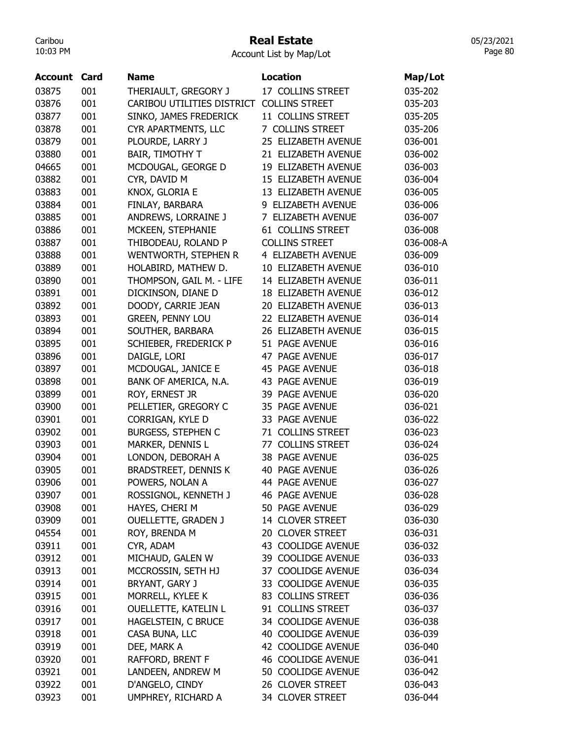# Real Estate

Account List by Map/Lot

| Account | Card | Name | Location | Map/Lot |
|---|---|---|---|---|
| 03875 | 001 | THERIAULT, GREGORY J | 17 COLLINS STREET | 035-202 |
| 03876 | 001 | CARIBOU UTILITIES DISTRICT | COLLINS STREET | 035-203 |
| 03877 | 001 | SINKO, JAMES FREDERICK | 11 COLLINS STREET | 035-205 |
| 03878 | 001 | CYR APARTMENTS, LLC | 7 COLLINS STREET | 035-206 |
| 03879 | 001 | PLOURDE, LARRY J | 25 ELIZABETH AVENUE | 036-001 |
| 03880 | 001 | BAIR, TIMOTHY T | 21 ELIZABETH AVENUE | 036-002 |
| 04665 | 001 | MCDOUGAL, GEORGE D | 19 ELIZABETH AVENUE | 036-003 |
| 03882 | 001 | CYR, DAVID M | 15 ELIZABETH AVENUE | 036-004 |
| 03883 | 001 | KNOX, GLORIA E | 13 ELIZABETH AVENUE | 036-005 |
| 03884 | 001 | FINLAY, BARBARA | 9 ELIZABETH AVENUE | 036-006 |
| 03885 | 001 | ANDREWS, LORRAINE J | 7 ELIZABETH AVENUE | 036-007 |
| 03886 | 001 | MCKEEN, STEPHANIE | 61 COLLINS STREET | 036-008 |
| 03887 | 001 | THIBODEAU, ROLAND P | COLLINS STREET | 036-008-A |
| 03888 | 001 | WENTWORTH, STEPHEN R | 4 ELIZABETH AVENUE | 036-009 |
| 03889 | 001 | HOLABIRD, MATHEW D. | 10 ELIZABETH AVENUE | 036-010 |
| 03890 | 001 | THOMPSON, GAIL M. - LIFE | 14 ELIZABETH AVENUE | 036-011 |
| 03891 | 001 | DICKINSON, DIANE D | 18 ELIZABETH AVENUE | 036-012 |
| 03892 | 001 | DOODY, CARRIE JEAN | 20 ELIZABETH AVENUE | 036-013 |
| 03893 | 001 | GREEN, PENNY LOU | 22 ELIZABETH AVENUE | 036-014 |
| 03894 | 001 | SOUTHER, BARBARA | 26 ELIZABETH AVENUE | 036-015 |
| 03895 | 001 | SCHIEBER, FREDERICK P | 51 PAGE AVENUE | 036-016 |
| 03896 | 001 | DAIGLE, LORI | 47 PAGE AVENUE | 036-017 |
| 03897 | 001 | MCDOUGAL, JANICE E | 45 PAGE AVENUE | 036-018 |
| 03898 | 001 | BANK OF AMERICA, N.A. | 43 PAGE AVENUE | 036-019 |
| 03899 | 001 | ROY, ERNEST JR | 39 PAGE AVENUE | 036-020 |
| 03900 | 001 | PELLETIER, GREGORY C | 35 PAGE AVENUE | 036-021 |
| 03901 | 001 | CORRIGAN, KYLE D | 33 PAGE AVENUE | 036-022 |
| 03902 | 001 | BURGESS, STEPHEN C | 71 COLLINS STREET | 036-023 |
| 03903 | 001 | MARKER, DENNIS L | 77 COLLINS STREET | 036-024 |
| 03904 | 001 | LONDON, DEBORAH A | 38 PAGE AVENUE | 036-025 |
| 03905 | 001 | BRADSTREET, DENNIS K | 40 PAGE AVENUE | 036-026 |
| 03906 | 001 | POWERS, NOLAN A | 44 PAGE AVENUE | 036-027 |
| 03907 | 001 | ROSSIGNOL, KENNETH J | 46 PAGE AVENUE | 036-028 |
| 03908 | 001 | HAYES, CHERI M | 50 PAGE AVENUE | 036-029 |
| 03909 | 001 | OUELLETTE, GRADEN J | 14 CLOVER STREET | 036-030 |
| 04554 | 001 | ROY, BRENDA M | 20 CLOVER STREET | 036-031 |
| 03911 | 001 | CYR, ADAM | 43 COOLIDGE AVENUE | 036-032 |
| 03912 | 001 | MICHAUD, GALEN W | 39 COOLIDGE AVENUE | 036-033 |
| 03913 | 001 | MCCROSSIN, SETH HJ | 37 COOLIDGE AVENUE | 036-034 |
| 03914 | 001 | BRYANT, GARY J | 33 COOLIDGE AVENUE | 036-035 |
| 03915 | 001 | MORRELL, KYLEE K | 83 COLLINS STREET | 036-036 |
| 03916 | 001 | OUELLETTE, KATELIN L | 91 COLLINS STREET | 036-037 |
| 03917 | 001 | HAGELSTEIN, C BRUCE | 34 COOLIDGE AVENUE | 036-038 |
| 03918 | 001 | CASA BUNA, LLC | 40 COOLIDGE AVENUE | 036-039 |
| 03919 | 001 | DEE, MARK A | 42 COOLIDGE AVENUE | 036-040 |
| 03920 | 001 | RAFFORD, BRENT F | 46 COOLIDGE AVENUE | 036-041 |
| 03921 | 001 | LANDEEN, ANDREW M | 50 COOLIDGE AVENUE | 036-042 |
| 03922 | 001 | D'ANGELO, CINDY | 26 CLOVER STREET | 036-043 |
| 03923 | 001 | UMPHREY, RICHARD A | 34 CLOVER STREET | 036-044 |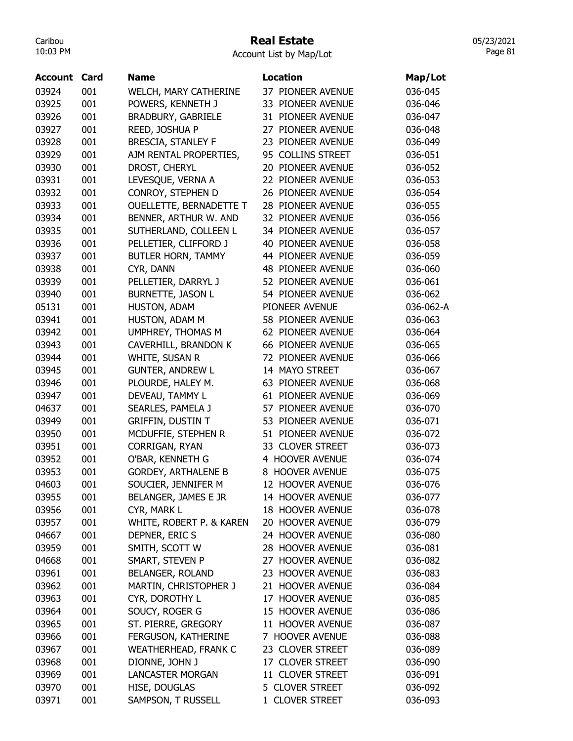# Real Estate

Account List by Map/Lot

| Account | Card | Name | Location | Map/Lot |
|---|---|---|---|---|
| 03924 | 001 | WELCH, MARY CATHERINE | 37 PIONEER AVENUE | 036-045 |
| 03925 | 001 | POWERS, KENNETH J | 33 PIONEER AVENUE | 036-046 |
| 03926 | 001 | BRADBURY, GABRIELE | 31 PIONEER AVENUE | 036-047 |
| 03927 | 001 | REED, JOSHUA P | 27 PIONEER AVENUE | 036-048 |
| 03928 | 001 | BRESCIA, STANLEY F | 23 PIONEER AVENUE | 036-049 |
| 03929 | 001 | AJM RENTAL PROPERTIES, | 95 COLLINS STREET | 036-051 |
| 03930 | 001 | DROST, CHERYL | 20 PIONEER AVENUE | 036-052 |
| 03931 | 001 | LEVESQUE, VERNA A | 22 PIONEER AVENUE | 036-053 |
| 03932 | 001 | CONROY, STEPHEN D | 26 PIONEER AVENUE | 036-054 |
| 03933 | 001 | OUELLETTE, BERNADETTE T | 28 PIONEER AVENUE | 036-055 |
| 03934 | 001 | BENNER, ARTHUR W. AND | 32 PIONEER AVENUE | 036-056 |
| 03935 | 001 | SUTHERLAND, COLLEEN L | 34 PIONEER AVENUE | 036-057 |
| 03936 | 001 | PELLETIER, CLIFFORD J | 40 PIONEER AVENUE | 036-058 |
| 03937 | 001 | BUTLER HORN, TAMMY | 44 PIONEER AVENUE | 036-059 |
| 03938 | 001 | CYR, DANN | 48 PIONEER AVENUE | 036-060 |
| 03939 | 001 | PELLETIER, DARRYL J | 52 PIONEER AVENUE | 036-061 |
| 03940 | 001 | BURNETTE, JASON L | 54 PIONEER AVENUE | 036-062 |
| 05131 | 001 | HUSTON, ADAM | PIONEER AVENUE | 036-062-A |
| 03941 | 001 | HUSTON, ADAM M | 58 PIONEER AVENUE | 036-063 |
| 03942 | 001 | UMPHREY, THOMAS M | 62 PIONEER AVENUE | 036-064 |
| 03943 | 001 | CAVERHILL, BRANDON K | 66 PIONEER AVENUE | 036-065 |
| 03944 | 001 | WHITE, SUSAN R | 72 PIONEER AVENUE | 036-066 |
| 03945 | 001 | GUNTER, ANDREW L | 14 MAYO STREET | 036-067 |
| 03946 | 001 | PLOURDE, HALEY M. | 63 PIONEER AVENUE | 036-068 |
| 03947 | 001 | DEVEAU, TAMMY L | 61 PIONEER AVENUE | 036-069 |
| 04637 | 001 | SEARLES, PAMELA J | 57 PIONEER AVENUE | 036-070 |
| 03949 | 001 | GRIFFIN, DUSTIN T | 53 PIONEER AVENUE | 036-071 |
| 03950 | 001 | MCDUFFIE, STEPHEN R | 51 PIONEER AVENUE | 036-072 |
| 03951 | 001 | CORRIGAN, RYAN | 33 CLOVER STREET | 036-073 |
| 03952 | 001 | O'BAR, KENNETH G | 4 HOOVER AVENUE | 036-074 |
| 03953 | 001 | GORDEY, ARTHALENE B | 8 HOOVER AVENUE | 036-075 |
| 04603 | 001 | SOUCIER, JENNIFER M | 12 HOOVER AVENUE | 036-076 |
| 03955 | 001 | BELANGER, JAMES E JR | 14 HOOVER AVENUE | 036-077 |
| 03956 | 001 | CYR, MARK L | 18 HOOVER AVENUE | 036-078 |
| 03957 | 001 | WHITE, ROBERT P. & KAREN | 20 HOOVER AVENUE | 036-079 |
| 04667 | 001 | DEPNER, ERIC S | 24 HOOVER AVENUE | 036-080 |
| 03959 | 001 | SMITH, SCOTT W | 28 HOOVER AVENUE | 036-081 |
| 04668 | 001 | SMART, STEVEN P | 27 HOOVER AVENUE | 036-082 |
| 03961 | 001 | BELANGER, ROLAND | 23 HOOVER AVENUE | 036-083 |
| 03962 | 001 | MARTIN, CHRISTOPHER J | 21 HOOVER AVENUE | 036-084 |
| 03963 | 001 | CYR, DOROTHY L | 17 HOOVER AVENUE | 036-085 |
| 03964 | 001 | SOUCY, ROGER G | 15 HOOVER AVENUE | 036-086 |
| 03965 | 001 | ST. PIERRE, GREGORY | 11 HOOVER AVENUE | 036-087 |
| 03966 | 001 | FERGUSON, KATHERINE | 7 HOOVER AVENUE | 036-088 |
| 03967 | 001 | WEATHERHEAD, FRANK C | 23 CLOVER STREET | 036-089 |
| 03968 | 001 | DIONNE, JOHN J | 17 CLOVER STREET | 036-090 |
| 03969 | 001 | LANCASTER MORGAN | 11 CLOVER STREET | 036-091 |
| 03970 | 001 | HISE, DOUGLAS | 5 CLOVER STREET | 036-092 |
| 03971 | 001 | SAMPSON, T RUSSELL | 1 CLOVER STREET | 036-093 |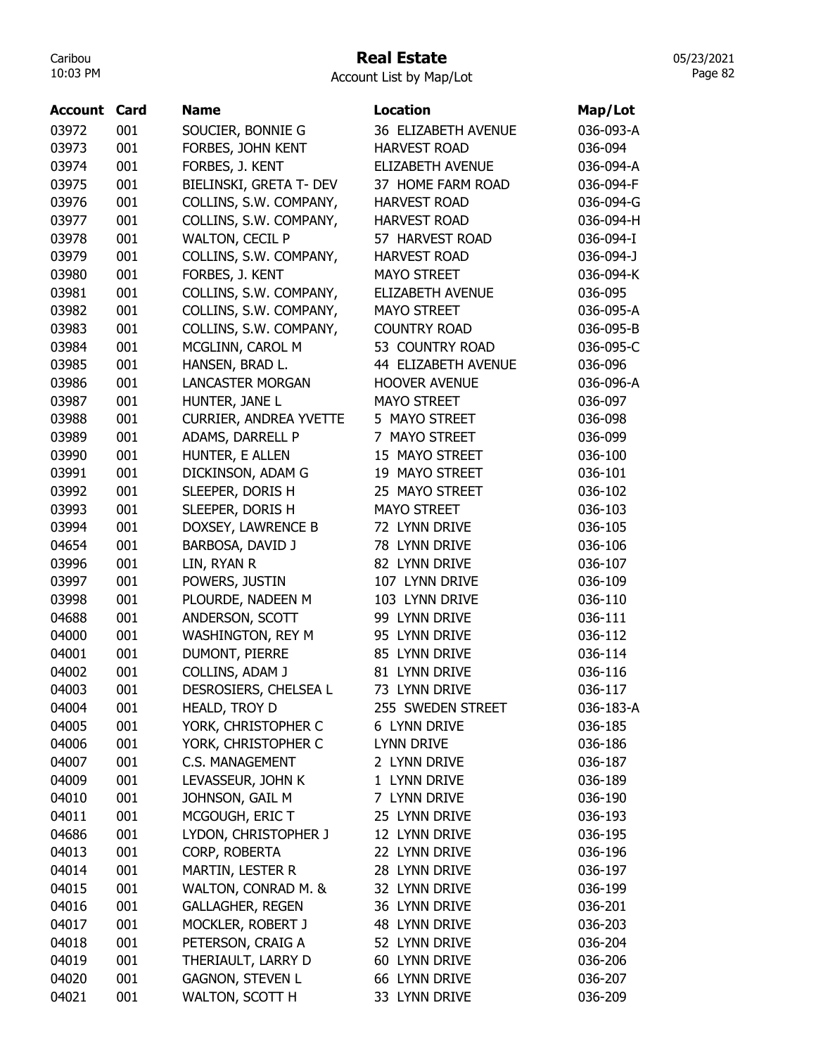# Real Estate

Account List by Map/Lot

| Account | Card | Name | Location | Map/Lot |
|---|---|---|---|---|
| 03972 | 001 | SOUCIER, BONNIE G | 36 ELIZABETH AVENUE | 036-093-A |
| 03973 | 001 | FORBES, JOHN KENT | HARVEST ROAD | 036-094 |
| 03974 | 001 | FORBES, J. KENT | ELIZABETH AVENUE | 036-094-A |
| 03975 | 001 | BIELINSKI, GRETA T- DEV | 37 HOME FARM ROAD | 036-094-F |
| 03976 | 001 | COLLINS, S.W. COMPANY, | HARVEST ROAD | 036-094-G |
| 03977 | 001 | COLLINS, S.W. COMPANY, | HARVEST ROAD | 036-094-H |
| 03978 | 001 | WALTON, CECIL P | 57 HARVEST ROAD | 036-094-I |
| 03979 | 001 | COLLINS, S.W. COMPANY, | HARVEST ROAD | 036-094-J |
| 03980 | 001 | FORBES, J. KENT | MAYO STREET | 036-094-K |
| 03981 | 001 | COLLINS, S.W. COMPANY, | ELIZABETH AVENUE | 036-095 |
| 03982 | 001 | COLLINS, S.W. COMPANY, | MAYO STREET | 036-095-A |
| 03983 | 001 | COLLINS, S.W. COMPANY, | COUNTRY ROAD | 036-095-B |
| 03984 | 001 | MCGLINN, CAROL M | 53 COUNTRY ROAD | 036-095-C |
| 03985 | 001 | HANSEN, BRAD L. | 44 ELIZABETH AVENUE | 036-096 |
| 03986 | 001 | LANCASTER MORGAN | HOOVER AVENUE | 036-096-A |
| 03987 | 001 | HUNTER, JANE L | MAYO STREET | 036-097 |
| 03988 | 001 | CURRIER, ANDREA YVETTE | 5 MAYO STREET | 036-098 |
| 03989 | 001 | ADAMS, DARRELL P | 7 MAYO STREET | 036-099 |
| 03990 | 001 | HUNTER, E ALLEN | 15 MAYO STREET | 036-100 |
| 03991 | 001 | DICKINSON, ADAM G | 19 MAYO STREET | 036-101 |
| 03992 | 001 | SLEEPER, DORIS H | 25 MAYO STREET | 036-102 |
| 03993 | 001 | SLEEPER, DORIS H | MAYO STREET | 036-103 |
| 03994 | 001 | DOXSEY, LAWRENCE B | 72 LYNN DRIVE | 036-105 |
| 04654 | 001 | BARBOSA, DAVID J | 78 LYNN DRIVE | 036-106 |
| 03996 | 001 | LIN, RYAN R | 82 LYNN DRIVE | 036-107 |
| 03997 | 001 | POWERS, JUSTIN | 107 LYNN DRIVE | 036-109 |
| 03998 | 001 | PLOURDE, NADEEN M | 103 LYNN DRIVE | 036-110 |
| 04688 | 001 | ANDERSON, SCOTT | 99 LYNN DRIVE | 036-111 |
| 04000 | 001 | WASHINGTON, REY M | 95 LYNN DRIVE | 036-112 |
| 04001 | 001 | DUMONT, PIERRE | 85 LYNN DRIVE | 036-114 |
| 04002 | 001 | COLLINS, ADAM J | 81 LYNN DRIVE | 036-116 |
| 04003 | 001 | DESROSIERS, CHELSEA L | 73 LYNN DRIVE | 036-117 |
| 04004 | 001 | HEALD, TROY D | 255 SWEDEN STREET | 036-183-A |
| 04005 | 001 | YORK, CHRISTOPHER C | 6 LYNN DRIVE | 036-185 |
| 04006 | 001 | YORK, CHRISTOPHER C | LYNN DRIVE | 036-186 |
| 04007 | 001 | C.S. MANAGEMENT | 2 LYNN DRIVE | 036-187 |
| 04009 | 001 | LEVASSEUR, JOHN K | 1 LYNN DRIVE | 036-189 |
| 04010 | 001 | JOHNSON, GAIL M | 7 LYNN DRIVE | 036-190 |
| 04011 | 001 | MCGOUGH, ERIC T | 25 LYNN DRIVE | 036-193 |
| 04686 | 001 | LYDON, CHRISTOPHER J | 12 LYNN DRIVE | 036-195 |
| 04013 | 001 | CORP, ROBERTA | 22 LYNN DRIVE | 036-196 |
| 04014 | 001 | MARTIN, LESTER R | 28 LYNN DRIVE | 036-197 |
| 04015 | 001 | WALTON, CONRAD M. & | 32 LYNN DRIVE | 036-199 |
| 04016 | 001 | GALLAGHER, REGEN | 36 LYNN DRIVE | 036-201 |
| 04017 | 001 | MOCKLER, ROBERT J | 48 LYNN DRIVE | 036-203 |
| 04018 | 001 | PETERSON, CRAIG A | 52 LYNN DRIVE | 036-204 |
| 04019 | 001 | THERIAULT, LARRY D | 60 LYNN DRIVE | 036-206 |
| 04020 | 001 | GAGNON, STEVEN L | 66 LYNN DRIVE | 036-207 |
| 04021 | 001 | WALTON, SCOTT H | 33 LYNN DRIVE | 036-209 |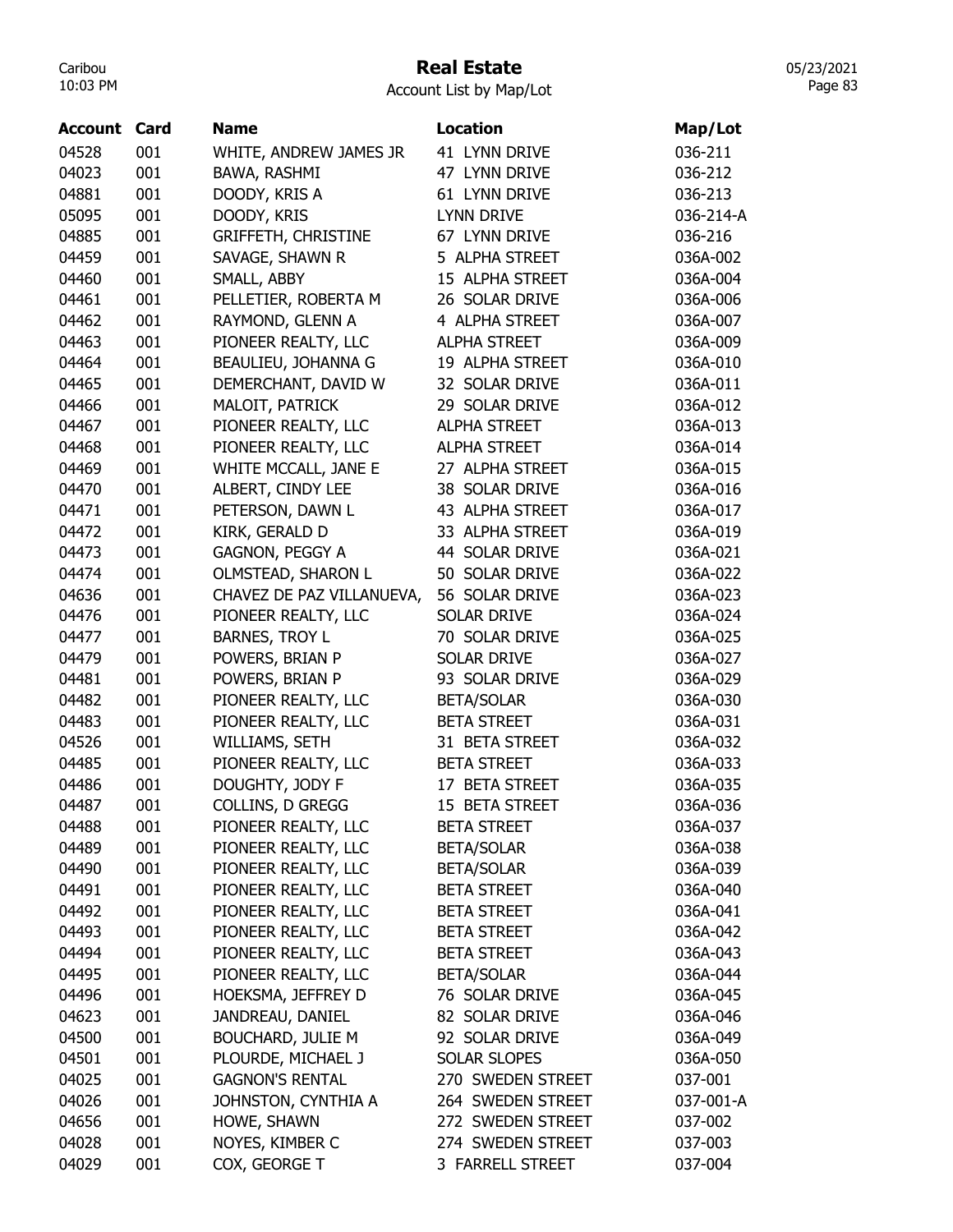# Real Estate

Account List by Map/Lot

| Account | Card | Name | Location | Map/Lot |
|---|---|---|---|---|
| 04528 | 001 | WHITE, ANDREW JAMES JR | 41 LYNN DRIVE | 036-211 |
| 04023 | 001 | BAWA, RASHMI | 47 LYNN DRIVE | 036-212 |
| 04881 | 001 | DOODY, KRIS A | 61 LYNN DRIVE | 036-213 |
| 05095 | 001 | DOODY, KRIS | LYNN DRIVE | 036-214-A |
| 04885 | 001 | GRIFFETH, CHRISTINE | 67 LYNN DRIVE | 036-216 |
| 04459 | 001 | SAVAGE, SHAWN R | 5 ALPHA STREET | 036A-002 |
| 04460 | 001 | SMALL, ABBY | 15 ALPHA STREET | 036A-004 |
| 04461 | 001 | PELLETIER, ROBERTA M | 26 SOLAR DRIVE | 036A-006 |
| 04462 | 001 | RAYMOND, GLENN A | 4 ALPHA STREET | 036A-007 |
| 04463 | 001 | PIONEER REALTY, LLC | ALPHA STREET | 036A-009 |
| 04464 | 001 | BEAULIEU, JOHANNA G | 19 ALPHA STREET | 036A-010 |
| 04465 | 001 | DEMERCHANT, DAVID W | 32 SOLAR DRIVE | 036A-011 |
| 04466 | 001 | MALOIT, PATRICK | 29 SOLAR DRIVE | 036A-012 |
| 04467 | 001 | PIONEER REALTY, LLC | ALPHA STREET | 036A-013 |
| 04468 | 001 | PIONEER REALTY, LLC | ALPHA STREET | 036A-014 |
| 04469 | 001 | WHITE MCCALL, JANE E | 27 ALPHA STREET | 036A-015 |
| 04470 | 001 | ALBERT, CINDY LEE | 38 SOLAR DRIVE | 036A-016 |
| 04471 | 001 | PETERSON, DAWN L | 43 ALPHA STREET | 036A-017 |
| 04472 | 001 | KIRK, GERALD D | 33 ALPHA STREET | 036A-019 |
| 04473 | 001 | GAGNON, PEGGY A | 44 SOLAR DRIVE | 036A-021 |
| 04474 | 001 | OLMSTEAD, SHARON L | 50 SOLAR DRIVE | 036A-022 |
| 04636 | 001 | CHAVEZ DE PAZ VILLANUEVA, | 56 SOLAR DRIVE | 036A-023 |
| 04476 | 001 | PIONEER REALTY, LLC | SOLAR DRIVE | 036A-024 |
| 04477 | 001 | BARNES, TROY L | 70 SOLAR DRIVE | 036A-025 |
| 04479 | 001 | POWERS, BRIAN P | SOLAR DRIVE | 036A-027 |
| 04481 | 001 | POWERS, BRIAN P | 93 SOLAR DRIVE | 036A-029 |
| 04482 | 001 | PIONEER REALTY, LLC | BETA/SOLAR | 036A-030 |
| 04483 | 001 | PIONEER REALTY, LLC | BETA STREET | 036A-031 |
| 04526 | 001 | WILLIAMS, SETH | 31 BETA STREET | 036A-032 |
| 04485 | 001 | PIONEER REALTY, LLC | BETA STREET | 036A-033 |
| 04486 | 001 | DOUGHTY, JODY F | 17 BETA STREET | 036A-035 |
| 04487 | 001 | COLLINS, D GREGG | 15 BETA STREET | 036A-036 |
| 04488 | 001 | PIONEER REALTY, LLC | BETA STREET | 036A-037 |
| 04489 | 001 | PIONEER REALTY, LLC | BETA/SOLAR | 036A-038 |
| 04490 | 001 | PIONEER REALTY, LLC | BETA/SOLAR | 036A-039 |
| 04491 | 001 | PIONEER REALTY, LLC | BETA STREET | 036A-040 |
| 04492 | 001 | PIONEER REALTY, LLC | BETA STREET | 036A-041 |
| 04493 | 001 | PIONEER REALTY, LLC | BETA STREET | 036A-042 |
| 04494 | 001 | PIONEER REALTY, LLC | BETA STREET | 036A-043 |
| 04495 | 001 | PIONEER REALTY, LLC | BETA/SOLAR | 036A-044 |
| 04496 | 001 | HOEKSMA, JEFFREY D | 76 SOLAR DRIVE | 036A-045 |
| 04623 | 001 | JANDREAU, DANIEL | 82 SOLAR DRIVE | 036A-046 |
| 04500 | 001 | BOUCHARD, JULIE M | 92 SOLAR DRIVE | 036A-049 |
| 04501 | 001 | PLOURDE, MICHAEL J | SOLAR SLOPES | 036A-050 |
| 04025 | 001 | GAGNON'S RENTAL | 270 SWEDEN STREET | 037-001 |
| 04026 | 001 | JOHNSTON, CYNTHIA A | 264 SWEDEN STREET | 037-001-A |
| 04656 | 001 | HOWE, SHAWN | 272 SWEDEN STREET | 037-002 |
| 04028 | 001 | NOYES, KIMBER C | 274 SWEDEN STREET | 037-003 |
| 04029 | 001 | COX, GEORGE T | 3 FARRELL STREET | 037-004 |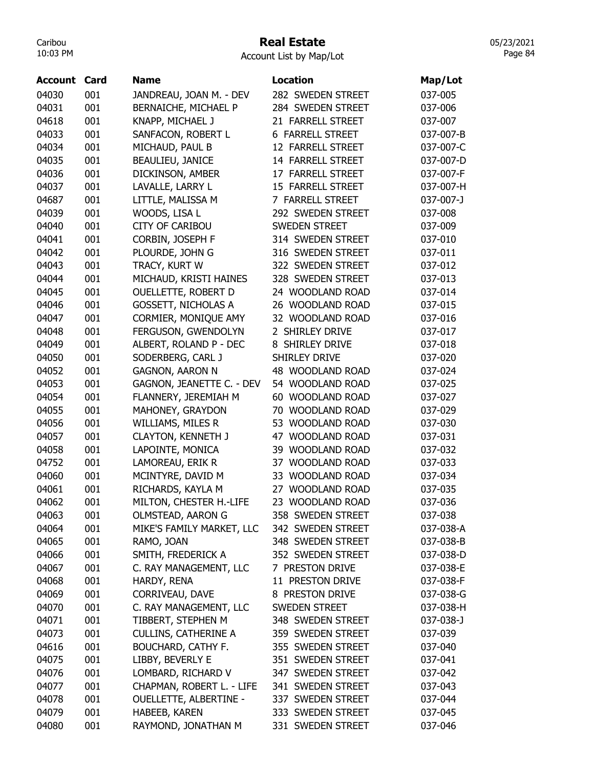# Real Estate

Account List by Map/Lot

| Account | Card | Name | Location | Map/Lot |
| --- | --- | --- | --- | --- |
| 04030 | 001 | JANDREAU, JOAN M. - DEV | 282 SWEDEN STREET | 037-005 |
| 04031 | 001 | BERNAICHE, MICHAEL P | 284 SWEDEN STREET | 037-006 |
| 04618 | 001 | KNAPP, MICHAEL J | 21 FARRELL STREET | 037-007 |
| 04033 | 001 | SANFACON, ROBERT L | 6 FARRELL STREET | 037-007-B |
| 04034 | 001 | MICHAUD, PAUL B | 12 FARRELL STREET | 037-007-C |
| 04035 | 001 | BEAULIEU, JANICE | 14 FARRELL STREET | 037-007-D |
| 04036 | 001 | DICKINSON, AMBER | 17 FARRELL STREET | 037-007-F |
| 04037 | 001 | LAVALLE, LARRY L | 15 FARRELL STREET | 037-007-H |
| 04687 | 001 | LITTLE, MALISSA M | 7 FARRELL STREET | 037-007-J |
| 04039 | 001 | WOODS, LISA L | 292 SWEDEN STREET | 037-008 |
| 04040 | 001 | CITY OF CARIBOU | SWEDEN STREET | 037-009 |
| 04041 | 001 | CORBIN, JOSEPH F | 314 SWEDEN STREET | 037-010 |
| 04042 | 001 | PLOURDE, JOHN G | 316 SWEDEN STREET | 037-011 |
| 04043 | 001 | TRACY, KURT W | 322 SWEDEN STREET | 037-012 |
| 04044 | 001 | MICHAUD, KRISTI HAINES | 328 SWEDEN STREET | 037-013 |
| 04045 | 001 | OUELLETTE, ROBERT D | 24 WOODLAND ROAD | 037-014 |
| 04046 | 001 | GOSSETT, NICHOLAS A | 26 WOODLAND ROAD | 037-015 |
| 04047 | 001 | CORMIER, MONIQUE AMY | 32 WOODLAND ROAD | 037-016 |
| 04048 | 001 | FERGUSON, GWENDOLYN | 2 SHIRLEY DRIVE | 037-017 |
| 04049 | 001 | ALBERT, ROLAND P - DEC | 8 SHIRLEY DRIVE | 037-018 |
| 04050 | 001 | SODERBERG, CARL J | SHIRLEY DRIVE | 037-020 |
| 04052 | 001 | GAGNON, AARON N | 48 WOODLAND ROAD | 037-024 |
| 04053 | 001 | GAGNON, JEANETTE C. - DEV | 54 WOODLAND ROAD | 037-025 |
| 04054 | 001 | FLANNERY, JEREMIAH M | 60 WOODLAND ROAD | 037-027 |
| 04055 | 001 | MAHONEY, GRAYDON | 70 WOODLAND ROAD | 037-029 |
| 04056 | 001 | WILLIAMS, MILES R | 53 WOODLAND ROAD | 037-030 |
| 04057 | 001 | CLAYTON, KENNETH J | 47 WOODLAND ROAD | 037-031 |
| 04058 | 001 | LAPOINTE, MONICA | 39 WOODLAND ROAD | 037-032 |
| 04752 | 001 | LAMOREAU, ERIK R | 37 WOODLAND ROAD | 037-033 |
| 04060 | 001 | MCINTYRE, DAVID M | 33 WOODLAND ROAD | 037-034 |
| 04061 | 001 | RICHARDS, KAYLA M | 27 WOODLAND ROAD | 037-035 |
| 04062 | 001 | MILTON, CHESTER H.-LIFE | 23 WOODLAND ROAD | 037-036 |
| 04063 | 001 | OLMSTEAD, AARON G | 358 SWEDEN STREET | 037-038 |
| 04064 | 001 | MIKE'S FAMILY MARKET, LLC | 342 SWEDEN STREET | 037-038-A |
| 04065 | 001 | RAMO, JOAN | 348 SWEDEN STREET | 037-038-B |
| 04066 | 001 | SMITH, FREDERICK A | 352 SWEDEN STREET | 037-038-D |
| 04067 | 001 | C. RAY MANAGEMENT, LLC | 7 PRESTON DRIVE | 037-038-E |
| 04068 | 001 | HARDY, RENA | 11 PRESTON DRIVE | 037-038-F |
| 04069 | 001 | CORRIVEAU, DAVE | 8 PRESTON DRIVE | 037-038-G |
| 04070 | 001 | C. RAY MANAGEMENT, LLC | SWEDEN STREET | 037-038-H |
| 04071 | 001 | TIBBERT, STEPHEN M | 348 SWEDEN STREET | 037-038-J |
| 04073 | 001 | CULLINS, CATHERINE A | 359 SWEDEN STREET | 037-039 |
| 04616 | 001 | BOUCHARD, CATHY F. | 355 SWEDEN STREET | 037-040 |
| 04075 | 001 | LIBBY, BEVERLY E | 351 SWEDEN STREET | 037-041 |
| 04076 | 001 | LOMBARD, RICHARD V | 347 SWEDEN STREET | 037-042 |
| 04077 | 001 | CHAPMAN, ROBERT L. - LIFE | 341 SWEDEN STREET | 037-043 |
| 04078 | 001 | OUELLETTE, ALBERTINE - | 337 SWEDEN STREET | 037-044 |
| 04079 | 001 | HABEEB, KAREN | 333 SWEDEN STREET | 037-045 |
| 04080 | 001 | RAYMOND, JONATHAN M | 331 SWEDEN STREET | 037-046 |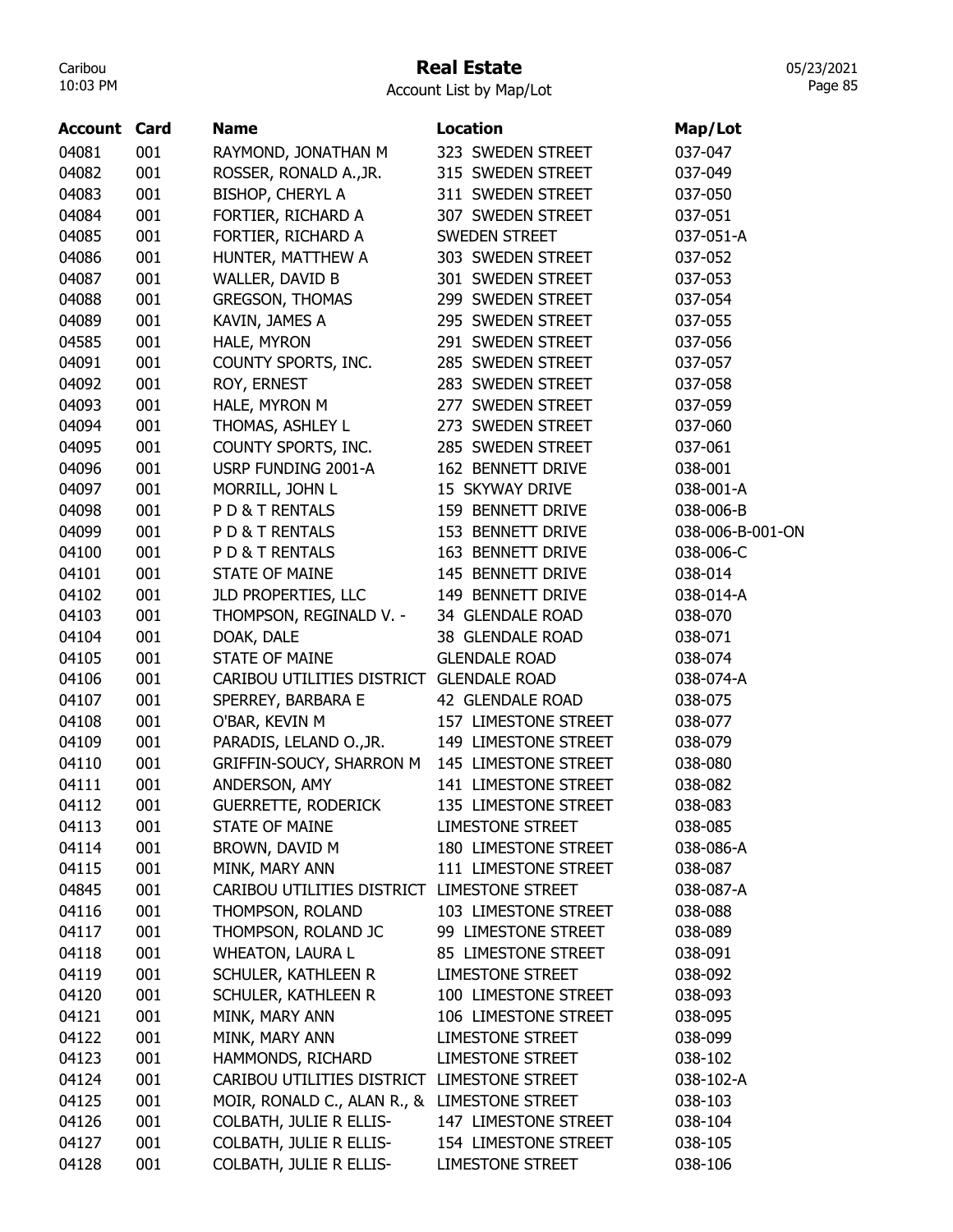# Real Estate

Account List by Map/Lot

| Account | Card | Name | Location | Map/Lot |
|---|---|---|---|---|
| 04081 | 001 | RAYMOND, JONATHAN M | 323 SWEDEN STREET | 037-047 |
| 04082 | 001 | ROSSER, RONALD A.,JR. | 315 SWEDEN STREET | 037-049 |
| 04083 | 001 | BISHOP, CHERYL A | 311 SWEDEN STREET | 037-050 |
| 04084 | 001 | FORTIER, RICHARD A | 307 SWEDEN STREET | 037-051 |
| 04085 | 001 | FORTIER, RICHARD A | SWEDEN STREET | 037-051-A |
| 04086 | 001 | HUNTER, MATTHEW A | 303 SWEDEN STREET | 037-052 |
| 04087 | 001 | WALLER, DAVID B | 301 SWEDEN STREET | 037-053 |
| 04088 | 001 | GREGSON, THOMAS | 299 SWEDEN STREET | 037-054 |
| 04089 | 001 | KAVIN, JAMES A | 295 SWEDEN STREET | 037-055 |
| 04585 | 001 | HALE, MYRON | 291 SWEDEN STREET | 037-056 |
| 04091 | 001 | COUNTY SPORTS, INC. | 285 SWEDEN STREET | 037-057 |
| 04092 | 001 | ROY, ERNEST | 283 SWEDEN STREET | 037-058 |
| 04093 | 001 | HALE, MYRON M | 277 SWEDEN STREET | 037-059 |
| 04094 | 001 | THOMAS, ASHLEY L | 273 SWEDEN STREET | 037-060 |
| 04095 | 001 | COUNTY SPORTS, INC. | 285 SWEDEN STREET | 037-061 |
| 04096 | 001 | USRP FUNDING 2001-A | 162 BENNETT DRIVE | 038-001 |
| 04097 | 001 | MORRILL, JOHN L | 15 SKYWAY DRIVE | 038-001-A |
| 04098 | 001 | P D & T RENTALS | 159 BENNETT DRIVE | 038-006-B |
| 04099 | 001 | P D & T RENTALS | 153 BENNETT DRIVE | 038-006-B-001-ON |
| 04100 | 001 | P D & T RENTALS | 163 BENNETT DRIVE | 038-006-C |
| 04101 | 001 | STATE OF MAINE | 145 BENNETT DRIVE | 038-014 |
| 04102 | 001 | JLD PROPERTIES, LLC | 149 BENNETT DRIVE | 038-014-A |
| 04103 | 001 | THOMPSON, REGINALD V. - | 34 GLENDALE ROAD | 038-070 |
| 04104 | 001 | DOAK, DALE | 38 GLENDALE ROAD | 038-071 |
| 04105 | 001 | STATE OF MAINE | GLENDALE ROAD | 038-074 |
| 04106 | 001 | CARIBOU UTILITIES DISTRICT | GLENDALE ROAD | 038-074-A |
| 04107 | 001 | SPERREY, BARBARA E | 42 GLENDALE ROAD | 038-075 |
| 04108 | 001 | O'BAR, KEVIN M | 157 LIMESTONE STREET | 038-077 |
| 04109 | 001 | PARADIS, LELAND O.,JR. | 149 LIMESTONE STREET | 038-079 |
| 04110 | 001 | GRIFFIN-SOUCY, SHARRON M | 145 LIMESTONE STREET | 038-080 |
| 04111 | 001 | ANDERSON, AMY | 141 LIMESTONE STREET | 038-082 |
| 04112 | 001 | GUERRETTE, RODERICK | 135 LIMESTONE STREET | 038-083 |
| 04113 | 001 | STATE OF MAINE | LIMESTONE STREET | 038-085 |
| 04114 | 001 | BROWN, DAVID M | 180 LIMESTONE STREET | 038-086-A |
| 04115 | 001 | MINK, MARY ANN | 111 LIMESTONE STREET | 038-087 |
| 04845 | 001 | CARIBOU UTILITIES DISTRICT | LIMESTONE STREET | 038-087-A |
| 04116 | 001 | THOMPSON, ROLAND | 103 LIMESTONE STREET | 038-088 |
| 04117 | 001 | THOMPSON, ROLAND JC | 99 LIMESTONE STREET | 038-089 |
| 04118 | 001 | WHEATON, LAURA L | 85 LIMESTONE STREET | 038-091 |
| 04119 | 001 | SCHULER, KATHLEEN R | LIMESTONE STREET | 038-092 |
| 04120 | 001 | SCHULER, KATHLEEN R | 100 LIMESTONE STREET | 038-093 |
| 04121 | 001 | MINK, MARY ANN | 106 LIMESTONE STREET | 038-095 |
| 04122 | 001 | MINK, MARY ANN | LIMESTONE STREET | 038-099 |
| 04123 | 001 | HAMMONDS, RICHARD | LIMESTONE STREET | 038-102 |
| 04124 | 001 | CARIBOU UTILITIES DISTRICT | LIMESTONE STREET | 038-102-A |
| 04125 | 001 | MOIR, RONALD C., ALAN R., & | LIMESTONE STREET | 038-103 |
| 04126 | 001 | COLBATH, JULIE R ELLIS- | 147 LIMESTONE STREET | 038-104 |
| 04127 | 001 | COLBATH, JULIE R ELLIS- | 154 LIMESTONE STREET | 038-105 |
| 04128 | 001 | COLBATH, JULIE R ELLIS- | LIMESTONE STREET | 038-106 |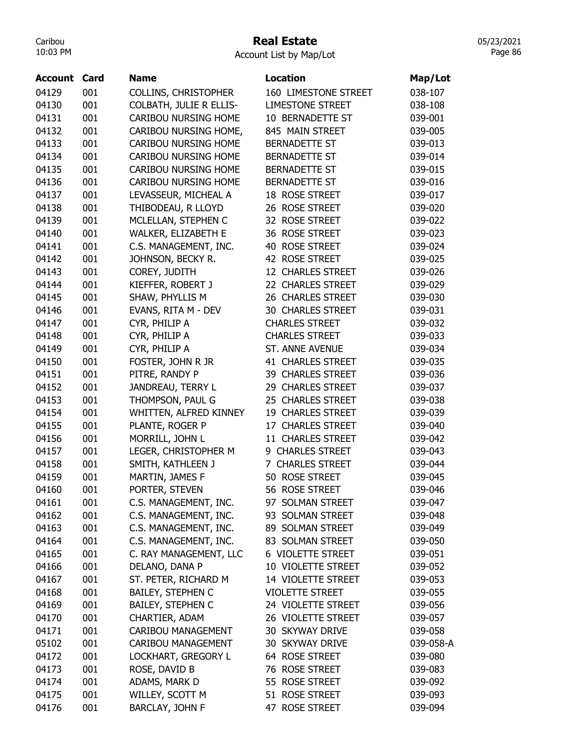# Real Estate

Account List by Map/Lot

| Account | Card | Name | Location | Map/Lot |
|---|---|---|---|---|
| 04129 | 001 | COLLINS, CHRISTOPHER | 160 LIMESTONE STREET | 038-107 |
| 04130 | 001 | COLBATH, JULIE R ELLIS- | LIMESTONE STREET | 038-108 |
| 04131 | 001 | CARIBOU NURSING HOME | 10 BERNADETTE ST | 039-001 |
| 04132 | 001 | CARIBOU NURSING HOME, | 845 MAIN STREET | 039-005 |
| 04133 | 001 | CARIBOU NURSING HOME | BERNADETTE ST | 039-013 |
| 04134 | 001 | CARIBOU NURSING HOME | BERNADETTE ST | 039-014 |
| 04135 | 001 | CARIBOU NURSING HOME | BERNADETTE ST | 039-015 |
| 04136 | 001 | CARIBOU NURSING HOME | BERNADETTE ST | 039-016 |
| 04137 | 001 | LEVASSEUR, MICHEAL A | 18 ROSE STREET | 039-017 |
| 04138 | 001 | THIBODEAU, R LLOYD | 26 ROSE STREET | 039-020 |
| 04139 | 001 | MCLELLAN, STEPHEN C | 32 ROSE STREET | 039-022 |
| 04140 | 001 | WALKER, ELIZABETH E | 36 ROSE STREET | 039-023 |
| 04141 | 001 | C.S. MANAGEMENT, INC. | 40 ROSE STREET | 039-024 |
| 04142 | 001 | JOHNSON, BECKY R. | 42 ROSE STREET | 039-025 |
| 04143 | 001 | COREY, JUDITH | 12 CHARLES STREET | 039-026 |
| 04144 | 001 | KIEFFER, ROBERT J | 22 CHARLES STREET | 039-029 |
| 04145 | 001 | SHAW, PHYLLIS M | 26 CHARLES STREET | 039-030 |
| 04146 | 001 | EVANS, RITA M - DEV | 30 CHARLES STREET | 039-031 |
| 04147 | 001 | CYR, PHILIP A | CHARLES STREET | 039-032 |
| 04148 | 001 | CYR, PHILIP A | CHARLES STREET | 039-033 |
| 04149 | 001 | CYR, PHILIP A | ST. ANNE AVENUE | 039-034 |
| 04150 | 001 | FOSTER, JOHN R JR | 41 CHARLES STREET | 039-035 |
| 04151 | 001 | PITRE, RANDY P | 39 CHARLES STREET | 039-036 |
| 04152 | 001 | JANDREAU, TERRY L | 29 CHARLES STREET | 039-037 |
| 04153 | 001 | THOMPSON, PAUL G | 25 CHARLES STREET | 039-038 |
| 04154 | 001 | WHITTEN, ALFRED KINNEY | 19 CHARLES STREET | 039-039 |
| 04155 | 001 | PLANTE, ROGER P | 17 CHARLES STREET | 039-040 |
| 04156 | 001 | MORRILL, JOHN L | 11 CHARLES STREET | 039-042 |
| 04157 | 001 | LEGER, CHRISTOPHER M | 9 CHARLES STREET | 039-043 |
| 04158 | 001 | SMITH, KATHLEEN J | 7 CHARLES STREET | 039-044 |
| 04159 | 001 | MARTIN, JAMES F | 50 ROSE STREET | 039-045 |
| 04160 | 001 | PORTER, STEVEN | 56 ROSE STREET | 039-046 |
| 04161 | 001 | C.S. MANAGEMENT, INC. | 97 SOLMAN STREET | 039-047 |
| 04162 | 001 | C.S. MANAGEMENT, INC. | 93 SOLMAN STREET | 039-048 |
| 04163 | 001 | C.S. MANAGEMENT, INC. | 89 SOLMAN STREET | 039-049 |
| 04164 | 001 | C.S. MANAGEMENT, INC. | 83 SOLMAN STREET | 039-050 |
| 04165 | 001 | C. RAY MANAGEMENT, LLC | 6 VIOLETTE STREET | 039-051 |
| 04166 | 001 | DELANO, DANA P | 10 VIOLETTE STREET | 039-052 |
| 04167 | 001 | ST. PETER, RICHARD M | 14 VIOLETTE STREET | 039-053 |
| 04168 | 001 | BAILEY, STEPHEN C | VIOLETTE STREET | 039-055 |
| 04169 | 001 | BAILEY, STEPHEN C | 24 VIOLETTE STREET | 039-056 |
| 04170 | 001 | CHARTIER, ADAM | 26 VIOLETTE STREET | 039-057 |
| 04171 | 001 | CARIBOU MANAGEMENT | 30 SKYWAY DRIVE | 039-058 |
| 05102 | 001 | CARIBOU MANAGEMENT | 30 SKYWAY DRIVE | 039-058-A |
| 04172 | 001 | LOCKHART, GREGORY L | 64 ROSE STREET | 039-080 |
| 04173 | 001 | ROSE, DAVID B | 76 ROSE STREET | 039-083 |
| 04174 | 001 | ADAMS, MARK D | 55 ROSE STREET | 039-092 |
| 04175 | 001 | WILLEY, SCOTT M | 51 ROSE STREET | 039-093 |
| 04176 | 001 | BARCLAY, JOHN F | 47 ROSE STREET | 039-094 |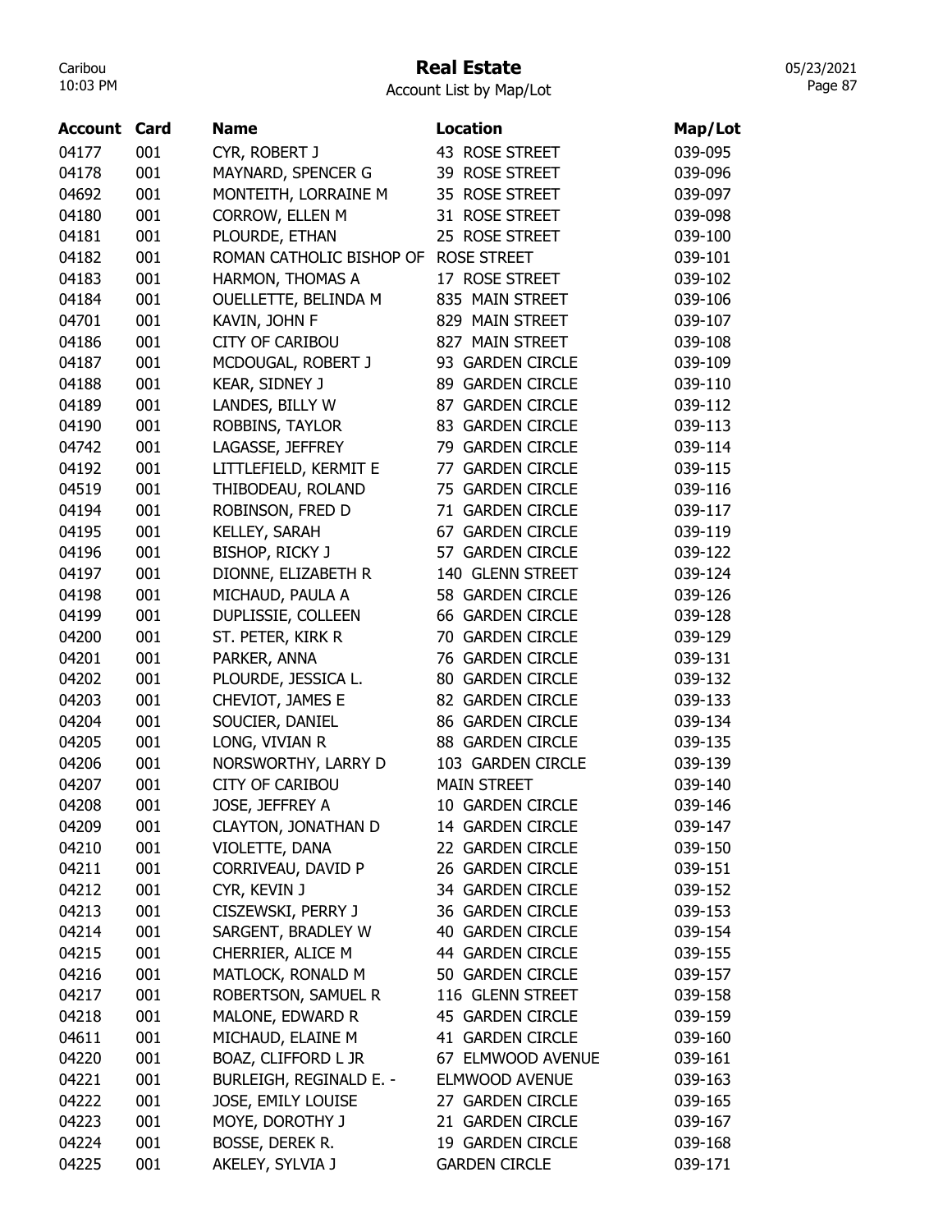# Real Estate

Account List by Map/Lot

| Account | Card | Name | Location | Map/Lot |
|---|---|---|---|---|
| 04177 | 001 | CYR, ROBERT J | 43 ROSE STREET | 039-095 |
| 04178 | 001 | MAYNARD, SPENCER G | 39 ROSE STREET | 039-096 |
| 04692 | 001 | MONTEITH, LORRAINE M | 35 ROSE STREET | 039-097 |
| 04180 | 001 | CORROW, ELLEN M | 31 ROSE STREET | 039-098 |
| 04181 | 001 | PLOURDE, ETHAN | 25 ROSE STREET | 039-100 |
| 04182 | 001 | ROMAN CATHOLIC BISHOP OF | ROSE STREET | 039-101 |
| 04183 | 001 | HARMON, THOMAS A | 17 ROSE STREET | 039-102 |
| 04184 | 001 | OUELLETTE, BELINDA M | 835 MAIN STREET | 039-106 |
| 04701 | 001 | KAVIN, JOHN F | 829 MAIN STREET | 039-107 |
| 04186 | 001 | CITY OF CARIBOU | 827 MAIN STREET | 039-108 |
| 04187 | 001 | MCDOUGAL, ROBERT J | 93 GARDEN CIRCLE | 039-109 |
| 04188 | 001 | KEAR, SIDNEY J | 89 GARDEN CIRCLE | 039-110 |
| 04189 | 001 | LANDES, BILLY W | 87 GARDEN CIRCLE | 039-112 |
| 04190 | 001 | ROBBINS, TAYLOR | 83 GARDEN CIRCLE | 039-113 |
| 04742 | 001 | LAGASSE, JEFFREY | 79 GARDEN CIRCLE | 039-114 |
| 04192 | 001 | LITTLEFIELD, KERMIT E | 77 GARDEN CIRCLE | 039-115 |
| 04519 | 001 | THIBODEAU, ROLAND | 75 GARDEN CIRCLE | 039-116 |
| 04194 | 001 | ROBINSON, FRED D | 71 GARDEN CIRCLE | 039-117 |
| 04195 | 001 | KELLEY, SARAH | 67 GARDEN CIRCLE | 039-119 |
| 04196 | 001 | BISHOP, RICKY J | 57 GARDEN CIRCLE | 039-122 |
| 04197 | 001 | DIONNE, ELIZABETH R | 140 GLENN STREET | 039-124 |
| 04198 | 001 | MICHAUD, PAULA A | 58 GARDEN CIRCLE | 039-126 |
| 04199 | 001 | DUPLISSIE, COLLEEN | 66 GARDEN CIRCLE | 039-128 |
| 04200 | 001 | ST. PETER, KIRK R | 70 GARDEN CIRCLE | 039-129 |
| 04201 | 001 | PARKER, ANNA | 76 GARDEN CIRCLE | 039-131 |
| 04202 | 001 | PLOURDE, JESSICA L. | 80 GARDEN CIRCLE | 039-132 |
| 04203 | 001 | CHEVIOT, JAMES E | 82 GARDEN CIRCLE | 039-133 |
| 04204 | 001 | SOUCIER, DANIEL | 86 GARDEN CIRCLE | 039-134 |
| 04205 | 001 | LONG, VIVIAN R | 88 GARDEN CIRCLE | 039-135 |
| 04206 | 001 | NORSWORTHY, LARRY D | 103 GARDEN CIRCLE | 039-139 |
| 04207 | 001 | CITY OF CARIBOU | MAIN STREET | 039-140 |
| 04208 | 001 | JOSE, JEFFREY A | 10 GARDEN CIRCLE | 039-146 |
| 04209 | 001 | CLAYTON, JONATHAN D | 14 GARDEN CIRCLE | 039-147 |
| 04210 | 001 | VIOLETTE, DANA | 22 GARDEN CIRCLE | 039-150 |
| 04211 | 001 | CORRIVEAU, DAVID P | 26 GARDEN CIRCLE | 039-151 |
| 04212 | 001 | CYR, KEVIN J | 34 GARDEN CIRCLE | 039-152 |
| 04213 | 001 | CISZEWSKI, PERRY J | 36 GARDEN CIRCLE | 039-153 |
| 04214 | 001 | SARGENT, BRADLEY W | 40 GARDEN CIRCLE | 039-154 |
| 04215 | 001 | CHERRIER, ALICE M | 44 GARDEN CIRCLE | 039-155 |
| 04216 | 001 | MATLOCK, RONALD M | 50 GARDEN CIRCLE | 039-157 |
| 04217 | 001 | ROBERTSON, SAMUEL R | 116 GLENN STREET | 039-158 |
| 04218 | 001 | MALONE, EDWARD R | 45 GARDEN CIRCLE | 039-159 |
| 04611 | 001 | MICHAUD, ELAINE M | 41 GARDEN CIRCLE | 039-160 |
| 04220 | 001 | BOAZ, CLIFFORD L JR | 67 ELMWOOD AVENUE | 039-161 |
| 04221 | 001 | BURLEIGH, REGINALD E. - | ELMWOOD AVENUE | 039-163 |
| 04222 | 001 | JOSE, EMILY LOUISE | 27 GARDEN CIRCLE | 039-165 |
| 04223 | 001 | MOYE, DOROTHY J | 21 GARDEN CIRCLE | 039-167 |
| 04224 | 001 | BOSSE, DEREK R. | 19 GARDEN CIRCLE | 039-168 |
| 04225 | 001 | AKELEY, SYLVIA J | GARDEN CIRCLE | 039-171 |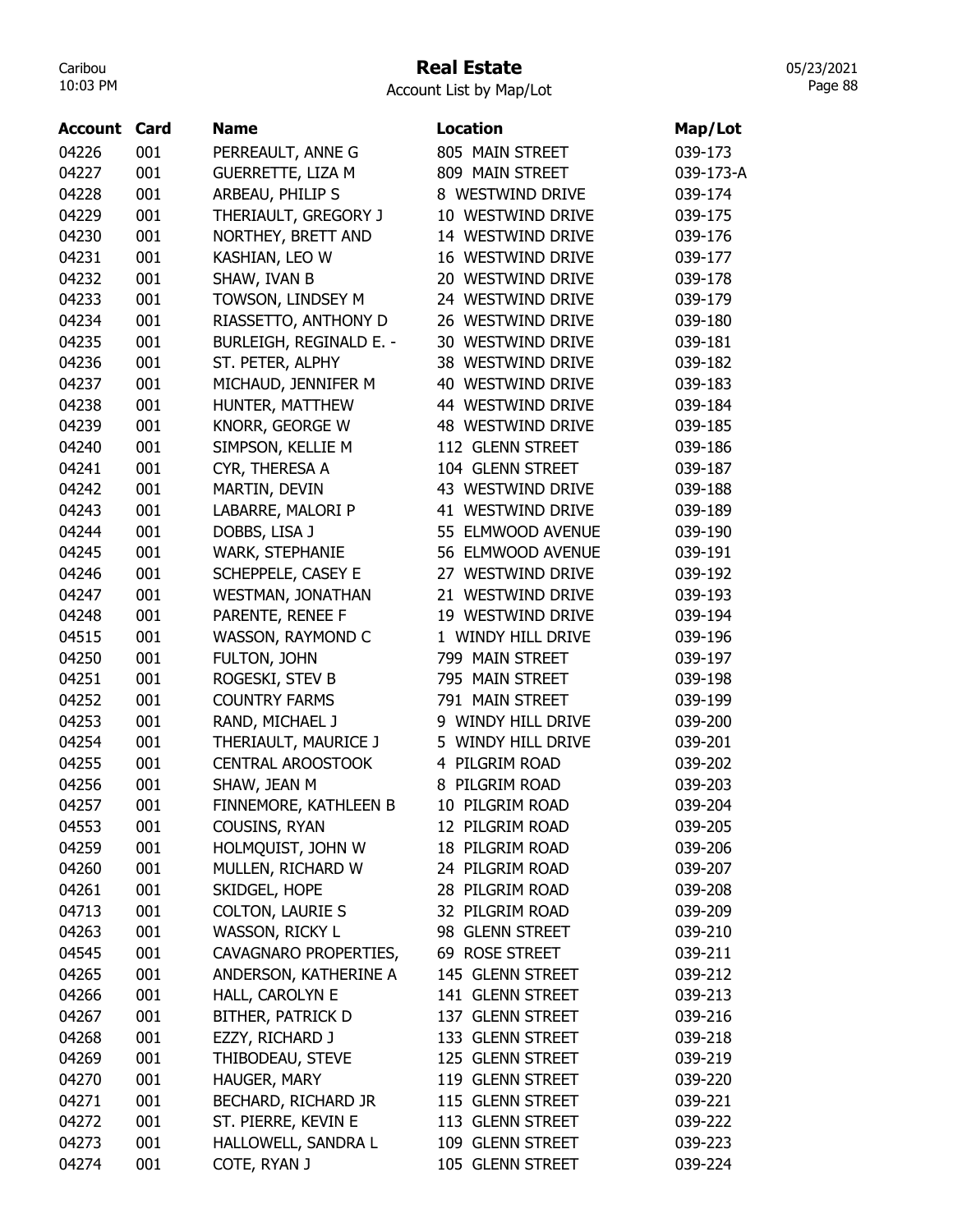# Real Estate

Account List by Map/Lot

| Account | Card | Name | Location | Map/Lot |
|---|---|---|---|---|
| 04226 | 001 | PERREAULT, ANNE G | 805 MAIN STREET | 039-173 |
| 04227 | 001 | GUERRETTE, LIZA M | 809 MAIN STREET | 039-173-A |
| 04228 | 001 | ARBEAU, PHILIP S | 8 WESTWIND DRIVE | 039-174 |
| 04229 | 001 | THERIAULT, GREGORY J | 10 WESTWIND DRIVE | 039-175 |
| 04230 | 001 | NORTHEY, BRETT AND | 14 WESTWIND DRIVE | 039-176 |
| 04231 | 001 | KASHIAN, LEO W | 16 WESTWIND DRIVE | 039-177 |
| 04232 | 001 | SHAW, IVAN B | 20 WESTWIND DRIVE | 039-178 |
| 04233 | 001 | TOWSON, LINDSEY M | 24 WESTWIND DRIVE | 039-179 |
| 04234 | 001 | RIASSETTO, ANTHONY D | 26 WESTWIND DRIVE | 039-180 |
| 04235 | 001 | BURLEIGH, REGINALD E. - | 30 WESTWIND DRIVE | 039-181 |
| 04236 | 001 | ST. PETER, ALPHY | 38 WESTWIND DRIVE | 039-182 |
| 04237 | 001 | MICHAUD, JENNIFER M | 40 WESTWIND DRIVE | 039-183 |
| 04238 | 001 | HUNTER, MATTHEW | 44 WESTWIND DRIVE | 039-184 |
| 04239 | 001 | KNORR, GEORGE W | 48 WESTWIND DRIVE | 039-185 |
| 04240 | 001 | SIMPSON, KELLIE M | 112 GLENN STREET | 039-186 |
| 04241 | 001 | CYR, THERESA A | 104 GLENN STREET | 039-187 |
| 04242 | 001 | MARTIN, DEVIN | 43 WESTWIND DRIVE | 039-188 |
| 04243 | 001 | LABARRE, MALORI P | 41 WESTWIND DRIVE | 039-189 |
| 04244 | 001 | DOBBS, LISA J | 55 ELMWOOD AVENUE | 039-190 |
| 04245 | 001 | WARK, STEPHANIE | 56 ELMWOOD AVENUE | 039-191 |
| 04246 | 001 | SCHEPPELE, CASEY E | 27 WESTWIND DRIVE | 039-192 |
| 04247 | 001 | WESTMAN, JONATHAN | 21 WESTWIND DRIVE | 039-193 |
| 04248 | 001 | PARENTE, RENEE F | 19 WESTWIND DRIVE | 039-194 |
| 04515 | 001 | WASSON, RAYMOND C | 1 WINDY HILL DRIVE | 039-196 |
| 04250 | 001 | FULTON, JOHN | 799 MAIN STREET | 039-197 |
| 04251 | 001 | ROGESKI, STEV B | 795 MAIN STREET | 039-198 |
| 04252 | 001 | COUNTRY FARMS | 791 MAIN STREET | 039-199 |
| 04253 | 001 | RAND, MICHAEL J | 9 WINDY HILL DRIVE | 039-200 |
| 04254 | 001 | THERIAULT, MAURICE J | 5 WINDY HILL DRIVE | 039-201 |
| 04255 | 001 | CENTRAL AROOSTOOK | 4 PILGRIM ROAD | 039-202 |
| 04256 | 001 | SHAW, JEAN M | 8 PILGRIM ROAD | 039-203 |
| 04257 | 001 | FINNEMORE, KATHLEEN B | 10 PILGRIM ROAD | 039-204 |
| 04553 | 001 | COUSINS, RYAN | 12 PILGRIM ROAD | 039-205 |
| 04259 | 001 | HOLMQUIST, JOHN W | 18 PILGRIM ROAD | 039-206 |
| 04260 | 001 | MULLEN, RICHARD W | 24 PILGRIM ROAD | 039-207 |
| 04261 | 001 | SKIDGEL, HOPE | 28 PILGRIM ROAD | 039-208 |
| 04713 | 001 | COLTON, LAURIE S | 32 PILGRIM ROAD | 039-209 |
| 04263 | 001 | WASSON, RICKY L | 98 GLENN STREET | 039-210 |
| 04545 | 001 | CAVAGNARO PROPERTIES, | 69 ROSE STREET | 039-211 |
| 04265 | 001 | ANDERSON, KATHERINE A | 145 GLENN STREET | 039-212 |
| 04266 | 001 | HALL, CAROLYN E | 141 GLENN STREET | 039-213 |
| 04267 | 001 | BITHER, PATRICK D | 137 GLENN STREET | 039-216 |
| 04268 | 001 | EZZY, RICHARD J | 133 GLENN STREET | 039-218 |
| 04269 | 001 | THIBODEAU, STEVE | 125 GLENN STREET | 039-219 |
| 04270 | 001 | HAUGER, MARY | 119 GLENN STREET | 039-220 |
| 04271 | 001 | BECHARD, RICHARD JR | 115 GLENN STREET | 039-221 |
| 04272 | 001 | ST. PIERRE, KEVIN E | 113 GLENN STREET | 039-222 |
| 04273 | 001 | HALLOWELL, SANDRA L | 109 GLENN STREET | 039-223 |
| 04274 | 001 | COTE, RYAN J | 105 GLENN STREET | 039-224 |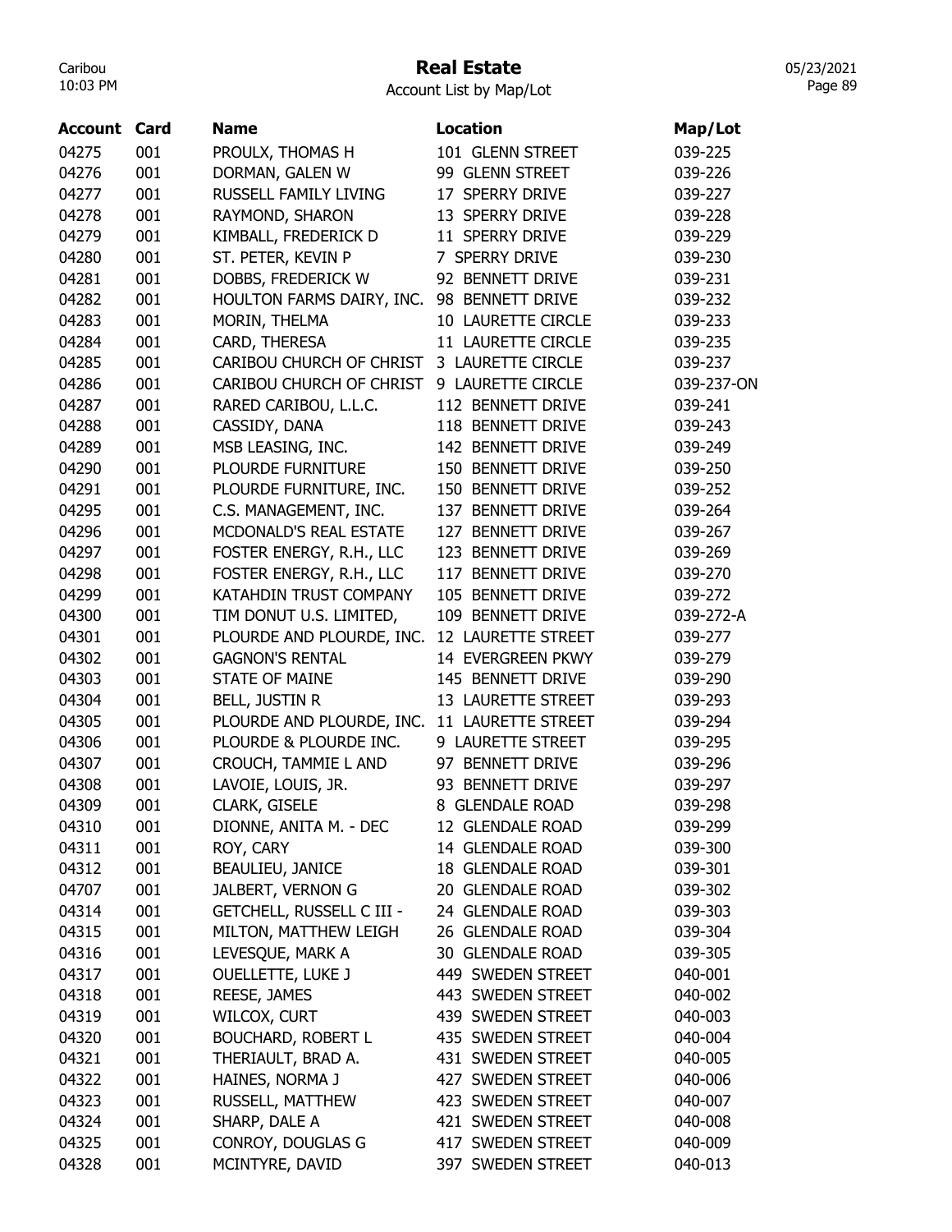# Real Estate

Account List by Map/Lot

| Account | Card | Name | Location | Map/Lot |
|---|---|---|---|---|
| 04275 | 001 | PROULX, THOMAS H | 101 GLENN STREET | 039-225 |
| 04276 | 001 | DORMAN, GALEN W | 99 GLENN STREET | 039-226 |
| 04277 | 001 | RUSSELL FAMILY LIVING | 17 SPERRY DRIVE | 039-227 |
| 04278 | 001 | RAYMOND, SHARON | 13 SPERRY DRIVE | 039-228 |
| 04279 | 001 | KIMBALL, FREDERICK D | 11 SPERRY DRIVE | 039-229 |
| 04280 | 001 | ST. PETER, KEVIN P | 7 SPERRY DRIVE | 039-230 |
| 04281 | 001 | DOBBS, FREDERICK W | 92 BENNETT DRIVE | 039-231 |
| 04282 | 001 | HOULTON FARMS DAIRY, INC. | 98 BENNETT DRIVE | 039-232 |
| 04283 | 001 | MORIN, THELMA | 10 LAURETTE CIRCLE | 039-233 |
| 04284 | 001 | CARD, THERESA | 11 LAURETTE CIRCLE | 039-235 |
| 04285 | 001 | CARIBOU CHURCH OF CHRIST | 3 LAURETTE CIRCLE | 039-237 |
| 04286 | 001 | CARIBOU CHURCH OF CHRIST | 9 LAURETTE CIRCLE | 039-237-ON |
| 04287 | 001 | RARED CARIBOU, L.L.C. | 112 BENNETT DRIVE | 039-241 |
| 04288 | 001 | CASSIDY, DANA | 118 BENNETT DRIVE | 039-243 |
| 04289 | 001 | MSB LEASING, INC. | 142 BENNETT DRIVE | 039-249 |
| 04290 | 001 | PLOURDE FURNITURE | 150 BENNETT DRIVE | 039-250 |
| 04291 | 001 | PLOURDE FURNITURE, INC. | 150 BENNETT DRIVE | 039-252 |
| 04295 | 001 | C.S. MANAGEMENT, INC. | 137 BENNETT DRIVE | 039-264 |
| 04296 | 001 | MCDONALD'S REAL ESTATE | 127 BENNETT DRIVE | 039-267 |
| 04297 | 001 | FOSTER ENERGY, R.H., LLC | 123 BENNETT DRIVE | 039-269 |
| 04298 | 001 | FOSTER ENERGY, R.H., LLC | 117 BENNETT DRIVE | 039-270 |
| 04299 | 001 | KATAHDIN TRUST COMPANY | 105 BENNETT DRIVE | 039-272 |
| 04300 | 001 | TIM DONUT U.S. LIMITED, | 109 BENNETT DRIVE | 039-272-A |
| 04301 | 001 | PLOURDE AND PLOURDE, INC. | 12 LAURETTE STREET | 039-277 |
| 04302 | 001 | GAGNON'S RENTAL | 14 EVERGREEN PKWY | 039-279 |
| 04303 | 001 | STATE OF MAINE | 145 BENNETT DRIVE | 039-290 |
| 04304 | 001 | BELL, JUSTIN R | 13 LAURETTE STREET | 039-293 |
| 04305 | 001 | PLOURDE AND PLOURDE, INC. | 11 LAURETTE STREET | 039-294 |
| 04306 | 001 | PLOURDE & PLOURDE INC. | 9 LAURETTE STREET | 039-295 |
| 04307 | 001 | CROUCH, TAMMIE L AND | 97 BENNETT DRIVE | 039-296 |
| 04308 | 001 | LAVOIE, LOUIS, JR. | 93 BENNETT DRIVE | 039-297 |
| 04309 | 001 | CLARK, GISELE | 8 GLENDALE ROAD | 039-298 |
| 04310 | 001 | DIONNE, ANITA M. - DEC | 12 GLENDALE ROAD | 039-299 |
| 04311 | 001 | ROY, CARY | 14 GLENDALE ROAD | 039-300 |
| 04312 | 001 | BEAULIEU, JANICE | 18 GLENDALE ROAD | 039-301 |
| 04707 | 001 | JALBERT, VERNON G | 20 GLENDALE ROAD | 039-302 |
| 04314 | 001 | GETCHELL, RUSSELL C III - | 24 GLENDALE ROAD | 039-303 |
| 04315 | 001 | MILTON, MATTHEW LEIGH | 26 GLENDALE ROAD | 039-304 |
| 04316 | 001 | LEVESQUE, MARK A | 30 GLENDALE ROAD | 039-305 |
| 04317 | 001 | OUELLETTE, LUKE J | 449 SWEDEN STREET | 040-001 |
| 04318 | 001 | REESE, JAMES | 443 SWEDEN STREET | 040-002 |
| 04319 | 001 | WILCOX, CURT | 439 SWEDEN STREET | 040-003 |
| 04320 | 001 | BOUCHARD, ROBERT L | 435 SWEDEN STREET | 040-004 |
| 04321 | 001 | THERIAULT, BRAD A. | 431 SWEDEN STREET | 040-005 |
| 04322 | 001 | HAINES, NORMA J | 427 SWEDEN STREET | 040-006 |
| 04323 | 001 | RUSSELL, MATTHEW | 423 SWEDEN STREET | 040-007 |
| 04324 | 001 | SHARP, DALE A | 421 SWEDEN STREET | 040-008 |
| 04325 | 001 | CONROY, DOUGLAS G | 417 SWEDEN STREET | 040-009 |
| 04328 | 001 | MCINTYRE, DAVID | 397 SWEDEN STREET | 040-013 |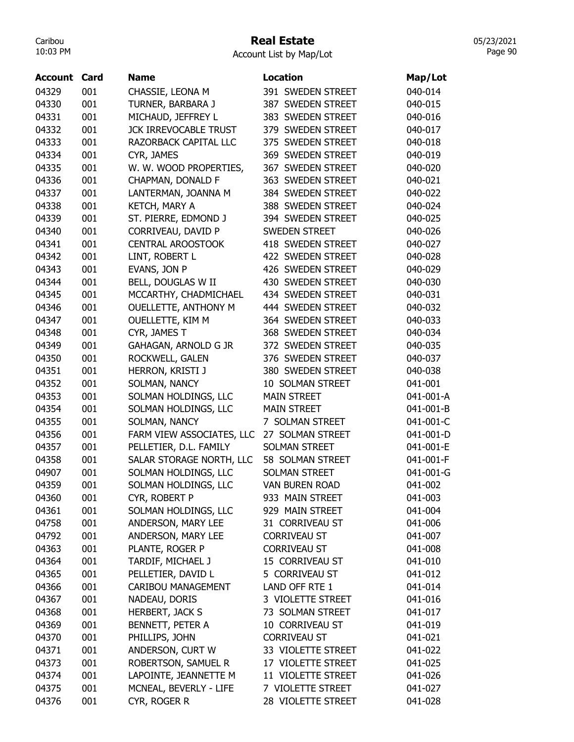# Real Estate

Account List by Map/Lot

| Account | Card | Name | Location | Map/Lot |
|---|---|---|---|---|
| 04329 | 001 | CHASSIE, LEONA M | 391 SWEDEN STREET | 040-014 |
| 04330 | 001 | TURNER, BARBARA J | 387 SWEDEN STREET | 040-015 |
| 04331 | 001 | MICHAUD, JEFFREY L | 383 SWEDEN STREET | 040-016 |
| 04332 | 001 | JCK IRREVOCABLE TRUST | 379 SWEDEN STREET | 040-017 |
| 04333 | 001 | RAZORBACK CAPITAL LLC | 375 SWEDEN STREET | 040-018 |
| 04334 | 001 | CYR, JAMES | 369 SWEDEN STREET | 040-019 |
| 04335 | 001 | W. W. WOOD PROPERTIES, | 367 SWEDEN STREET | 040-020 |
| 04336 | 001 | CHAPMAN, DONALD F | 363 SWEDEN STREET | 040-021 |
| 04337 | 001 | LANTERMAN, JOANNA M | 384 SWEDEN STREET | 040-022 |
| 04338 | 001 | KETCH, MARY A | 388 SWEDEN STREET | 040-024 |
| 04339 | 001 | ST. PIERRE, EDMOND J | 394 SWEDEN STREET | 040-025 |
| 04340 | 001 | CORRIVEAU, DAVID P | SWEDEN STREET | 040-026 |
| 04341 | 001 | CENTRAL AROOSTOOK | 418 SWEDEN STREET | 040-027 |
| 04342 | 001 | LINT, ROBERT L | 422 SWEDEN STREET | 040-028 |
| 04343 | 001 | EVANS, JON P | 426 SWEDEN STREET | 040-029 |
| 04344 | 001 | BELL, DOUGLAS W II | 430 SWEDEN STREET | 040-030 |
| 04345 | 001 | MCCARTHY, CHADMICHAEL | 434 SWEDEN STREET | 040-031 |
| 04346 | 001 | OUELLETTE, ANTHONY M | 444 SWEDEN STREET | 040-032 |
| 04347 | 001 | OUELLETTE, KIM M | 364 SWEDEN STREET | 040-033 |
| 04348 | 001 | CYR, JAMES T | 368 SWEDEN STREET | 040-034 |
| 04349 | 001 | GAHAGAN, ARNOLD G JR | 372 SWEDEN STREET | 040-035 |
| 04350 | 001 | ROCKWELL, GALEN | 376 SWEDEN STREET | 040-037 |
| 04351 | 001 | HERRON, KRISTI J | 380 SWEDEN STREET | 040-038 |
| 04352 | 001 | SOLMAN, NANCY | 10 SOLMAN STREET | 041-001 |
| 04353 | 001 | SOLMAN HOLDINGS, LLC | MAIN STREET | 041-001-A |
| 04354 | 001 | SOLMAN HOLDINGS, LLC | MAIN STREET | 041-001-B |
| 04355 | 001 | SOLMAN, NANCY | 7 SOLMAN STREET | 041-001-C |
| 04356 | 001 | FARM VIEW ASSOCIATES, LLC | 27 SOLMAN STREET | 041-001-D |
| 04357 | 001 | PELLETIER, D.L. FAMILY | SOLMAN STREET | 041-001-E |
| 04358 | 001 | SALAR STORAGE NORTH, LLC | 58 SOLMAN STREET | 041-001-F |
| 04907 | 001 | SOLMAN HOLDINGS, LLC | SOLMAN STREET | 041-001-G |
| 04359 | 001 | SOLMAN HOLDINGS, LLC | VAN BUREN ROAD | 041-002 |
| 04360 | 001 | CYR, ROBERT P | 933 MAIN STREET | 041-003 |
| 04361 | 001 | SOLMAN HOLDINGS, LLC | 929 MAIN STREET | 041-004 |
| 04758 | 001 | ANDERSON, MARY LEE | 31 CORRIVEAU ST | 041-006 |
| 04792 | 001 | ANDERSON, MARY LEE | CORRIVEAU ST | 041-007 |
| 04363 | 001 | PLANTE, ROGER P | CORRIVEAU ST | 041-008 |
| 04364 | 001 | TARDIF, MICHAEL J | 15 CORRIVEAU ST | 041-010 |
| 04365 | 001 | PELLETIER, DAVID L | 5 CORRIVEAU ST | 041-012 |
| 04366 | 001 | CARIBOU MANAGEMENT | LAND OFF RTE 1 | 041-014 |
| 04367 | 001 | NADEAU, DORIS | 3 VIOLETTE STREET | 041-016 |
| 04368 | 001 | HERBERT, JACK S | 73 SOLMAN STREET | 041-017 |
| 04369 | 001 | BENNETT, PETER A | 10 CORRIVEAU ST | 041-019 |
| 04370 | 001 | PHILLIPS, JOHN | CORRIVEAU ST | 041-021 |
| 04371 | 001 | ANDERSON, CURT W | 33 VIOLETTE STREET | 041-022 |
| 04373 | 001 | ROBERTSON, SAMUEL R | 17 VIOLETTE STREET | 041-025 |
| 04374 | 001 | LAPOINTE, JEANNETTE M | 11 VIOLETTE STREET | 041-026 |
| 04375 | 001 | MCNEAL, BEVERLY - LIFE | 7 VIOLETTE STREET | 041-027 |
| 04376 | 001 | CYR, ROGER R | 28 VIOLETTE STREET | 041-028 |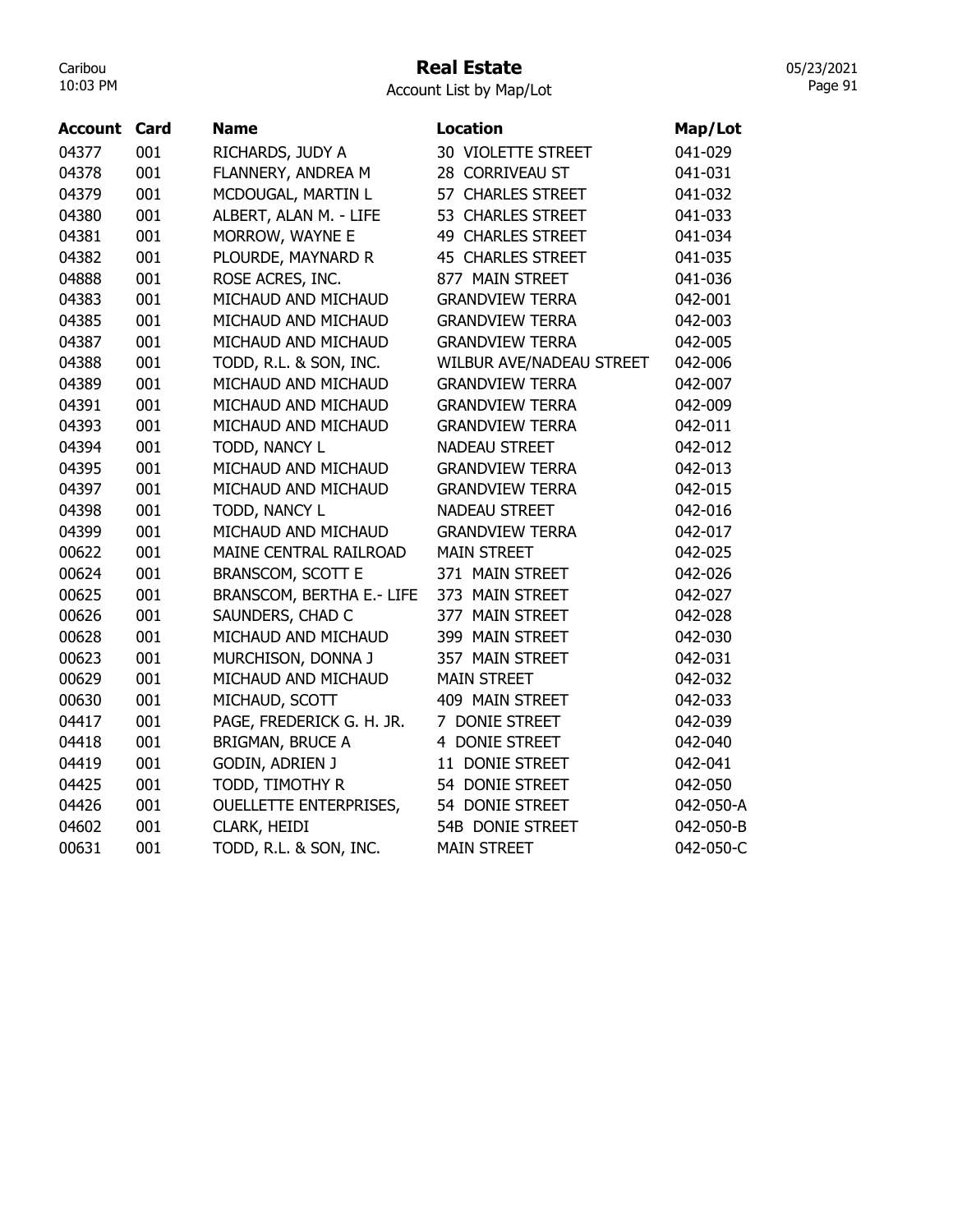# Real Estate

Account List by Map/Lot

| Account | Card | Name | Location | Map/Lot |
|---|---|---|---|---|
| 04377 | 001 | RICHARDS, JUDY A | 30 VIOLETTE STREET | 041-029 |
| 04378 | 001 | FLANNERY, ANDREA M | 28 CORRIVEAU ST | 041-031 |
| 04379 | 001 | MCDOUGAL, MARTIN L | 57 CHARLES STREET | 041-032 |
| 04380 | 001 | ALBERT, ALAN M. - LIFE | 53 CHARLES STREET | 041-033 |
| 04381 | 001 | MORROW, WAYNE E | 49 CHARLES STREET | 041-034 |
| 04382 | 001 | PLOURDE, MAYNARD R | 45 CHARLES STREET | 041-035 |
| 04888 | 001 | ROSE ACRES, INC. | 877 MAIN STREET | 041-036 |
| 04383 | 001 | MICHAUD AND MICHAUD | GRANDVIEW TERRA | 042-001 |
| 04385 | 001 | MICHAUD AND MICHAUD | GRANDVIEW TERRA | 042-003 |
| 04387 | 001 | MICHAUD AND MICHAUD | GRANDVIEW TERRA | 042-005 |
| 04388 | 001 | TODD, R.L. & SON, INC. | WILBUR AVE/NADEAU STREET | 042-006 |
| 04389 | 001 | MICHAUD AND MICHAUD | GRANDVIEW TERRA | 042-007 |
| 04391 | 001 | MICHAUD AND MICHAUD | GRANDVIEW TERRA | 042-009 |
| 04393 | 001 | MICHAUD AND MICHAUD | GRANDVIEW TERRA | 042-011 |
| 04394 | 001 | TODD, NANCY L | NADEAU STREET | 042-012 |
| 04395 | 001 | MICHAUD AND MICHAUD | GRANDVIEW TERRA | 042-013 |
| 04397 | 001 | MICHAUD AND MICHAUD | GRANDVIEW TERRA | 042-015 |
| 04398 | 001 | TODD, NANCY L | NADEAU STREET | 042-016 |
| 04399 | 001 | MICHAUD AND MICHAUD | GRANDVIEW TERRA | 042-017 |
| 00622 | 001 | MAINE CENTRAL RAILROAD | MAIN STREET | 042-025 |
| 00624 | 001 | BRANSCOM, SCOTT E | 371 MAIN STREET | 042-026 |
| 00625 | 001 | BRANSCOM, BERTHA E.- LIFE | 373 MAIN STREET | 042-027 |
| 00626 | 001 | SAUNDERS, CHAD C | 377 MAIN STREET | 042-028 |
| 00628 | 001 | MICHAUD AND MICHAUD | 399 MAIN STREET | 042-030 |
| 00623 | 001 | MURCHISON, DONNA J | 357 MAIN STREET | 042-031 |
| 00629 | 001 | MICHAUD AND MICHAUD | MAIN STREET | 042-032 |
| 00630 | 001 | MICHAUD, SCOTT | 409 MAIN STREET | 042-033 |
| 04417 | 001 | PAGE, FREDERICK G. H. JR. | 7 DONIE STREET | 042-039 |
| 04418 | 001 | BRIGMAN, BRUCE A | 4 DONIE STREET | 042-040 |
| 04419 | 001 | GODIN, ADRIEN J | 11 DONIE STREET | 042-041 |
| 04425 | 001 | TODD, TIMOTHY R | 54 DONIE STREET | 042-050 |
| 04426 | 001 | OUELLETTE ENTERPRISES, | 54 DONIE STREET | 042-050-A |
| 04602 | 001 | CLARK, HEIDI | 54B DONIE STREET | 042-050-B |
| 00631 | 001 | TODD, R.L. & SON, INC. | MAIN STREET | 042-050-C |